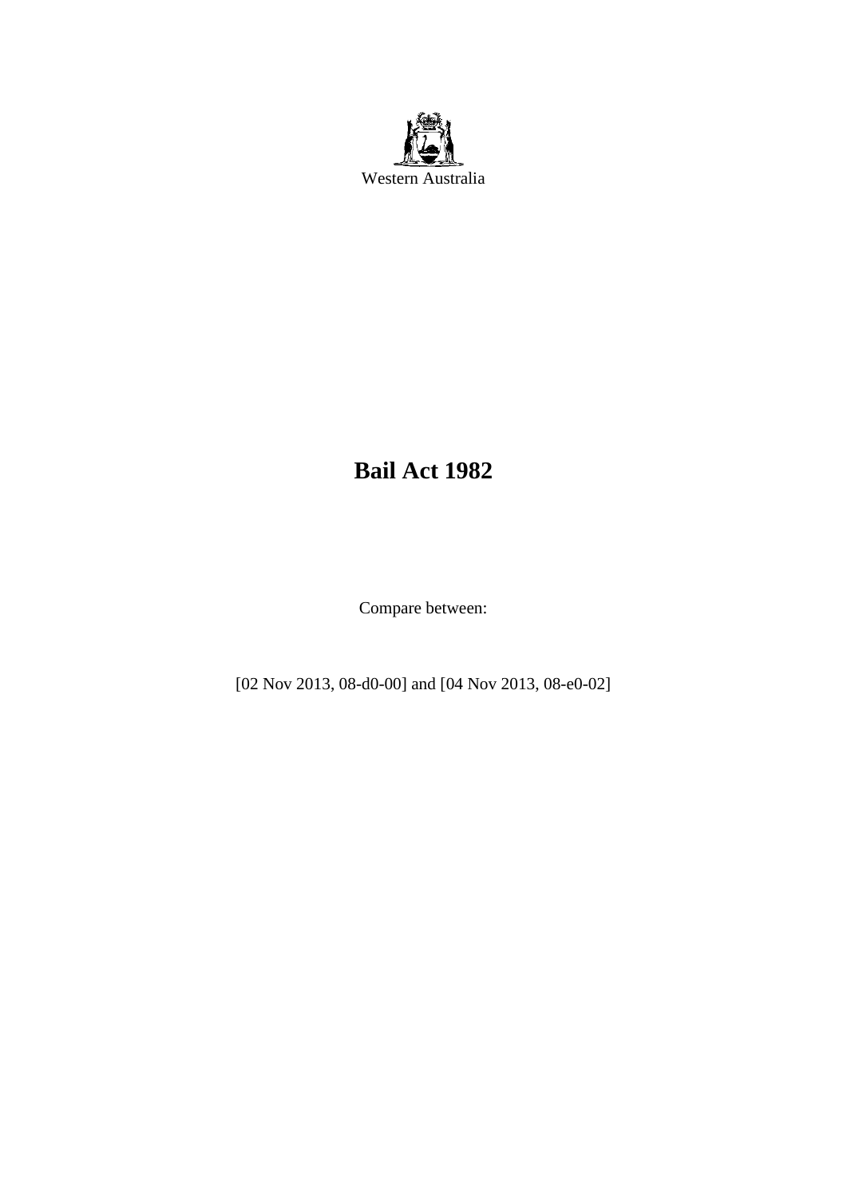Western Australia

# Bail Act 1982

Compare between:

[02 Nov 2013, 08-d0-00] and [04 Nov 2013, 08-e0-02]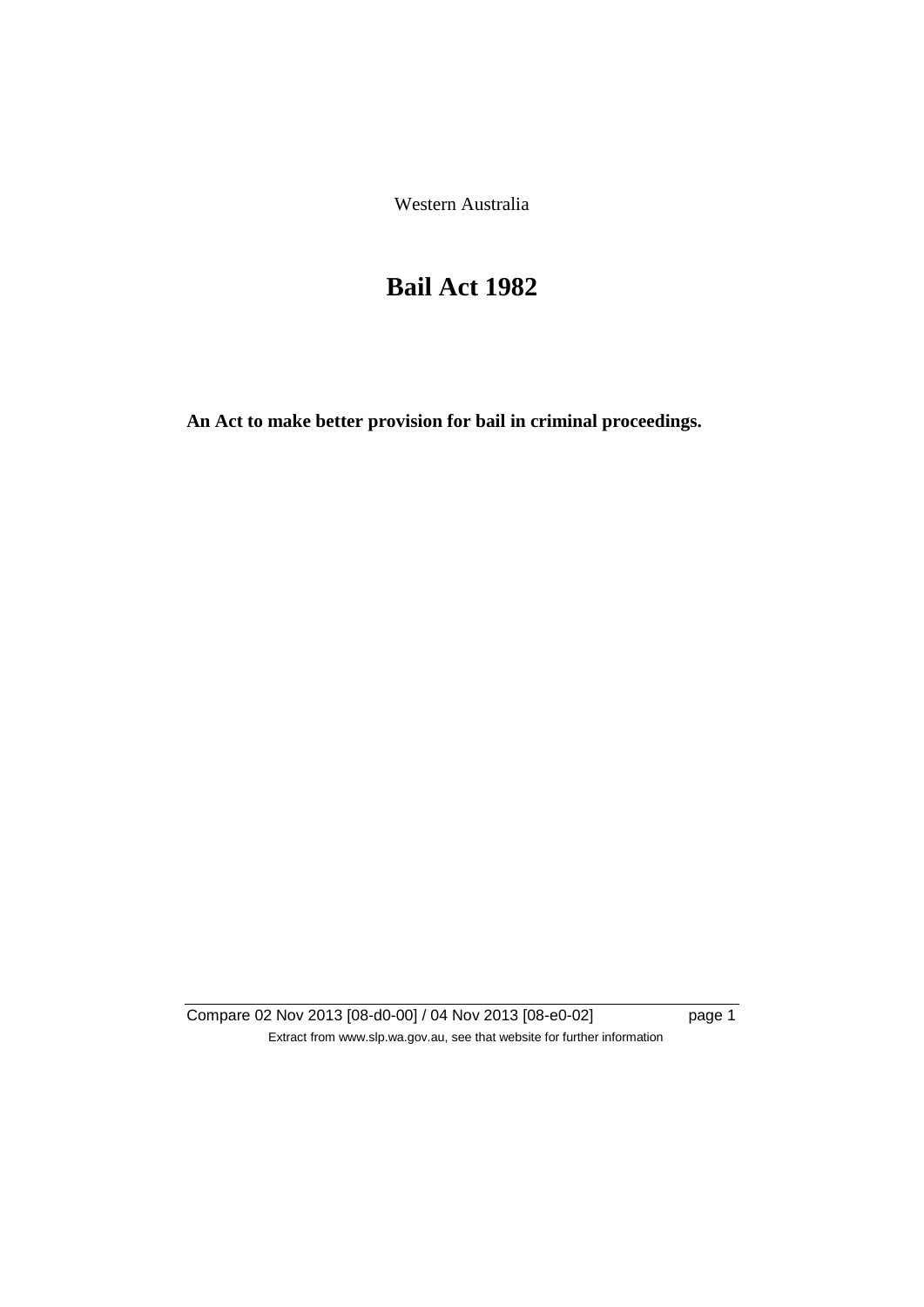Western Australia

# Bail Act 1982

**An Act to make better provision for bail in criminal proceedings.**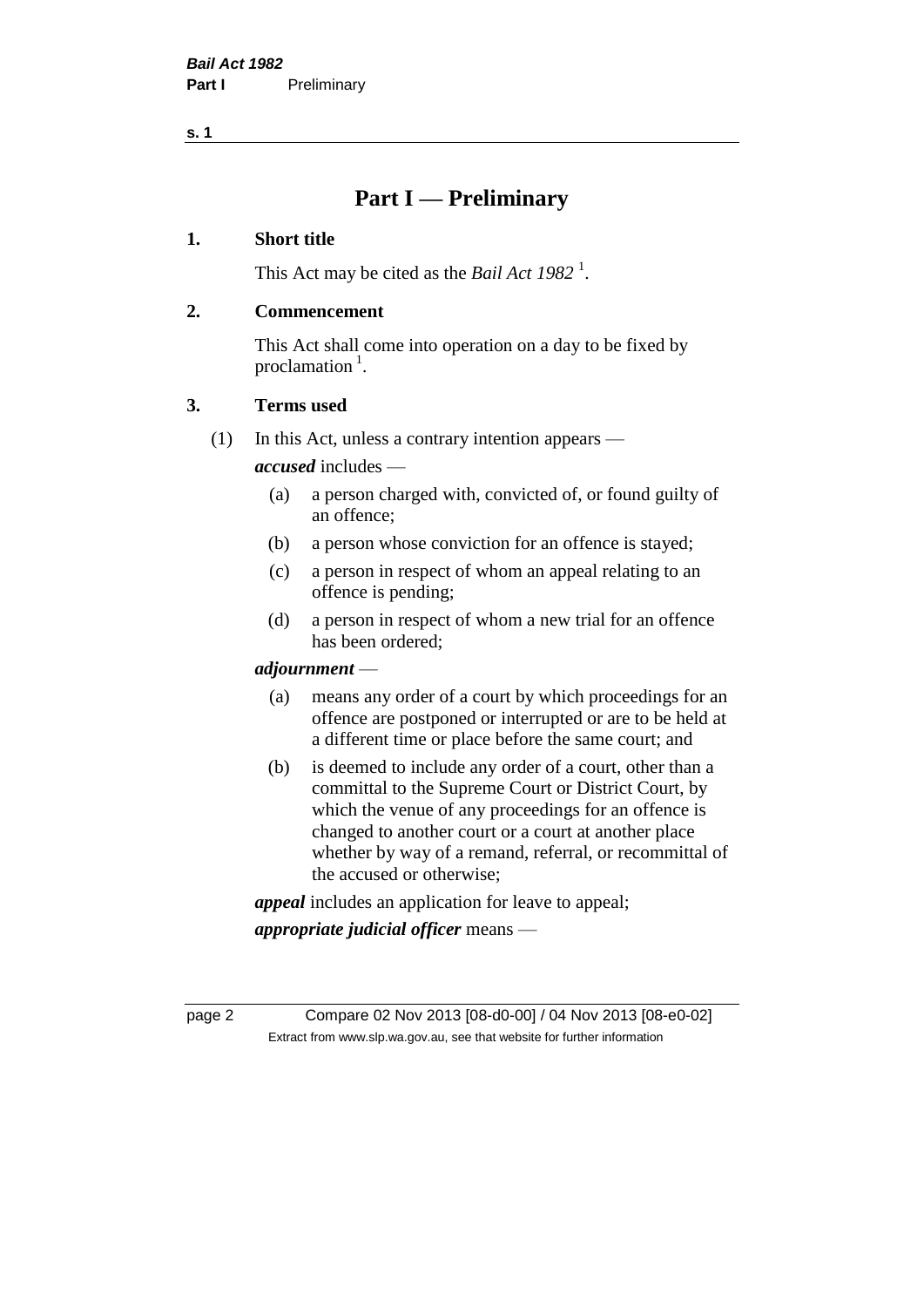# Part I — Preliminary

## 1. Short title

This Act may be cited as the *Bail Act 1982* [1].

## 2. Commencement

This Act shall come into operation on a day to be fixed by proclamation [1].

## 3. Terms used

(1) In this Act, unless a contrary intention appears —

***accused*** includes —

- (a) a person charged with, convicted of, or found guilty of an offence;
- (b) a person whose conviction for an offence is stayed;
- (c) a person in respect of whom an appeal relating to an offence is pending;
- (d) a person in respect of whom a new trial for an offence has been ordered;

***adjournment*** —

- (a) means any order of a court by which proceedings for an offence are postponed or interrupted or are to be held at a different time or place before the same court; and
- (b) is deemed to include any order of a court, other than a committal to the Supreme Court or District Court, by which the venue of any proceedings for an offence is changed to another court or a court at another place whether by way of a remand, referral, or recommittal of the accused or otherwise;

***appeal*** includes an application for leave to appeal;

***appropriate judicial officer*** means —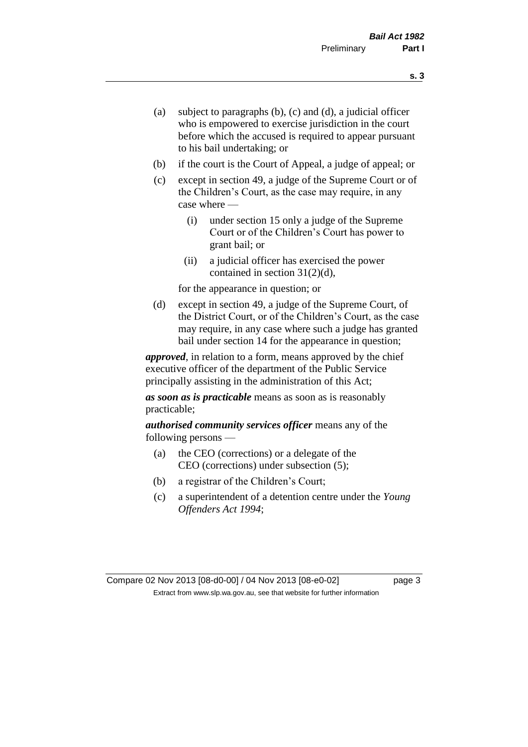(a) subject to paragraphs (b), (c) and (d), a judicial officer who is empowered to exercise jurisdiction in the court before which the accused is required to appear pursuant to his bail undertaking; or

(b) if the court is the Court of Appeal, a judge of appeal; or

(c) except in section 49, a judge of the Supreme Court or of the Children's Court, as the case may require, in any case where —

  (i) under section 15 only a judge of the Supreme Court or of the Children's Court has power to grant bail; or

  (ii) a judicial officer has exercised the power contained in section 31(2)(d),

  for the appearance in question; or

(d) except in section 49, a judge of the Supreme Court, of the District Court, or of the Children's Court, as the case may require, in any case where such a judge has granted bail under section 14 for the appearance in question;

***approved***, in relation to a form, means approved by the chief executive officer of the department of the Public Service principally assisting in the administration of this Act;

***as soon as is practicable*** means as soon as is reasonably practicable;

***authorised community services officer*** means any of the following persons —

(a) the CEO (corrections) or a delegate of the CEO (corrections) under subsection (5);

(b) a registrar of the Children's Court;

(c) a superintendent of a detention centre under the *Young Offenders Act 1994*;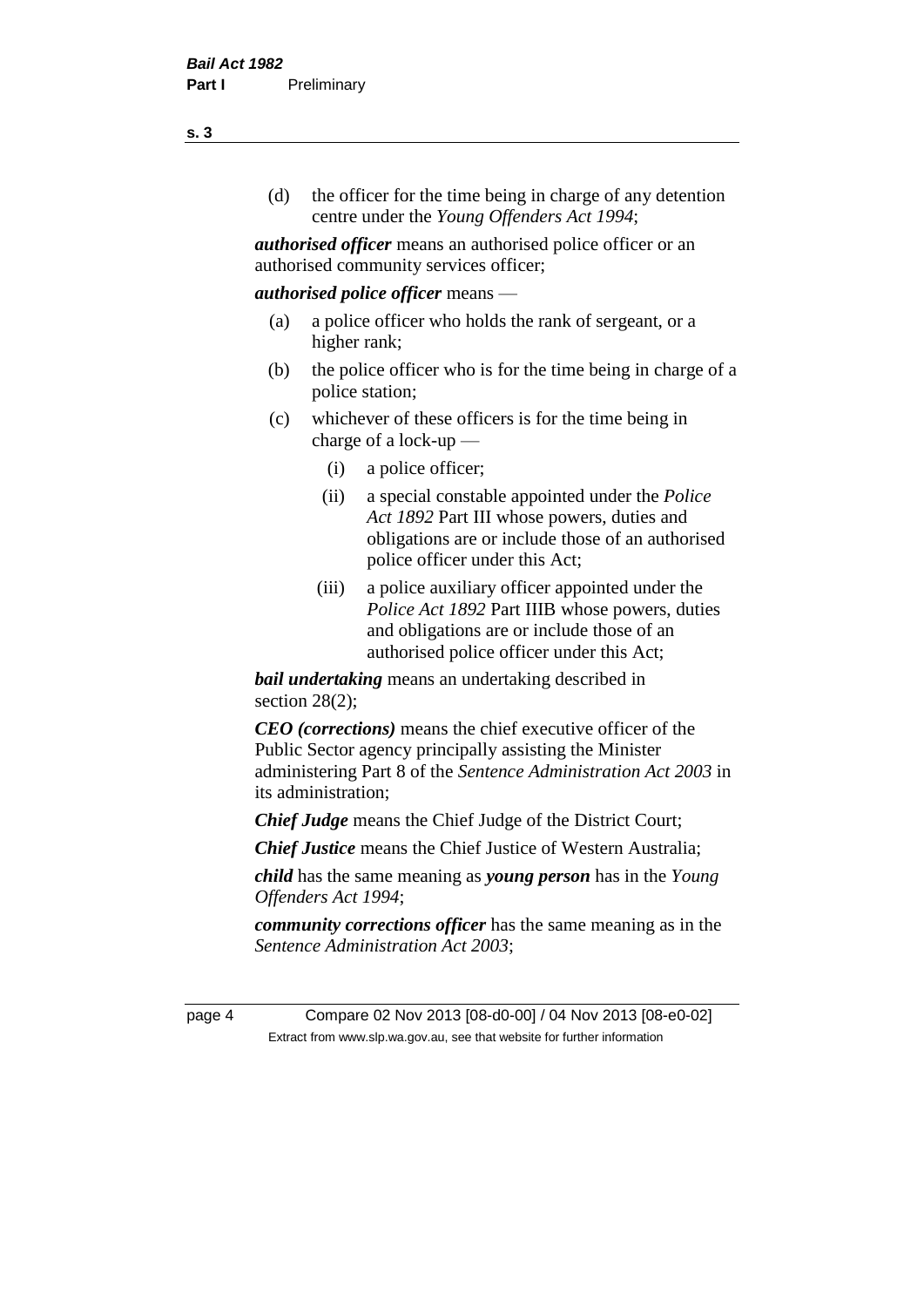(d) the officer for the time being in charge of any detention centre under the *Young Offenders Act 1994*;

***authorised officer*** means an authorised police officer or an authorised community services officer;

***authorised police officer*** means —

(a) a police officer who holds the rank of sergeant, or a higher rank;

(b) the police officer who is for the time being in charge of a police station;

(c) whichever of these officers is for the time being in charge of a lock-up —

(i) a police officer;

(ii) a special constable appointed under the *Police Act 1892* Part III whose powers, duties and obligations are or include those of an authorised police officer under this Act;

(iii) a police auxiliary officer appointed under the *Police Act 1892* Part IIIB whose powers, duties and obligations are or include those of an authorised police officer under this Act;

***bail undertaking*** means an undertaking described in section 28(2);

***CEO (corrections)*** means the chief executive officer of the Public Sector agency principally assisting the Minister administering Part 8 of the *Sentence Administration Act 2003* in its administration;

***Chief Judge*** means the Chief Judge of the District Court;

***Chief Justice*** means the Chief Justice of Western Australia;

***child*** has the same meaning as ***young person*** has in the *Young Offenders Act 1994*;

***community corrections officer*** has the same meaning as in the *Sentence Administration Act 2003*;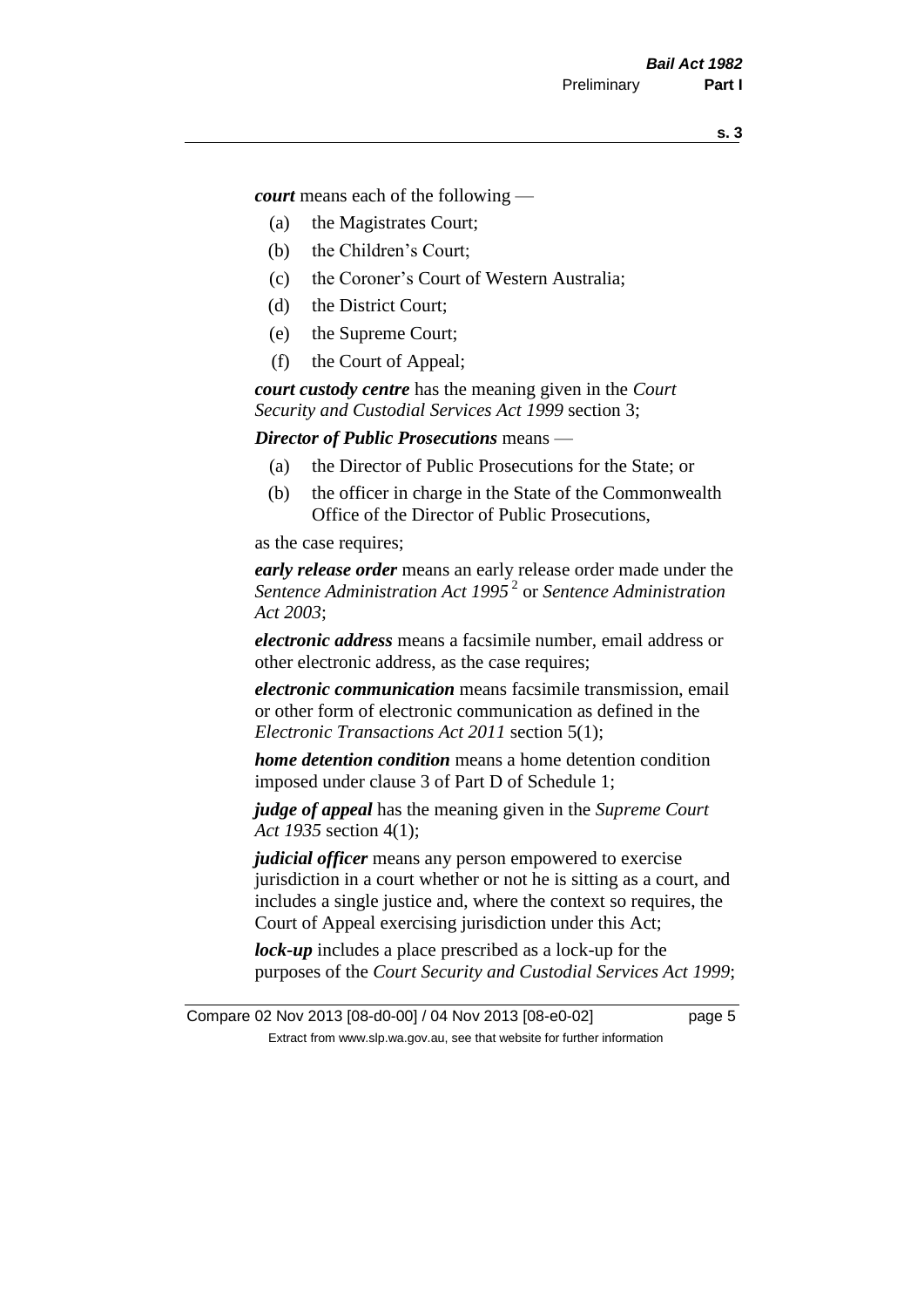***court*** means each of the following —

(a) the Magistrates Court;

(b) the Children's Court;

(c) the Coroner's Court of Western Australia;

(d) the District Court;

(e) the Supreme Court;

(f) the Court of Appeal;

***court custody centre*** has the meaning given in the *Court Security and Custodial Services Act 1999* section 3;

***Director of Public Prosecutions*** means —

(a) the Director of Public Prosecutions for the State; or

(b) the officer in charge in the State of the Commonwealth Office of the Director of Public Prosecutions,

as the case requires;

***early release order*** means an early release order made under the *Sentence Administration Act 1995* [2] or *Sentence Administration Act 2003*;

***electronic address*** means a facsimile number, email address or other electronic address, as the case requires;

***electronic communication*** means facsimile transmission, email or other form of electronic communication as defined in the *Electronic Transactions Act 2011* section 5(1);

***home detention condition*** means a home detention condition imposed under clause 3 of Part D of Schedule 1;

***judge of appeal*** has the meaning given in the *Supreme Court Act 1935* section 4(1);

***judicial officer*** means any person empowered to exercise jurisdiction in a court whether or not he is sitting as a court, and includes a single justice and, where the context so requires, the Court of Appeal exercising jurisdiction under this Act;

***lock-up*** includes a place prescribed as a lock-up for the purposes of the *Court Security and Custodial Services Act 1999*;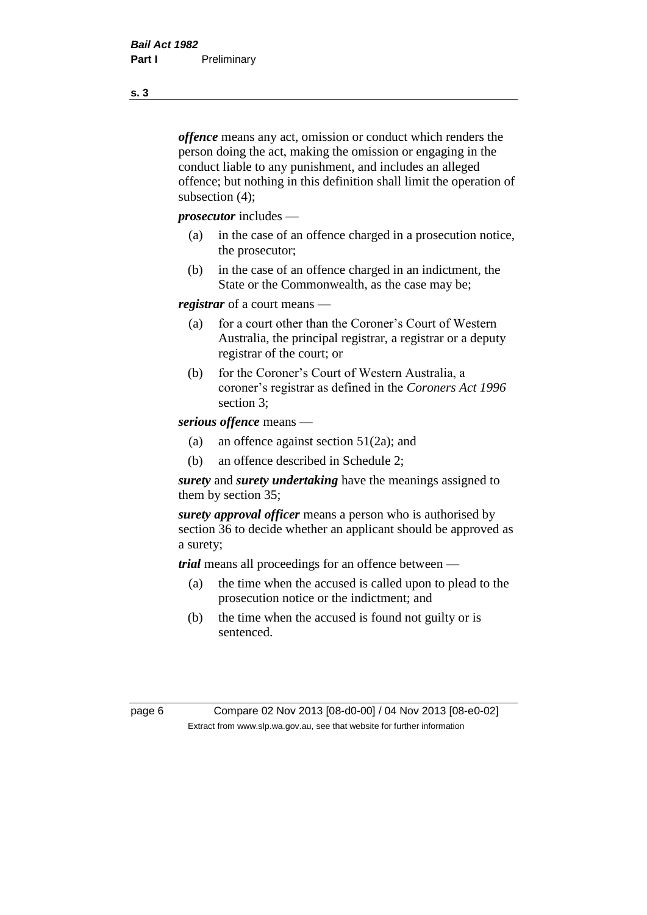***offence*** means any act, omission or conduct which renders the person doing the act, making the omission or engaging in the conduct liable to any punishment, and includes an alleged offence; but nothing in this definition shall limit the operation of subsection (4);

***prosecutor*** includes —

- (a) in the case of an offence charged in a prosecution notice, the prosecutor;
- (b) in the case of an offence charged in an indictment, the State or the Commonwealth, as the case may be;

***registrar*** of a court means —

- (a) for a court other than the Coroner's Court of Western Australia, the principal registrar, a registrar or a deputy registrar of the court; or
- (b) for the Coroner's Court of Western Australia, a coroner's registrar as defined in the *Coroners Act 1996* section 3;

***serious offence*** means —

- (a) an offence against section 51(2a); and
- (b) an offence described in Schedule 2;

***surety*** and ***surety undertaking*** have the meanings assigned to them by section 35;

***surety approval officer*** means a person who is authorised by section 36 to decide whether an applicant should be approved as a surety;

***trial*** means all proceedings for an offence between —

- (a) the time when the accused is called upon to plead to the prosecution notice or the indictment; and
- (b) the time when the accused is found not guilty or is sentenced.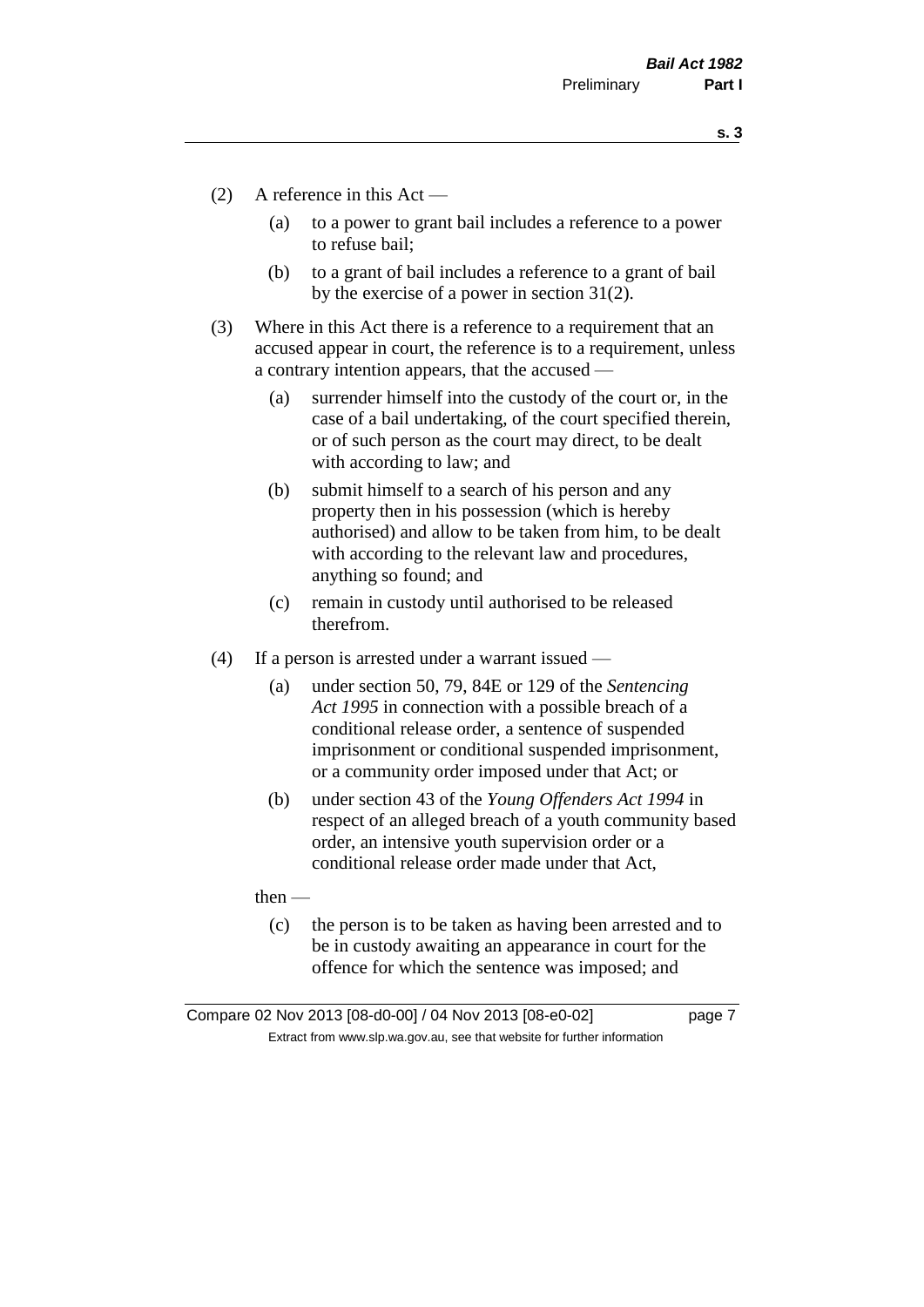(2) A reference in this Act —

- (a) to a power to grant bail includes a reference to a power to refuse bail;
- (b) to a grant of bail includes a reference to a grant of bail by the exercise of a power in section 31(2).

(3) Where in this Act there is a reference to a requirement that an accused appear in court, the reference is to a requirement, unless a contrary intention appears, that the accused —

- (a) surrender himself into the custody of the court or, in the case of a bail undertaking, of the court specified therein, or of such person as the court may direct, to be dealt with according to law; and
- (b) submit himself to a search of his person and any property then in his possession (which is hereby authorised) and allow to be taken from him, to be dealt with according to the relevant law and procedures, anything so found; and
- (c) remain in custody until authorised to be released therefrom.

(4) If a person is arrested under a warrant issued —

- (a) under section 50, 79, 84E or 129 of the *Sentencing Act 1995* in connection with a possible breach of a conditional release order, a sentence of suspended imprisonment or conditional suspended imprisonment, or a community order imposed under that Act; or
- (b) under section 43 of the *Young Offenders Act 1994* in respect of an alleged breach of a youth community based order, an intensive youth supervision order or a conditional release order made under that Act,

then —

- (c) the person is to be taken as having been arrested and to be in custody awaiting an appearance in court for the offence for which the sentence was imposed; and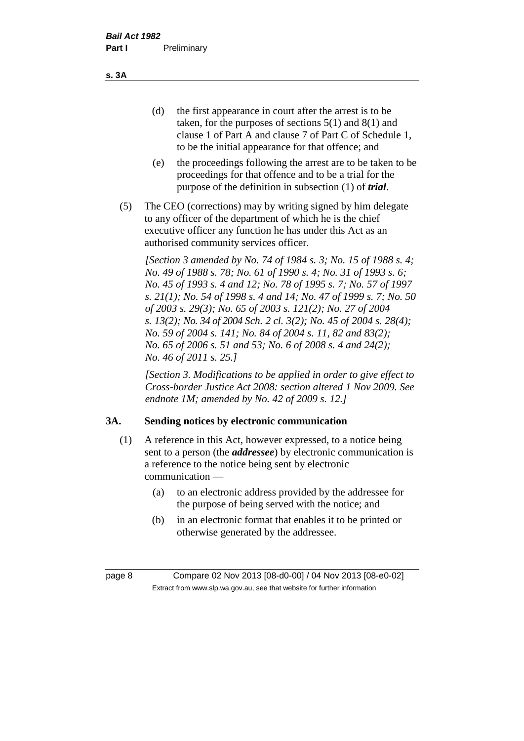(d) the first appearance in court after the arrest is to be taken, for the purposes of sections 5(1) and 8(1) and clause 1 of Part A and clause 7 of Part C of Schedule 1, to be the initial appearance for that offence; and

(e) the proceedings following the arrest are to be taken to be proceedings for that offence and to be a trial for the purpose of the definition in subsection (1) of ***trial***.

(5) The CEO (corrections) may by writing signed by him delegate to any officer of the department of which he is the chief executive officer any function he has under this Act as an authorised community services officer.

*[Section 3 amended by No. 74 of 1984 s. 3; No. 15 of 1988 s. 4; No. 49 of 1988 s. 78; No. 61 of 1990 s. 4; No. 31 of 1993 s. 6; No. 45 of 1993 s. 4 and 12; No. 78 of 1995 s. 7; No. 57 of 1997 s. 21(1); No. 54 of 1998 s. 4 and 14; No. 47 of 1999 s. 7; No. 50 of 2003 s. 29(3); No. 65 of 2003 s. 121(2); No. 27 of 2004 s. 13(2); No. 34 of 2004 Sch. 2 cl. 3(2); No. 45 of 2004 s. 28(4); No. 59 of 2004 s. 141; No. 84 of 2004 s. 11, 82 and 83(2); No. 65 of 2006 s. 51 and 53; No. 6 of 2008 s. 4 and 24(2); No. 46 of 2011 s. 25.]*

*[Section 3. Modifications to be applied in order to give effect to Cross-border Justice Act 2008: section altered 1 Nov 2009. See endnote 1M; amended by No. 42 of 2009 s. 12.]*

### 3A. Sending notices by electronic communication

(1) A reference in this Act, however expressed, to a notice being sent to a person (the ***addressee***) by electronic communication is a reference to the notice being sent by electronic communication —

(a) to an electronic address provided by the addressee for the purpose of being served with the notice; and

(b) in an electronic format that enables it to be printed or otherwise generated by the addressee.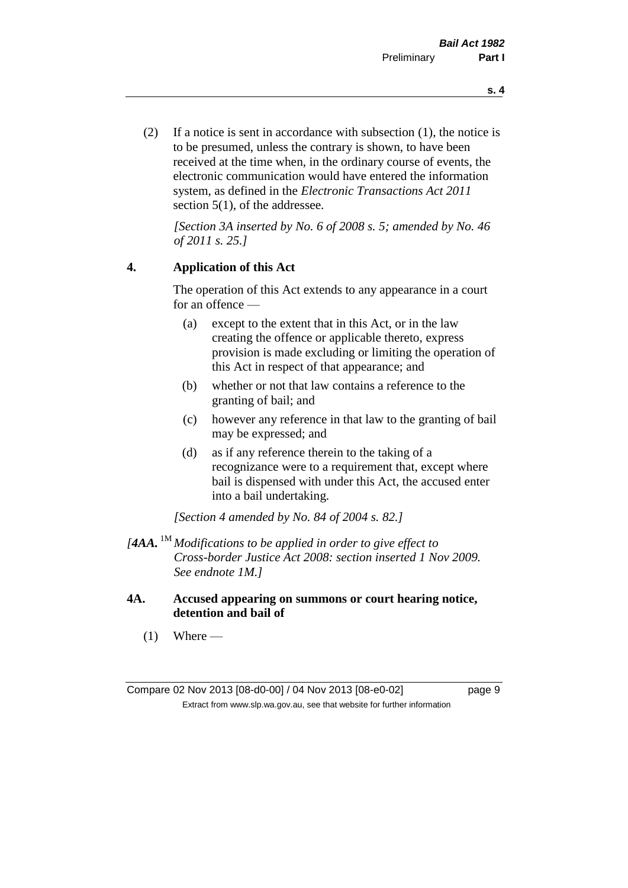(2) If a notice is sent in accordance with subsection (1), the notice is to be presumed, unless the contrary is shown, to have been received at the time when, in the ordinary course of events, the electronic communication would have entered the information system, as defined in the *Electronic Transactions Act 2011* section 5(1), of the addressee.

*[Section 3A inserted by No. 6 of 2008 s. 5; amended by No. 46 of 2011 s. 25.]*

## 4. Application of this Act

The operation of this Act extends to any appearance in a court for an offence —

(a) except to the extent that in this Act, or in the law creating the offence or applicable thereto, express provision is made excluding or limiting the operation of this Act in respect of that appearance; and

(b) whether or not that law contains a reference to the granting of bail; and

(c) however any reference in that law to the granting of bail may be expressed; and

(d) as if any reference therein to the taking of a recognizance were to a requirement that, except where bail is dispensed with under this Act, the accused enter into a bail undertaking.

*[Section 4 amended by No. 84 of 2004 s. 82.]*

*[**4AA.** [1M] Modifications to be applied in order to give effect to Cross-border Justice Act 2008: section inserted 1 Nov 2009. See endnote 1M.]*

## 4A. Accused appearing on summons or court hearing notice, detention and bail of

(1) Where —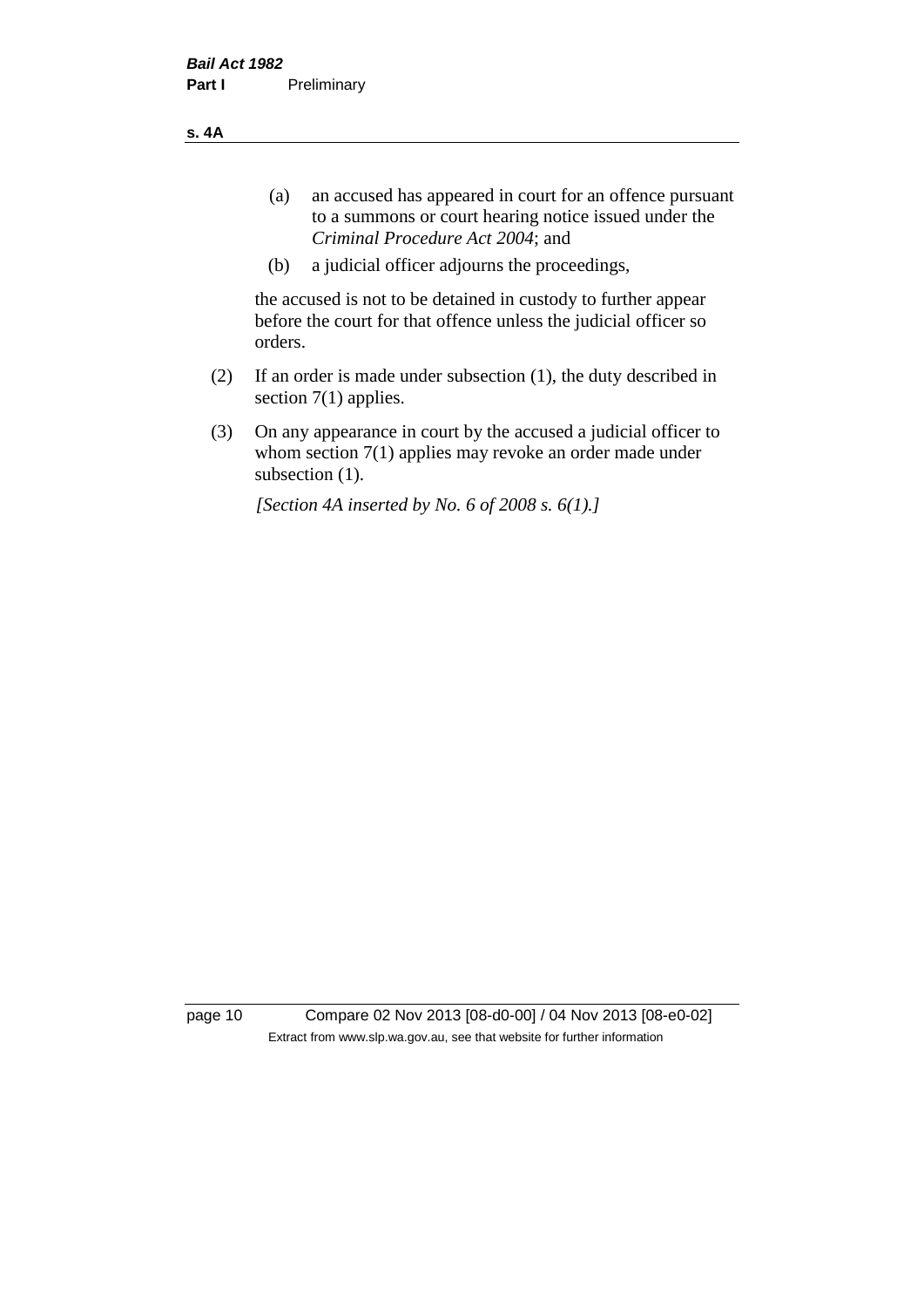(a) an accused has appeared in court for an offence pursuant to a summons or court hearing notice issued under the *Criminal Procedure Act 2004*; and

(b) a judicial officer adjourns the proceedings,

the accused is not to be detained in custody to further appear before the court for that offence unless the judicial officer so orders.

(2) If an order is made under subsection (1), the duty described in section 7(1) applies.

(3) On any appearance in court by the accused a judicial officer to whom section 7(1) applies may revoke an order made under subsection (1).

*[Section 4A inserted by No. 6 of 2008 s. 6(1).]*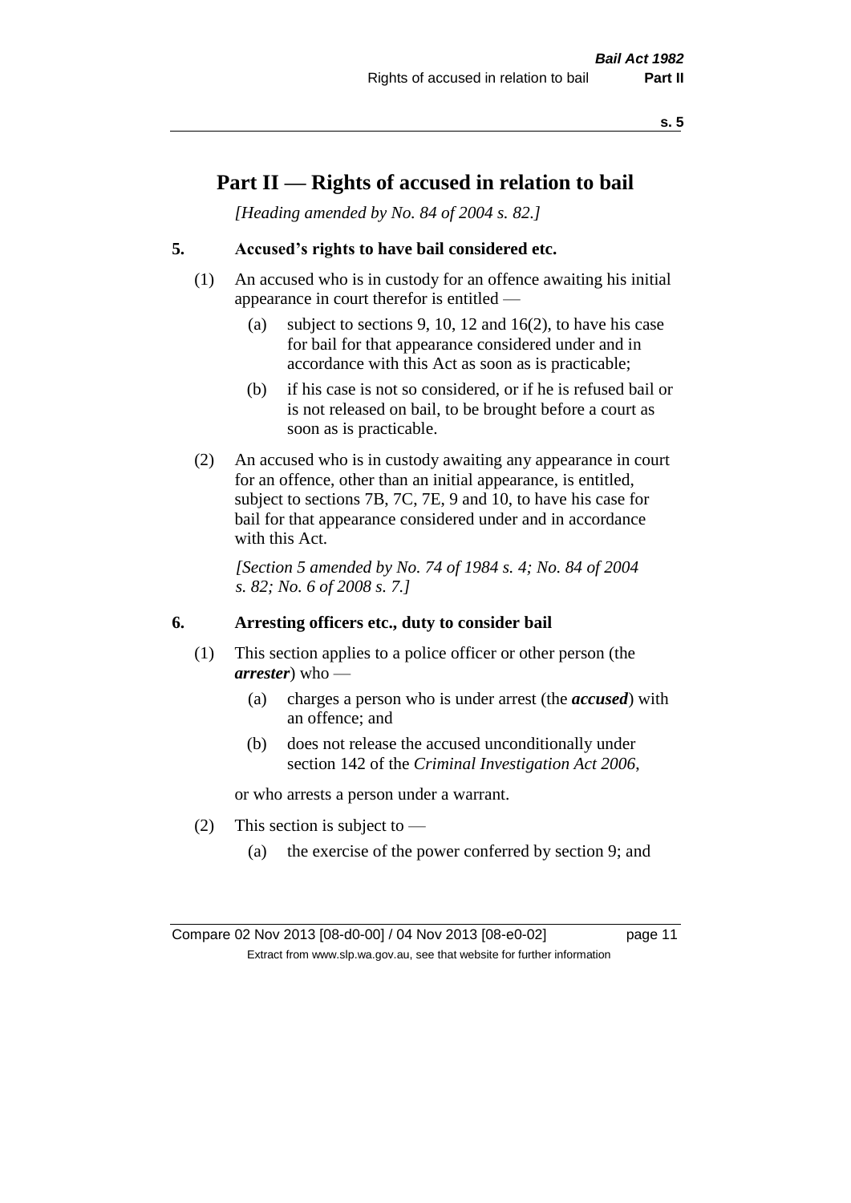# Part II — Rights of accused in relation to bail

*[Heading amended by No. 84 of 2004 s. 82.]*

## 5. Accused's rights to have bail considered etc.

(1) An accused who is in custody for an offence awaiting his initial appearance in court therefor is entitled —

  (a) subject to sections 9, 10, 12 and 16(2), to have his case for bail for that appearance considered under and in accordance with this Act as soon as is practicable;

  (b) if his case is not so considered, or if he is refused bail or is not released on bail, to be brought before a court as soon as is practicable.

(2) An accused who is in custody awaiting any appearance in court for an offence, other than an initial appearance, is entitled, subject to sections 7B, 7C, 7E, 9 and 10, to have his case for bail for that appearance considered under and in accordance with this Act.

*[Section 5 amended by No. 74 of 1984 s. 4; No. 84 of 2004 s. 82; No. 6 of 2008 s. 7.]*

## 6. Arresting officers etc., duty to consider bail

(1) This section applies to a police officer or other person (the ***arrester***) who —

  (a) charges a person who is under arrest (the ***accused***) with an offence; and

  (b) does not release the accused unconditionally under section 142 of the *Criminal Investigation Act 2006*,

or who arrests a person under a warrant.

(2) This section is subject to —

  (a) the exercise of the power conferred by section 9; and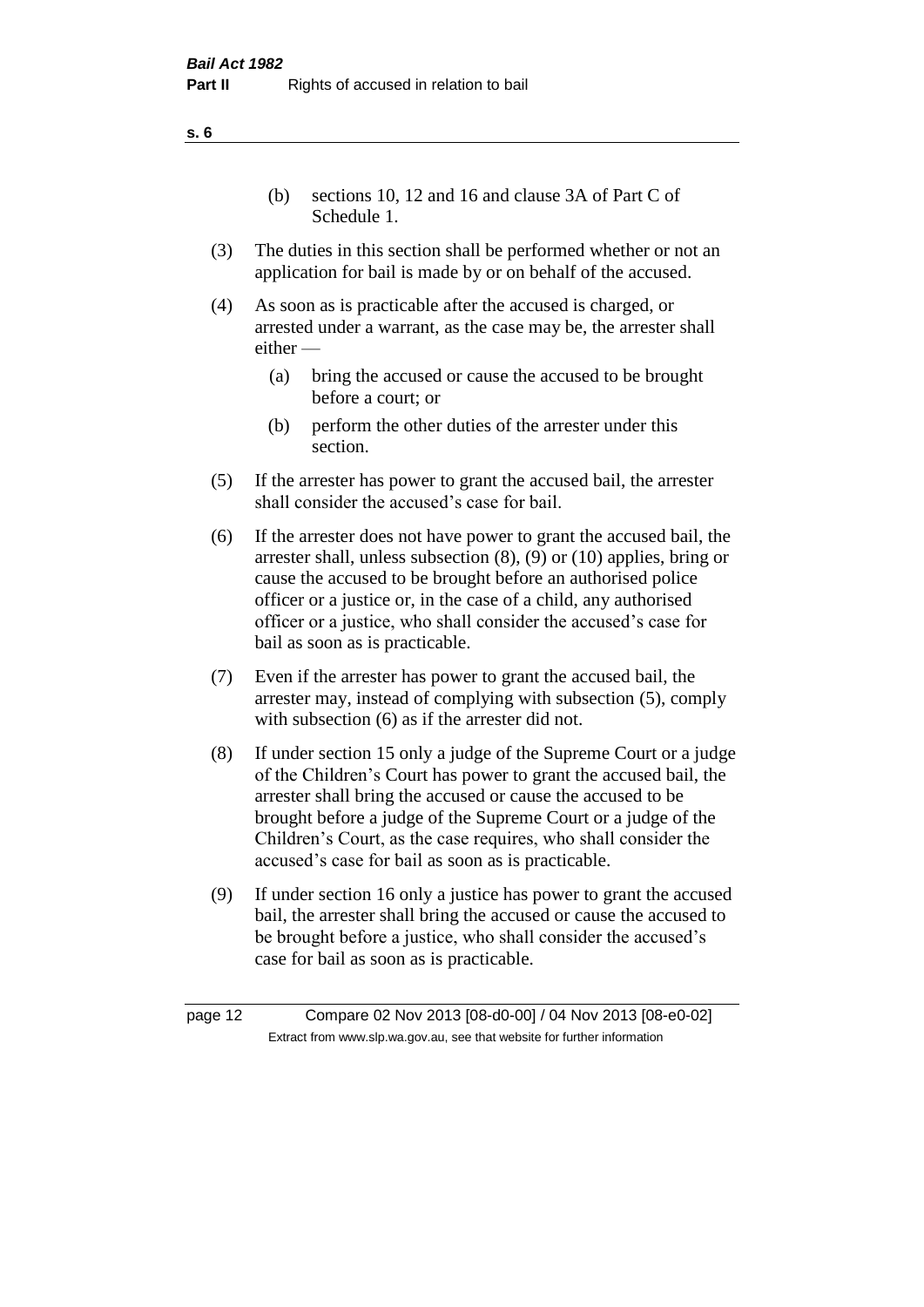(b) sections 10, 12 and 16 and clause 3A of Part C of Schedule 1.

(3) The duties in this section shall be performed whether or not an application for bail is made by or on behalf of the accused.

(4) As soon as is practicable after the accused is charged, or arrested under a warrant, as the case may be, the arrester shall either —

  (a) bring the accused or cause the accused to be brought before a court; or

  (b) perform the other duties of the arrester under this section.

(5) If the arrester has power to grant the accused bail, the arrester shall consider the accused's case for bail.

(6) If the arrester does not have power to grant the accused bail, the arrester shall, unless subsection (8), (9) or (10) applies, bring or cause the accused to be brought before an authorised police officer or a justice or, in the case of a child, any authorised officer or a justice, who shall consider the accused's case for bail as soon as is practicable.

(7) Even if the arrester has power to grant the accused bail, the arrester may, instead of complying with subsection (5), comply with subsection (6) as if the arrester did not.

(8) If under section 15 only a judge of the Supreme Court or a judge of the Children's Court has power to grant the accused bail, the arrester shall bring the accused or cause the accused to be brought before a judge of the Supreme Court or a judge of the Children's Court, as the case requires, who shall consider the accused's case for bail as soon as is practicable.

(9) If under section 16 only a justice has power to grant the accused bail, the arrester shall bring the accused or cause the accused to be brought before a justice, who shall consider the accused's case for bail as soon as is practicable.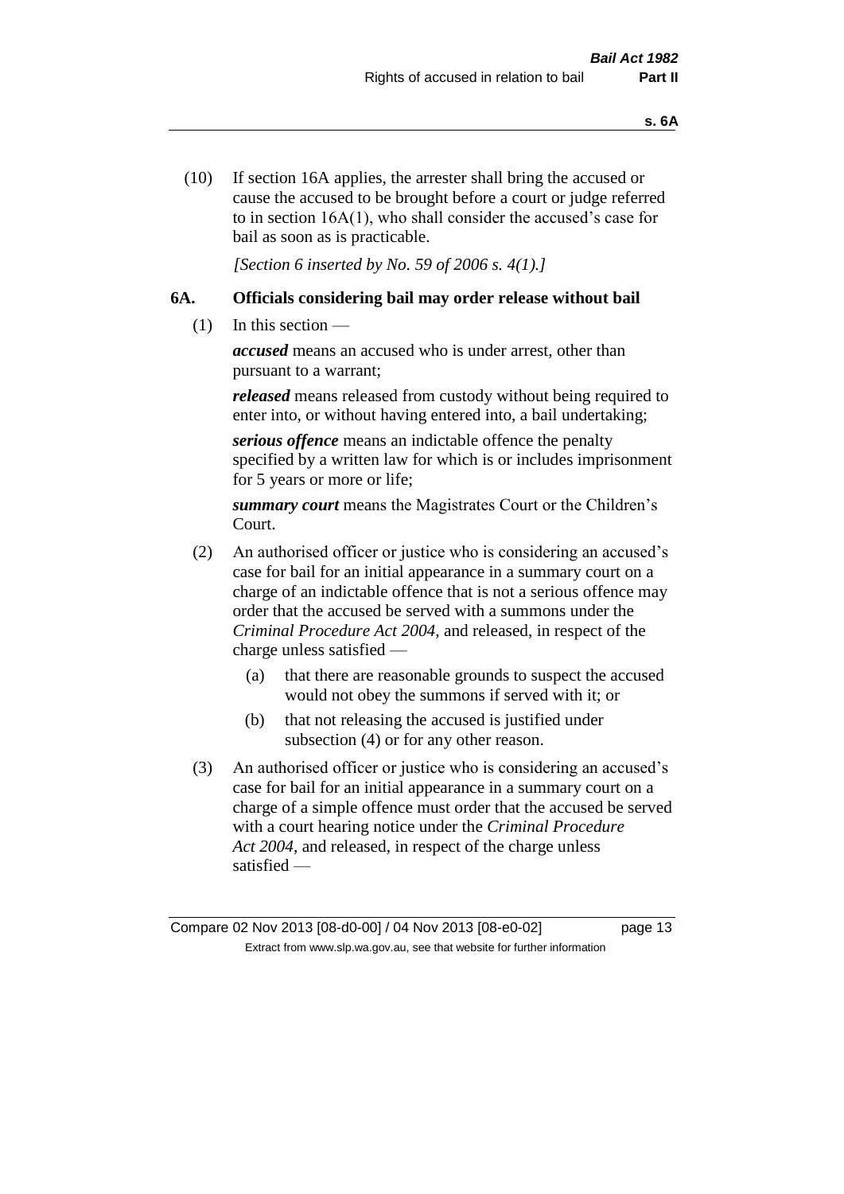(10) If section 16A applies, the arrester shall bring the accused or cause the accused to be brought before a court or judge referred to in section 16A(1), who shall consider the accused's case for bail as soon as is practicable.

*[Section 6 inserted by No. 59 of 2006 s. 4(1).]*

### 6A. Officials considering bail may order release without bail

(1) In this section —

***accused*** means an accused who is under arrest, other than pursuant to a warrant;

***released*** means released from custody without being required to enter into, or without having entered into, a bail undertaking;

***serious offence*** means an indictable offence the penalty specified by a written law for which is or includes imprisonment for 5 years or more or life;

***summary court*** means the Magistrates Court or the Children's Court.

(2) An authorised officer or justice who is considering an accused's case for bail for an initial appearance in a summary court on a charge of an indictable offence that is not a serious offence may order that the accused be served with a summons under the *Criminal Procedure Act 2004*, and released, in respect of the charge unless satisfied —

   (a) that there are reasonable grounds to suspect the accused would not obey the summons if served with it; or

   (b) that not releasing the accused is justified under subsection (4) or for any other reason.

(3) An authorised officer or justice who is considering an accused's case for bail for an initial appearance in a summary court on a charge of a simple offence must order that the accused be served with a court hearing notice under the *Criminal Procedure Act 2004*, and released, in respect of the charge unless satisfied —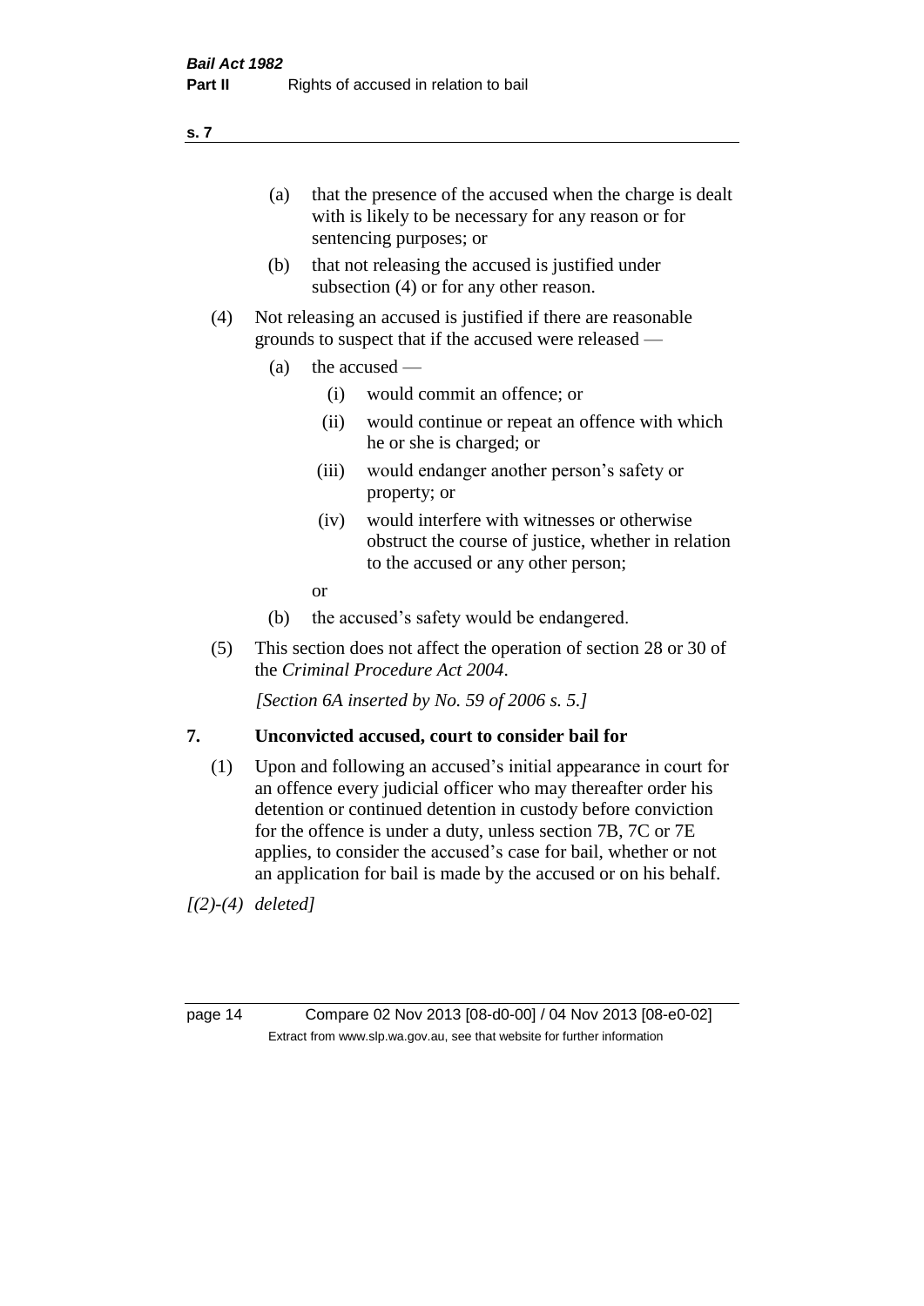(a) that the presence of the accused when the charge is dealt with is likely to be necessary for any reason or for sentencing purposes; or

(b) that not releasing the accused is justified under subsection (4) or for any other reason.

(4) Not releasing an accused is justified if there are reasonable grounds to suspect that if the accused were released —

(a) the accused —

(i) would commit an offence; or

(ii) would continue or repeat an offence with which he or she is charged; or

(iii) would endanger another person's safety or property; or

(iv) would interfere with witnesses or otherwise obstruct the course of justice, whether in relation to the accused or any other person;

or

(b) the accused's safety would be endangered.

(5) This section does not affect the operation of section 28 or 30 of the *Criminal Procedure Act 2004*.

*[Section 6A inserted by No. 59 of 2006 s. 5.]*

## 7. Unconvicted accused, court to consider bail for

(1) Upon and following an accused's initial appearance in court for an offence every judicial officer who may thereafter order his detention or continued detention in custody before conviction for the offence is under a duty, unless section 7B, 7C or 7E applies, to consider the accused's case for bail, whether or not an application for bail is made by the accused or on his behalf.

*[(2)-(4) deleted]*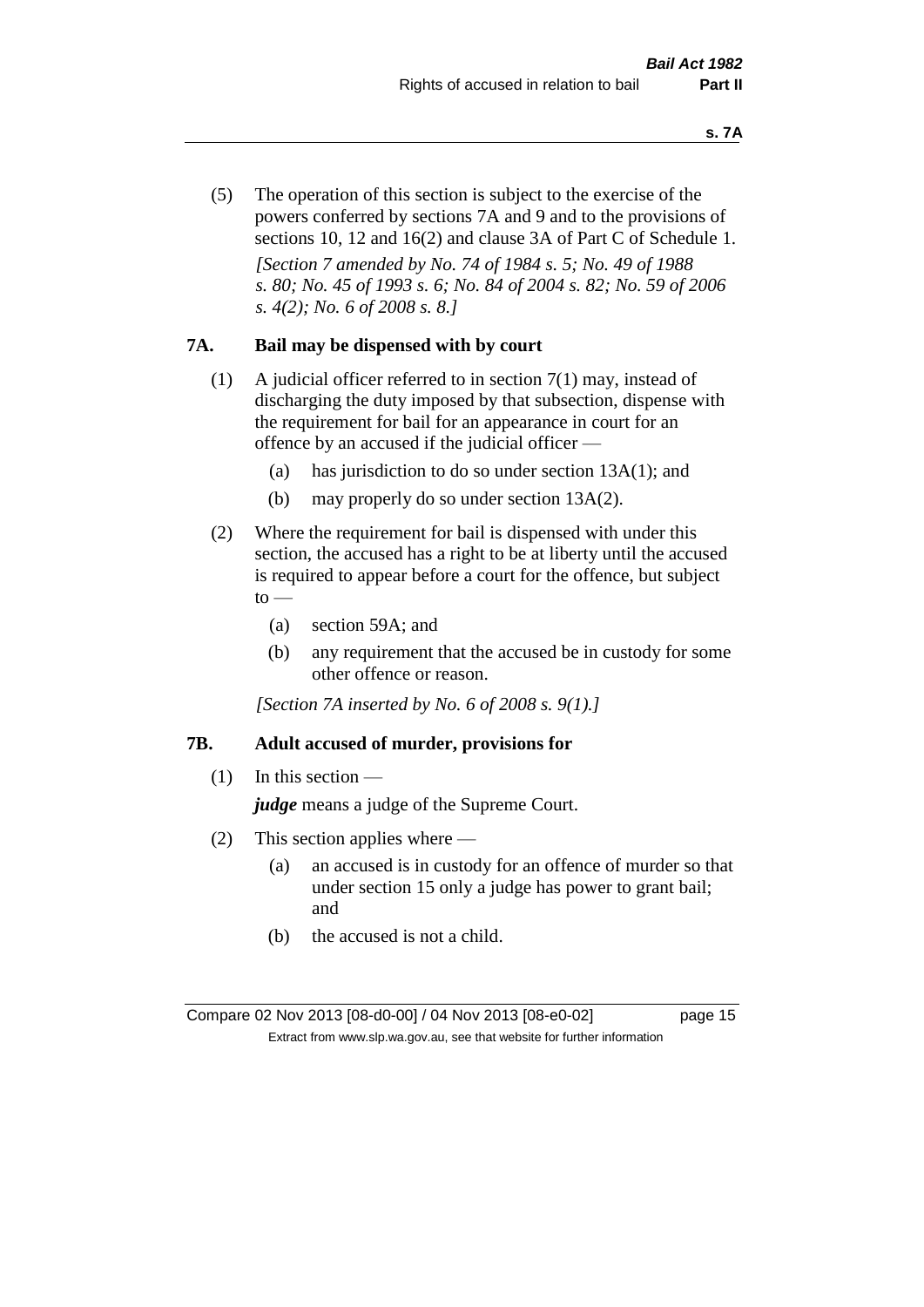(5) The operation of this section is subject to the exercise of the powers conferred by sections 7A and 9 and to the provisions of sections 10, 12 and 16(2) and clause 3A of Part C of Schedule 1.

*[Section 7 amended by No. 74 of 1984 s. 5; No. 49 of 1988 s. 80; No. 45 of 1993 s. 6; No. 84 of 2004 s. 82; No. 59 of 2006 s. 4(2); No. 6 of 2008 s. 8.]*

### 7A. Bail may be dispensed with by court

(1) A judicial officer referred to in section 7(1) may, instead of discharging the duty imposed by that subsection, dispense with the requirement for bail for an appearance in court for an offence by an accused if the judicial officer —

(a) has jurisdiction to do so under section 13A(1); and

(b) may properly do so under section 13A(2).

(2) Where the requirement for bail is dispensed with under this section, the accused has a right to be at liberty until the accused is required to appear before a court for the offence, but subject to —

(a) section 59A; and

(b) any requirement that the accused be in custody for some other offence or reason.

*[Section 7A inserted by No. 6 of 2008 s. 9(1).]*

### 7B. Adult accused of murder, provisions for

(1) In this section —

***judge*** means a judge of the Supreme Court.

(2) This section applies where —

(a) an accused is in custody for an offence of murder so that under section 15 only a judge has power to grant bail; and

(b) the accused is not a child.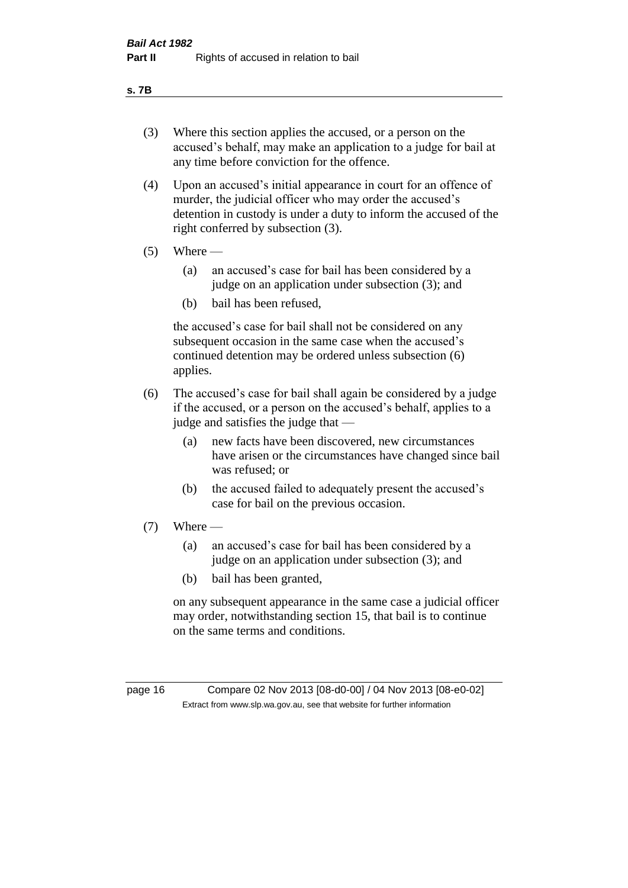(3) Where this section applies the accused, or a person on the accused's behalf, may make an application to a judge for bail at any time before conviction for the offence.

(4) Upon an accused's initial appearance in court for an offence of murder, the judicial officer who may order the accused's detention in custody is under a duty to inform the accused of the right conferred by subsection (3).

(5) Where —

  (a) an accused's case for bail has been considered by a judge on an application under subsection (3); and

  (b) bail has been refused,

the accused's case for bail shall not be considered on any subsequent occasion in the same case when the accused's continued detention may be ordered unless subsection (6) applies.

(6) The accused's case for bail shall again be considered by a judge if the accused, or a person on the accused's behalf, applies to a judge and satisfies the judge that —

  (a) new facts have been discovered, new circumstances have arisen or the circumstances have changed since bail was refused; or

  (b) the accused failed to adequately present the accused's case for bail on the previous occasion.

(7) Where —

  (a) an accused's case for bail has been considered by a judge on an application under subsection (3); and

  (b) bail has been granted,

on any subsequent appearance in the same case a judicial officer may order, notwithstanding section 15, that bail is to continue on the same terms and conditions.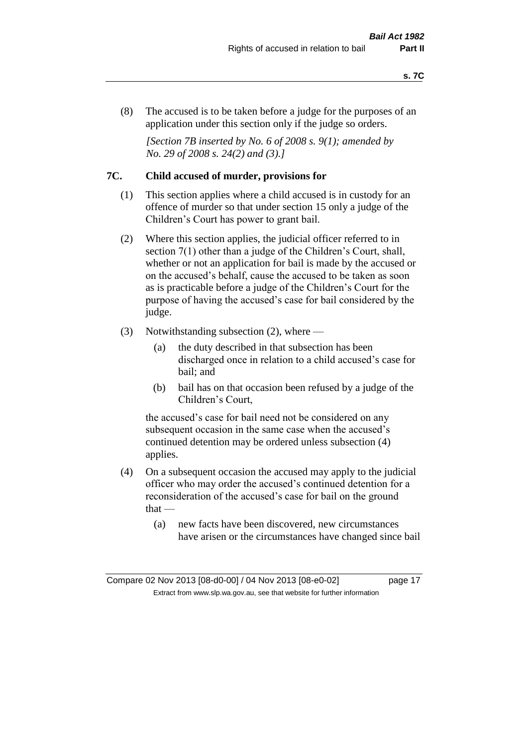(8) The accused is to be taken before a judge for the purposes of an application under this section only if the judge so orders.

*[Section 7B inserted by No. 6 of 2008 s. 9(1); amended by No. 29 of 2008 s. 24(2) and (3).]*

### 7C. Child accused of murder, provisions for

(1) This section applies where a child accused is in custody for an offence of murder so that under section 15 only a judge of the Children's Court has power to grant bail.

(2) Where this section applies, the judicial officer referred to in section 7(1) other than a judge of the Children's Court, shall, whether or not an application for bail is made by the accused or on the accused's behalf, cause the accused to be taken as soon as is practicable before a judge of the Children's Court for the purpose of having the accused's case for bail considered by the judge.

(3) Notwithstanding subsection (2), where —

(a) the duty described in that subsection has been discharged once in relation to a child accused's case for bail; and

(b) bail has on that occasion been refused by a judge of the Children's Court,

the accused's case for bail need not be considered on any subsequent occasion in the same case when the accused's continued detention may be ordered unless subsection (4) applies.

(4) On a subsequent occasion the accused may apply to the judicial officer who may order the accused's continued detention for a reconsideration of the accused's case for bail on the ground that —

(a) new facts have been discovered, new circumstances have arisen or the circumstances have changed since bail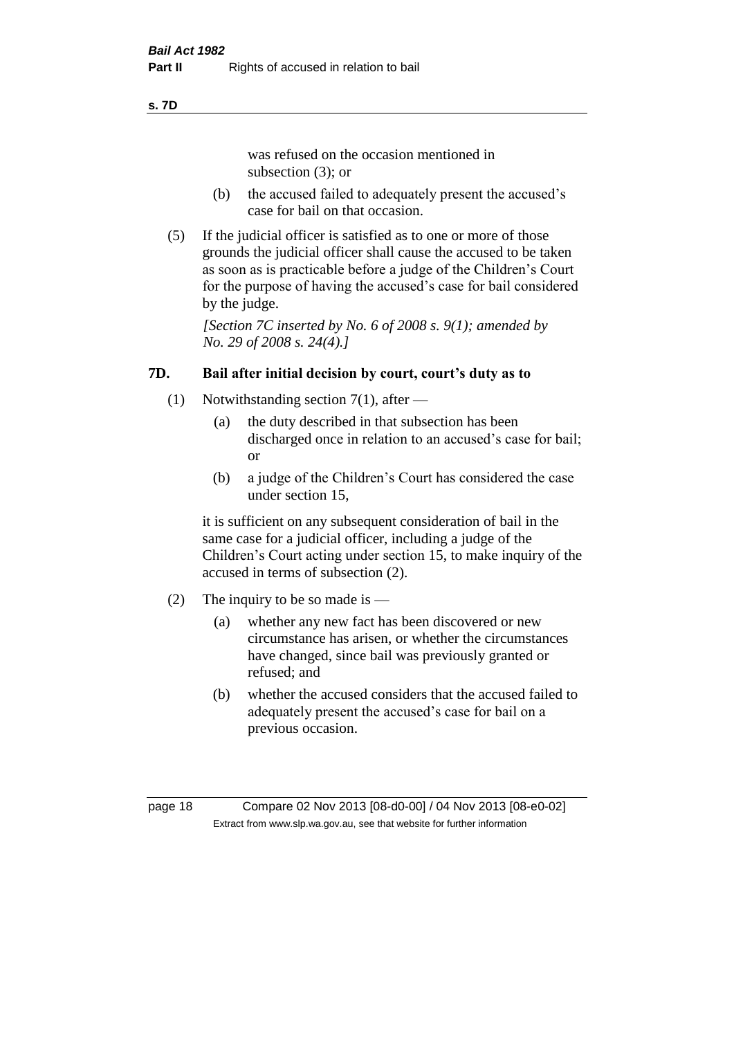was refused on the occasion mentioned in subsection (3); or

(b) the accused failed to adequately present the accused's case for bail on that occasion.

(5) If the judicial officer is satisfied as to one or more of those grounds the judicial officer shall cause the accused to be taken as soon as is practicable before a judge of the Children's Court for the purpose of having the accused's case for bail considered by the judge.

*[Section 7C inserted by No. 6 of 2008 s. 9(1); amended by No. 29 of 2008 s. 24(4).]*

### 7D. Bail after initial decision by court, court's duty as to

(1) Notwithstanding section 7(1), after —

(a) the duty described in that subsection has been discharged once in relation to an accused's case for bail; or

(b) a judge of the Children's Court has considered the case under section 15,

it is sufficient on any subsequent consideration of bail in the same case for a judicial officer, including a judge of the Children's Court acting under section 15, to make inquiry of the accused in terms of subsection (2).

(2) The inquiry to be so made is —

(a) whether any new fact has been discovered or new circumstance has arisen, or whether the circumstances have changed, since bail was previously granted or refused; and

(b) whether the accused considers that the accused failed to adequately present the accused's case for bail on a previous occasion.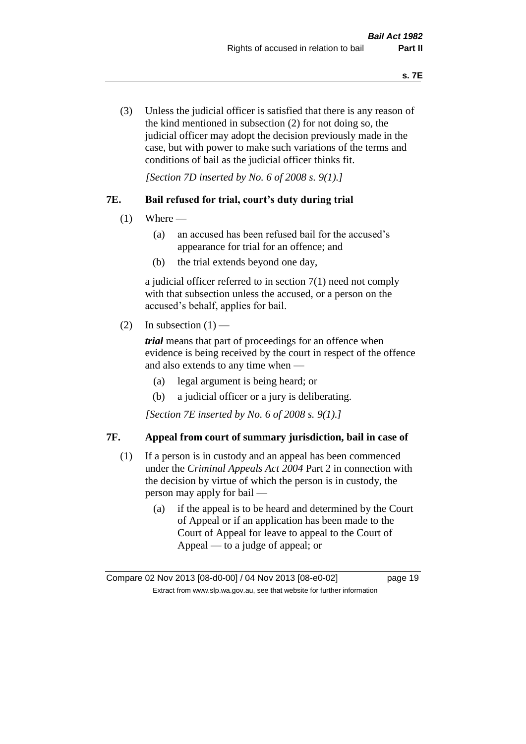(3) Unless the judicial officer is satisfied that there is any reason of the kind mentioned in subsection (2) for not doing so, the judicial officer may adopt the decision previously made in the case, but with power to make such variations of the terms and conditions of bail as the judicial officer thinks fit.

*[Section 7D inserted by No. 6 of 2008 s. 9(1).]*

## 7E. Bail refused for trial, court's duty during trial

(1) Where —

- (a) an accused has been refused bail for the accused's appearance for trial for an offence; and
- (b) the trial extends beyond one day,

a judicial officer referred to in section 7(1) need not comply with that subsection unless the accused, or a person on the accused's behalf, applies for bail.

(2) In subsection (1) —

***trial*** means that part of proceedings for an offence when evidence is being received by the court in respect of the offence and also extends to any time when —

- (a) legal argument is being heard; or
- (b) a judicial officer or a jury is deliberating.

*[Section 7E inserted by No. 6 of 2008 s. 9(1).]*

## 7F. Appeal from court of summary jurisdiction, bail in case of

(1) If a person is in custody and an appeal has been commenced under the *Criminal Appeals Act 2004* Part 2 in connection with the decision by virtue of which the person is in custody, the person may apply for bail —

- (a) if the appeal is to be heard and determined by the Court of Appeal or if an application has been made to the Court of Appeal for leave to appeal to the Court of Appeal — to a judge of appeal; or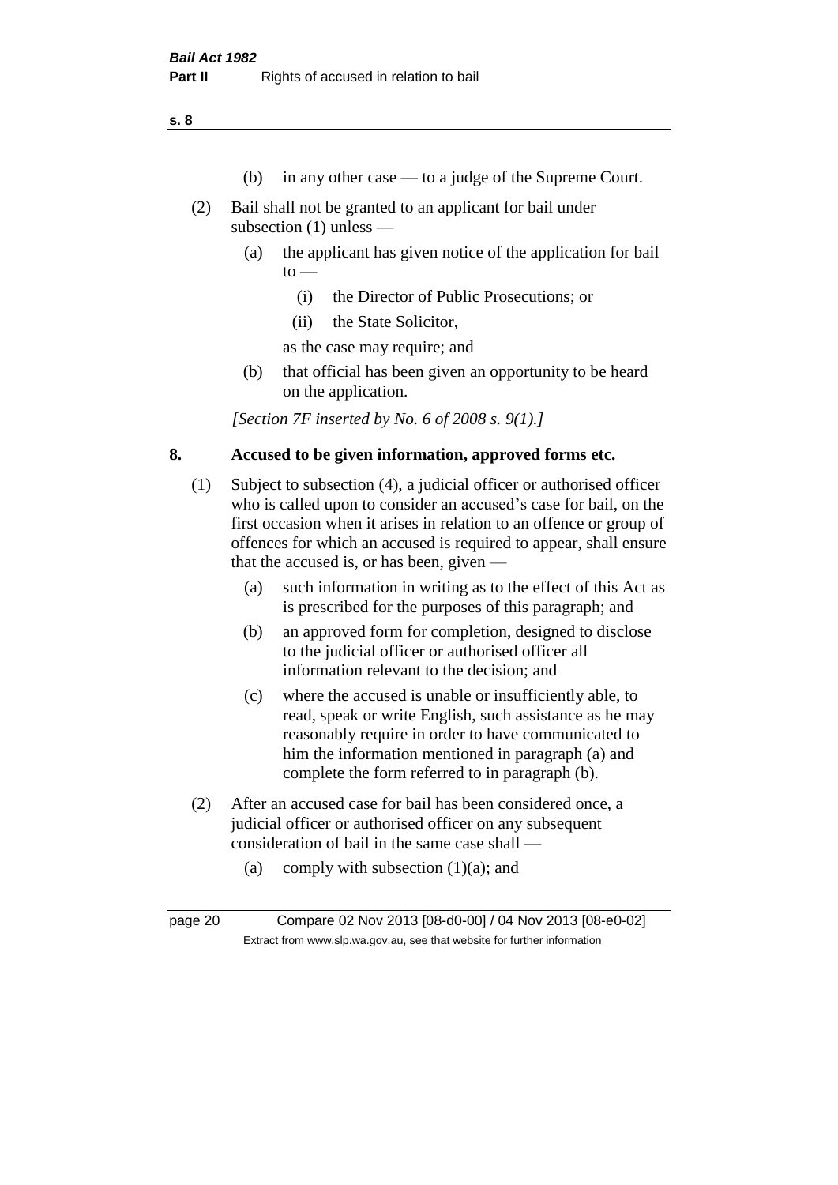(b) in any other case — to a judge of the Supreme Court.

(2) Bail shall not be granted to an applicant for bail under subsection (1) unless —

(a) the applicant has given notice of the application for bail to —

(i) the Director of Public Prosecutions; or

(ii) the State Solicitor,

as the case may require; and

(b) that official has been given an opportunity to be heard on the application.

*[Section 7F inserted by No. 6 of 2008 s. 9(1).]*

## 8. Accused to be given information, approved forms etc.

(1) Subject to subsection (4), a judicial officer or authorised officer who is called upon to consider an accused's case for bail, on the first occasion when it arises in relation to an offence or group of offences for which an accused is required to appear, shall ensure that the accused is, or has been, given —

(a) such information in writing as to the effect of this Act as is prescribed for the purposes of this paragraph; and

(b) an approved form for completion, designed to disclose to the judicial officer or authorised officer all information relevant to the decision; and

(c) where the accused is unable or insufficiently able, to read, speak or write English, such assistance as he may reasonably require in order to have communicated to him the information mentioned in paragraph (a) and complete the form referred to in paragraph (b).

(2) After an accused case for bail has been considered once, a judicial officer or authorised officer on any subsequent consideration of bail in the same case shall —

(a) comply with subsection (1)(a); and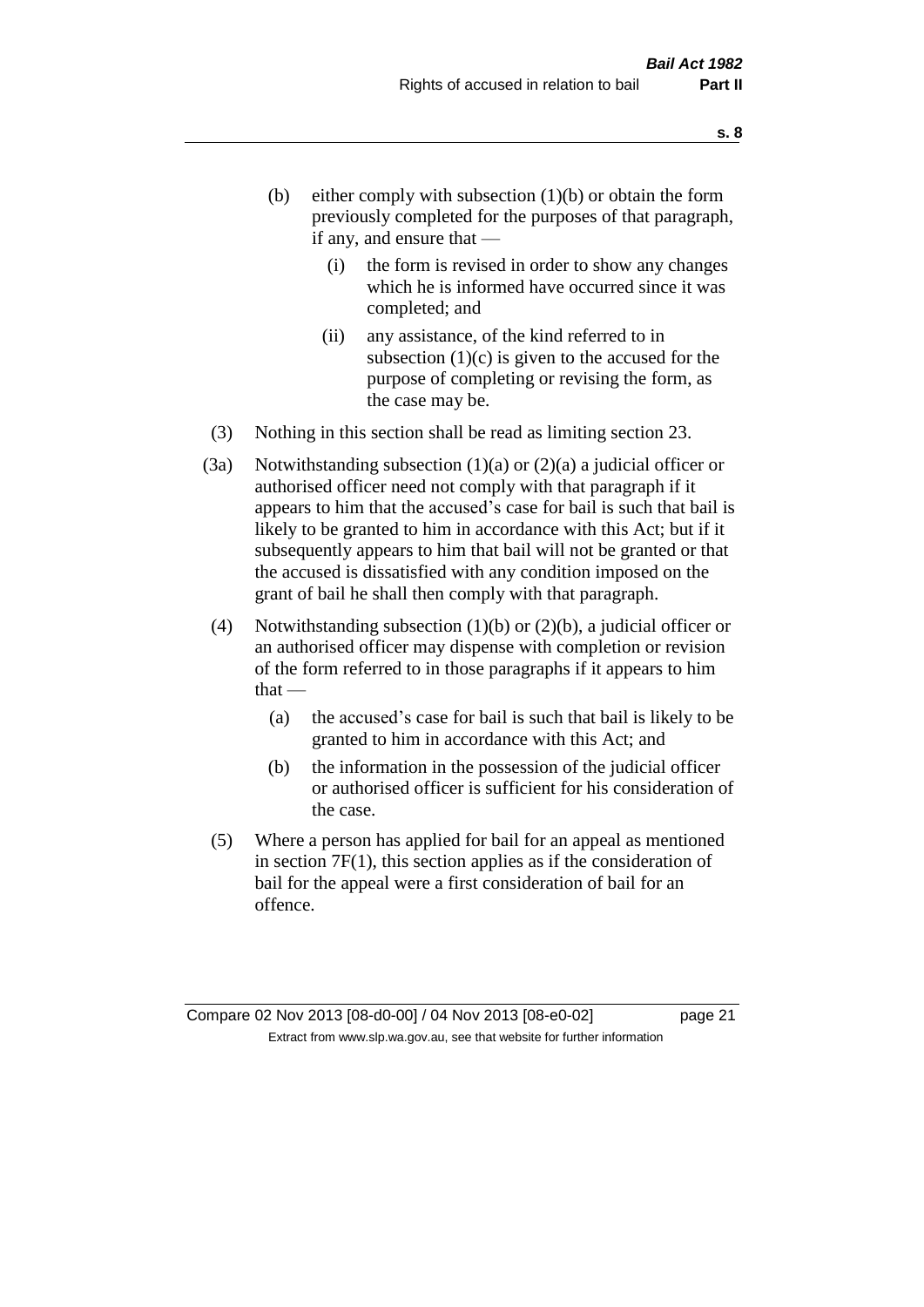(b) either comply with subsection (1)(b) or obtain the form previously completed for the purposes of that paragraph, if any, and ensure that —

  (i) the form is revised in order to show any changes which he is informed have occurred since it was completed; and

  (ii) any assistance, of the kind referred to in subsection (1)(c) is given to the accused for the purpose of completing or revising the form, as the case may be.

(3) Nothing in this section shall be read as limiting section 23.

(3a) Notwithstanding subsection (1)(a) or (2)(a) a judicial officer or authorised officer need not comply with that paragraph if it appears to him that the accused's case for bail is such that bail is likely to be granted to him in accordance with this Act; but if it subsequently appears to him that bail will not be granted or that the accused is dissatisfied with any condition imposed on the grant of bail he shall then comply with that paragraph.

(4) Notwithstanding subsection (1)(b) or (2)(b), a judicial officer or an authorised officer may dispense with completion or revision of the form referred to in those paragraphs if it appears to him that —

  (a) the accused's case for bail is such that bail is likely to be granted to him in accordance with this Act; and

  (b) the information in the possession of the judicial officer or authorised officer is sufficient for his consideration of the case.

(5) Where a person has applied for bail for an appeal as mentioned in section 7F(1), this section applies as if the consideration of bail for the appeal were a first consideration of bail for an offence.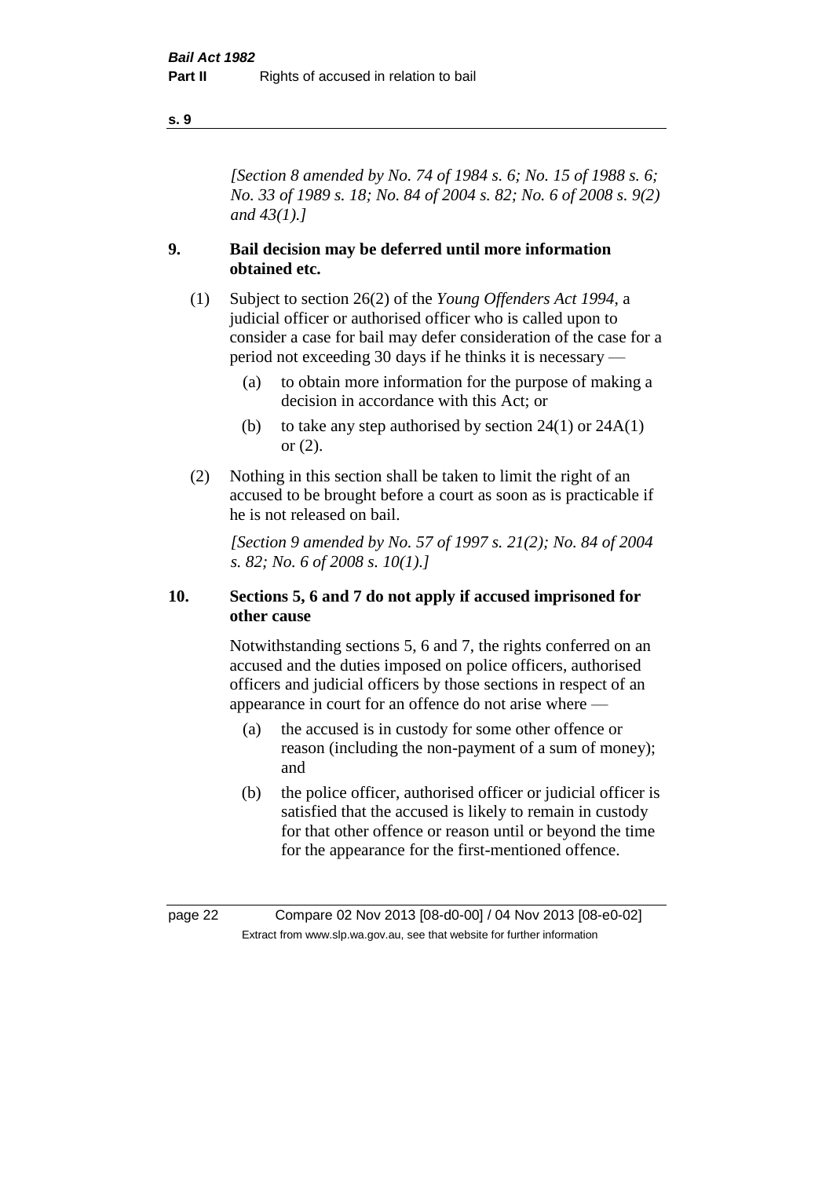*[Section 8 amended by No. 74 of 1984 s. 6; No. 15 of 1988 s. 6; No. 33 of 1989 s. 18; No. 84 of 2004 s. 82; No. 6 of 2008 s. 9(2) and 43(1).]*

## 9. Bail decision may be deferred until more information obtained etc.

(1) Subject to section 26(2) of the *Young Offenders Act 1994*, a judicial officer or authorised officer who is called upon to consider a case for bail may defer consideration of the case for a period not exceeding 30 days if he thinks it is necessary —

- (a) to obtain more information for the purpose of making a decision in accordance with this Act; or
- (b) to take any step authorised by section 24(1) or 24A(1) or (2).

(2) Nothing in this section shall be taken to limit the right of an accused to be brought before a court as soon as is practicable if he is not released on bail.

*[Section 9 amended by No. 57 of 1997 s. 21(2); No. 84 of 2004 s. 82; No. 6 of 2008 s. 10(1).]*

## 10. Sections 5, 6 and 7 do not apply if accused imprisoned for other cause

Notwithstanding sections 5, 6 and 7, the rights conferred on an accused and the duties imposed on police officers, authorised officers and judicial officers by those sections in respect of an appearance in court for an offence do not arise where —

- (a) the accused is in custody for some other offence or reason (including the non-payment of a sum of money); and
- (b) the police officer, authorised officer or judicial officer is satisfied that the accused is likely to remain in custody for that other offence or reason until or beyond the time for the appearance for the first-mentioned offence.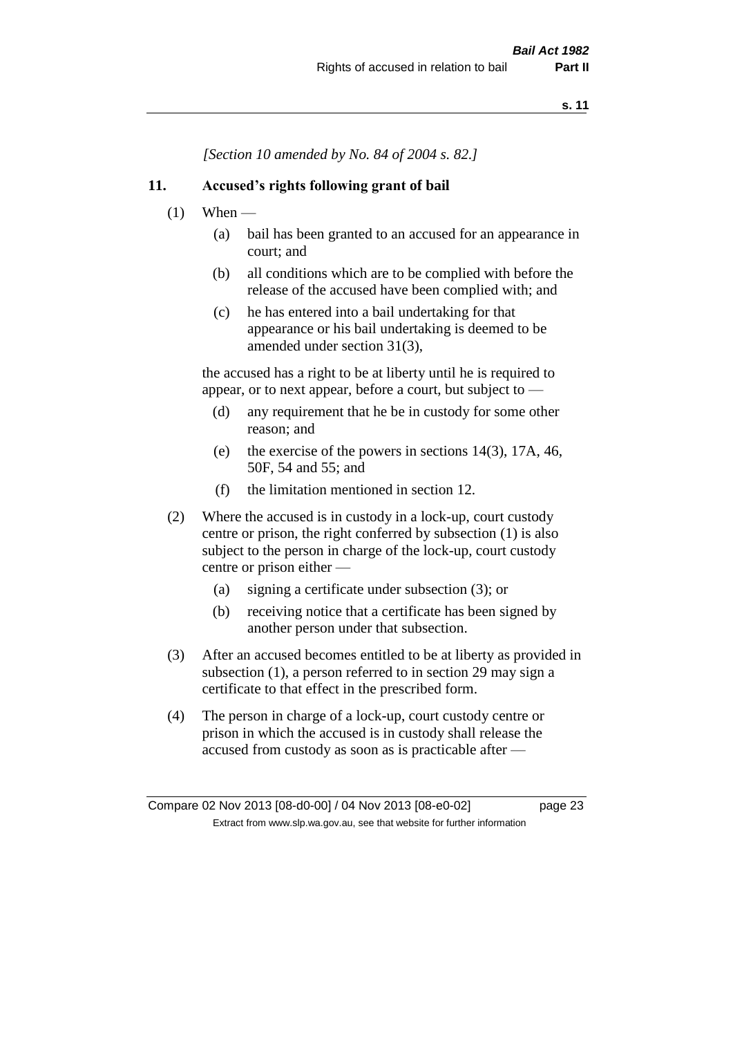*[Section 10 amended by No. 84 of 2004 s. 82.]*

## 11. Accused's rights following grant of bail

(1) When —

  (a) bail has been granted to an accused for an appearance in court; and

  (b) all conditions which are to be complied with before the release of the accused have been complied with; and

  (c) he has entered into a bail undertaking for that appearance or his bail undertaking is deemed to be amended under section 31(3),

the accused has a right to be at liberty until he is required to appear, or to next appear, before a court, but subject to —

  (d) any requirement that he be in custody for some other reason; and

  (e) the exercise of the powers in sections 14(3), 17A, 46, 50F, 54 and 55; and

  (f) the limitation mentioned in section 12.

(2) Where the accused is in custody in a lock-up, court custody centre or prison, the right conferred by subsection (1) is also subject to the person in charge of the lock-up, court custody centre or prison either —

  (a) signing a certificate under subsection (3); or

  (b) receiving notice that a certificate has been signed by another person under that subsection.

(3) After an accused becomes entitled to be at liberty as provided in subsection (1), a person referred to in section 29 may sign a certificate to that effect in the prescribed form.

(4) The person in charge of a lock-up, court custody centre or prison in which the accused is in custody shall release the accused from custody as soon as is practicable after —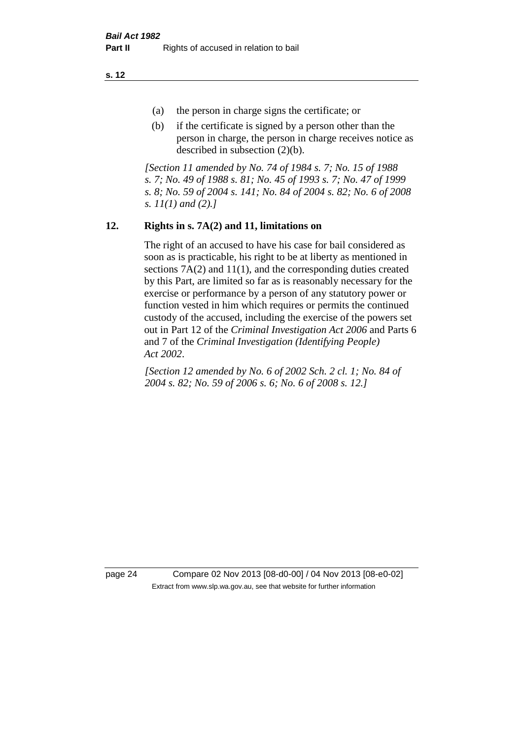(a) the person in charge signs the certificate; or

(b) if the certificate is signed by a person other than the person in charge, the person in charge receives notice as described in subsection (2)(b).

*[Section 11 amended by No. 74 of 1984 s. 7; No. 15 of 1988 s. 7; No. 49 of 1988 s. 81; No. 45 of 1993 s. 7; No. 47 of 1999 s. 8; No. 59 of 2004 s. 141; No. 84 of 2004 s. 82; No. 6 of 2008 s. 11(1) and (2).]*

## 12. Rights in s. 7A(2) and 11, limitations on

The right of an accused to have his case for bail considered as soon as is practicable, his right to be at liberty as mentioned in sections 7A(2) and 11(1), and the corresponding duties created by this Part, are limited so far as is reasonably necessary for the exercise or performance by a person of any statutory power or function vested in him which requires or permits the continued custody of the accused, including the exercise of the powers set out in Part 12 of the *Criminal Investigation Act 2006* and Parts 6 and 7 of the *Criminal Investigation (Identifying People) Act 2002*.

*[Section 12 amended by No. 6 of 2002 Sch. 2 cl. 1; No. 84 of 2004 s. 82; No. 59 of 2006 s. 6; No. 6 of 2008 s. 12.]*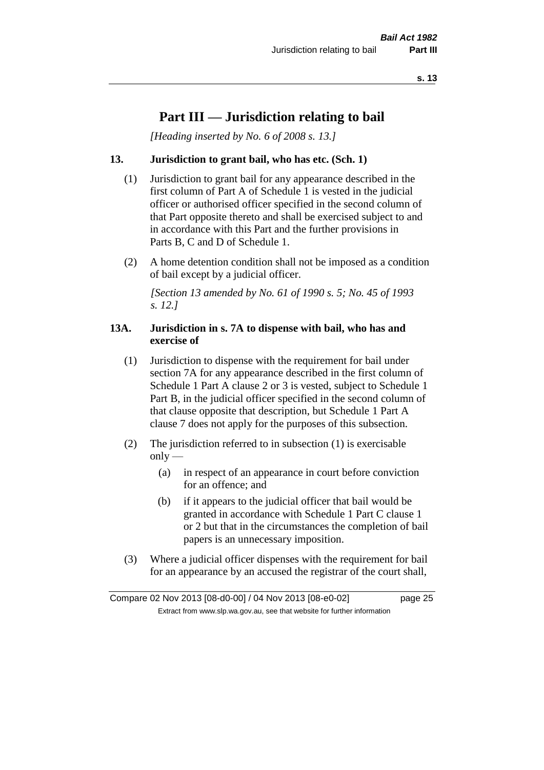# Part III — Jurisdiction relating to bail

*[Heading inserted by No. 6 of 2008 s. 13.]*

### 13. Jurisdiction to grant bail, who has etc. (Sch. 1)

(1) Jurisdiction to grant bail for any appearance described in the first column of Part A of Schedule 1 is vested in the judicial officer or authorised officer specified in the second column of that Part opposite thereto and shall be exercised subject to and in accordance with this Part and the further provisions in Parts B, C and D of Schedule 1.

(2) A home detention condition shall not be imposed as a condition of bail except by a judicial officer.

*[Section 13 amended by No. 61 of 1990 s. 5; No. 45 of 1993 s. 12.]*

### 13A. Jurisdiction in s. 7A to dispense with bail, who has and exercise of

(1) Jurisdiction to dispense with the requirement for bail under section 7A for any appearance described in the first column of Schedule 1 Part A clause 2 or 3 is vested, subject to Schedule 1 Part B, in the judicial officer specified in the second column of that clause opposite that description, but Schedule 1 Part A clause 7 does not apply for the purposes of this subsection.

(2) The jurisdiction referred to in subsection (1) is exercisable only —

  (a) in respect of an appearance in court before conviction for an offence; and

  (b) if it appears to the judicial officer that bail would be granted in accordance with Schedule 1 Part C clause 1 or 2 but that in the circumstances the completion of bail papers is an unnecessary imposition.

(3) Where a judicial officer dispenses with the requirement for bail for an appearance by an accused the registrar of the court shall,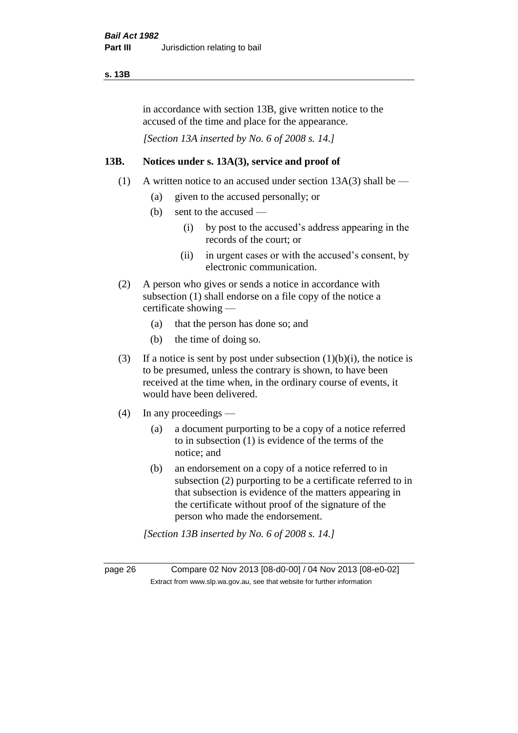in accordance with section 13B, give written notice to the accused of the time and place for the appearance.

*[Section 13A inserted by No. 6 of 2008 s. 14.]*

## 13B. Notices under s. 13A(3), service and proof of

(1) A written notice to an accused under section 13A(3) shall be —

- (a) given to the accused personally; or
- (b) sent to the accused —
  - (i) by post to the accused's address appearing in the records of the court; or
  - (ii) in urgent cases or with the accused's consent, by electronic communication.

(2) A person who gives or sends a notice in accordance with subsection (1) shall endorse on a file copy of the notice a certificate showing —

- (a) that the person has done so; and
- (b) the time of doing so.

(3) If a notice is sent by post under subsection (1)(b)(i), the notice is to be presumed, unless the contrary is shown, to have been received at the time when, in the ordinary course of events, it would have been delivered.

(4) In any proceedings —

- (a) a document purporting to be a copy of a notice referred to in subsection (1) is evidence of the terms of the notice; and
- (b) an endorsement on a copy of a notice referred to in subsection (2) purporting to be a certificate referred to in that subsection is evidence of the matters appearing in the certificate without proof of the signature of the person who made the endorsement.

*[Section 13B inserted by No. 6 of 2008 s. 14.]*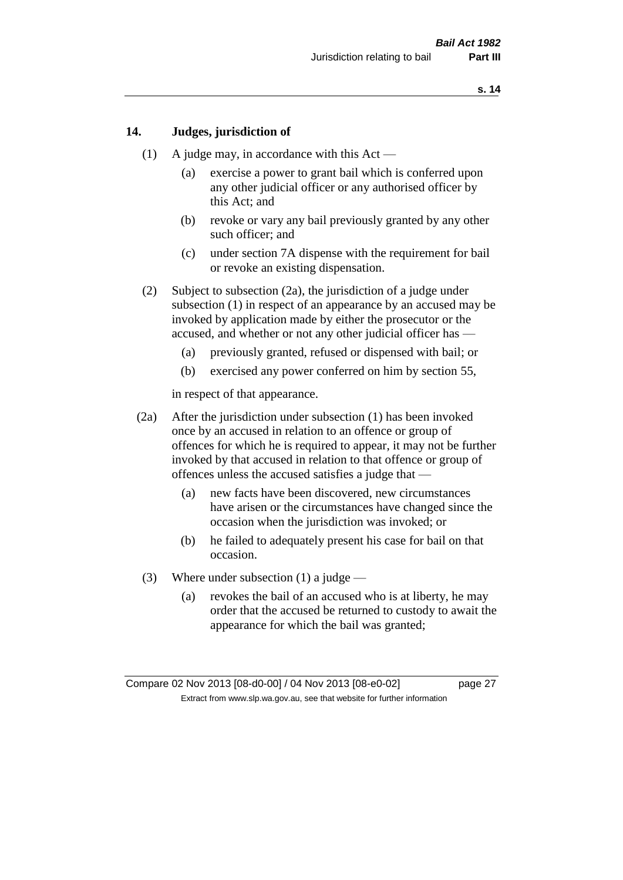## 14. Judges, jurisdiction of

(1) A judge may, in accordance with this Act —

(a) exercise a power to grant bail which is conferred upon any other judicial officer or any authorised officer by this Act; and

(b) revoke or vary any bail previously granted by any other such officer; and

(c) under section 7A dispense with the requirement for bail or revoke an existing dispensation.

(2) Subject to subsection (2a), the jurisdiction of a judge under subsection (1) in respect of an appearance by an accused may be invoked by application made by either the prosecutor or the accused, and whether or not any other judicial officer has —

(a) previously granted, refused or dispensed with bail; or

(b) exercised any power conferred on him by section 55,

in respect of that appearance.

(2a) After the jurisdiction under subsection (1) has been invoked once by an accused in relation to an offence or group of offences for which he is required to appear, it may not be further invoked by that accused in relation to that offence or group of offences unless the accused satisfies a judge that —

(a) new facts have been discovered, new circumstances have arisen or the circumstances have changed since the occasion when the jurisdiction was invoked; or

(b) he failed to adequately present his case for bail on that occasion.

(3) Where under subsection (1) a judge —

(a) revokes the bail of an accused who is at liberty, he may order that the accused be returned to custody to await the appearance for which the bail was granted;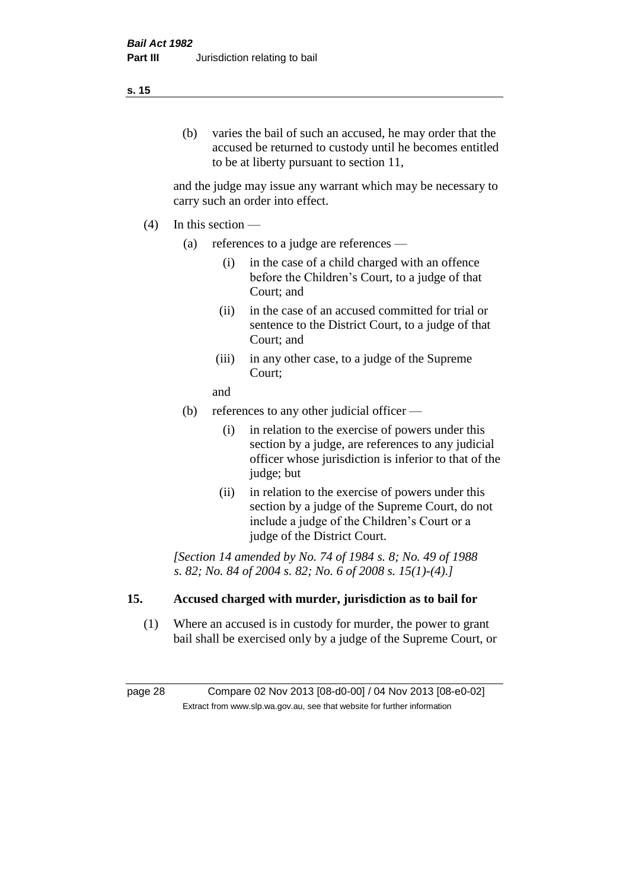(b) varies the bail of such an accused, he may order that the accused be returned to custody until he becomes entitled to be at liberty pursuant to section 11,

and the judge may issue any warrant which may be necessary to carry such an order into effect.

(4) In this section —

(a) references to a judge are references —

(i) in the case of a child charged with an offence before the Children's Court, to a judge of that Court; and

(ii) in the case of an accused committed for trial or sentence to the District Court, to a judge of that Court; and

(iii) in any other case, to a judge of the Supreme Court;

and

(b) references to any other judicial officer —

(i) in relation to the exercise of powers under this section by a judge, are references to any judicial officer whose jurisdiction is inferior to that of the judge; but

(ii) in relation to the exercise of powers under this section by a judge of the Supreme Court, do not include a judge of the Children's Court or a judge of the District Court.

*[Section 14 amended by No. 74 of 1984 s. 8; No. 49 of 1988 s. 82; No. 84 of 2004 s. 82; No. 6 of 2008 s. 15(1)-(4).]*

## 15. Accused charged with murder, jurisdiction as to bail for

(1) Where an accused is in custody for murder, the power to grant bail shall be exercised only by a judge of the Supreme Court, or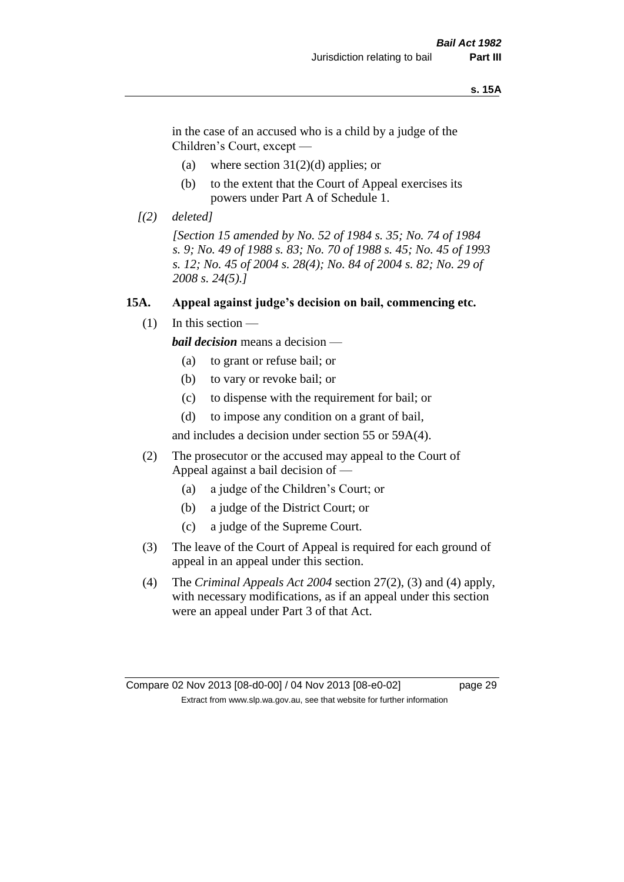in the case of an accused who is a child by a judge of the Children's Court, except —

(a) where section 31(2)(d) applies; or

(b) to the extent that the Court of Appeal exercises its powers under Part A of Schedule 1.

*[(2) deleted]*

*[Section 15 amended by No. 52 of 1984 s. 35; No. 74 of 1984 s. 9; No. 49 of 1988 s. 83; No. 70 of 1988 s. 45; No. 45 of 1993 s. 12; No. 45 of 2004 s. 28(4); No. 84 of 2004 s. 82; No. 29 of 2008 s. 24(5).]*

### 15A. Appeal against judge's decision on bail, commencing etc.

(1) In this section —

***bail decision*** means a decision —

(a) to grant or refuse bail; or

(b) to vary or revoke bail; or

(c) to dispense with the requirement for bail; or

(d) to impose any condition on a grant of bail,

and includes a decision under section 55 or 59A(4).

(2) The prosecutor or the accused may appeal to the Court of Appeal against a bail decision of —

(a) a judge of the Children's Court; or

(b) a judge of the District Court; or

(c) a judge of the Supreme Court.

(3) The leave of the Court of Appeal is required for each ground of appeal in an appeal under this section.

(4) The *Criminal Appeals Act 2004* section 27(2), (3) and (4) apply, with necessary modifications, as if an appeal under this section were an appeal under Part 3 of that Act.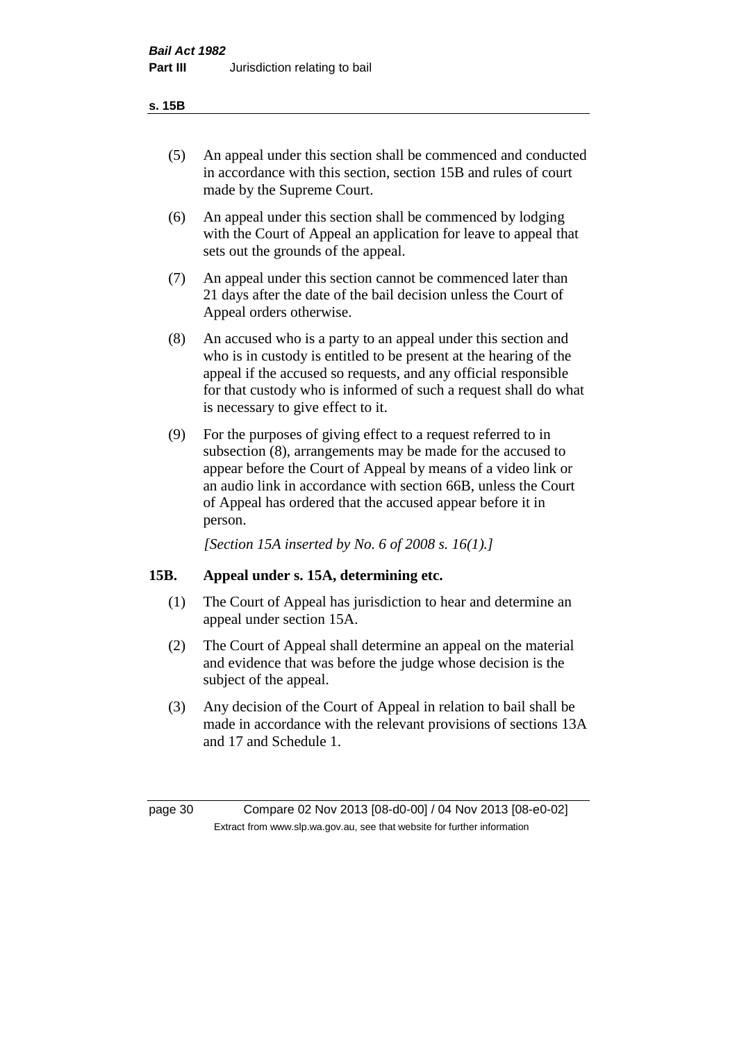(5) An appeal under this section shall be commenced and conducted in accordance with this section, section 15B and rules of court made by the Supreme Court.

(6) An appeal under this section shall be commenced by lodging with the Court of Appeal an application for leave to appeal that sets out the grounds of the appeal.

(7) An appeal under this section cannot be commenced later than 21 days after the date of the bail decision unless the Court of Appeal orders otherwise.

(8) An accused who is a party to an appeal under this section and who is in custody is entitled to be present at the hearing of the appeal if the accused so requests, and any official responsible for that custody who is informed of such a request shall do what is necessary to give effect to it.

(9) For the purposes of giving effect to a request referred to in subsection (8), arrangements may be made for the accused to appear before the Court of Appeal by means of a video link or an audio link in accordance with section 66B, unless the Court of Appeal has ordered that the accused appear before it in person.

*[Section 15A inserted by No. 6 of 2008 s. 16(1).]*

### 15B. Appeal under s. 15A, determining etc.

(1) The Court of Appeal has jurisdiction to hear and determine an appeal under section 15A.

(2) The Court of Appeal shall determine an appeal on the material and evidence that was before the judge whose decision is the subject of the appeal.

(3) Any decision of the Court of Appeal in relation to bail shall be made in accordance with the relevant provisions of sections 13A and 17 and Schedule 1.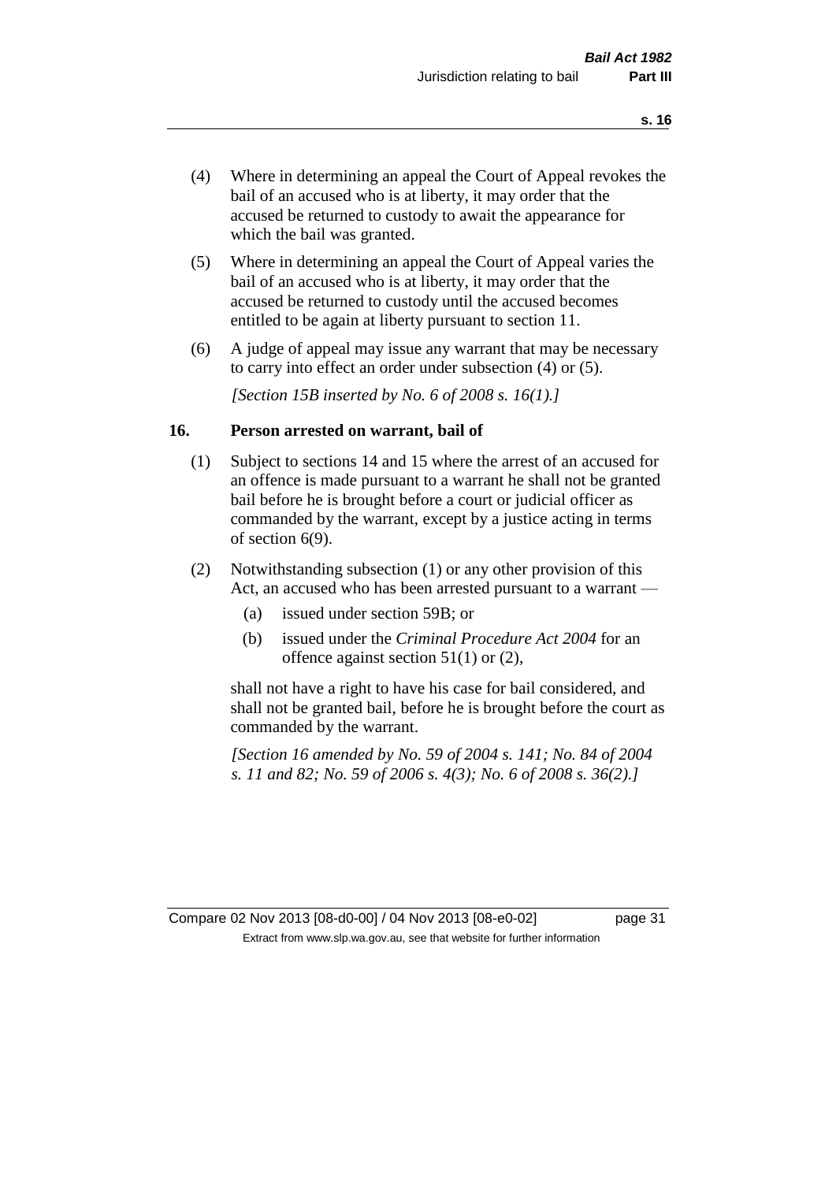(4) Where in determining an appeal the Court of Appeal revokes the bail of an accused who is at liberty, it may order that the accused be returned to custody to await the appearance for which the bail was granted.

(5) Where in determining an appeal the Court of Appeal varies the bail of an accused who is at liberty, it may order that the accused be returned to custody until the accused becomes entitled to be again at liberty pursuant to section 11.

(6) A judge of appeal may issue any warrant that may be necessary to carry into effect an order under subsection (4) or (5).

*[Section 15B inserted by No. 6 of 2008 s. 16(1).]*

### 16. Person arrested on warrant, bail of

(1) Subject to sections 14 and 15 where the arrest of an accused for an offence is made pursuant to a warrant he shall not be granted bail before he is brought before a court or judicial officer as commanded by the warrant, except by a justice acting in terms of section 6(9).

(2) Notwithstanding subsection (1) or any other provision of this Act, an accused who has been arrested pursuant to a warrant —

- (a) issued under section 59B; or
- (b) issued under the *Criminal Procedure Act 2004* for an offence against section 51(1) or (2),

shall not have a right to have his case for bail considered, and shall not be granted bail, before he is brought before the court as commanded by the warrant.

*[Section 16 amended by No. 59 of 2004 s. 141; No. 84 of 2004 s. 11 and 82; No. 59 of 2006 s. 4(3); No. 6 of 2008 s. 36(2).]*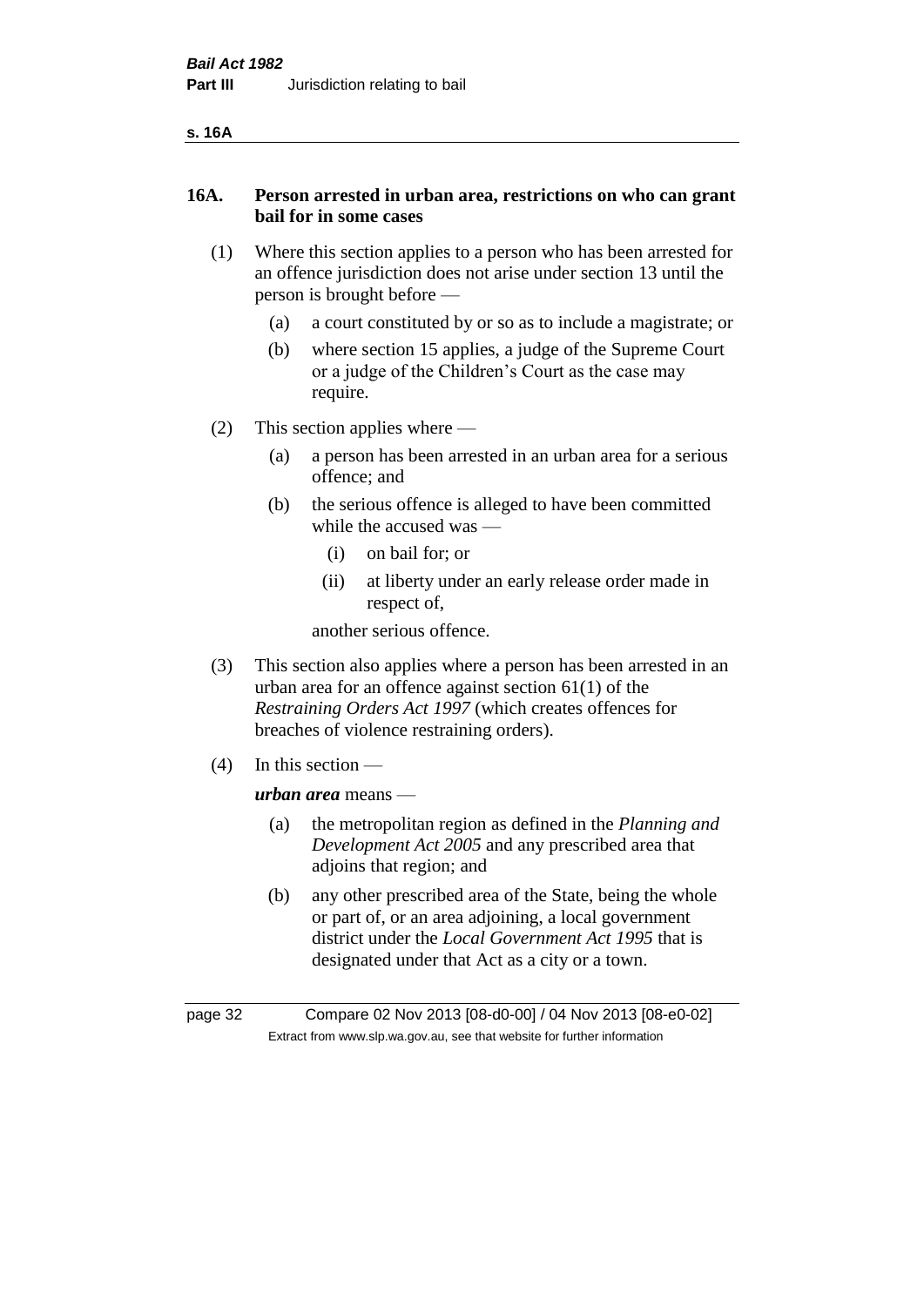## 16A. Person arrested in urban area, restrictions on who can grant bail for in some cases

(1) Where this section applies to a person who has been arrested for an offence jurisdiction does not arise under section 13 until the person is brought before —

- (a) a court constituted by or so as to include a magistrate; or
- (b) where section 15 applies, a judge of the Supreme Court or a judge of the Children's Court as the case may require.

(2) This section applies where —

- (a) a person has been arrested in an urban area for a serious offence; and
- (b) the serious offence is alleged to have been committed while the accused was —
  - (i) on bail for; or
  - (ii) at liberty under an early release order made in respect of,

  another serious offence.

(3) This section also applies where a person has been arrested in an urban area for an offence against section 61(1) of the *Restraining Orders Act 1997* (which creates offences for breaches of violence restraining orders).

(4) In this section —

***urban area*** means —

- (a) the metropolitan region as defined in the *Planning and Development Act 2005* and any prescribed area that adjoins that region; and
- (b) any other prescribed area of the State, being the whole or part of, or an area adjoining, a local government district under the *Local Government Act 1995* that is designated under that Act as a city or a town.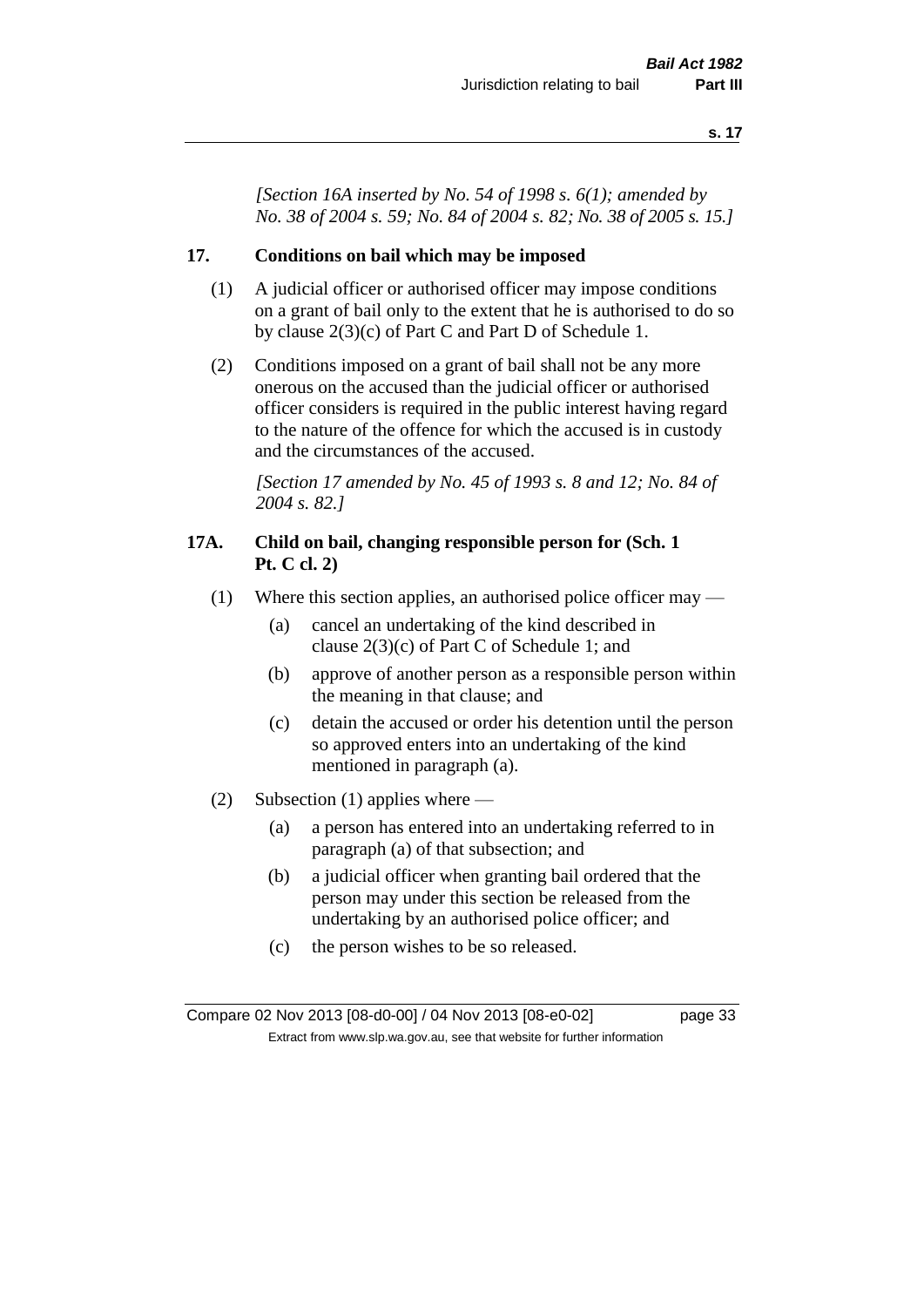*[Section 16A inserted by No. 54 of 1998 s. 6(1); amended by No. 38 of 2004 s. 59; No. 84 of 2004 s. 82; No. 38 of 2005 s. 15.]*

## 17. Conditions on bail which may be imposed

(1) A judicial officer or authorised officer may impose conditions on a grant of bail only to the extent that he is authorised to do so by clause 2(3)(c) of Part C and Part D of Schedule 1.

(2) Conditions imposed on a grant of bail shall not be any more onerous on the accused than the judicial officer or authorised officer considers is required in the public interest having regard to the nature of the offence for which the accused is in custody and the circumstances of the accused.

*[Section 17 amended by No. 45 of 1993 s. 8 and 12; No. 84 of 2004 s. 82.]*

## 17A. Child on bail, changing responsible person for (Sch. 1 Pt. C cl. 2)

(1) Where this section applies, an authorised police officer may —

- (a) cancel an undertaking of the kind described in clause 2(3)(c) of Part C of Schedule 1; and
- (b) approve of another person as a responsible person within the meaning in that clause; and
- (c) detain the accused or order his detention until the person so approved enters into an undertaking of the kind mentioned in paragraph (a).

(2) Subsection (1) applies where —

- (a) a person has entered into an undertaking referred to in paragraph (a) of that subsection; and
- (b) a judicial officer when granting bail ordered that the person may under this section be released from the undertaking by an authorised police officer; and
- (c) the person wishes to be so released.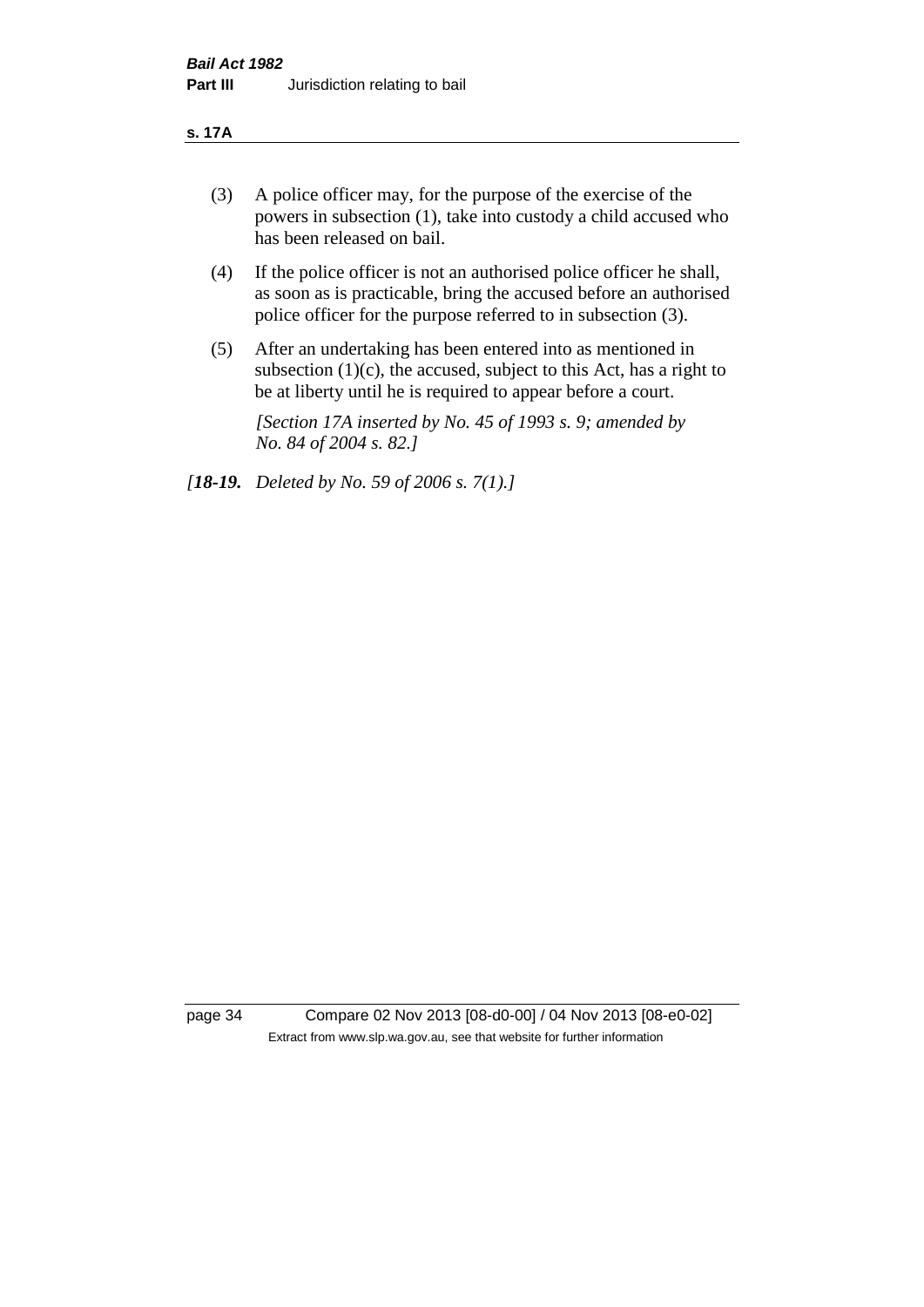(3) A police officer may, for the purpose of the exercise of the powers in subsection (1), take into custody a child accused who has been released on bail.

(4) If the police officer is not an authorised police officer he shall, as soon as is practicable, bring the accused before an authorised police officer for the purpose referred to in subsection (3).

(5) After an undertaking has been entered into as mentioned in subsection (1)(c), the accused, subject to this Act, has a right to be at liberty until he is required to appear before a court.

*[Section 17A inserted by No. 45 of 1993 s. 9; amended by No. 84 of 2004 s. 82.]*

*[**18-19.** Deleted by No. 59 of 2006 s. 7(1).]*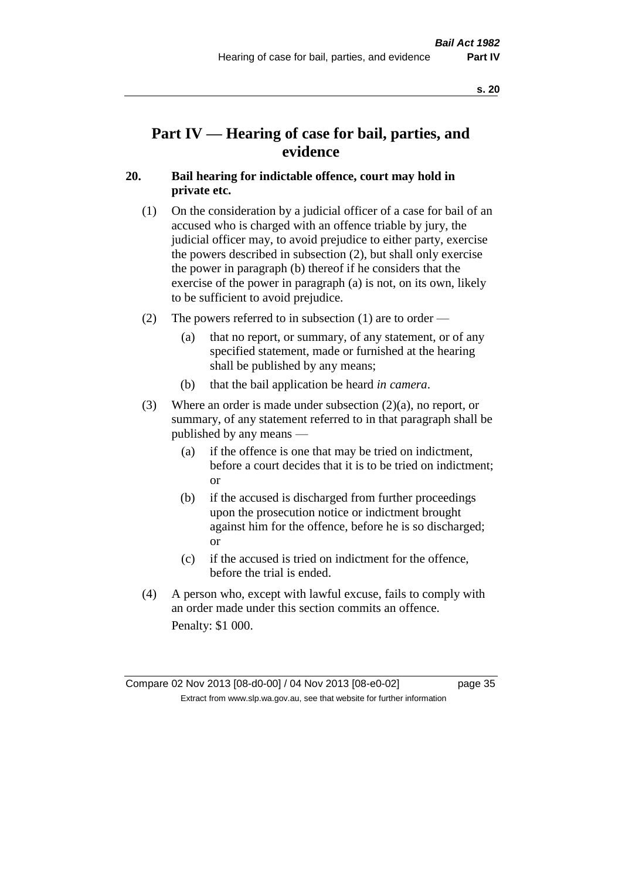# Part IV — Hearing of case for bail, parties, and evidence

## 20. Bail hearing for indictable offence, court may hold in private etc.

(1) On the consideration by a judicial officer of a case for bail of an accused who is charged with an offence triable by jury, the judicial officer may, to avoid prejudice to either party, exercise the powers described in subsection (2), but shall only exercise the power in paragraph (b) thereof if he considers that the exercise of the power in paragraph (a) is not, on its own, likely to be sufficient to avoid prejudice.

(2) The powers referred to in subsection (1) are to order —

- (a) that no report, or summary, of any statement, or of any specified statement, made or furnished at the hearing shall be published by any means;
- (b) that the bail application be heard *in camera*.

(3) Where an order is made under subsection (2)(a), no report, or summary, of any statement referred to in that paragraph shall be published by any means —

- (a) if the offence is one that may be tried on indictment, before a court decides that it is to be tried on indictment; or
- (b) if the accused is discharged from further proceedings upon the prosecution notice or indictment brought against him for the offence, before he is so discharged; or
- (c) if the accused is tried on indictment for the offence, before the trial is ended.

(4) A person who, except with lawful excuse, fails to comply with an order made under this section commits an offence.

Penalty: $1 000.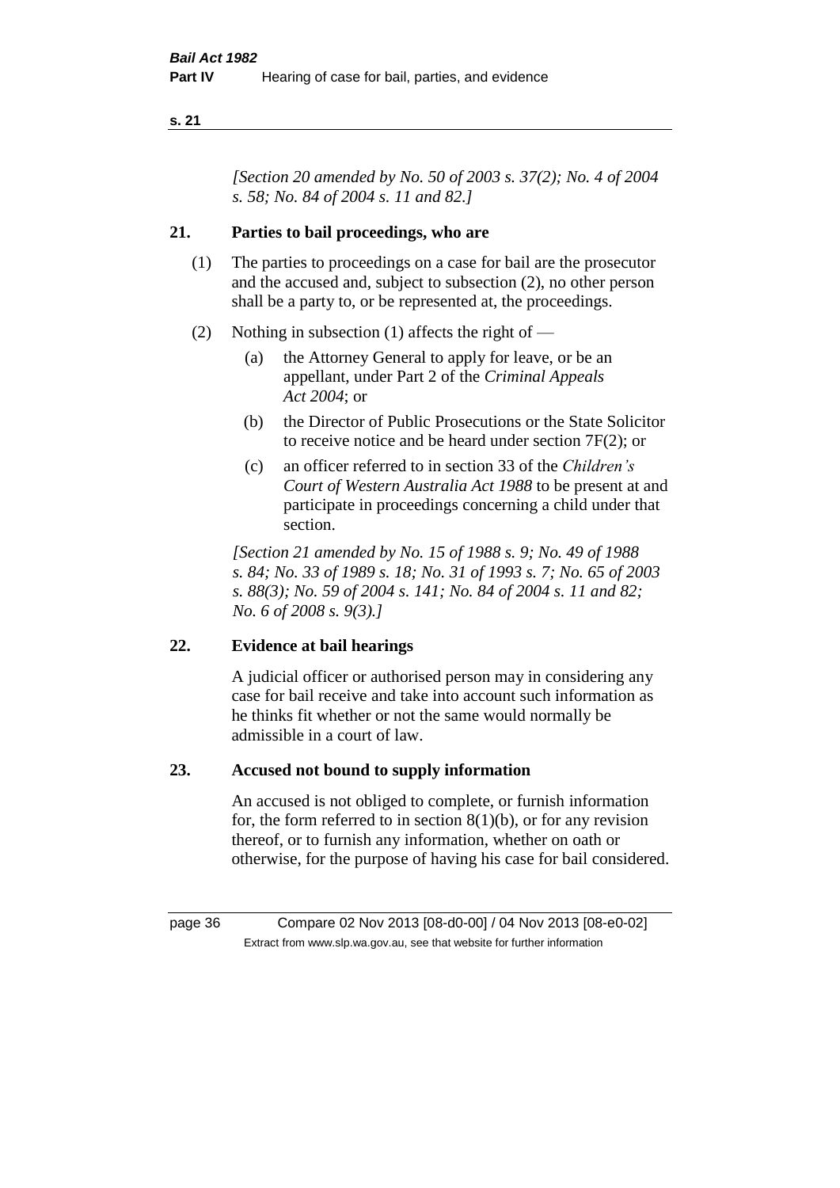*[Section 20 amended by No. 50 of 2003 s. 37(2); No. 4 of 2004 s. 58; No. 84 of 2004 s. 11 and 82.]*

## 21. Parties to bail proceedings, who are

(1) The parties to proceedings on a case for bail are the prosecutor and the accused and, subject to subsection (2), no other person shall be a party to, or be represented at, the proceedings.

(2) Nothing in subsection (1) affects the right of —

- (a) the Attorney General to apply for leave, or be an appellant, under Part 2 of the *Criminal Appeals Act 2004*; or
- (b) the Director of Public Prosecutions or the State Solicitor to receive notice and be heard under section 7F(2); or
- (c) an officer referred to in section 33 of the *Children's Court of Western Australia Act 1988* to be present at and participate in proceedings concerning a child under that section.

*[Section 21 amended by No. 15 of 1988 s. 9; No. 49 of 1988 s. 84; No. 33 of 1989 s. 18; No. 31 of 1993 s. 7; No. 65 of 2003 s. 88(3); No. 59 of 2004 s. 141; No. 84 of 2004 s. 11 and 82; No. 6 of 2008 s. 9(3).]*

## 22. Evidence at bail hearings

A judicial officer or authorised person may in considering any case for bail receive and take into account such information as he thinks fit whether or not the same would normally be admissible in a court of law.

## 23. Accused not bound to supply information

An accused is not obliged to complete, or furnish information for, the form referred to in section 8(1)(b), or for any revision thereof, or to furnish any information, whether on oath or otherwise, for the purpose of having his case for bail considered.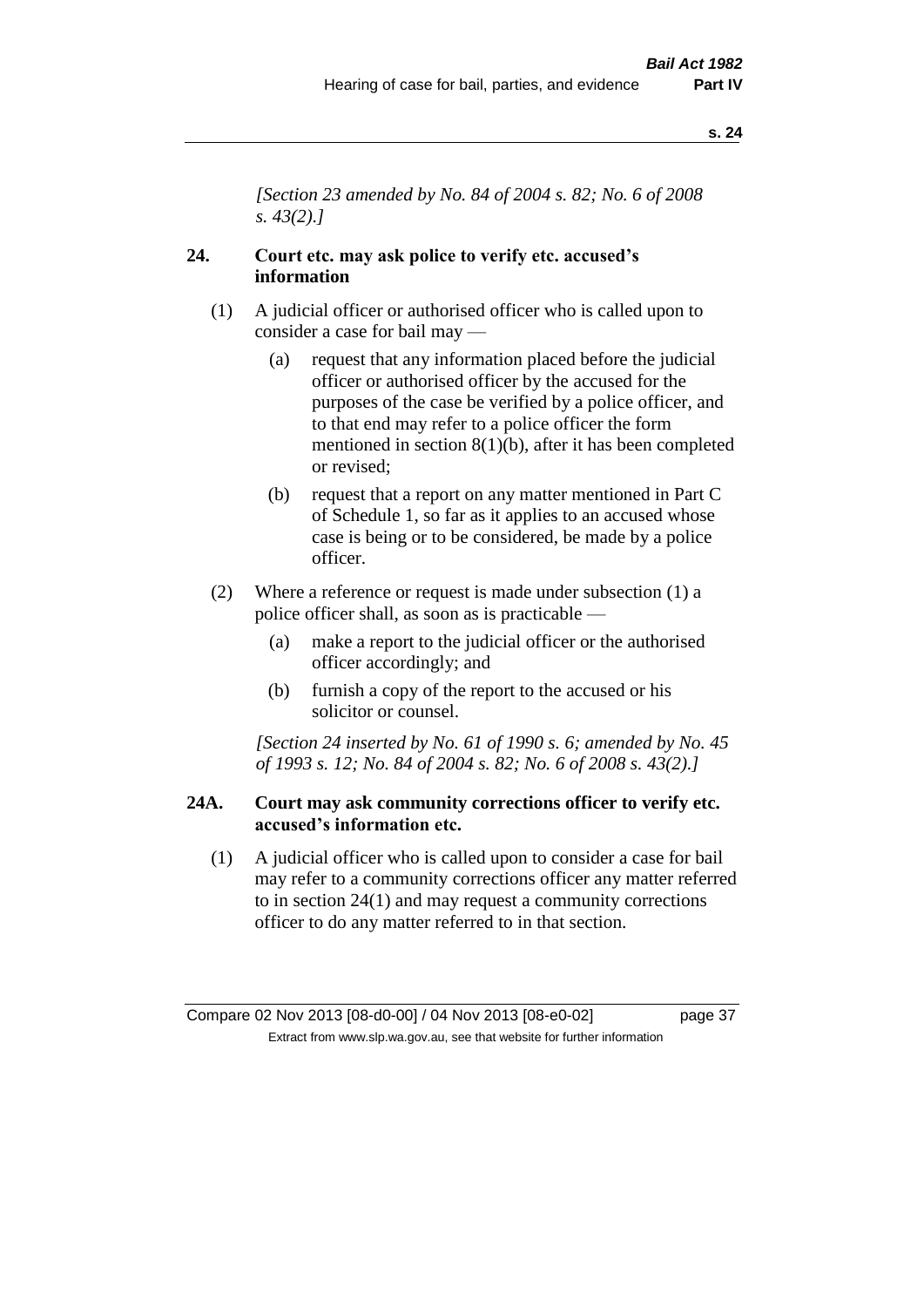*[Section 23 amended by No. 84 of 2004 s. 82; No. 6 of 2008 s. 43(2).]*

### 24. Court etc. may ask police to verify etc. accused's information

(1) A judicial officer or authorised officer who is called upon to consider a case for bail may —

- (a) request that any information placed before the judicial officer or authorised officer by the accused for the purposes of the case be verified by a police officer, and to that end may refer to a police officer the form mentioned in section 8(1)(b), after it has been completed or revised;
- (b) request that a report on any matter mentioned in Part C of Schedule 1, so far as it applies to an accused whose case is being or to be considered, be made by a police officer.

(2) Where a reference or request is made under subsection (1) a police officer shall, as soon as is practicable —

- (a) make a report to the judicial officer or the authorised officer accordingly; and
- (b) furnish a copy of the report to the accused or his solicitor or counsel.

*[Section 24 inserted by No. 61 of 1990 s. 6; amended by No. 45 of 1993 s. 12; No. 84 of 2004 s. 82; No. 6 of 2008 s. 43(2).]*

### 24A. Court may ask community corrections officer to verify etc. accused's information etc.

(1) A judicial officer who is called upon to consider a case for bail may refer to a community corrections officer any matter referred to in section 24(1) and may request a community corrections officer to do any matter referred to in that section.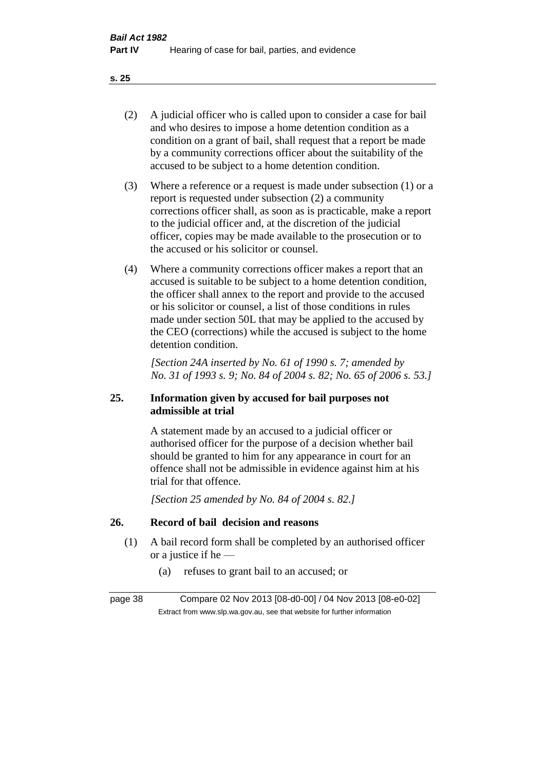(2) A judicial officer who is called upon to consider a case for bail and who desires to impose a home detention condition as a condition on a grant of bail, shall request that a report be made by a community corrections officer about the suitability of the accused to be subject to a home detention condition.

(3) Where a reference or a request is made under subsection (1) or a report is requested under subsection (2) a community corrections officer shall, as soon as is practicable, make a report to the judicial officer and, at the discretion of the judicial officer, copies may be made available to the prosecution or to the accused or his solicitor or counsel.

(4) Where a community corrections officer makes a report that an accused is suitable to be subject to a home detention condition, the officer shall annex to the report and provide to the accused or his solicitor or counsel, a list of those conditions in rules made under section 50L that may be applied to the accused by the CEO (corrections) while the accused is subject to the home detention condition.

*[Section 24A inserted by No. 61 of 1990 s. 7; amended by No. 31 of 1993 s. 9; No. 84 of 2004 s. 82; No. 65 of 2006 s. 53.]*

## 25. Information given by accused for bail purposes not admissible at trial

A statement made by an accused to a judicial officer or authorised officer for the purpose of a decision whether bail should be granted to him for any appearance in court for an offence shall not be admissible in evidence against him at his trial for that offence.

*[Section 25 amended by No. 84 of 2004 s. 82.]*

## 26. Record of bail decision and reasons

(1) A bail record form shall be completed by an authorised officer or a justice if he —

(a) refuses to grant bail to an accused; or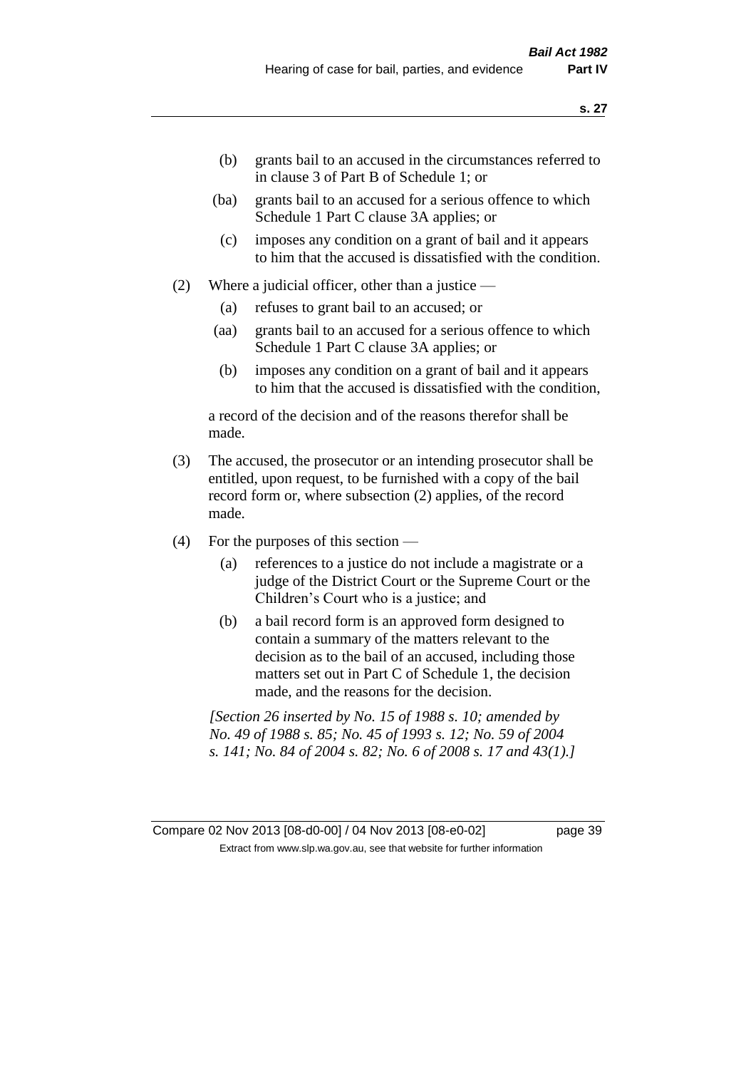(b) grants bail to an accused in the circumstances referred to in clause 3 of Part B of Schedule 1; or

(ba) grants bail to an accused for a serious offence to which Schedule 1 Part C clause 3A applies; or

(c) imposes any condition on a grant of bail and it appears to him that the accused is dissatisfied with the condition.

(2) Where a judicial officer, other than a justice —

(a) refuses to grant bail to an accused; or

(aa) grants bail to an accused for a serious offence to which Schedule 1 Part C clause 3A applies; or

(b) imposes any condition on a grant of bail and it appears to him that the accused is dissatisfied with the condition,

a record of the decision and of the reasons therefor shall be made.

(3) The accused, the prosecutor or an intending prosecutor shall be entitled, upon request, to be furnished with a copy of the bail record form or, where subsection (2) applies, of the record made.

(4) For the purposes of this section —

(a) references to a justice do not include a magistrate or a judge of the District Court or the Supreme Court or the Children's Court who is a justice; and

(b) a bail record form is an approved form designed to contain a summary of the matters relevant to the decision as to the bail of an accused, including those matters set out in Part C of Schedule 1, the decision made, and the reasons for the decision.

*[Section 26 inserted by No. 15 of 1988 s. 10; amended by No. 49 of 1988 s. 85; No. 45 of 1993 s. 12; No. 59 of 2004 s. 141; No. 84 of 2004 s. 82; No. 6 of 2008 s. 17 and 43(1).]*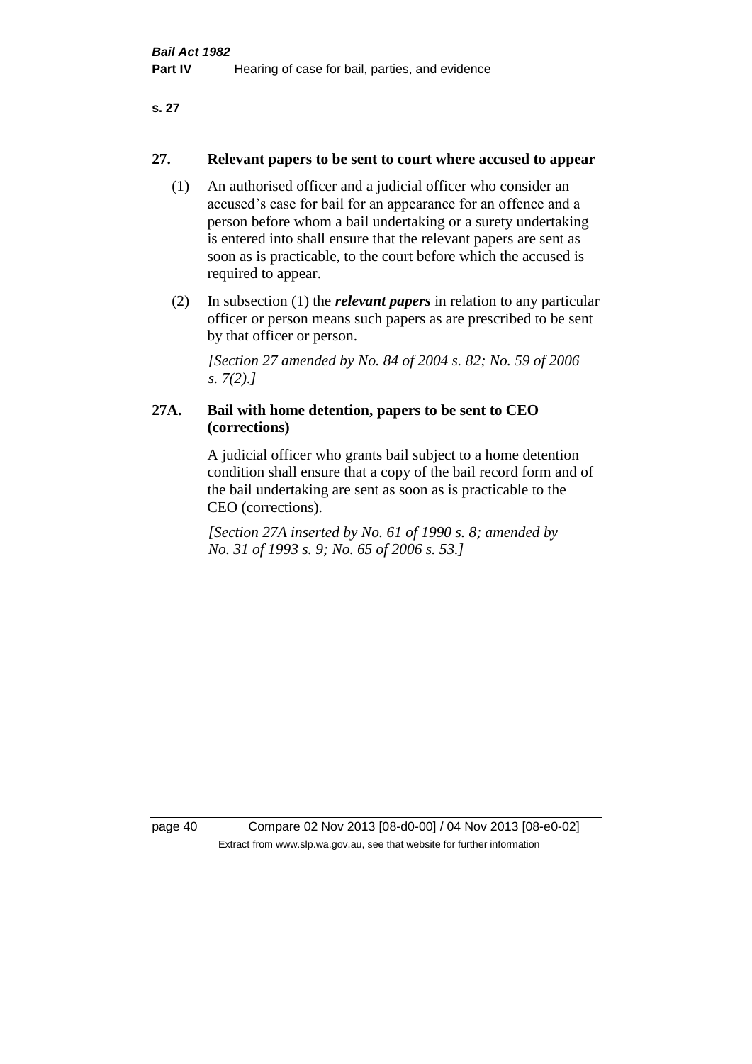## 27. Relevant papers to be sent to court where accused to appear

(1) An authorised officer and a judicial officer who consider an accused's case for bail for an appearance for an offence and a person before whom a bail undertaking or a surety undertaking is entered into shall ensure that the relevant papers are sent as soon as is practicable, to the court before which the accused is required to appear.

(2) In subsection (1) the ***relevant papers*** in relation to any particular officer or person means such papers as are prescribed to be sent by that officer or person.

*[Section 27 amended by No. 84 of 2004 s. 82; No. 59 of 2006 s. 7(2).]*

## 27A. Bail with home detention, papers to be sent to CEO (corrections)

A judicial officer who grants bail subject to a home detention condition shall ensure that a copy of the bail record form and of the bail undertaking are sent as soon as is practicable to the CEO (corrections).

*[Section 27A inserted by No. 61 of 1990 s. 8; amended by No. 31 of 1993 s. 9; No. 65 of 2006 s. 53.]*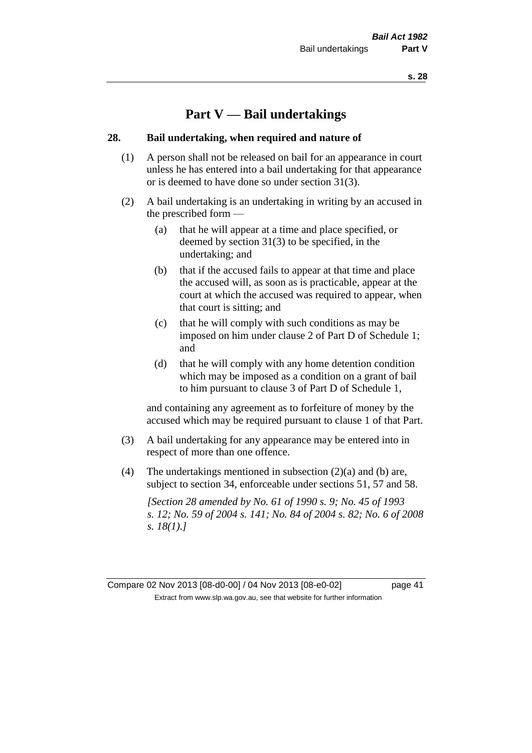# Part V — Bail undertakings

## 28. Bail undertaking, when required and nature of

(1) A person shall not be released on bail for an appearance in court unless he has entered into a bail undertaking for that appearance or is deemed to have done so under section 31(3).

(2) A bail undertaking is an undertaking in writing by an accused in the prescribed form —

- (a) that he will appear at a time and place specified, or deemed by section 31(3) to be specified, in the undertaking; and
- (b) that if the accused fails to appear at that time and place the accused will, as soon as is practicable, appear at the court at which the accused was required to appear, when that court is sitting; and
- (c) that he will comply with such conditions as may be imposed on him under clause 2 of Part D of Schedule 1; and
- (d) that he will comply with any home detention condition which may be imposed as a condition on a grant of bail to him pursuant to clause 3 of Part D of Schedule 1,

and containing any agreement as to forfeiture of money by the accused which may be required pursuant to clause 1 of that Part.

(3) A bail undertaking for any appearance may be entered into in respect of more than one offence.

(4) The undertakings mentioned in subsection (2)(a) and (b) are, subject to section 34, enforceable under sections 51, 57 and 58.

*[Section 28 amended by No. 61 of 1990 s. 9; No. 45 of 1993 s. 12; No. 59 of 2004 s. 141; No. 84 of 2004 s. 82; No. 6 of 2008 s. 18(1).]*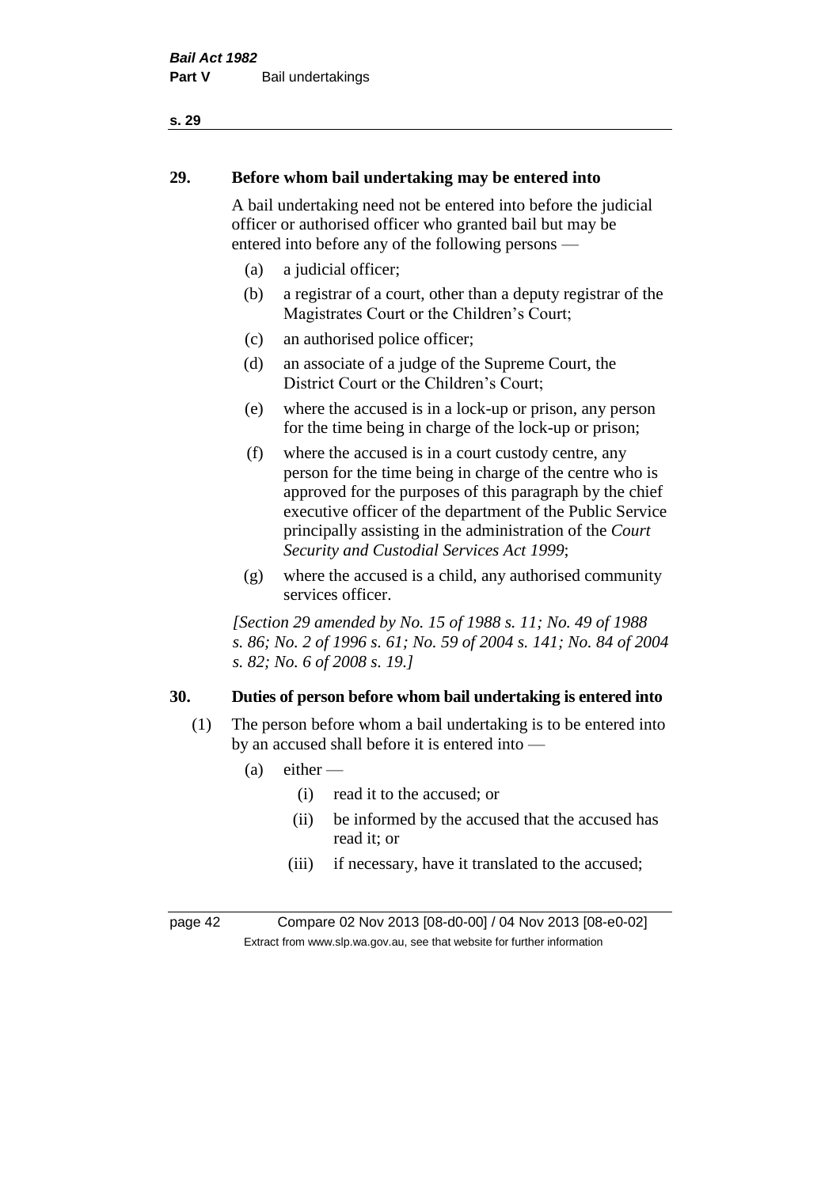## 29. Before whom bail undertaking may be entered into

A bail undertaking need not be entered into before the judicial officer or authorised officer who granted bail but may be entered into before any of the following persons —

- (a) a judicial officer;
- (b) a registrar of a court, other than a deputy registrar of the Magistrates Court or the Children's Court;
- (c) an authorised police officer;
- (d) an associate of a judge of the Supreme Court, the District Court or the Children's Court;
- (e) where the accused is in a lock-up or prison, any person for the time being in charge of the lock-up or prison;
- (f) where the accused is in a court custody centre, any person for the time being in charge of the centre who is approved for the purposes of this paragraph by the chief executive officer of the department of the Public Service principally assisting in the administration of the *Court Security and Custodial Services Act 1999*;
- (g) where the accused is a child, any authorised community services officer.

*[Section 29 amended by No. 15 of 1988 s. 11; No. 49 of 1988 s. 86; No. 2 of 1996 s. 61; No. 59 of 2004 s. 141; No. 84 of 2004 s. 82; No. 6 of 2008 s. 19.]*

## 30. Duties of person before whom bail undertaking is entered into

(1) The person before whom a bail undertaking is to be entered into by an accused shall before it is entered into —

- (a) either —
  - (i) read it to the accused; or
  - (ii) be informed by the accused that the accused has read it; or
  - (iii) if necessary, have it translated to the accused;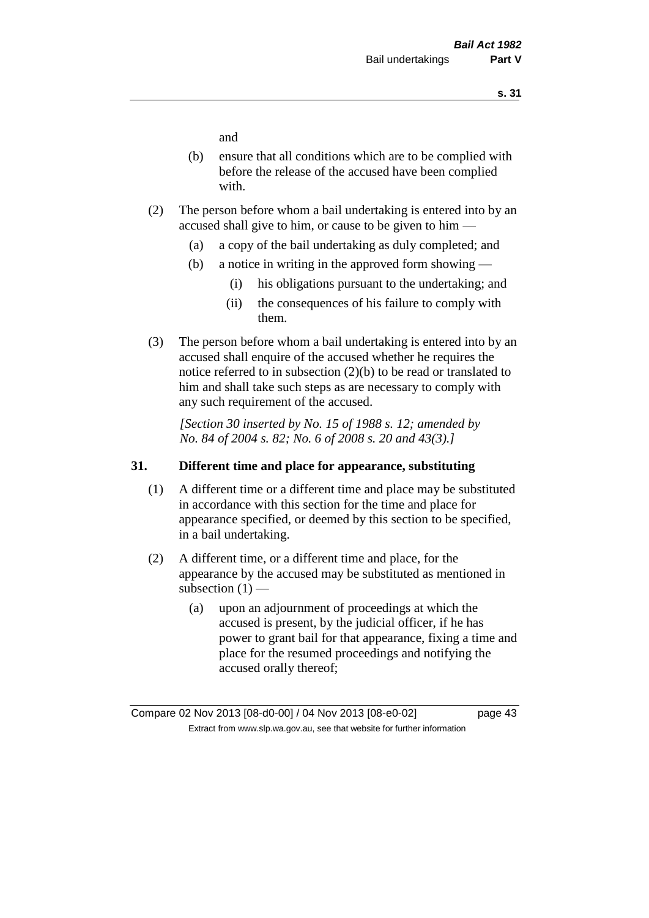and

(b) ensure that all conditions which are to be complied with before the release of the accused have been complied with.

(2) The person before whom a bail undertaking is entered into by an accused shall give to him, or cause to be given to him —

(a) a copy of the bail undertaking as duly completed; and

(b) a notice in writing in the approved form showing —

(i) his obligations pursuant to the undertaking; and

(ii) the consequences of his failure to comply with them.

(3) The person before whom a bail undertaking is entered into by an accused shall enquire of the accused whether he requires the notice referred to in subsection (2)(b) to be read or translated to him and shall take such steps as are necessary to comply with any such requirement of the accused.

*[Section 30 inserted by No. 15 of 1988 s. 12; amended by No. 84 of 2004 s. 82; No. 6 of 2008 s. 20 and 43(3).]*

## 31. Different time and place for appearance, substituting

(1) A different time or a different time and place may be substituted in accordance with this section for the time and place for appearance specified, or deemed by this section to be specified, in a bail undertaking.

(2) A different time, or a different time and place, for the appearance by the accused may be substituted as mentioned in subsection (1) —

(a) upon an adjournment of proceedings at which the accused is present, by the judicial officer, if he has power to grant bail for that appearance, fixing a time and place for the resumed proceedings and notifying the accused orally thereof;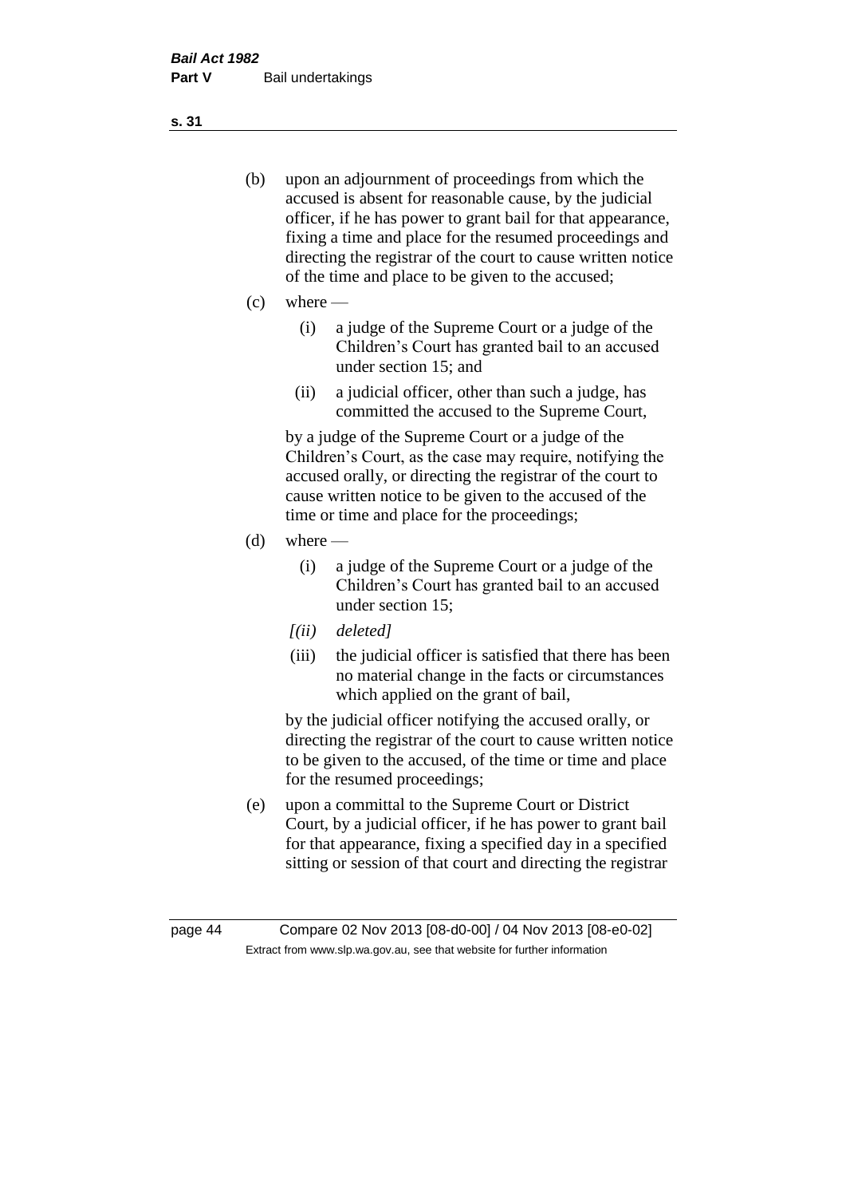(b) upon an adjournment of proceedings from which the accused is absent for reasonable cause, by the judicial officer, if he has power to grant bail for that appearance, fixing a time and place for the resumed proceedings and directing the registrar of the court to cause written notice of the time and place to be given to the accused;

(c) where —

   (i) a judge of the Supreme Court or a judge of the Children's Court has granted bail to an accused under section 15; and

   (ii) a judicial officer, other than such a judge, has committed the accused to the Supreme Court,

   by a judge of the Supreme Court or a judge of the Children's Court, as the case may require, notifying the accused orally, or directing the registrar of the court to cause written notice to be given to the accused of the time or time and place for the proceedings;

(d) where —

   (i) a judge of the Supreme Court or a judge of the Children's Court has granted bail to an accused under section 15;

   *[(ii) deleted]*

   (iii) the judicial officer is satisfied that there has been no material change in the facts or circumstances which applied on the grant of bail,

   by the judicial officer notifying the accused orally, or directing the registrar of the court to cause written notice to be given to the accused, of the time or time and place for the resumed proceedings;

(e) upon a committal to the Supreme Court or District Court, by a judicial officer, if he has power to grant bail for that appearance, fixing a specified day in a specified sitting or session of that court and directing the registrar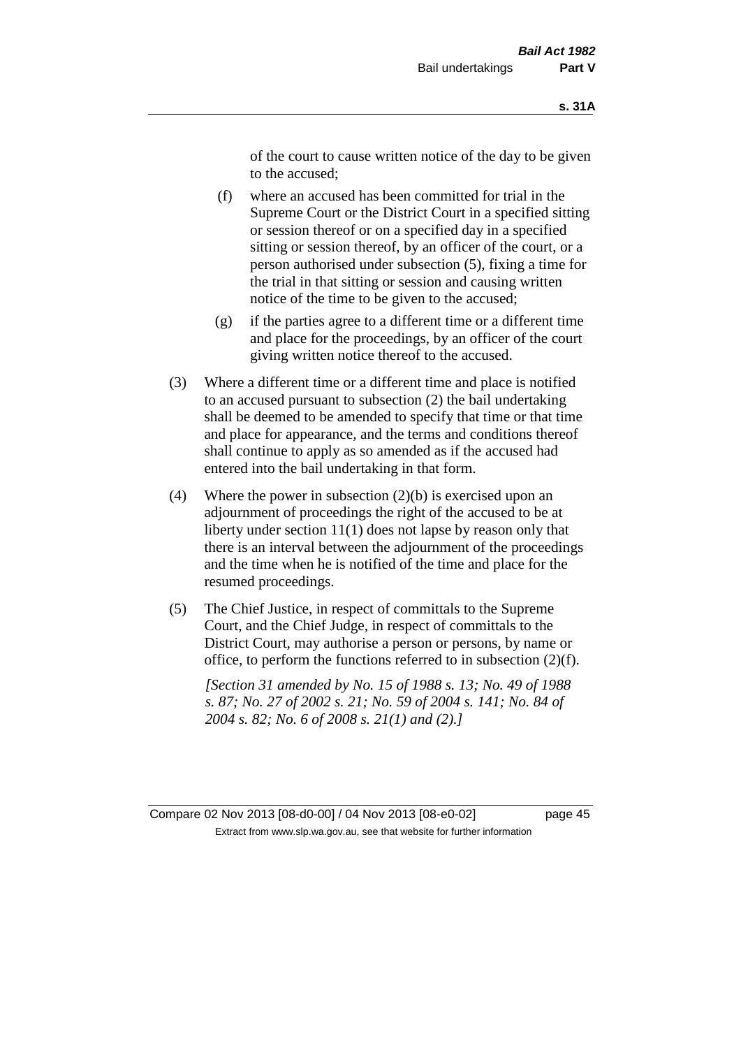of the court to cause written notice of the day to be given to the accused;

(f) where an accused has been committed for trial in the Supreme Court or the District Court in a specified sitting or session thereof or on a specified day in a specified sitting or session thereof, by an officer of the court, or a person authorised under subsection (5), fixing a time for the trial in that sitting or session and causing written notice of the time to be given to the accused;

(g) if the parties agree to a different time or a different time and place for the proceedings, by an officer of the court giving written notice thereof to the accused.

(3) Where a different time or a different time and place is notified to an accused pursuant to subsection (2) the bail undertaking shall be deemed to be amended to specify that time or that time and place for appearance, and the terms and conditions thereof shall continue to apply as so amended as if the accused had entered into the bail undertaking in that form.

(4) Where the power in subsection (2)(b) is exercised upon an adjournment of proceedings the right of the accused to be at liberty under section 11(1) does not lapse by reason only that there is an interval between the adjournment of the proceedings and the time when he is notified of the time and place for the resumed proceedings.

(5) The Chief Justice, in respect of committals to the Supreme Court, and the Chief Judge, in respect of committals to the District Court, may authorise a person or persons, by name or office, to perform the functions referred to in subsection (2)(f).

*[Section 31 amended by No. 15 of 1988 s. 13; No. 49 of 1988 s. 87; No. 27 of 2002 s. 21; No. 59 of 2004 s. 141; No. 84 of 2004 s. 82; No. 6 of 2008 s. 21(1) and (2).]*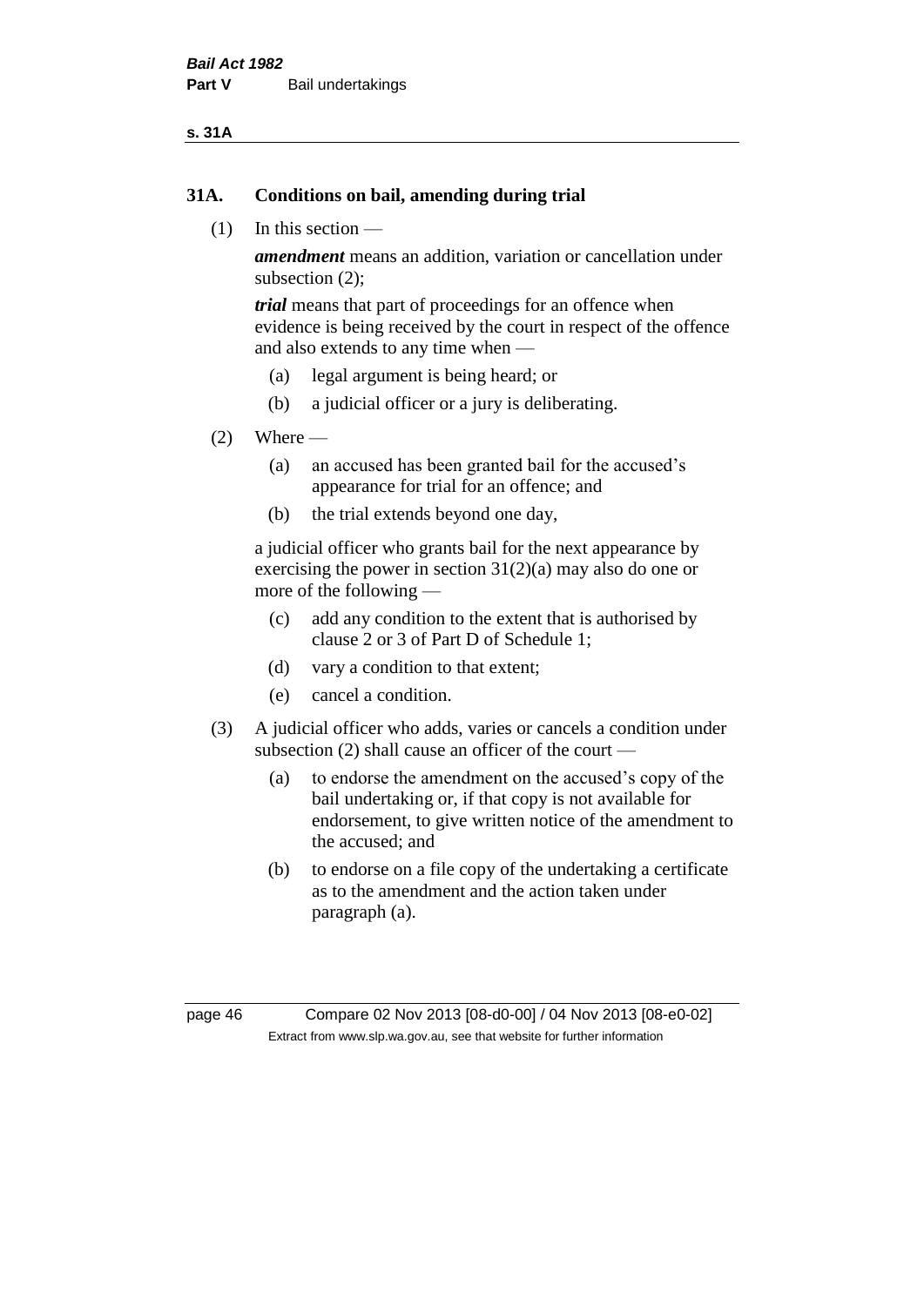## 31A. Conditions on bail, amending during trial

(1) In this section —

***amendment*** means an addition, variation or cancellation under subsection (2);

***trial*** means that part of proceedings for an offence when evidence is being received by the court in respect of the offence and also extends to any time when —

- (a) legal argument is being heard; or
- (b) a judicial officer or a jury is deliberating.

(2) Where —

- (a) an accused has been granted bail for the accused's appearance for trial for an offence; and
- (b) the trial extends beyond one day,

a judicial officer who grants bail for the next appearance by exercising the power in section 31(2)(a) may also do one or more of the following —

- (c) add any condition to the extent that is authorised by clause 2 or 3 of Part D of Schedule 1;
- (d) vary a condition to that extent;
- (e) cancel a condition.

(3) A judicial officer who adds, varies or cancels a condition under subsection (2) shall cause an officer of the court —

- (a) to endorse the amendment on the accused's copy of the bail undertaking or, if that copy is not available for endorsement, to give written notice of the amendment to the accused; and
- (b) to endorse on a file copy of the undertaking a certificate as to the amendment and the action taken under paragraph (a).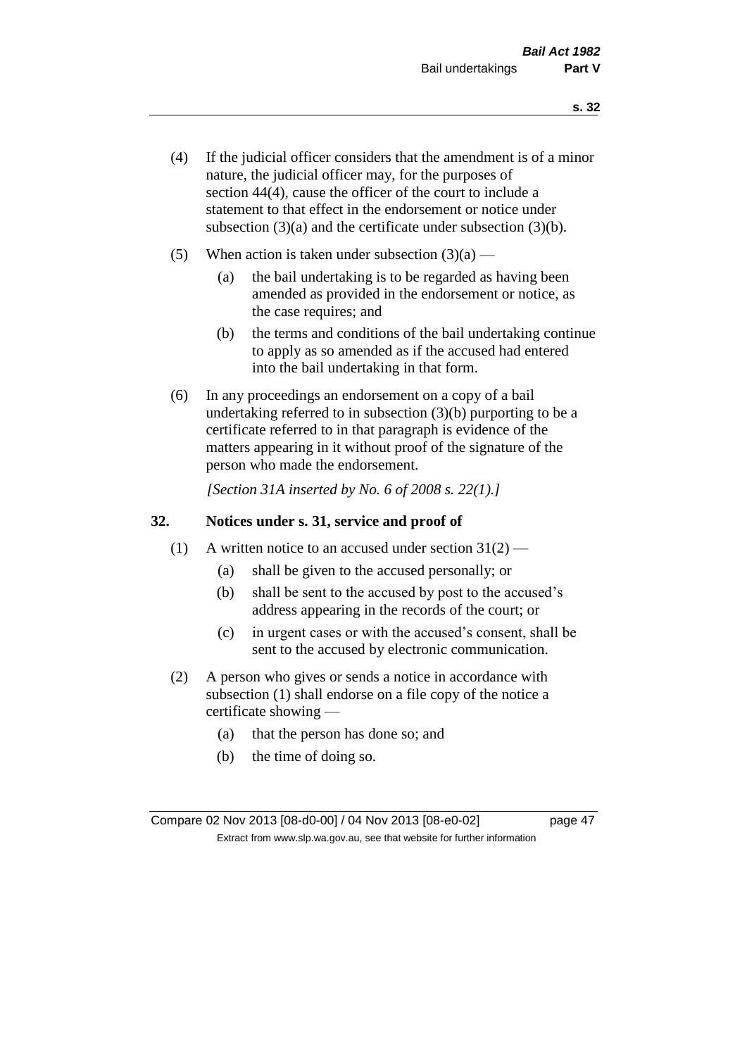(4) If the judicial officer considers that the amendment is of a minor nature, the judicial officer may, for the purposes of section 44(4), cause the officer of the court to include a statement to that effect in the endorsement or notice under subsection (3)(a) and the certificate under subsection (3)(b).

(5) When action is taken under subsection (3)(a) —

  (a) the bail undertaking is to be regarded as having been amended as provided in the endorsement or notice, as the case requires; and

  (b) the terms and conditions of the bail undertaking continue to apply as so amended as if the accused had entered into the bail undertaking in that form.

(6) In any proceedings an endorsement on a copy of a bail undertaking referred to in subsection (3)(b) purporting to be a certificate referred to in that paragraph is evidence of the matters appearing in it without proof of the signature of the person who made the endorsement.

*[Section 31A inserted by No. 6 of 2008 s. 22(1).]*

## 32. Notices under s. 31, service and proof of

(1) A written notice to an accused under section 31(2) —

  (a) shall be given to the accused personally; or

  (b) shall be sent to the accused by post to the accused's address appearing in the records of the court; or

  (c) in urgent cases or with the accused's consent, shall be sent to the accused by electronic communication.

(2) A person who gives or sends a notice in accordance with subsection (1) shall endorse on a file copy of the notice a certificate showing —

  (a) that the person has done so; and

  (b) the time of doing so.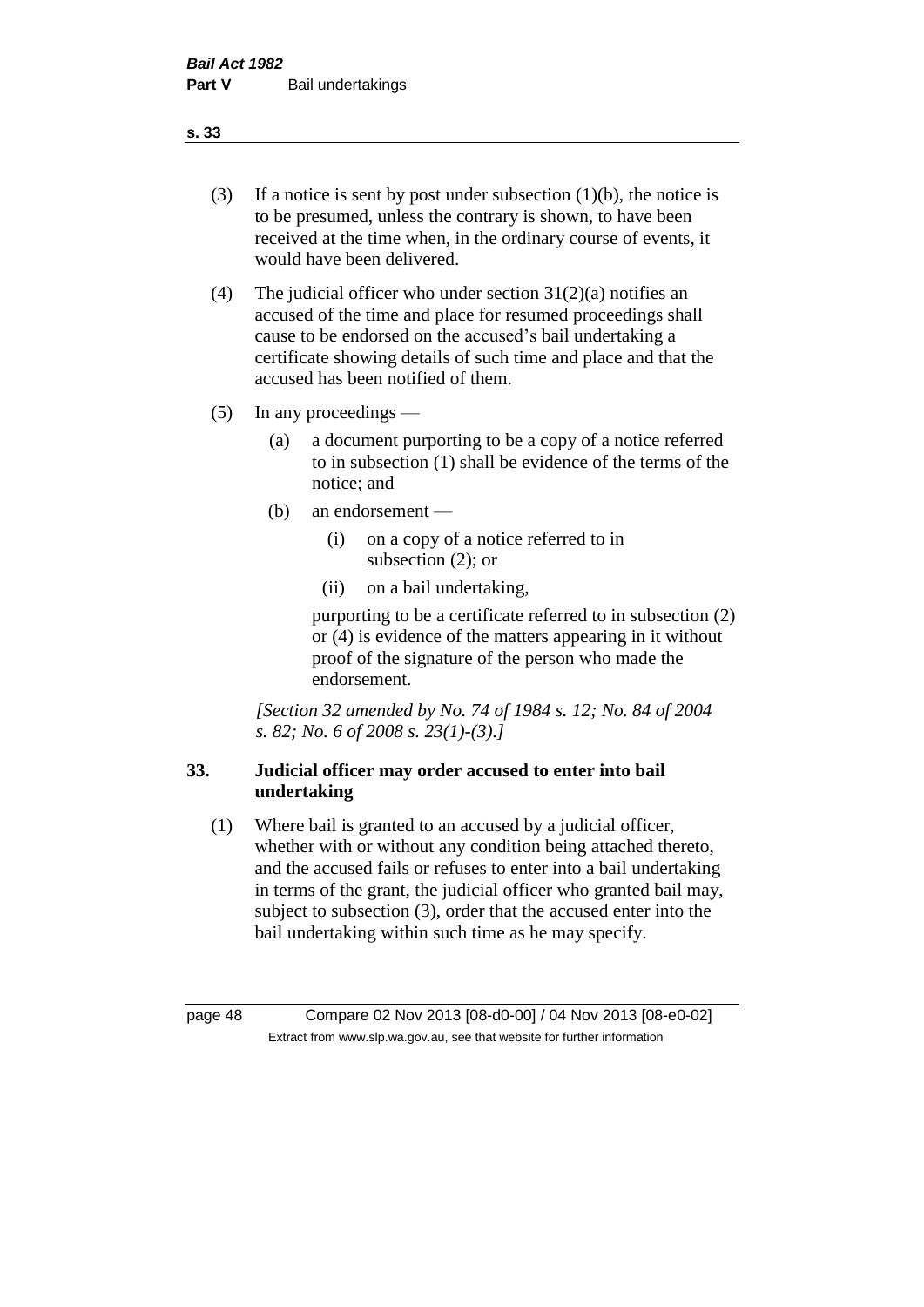(3) If a notice is sent by post under subsection (1)(b), the notice is to be presumed, unless the contrary is shown, to have been received at the time when, in the ordinary course of events, it would have been delivered.

(4) The judicial officer who under section 31(2)(a) notifies an accused of the time and place for resumed proceedings shall cause to be endorsed on the accused's bail undertaking a certificate showing details of such time and place and that the accused has been notified of them.

(5) In any proceedings —

  (a) a document purporting to be a copy of a notice referred to in subsection (1) shall be evidence of the terms of the notice; and

  (b) an endorsement —

    (i) on a copy of a notice referred to in subsection (2); or

    (ii) on a bail undertaking,

  purporting to be a certificate referred to in subsection (2) or (4) is evidence of the matters appearing in it without proof of the signature of the person who made the endorsement.

*[Section 32 amended by No. 74 of 1984 s. 12; No. 84 of 2004 s. 82; No. 6 of 2008 s. 23(1)-(3).]*

### 33. Judicial officer may order accused to enter into bail undertaking

(1) Where bail is granted to an accused by a judicial officer, whether with or without any condition being attached thereto, and the accused fails or refuses to enter into a bail undertaking in terms of the grant, the judicial officer who granted bail may, subject to subsection (3), order that the accused enter into the bail undertaking within such time as he may specify.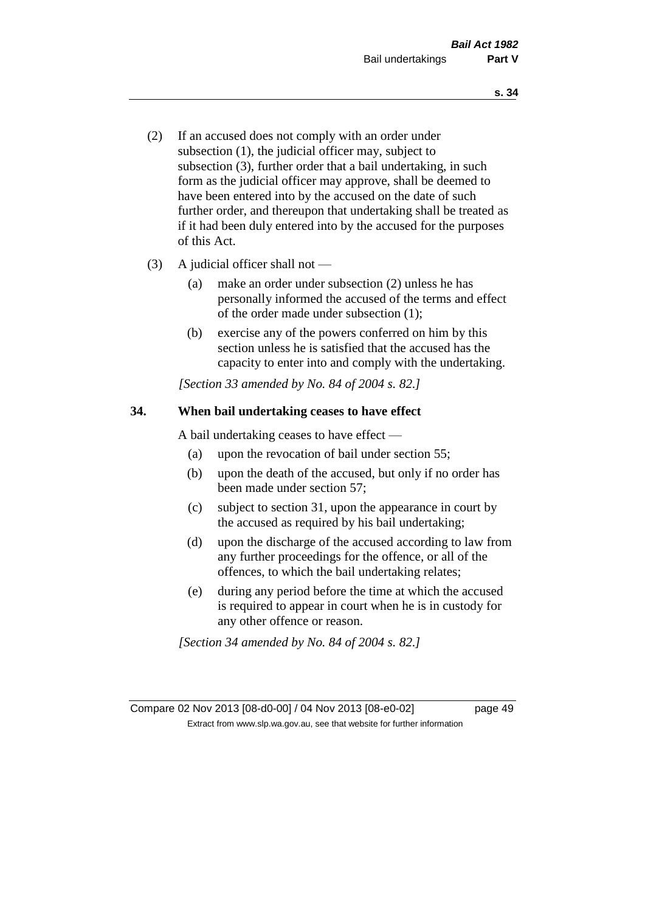(2) If an accused does not comply with an order under subsection (1), the judicial officer may, subject to subsection (3), further order that a bail undertaking, in such form as the judicial officer may approve, shall be deemed to have been entered into by the accused on the date of such further order, and thereupon that undertaking shall be treated as if it had been duly entered into by the accused for the purposes of this Act.

(3) A judicial officer shall not —

  (a) make an order under subsection (2) unless he has personally informed the accused of the terms and effect of the order made under subsection (1);

  (b) exercise any of the powers conferred on him by this section unless he is satisfied that the accused has the capacity to enter into and comply with the undertaking.

*[Section 33 amended by No. 84 of 2004 s. 82.]*

### 34. When bail undertaking ceases to have effect

A bail undertaking ceases to have effect —

  (a) upon the revocation of bail under section 55;

  (b) upon the death of the accused, but only if no order has been made under section 57;

  (c) subject to section 31, upon the appearance in court by the accused as required by his bail undertaking;

  (d) upon the discharge of the accused according to law from any further proceedings for the offence, or all of the offences, to which the bail undertaking relates;

  (e) during any period before the time at which the accused is required to appear in court when he is in custody for any other offence or reason.

*[Section 34 amended by No. 84 of 2004 s. 82.]*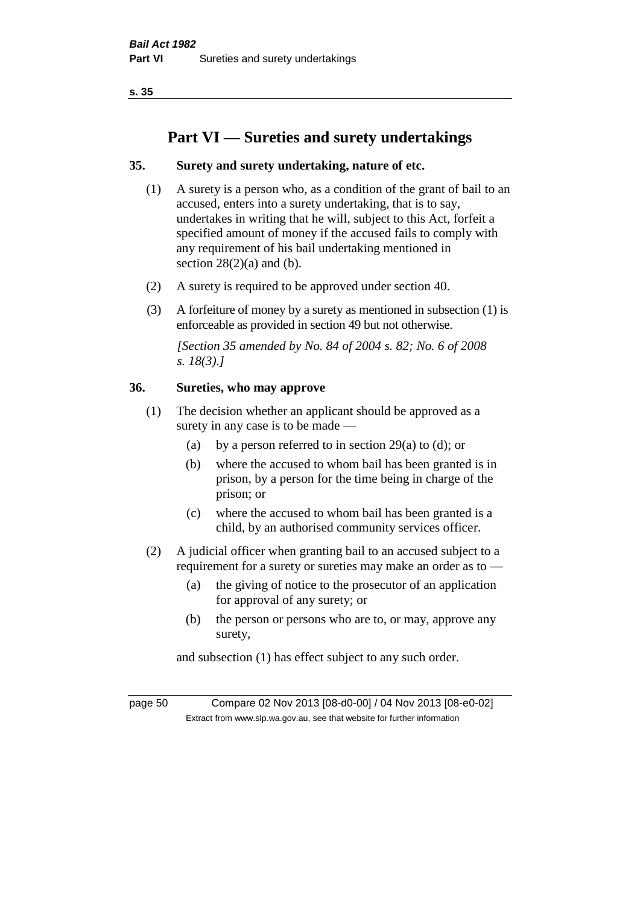# Part VI — Sureties and surety undertakings

## 35. Surety and surety undertaking, nature of etc.

(1) A surety is a person who, as a condition of the grant of bail to an accused, enters into a surety undertaking, that is to say, undertakes in writing that he will, subject to this Act, forfeit a specified amount of money if the accused fails to comply with any requirement of his bail undertaking mentioned in section 28(2)(a) and (b).

(2) A surety is required to be approved under section 40.

(3) A forfeiture of money by a surety as mentioned in subsection (1) is enforceable as provided in section 49 but not otherwise.

*[Section 35 amended by No. 84 of 2004 s. 82; No. 6 of 2008 s. 18(3).]*

## 36. Sureties, who may approve

(1) The decision whether an applicant should be approved as a surety in any case is to be made —

- (a) by a person referred to in section 29(a) to (d); or
- (b) where the accused to whom bail has been granted is in prison, by a person for the time being in charge of the prison; or
- (c) where the accused to whom bail has been granted is a child, by an authorised community services officer.

(2) A judicial officer when granting bail to an accused subject to a requirement for a surety or sureties may make an order as to —

- (a) the giving of notice to the prosecutor of an application for approval of any surety; or
- (b) the person or persons who are to, or may, approve any surety,

and subsection (1) has effect subject to any such order.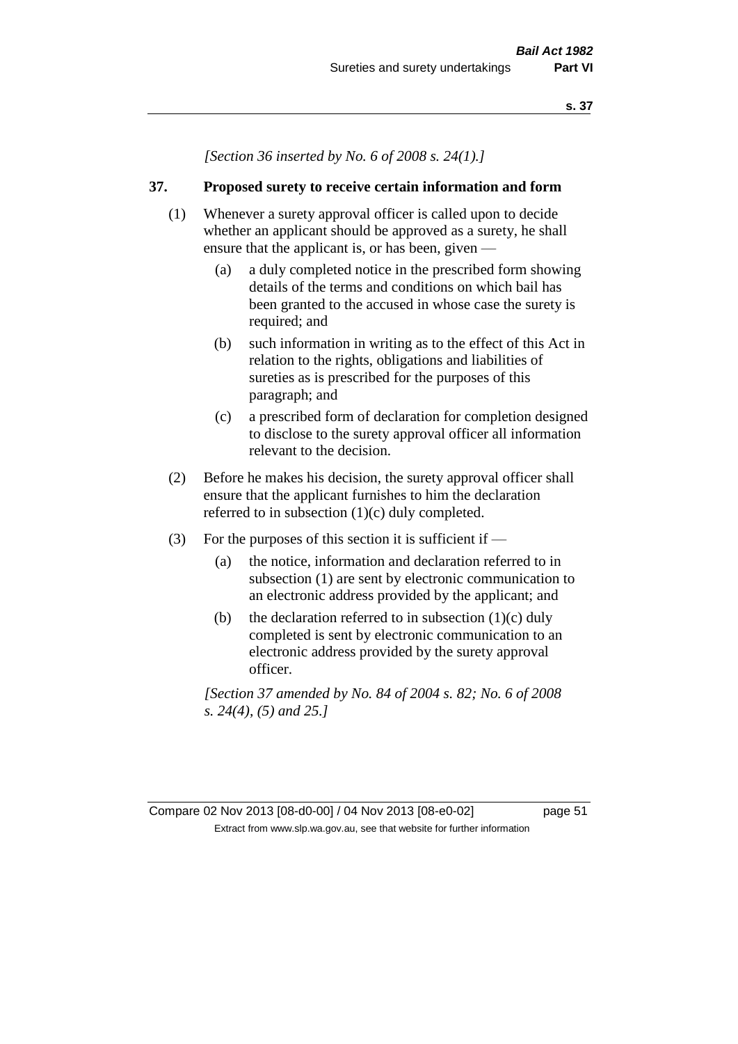*[Section 36 inserted by No. 6 of 2008 s. 24(1).]*

### 37. Proposed surety to receive certain information and form

(1) Whenever a surety approval officer is called upon to decide whether an applicant should be approved as a surety, he shall ensure that the applicant is, or has been, given —

(a) a duly completed notice in the prescribed form showing details of the terms and conditions on which bail has been granted to the accused in whose case the surety is required; and

(b) such information in writing as to the effect of this Act in relation to the rights, obligations and liabilities of sureties as is prescribed for the purposes of this paragraph; and

(c) a prescribed form of declaration for completion designed to disclose to the surety approval officer all information relevant to the decision.

(2) Before he makes his decision, the surety approval officer shall ensure that the applicant furnishes to him the declaration referred to in subsection (1)(c) duly completed.

(3) For the purposes of this section it is sufficient if —

(a) the notice, information and declaration referred to in subsection (1) are sent by electronic communication to an electronic address provided by the applicant; and

(b) the declaration referred to in subsection (1)(c) duly completed is sent by electronic communication to an electronic address provided by the surety approval officer.

*[Section 37 amended by No. 84 of 2004 s. 82; No. 6 of 2008 s. 24(4), (5) and 25.]*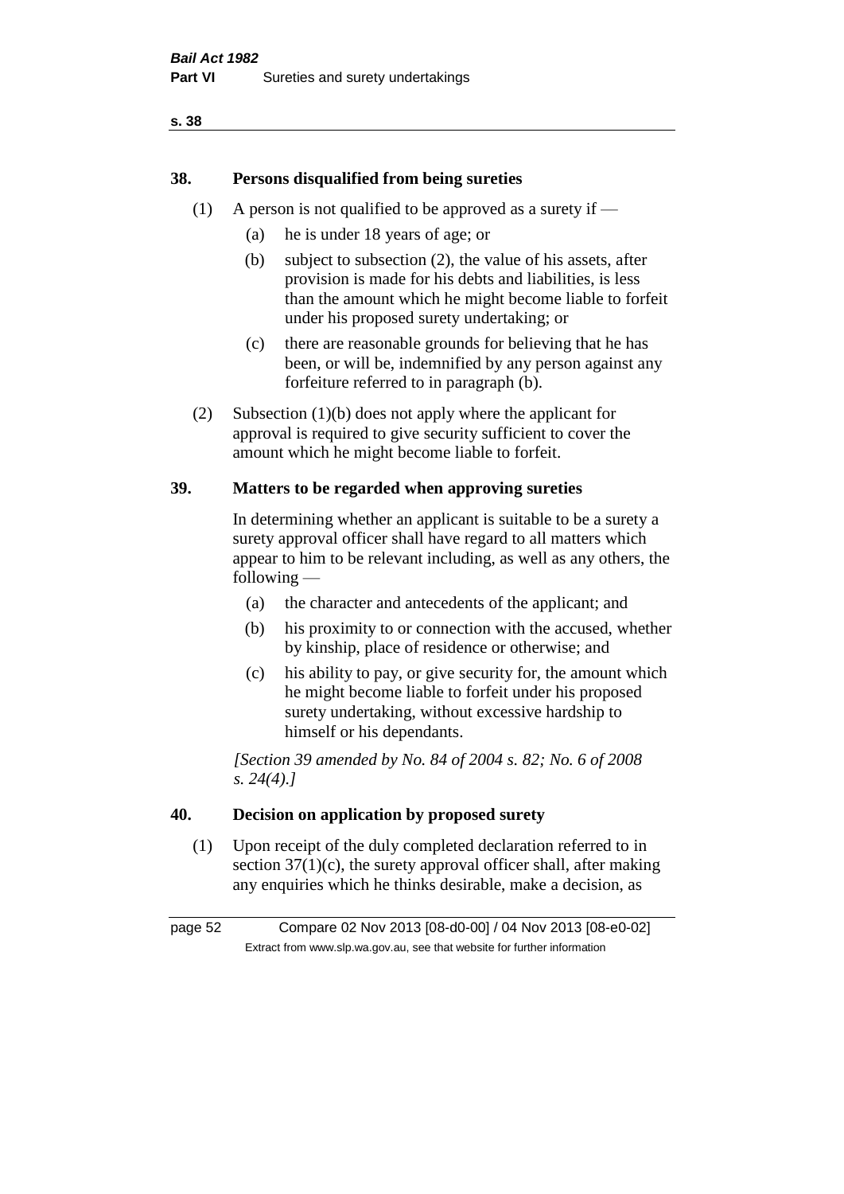## 38. Persons disqualified from being sureties

(1) A person is not qualified to be approved as a surety if —

(a) he is under 18 years of age; or

(b) subject to subsection (2), the value of his assets, after provision is made for his debts and liabilities, is less than the amount which he might become liable to forfeit under his proposed surety undertaking; or

(c) there are reasonable grounds for believing that he has been, or will be, indemnified by any person against any forfeiture referred to in paragraph (b).

(2) Subsection (1)(b) does not apply where the applicant for approval is required to give security sufficient to cover the amount which he might become liable to forfeit.

## 39. Matters to be regarded when approving sureties

In determining whether an applicant is suitable to be a surety a surety approval officer shall have regard to all matters which appear to him to be relevant including, as well as any others, the following —

(a) the character and antecedents of the applicant; and

(b) his proximity to or connection with the accused, whether by kinship, place of residence or otherwise; and

(c) his ability to pay, or give security for, the amount which he might become liable to forfeit under his proposed surety undertaking, without excessive hardship to himself or his dependants.

*[Section 39 amended by No. 84 of 2004 s. 82; No. 6 of 2008 s. 24(4).]*

## 40. Decision on application by proposed surety

(1) Upon receipt of the duly completed declaration referred to in section 37(1)(c), the surety approval officer shall, after making any enquiries which he thinks desirable, make a decision, as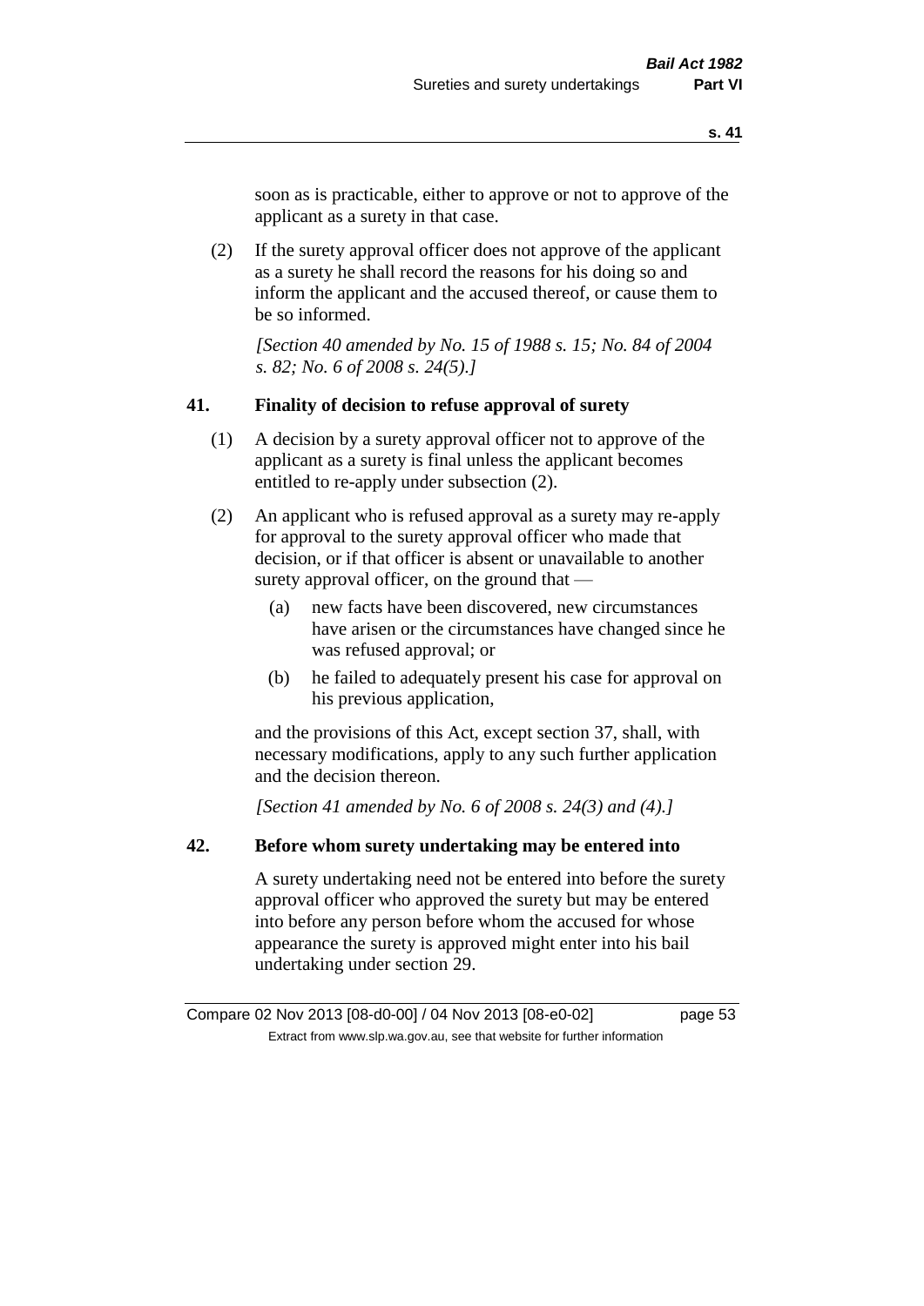soon as is practicable, either to approve or not to approve of the applicant as a surety in that case.

(2) If the surety approval officer does not approve of the applicant as a surety he shall record the reasons for his doing so and inform the applicant and the accused thereof, or cause them to be so informed.

*[Section 40 amended by No. 15 of 1988 s. 15; No. 84 of 2004 s. 82; No. 6 of 2008 s. 24(5).]*

### 41. Finality of decision to refuse approval of surety

(1) A decision by a surety approval officer not to approve of the applicant as a surety is final unless the applicant becomes entitled to re-apply under subsection (2).

(2) An applicant who is refused approval as a surety may re-apply for approval to the surety approval officer who made that decision, or if that officer is absent or unavailable to another surety approval officer, on the ground that —

(a) new facts have been discovered, new circumstances have arisen or the circumstances have changed since he was refused approval; or

(b) he failed to adequately present his case for approval on his previous application,

and the provisions of this Act, except section 37, shall, with necessary modifications, apply to any such further application and the decision thereon.

*[Section 41 amended by No. 6 of 2008 s. 24(3) and (4).]*

### 42. Before whom surety undertaking may be entered into

A surety undertaking need not be entered into before the surety approval officer who approved the surety but may be entered into before any person before whom the accused for whose appearance the surety is approved might enter into his bail undertaking under section 29.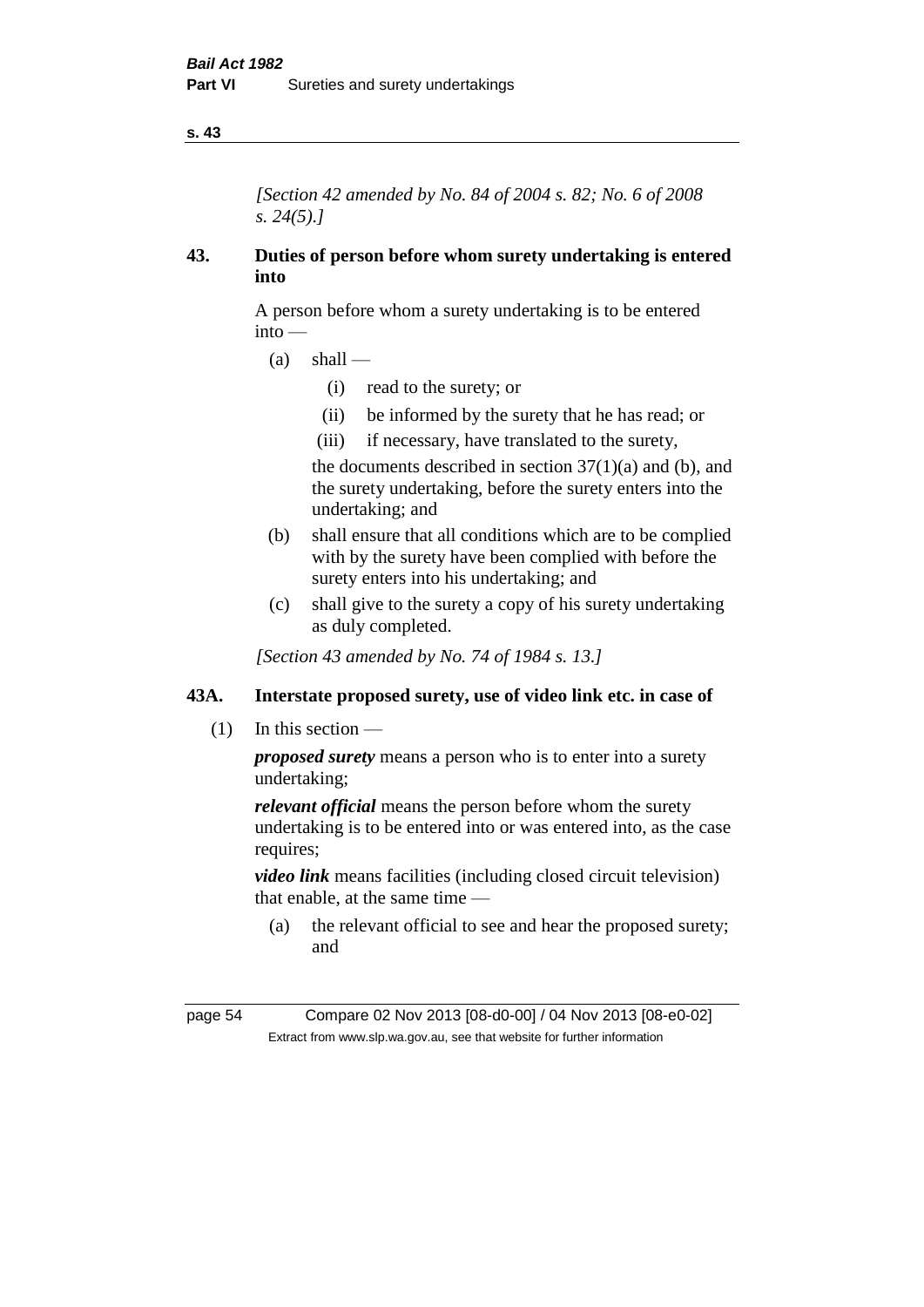*[Section 42 amended by No. 84 of 2004 s. 82; No. 6 of 2008 s. 24(5).]*

## 43. Duties of person before whom surety undertaking is entered into

A person before whom a surety undertaking is to be entered into —

- (a) shall —
  - (i) read to the surety; or
  - (ii) be informed by the surety that he has read; or
  - (iii) if necessary, have translated to the surety,

  the documents described in section 37(1)(a) and (b), and the surety undertaking, before the surety enters into the undertaking; and
- (b) shall ensure that all conditions which are to be complied with by the surety have been complied with before the surety enters into his undertaking; and
- (c) shall give to the surety a copy of his surety undertaking as duly completed.

*[Section 43 amended by No. 74 of 1984 s. 13.]*

## 43A. Interstate proposed surety, use of video link etc. in case of

(1) In this section —

***proposed surety*** means a person who is to enter into a surety undertaking;

***relevant official*** means the person before whom the surety undertaking is to be entered into or was entered into, as the case requires;

***video link*** means facilities (including closed circuit television) that enable, at the same time —

- (a) the relevant official to see and hear the proposed surety; and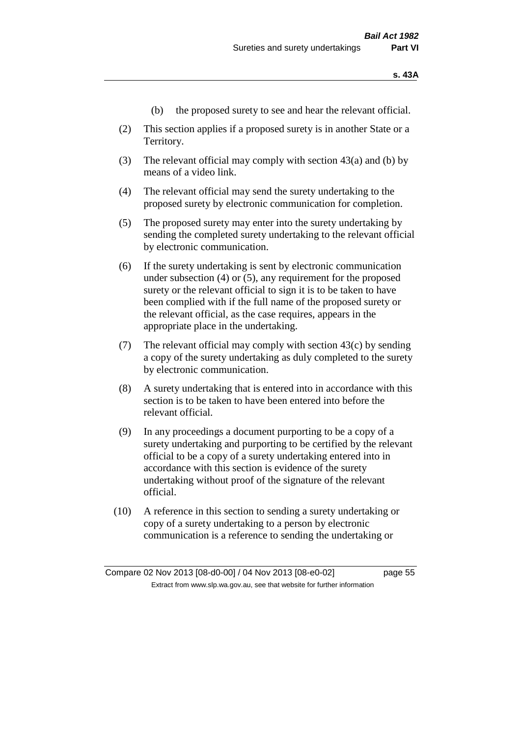(b) the proposed surety to see and hear the relevant official.

(2) This section applies if a proposed surety is in another State or a Territory.

(3) The relevant official may comply with section 43(a) and (b) by means of a video link.

(4) The relevant official may send the surety undertaking to the proposed surety by electronic communication for completion.

(5) The proposed surety may enter into the surety undertaking by sending the completed surety undertaking to the relevant official by electronic communication.

(6) If the surety undertaking is sent by electronic communication under subsection (4) or (5), any requirement for the proposed surety or the relevant official to sign it is to be taken to have been complied with if the full name of the proposed surety or the relevant official, as the case requires, appears in the appropriate place in the undertaking.

(7) The relevant official may comply with section 43(c) by sending a copy of the surety undertaking as duly completed to the surety by electronic communication.

(8) A surety undertaking that is entered into in accordance with this section is to be taken to have been entered into before the relevant official.

(9) In any proceedings a document purporting to be a copy of a surety undertaking and purporting to be certified by the relevant official to be a copy of a surety undertaking entered into in accordance with this section is evidence of the surety undertaking without proof of the signature of the relevant official.

(10) A reference in this section to sending a surety undertaking or copy of a surety undertaking to a person by electronic communication is a reference to sending the undertaking or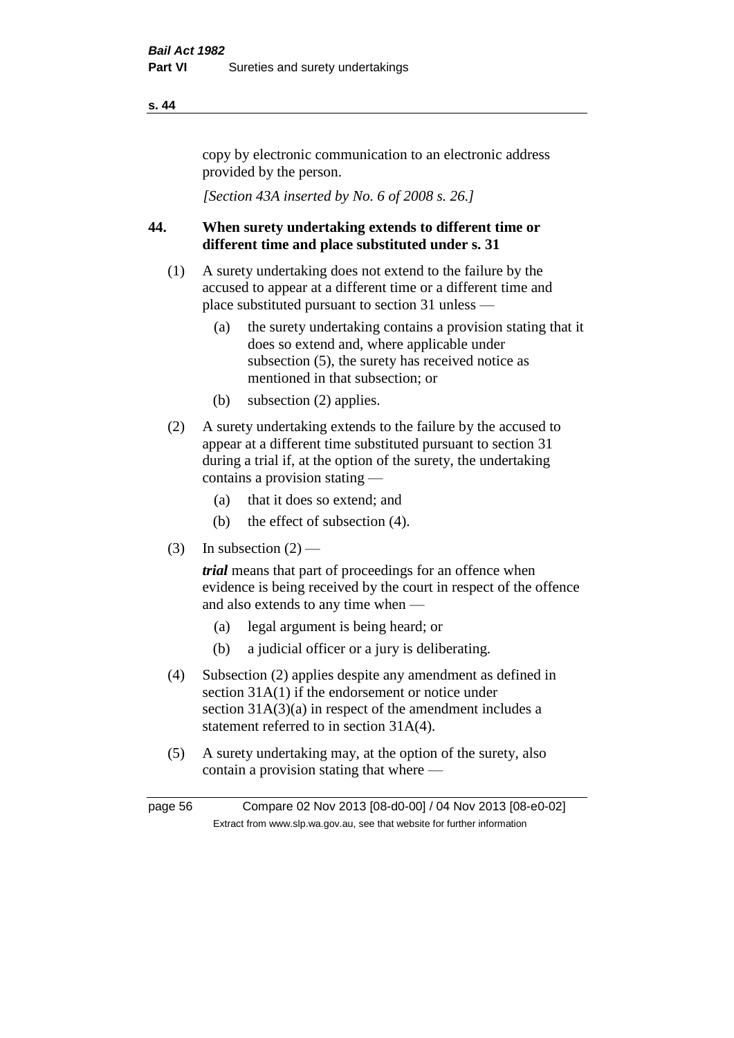copy by electronic communication to an electronic address provided by the person.

*[Section 43A inserted by No. 6 of 2008 s. 26.]*

## 44. When surety undertaking extends to different time or different time and place substituted under s. 31

(1) A surety undertaking does not extend to the failure by the accused to appear at a different time or a different time and place substituted pursuant to section 31 unless —

- (a) the surety undertaking contains a provision stating that it does so extend and, where applicable under subsection (5), the surety has received notice as mentioned in that subsection; or
- (b) subsection (2) applies.

(2) A surety undertaking extends to the failure by the accused to appear at a different time substituted pursuant to section 31 during a trial if, at the option of the surety, the undertaking contains a provision stating —

- (a) that it does so extend; and
- (b) the effect of subsection (4).

(3) In subsection (2) —

***trial*** means that part of proceedings for an offence when evidence is being received by the court in respect of the offence and also extends to any time when —

- (a) legal argument is being heard; or
- (b) a judicial officer or a jury is deliberating.

(4) Subsection (2) applies despite any amendment as defined in section 31A(1) if the endorsement or notice under section 31A(3)(a) in respect of the amendment includes a statement referred to in section 31A(4).

(5) A surety undertaking may, at the option of the surety, also contain a provision stating that where —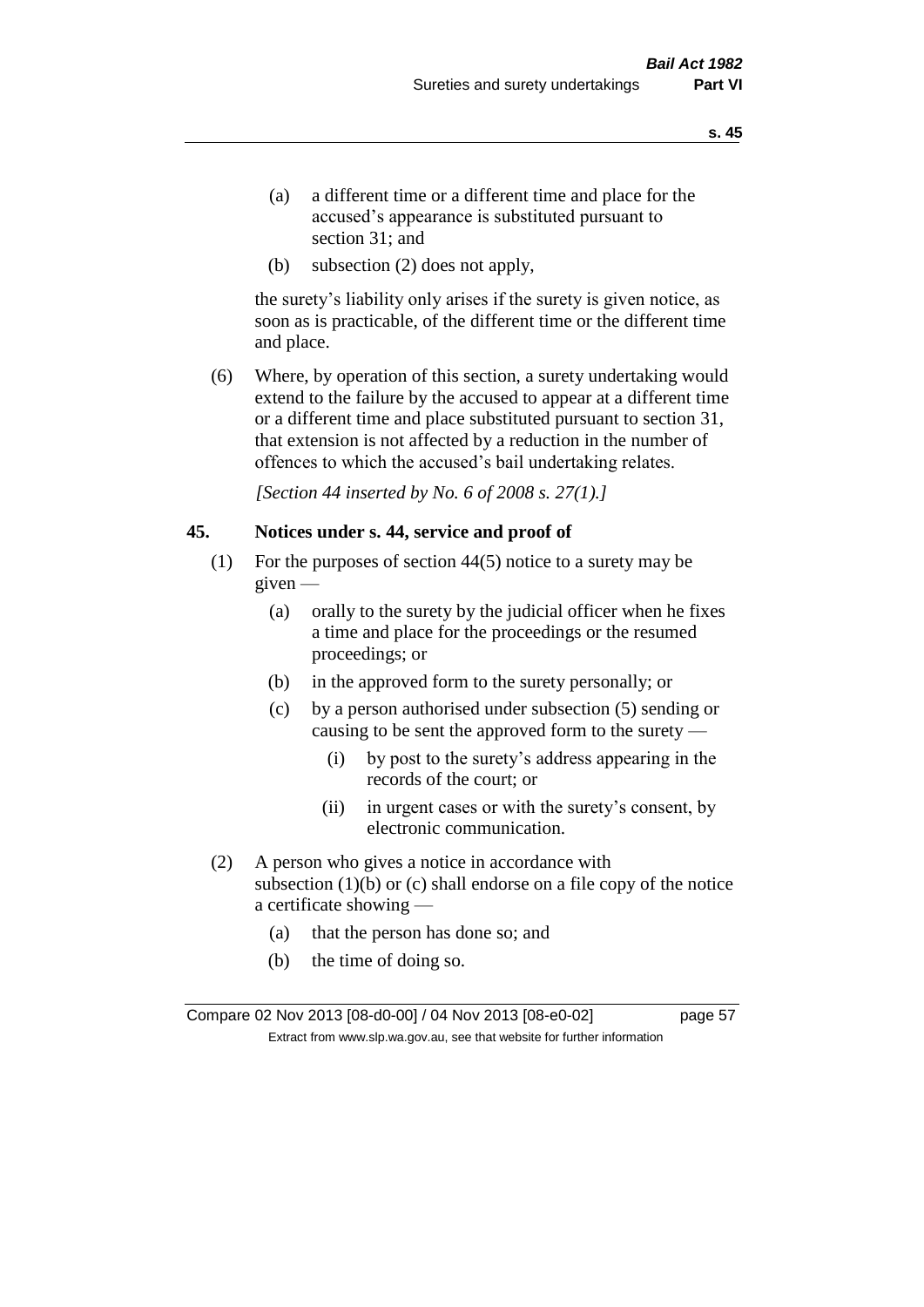(a) a different time or a different time and place for the accused's appearance is substituted pursuant to section 31; and

(b) subsection (2) does not apply,

the surety's liability only arises if the surety is given notice, as soon as is practicable, of the different time or the different time and place.

(6) Where, by operation of this section, a surety undertaking would extend to the failure by the accused to appear at a different time or a different time and place substituted pursuant to section 31, that extension is not affected by a reduction in the number of offences to which the accused's bail undertaking relates.

*[Section 44 inserted by No. 6 of 2008 s. 27(1).]*

## 45. Notices under s. 44, service and proof of

(1) For the purposes of section 44(5) notice to a surety may be given —

(a) orally to the surety by the judicial officer when he fixes a time and place for the proceedings or the resumed proceedings; or

(b) in the approved form to the surety personally; or

(c) by a person authorised under subsection (5) sending or causing to be sent the approved form to the surety —

(i) by post to the surety's address appearing in the records of the court; or

(ii) in urgent cases or with the surety's consent, by electronic communication.

(2) A person who gives a notice in accordance with subsection (1)(b) or (c) shall endorse on a file copy of the notice a certificate showing —

(a) that the person has done so; and

(b) the time of doing so.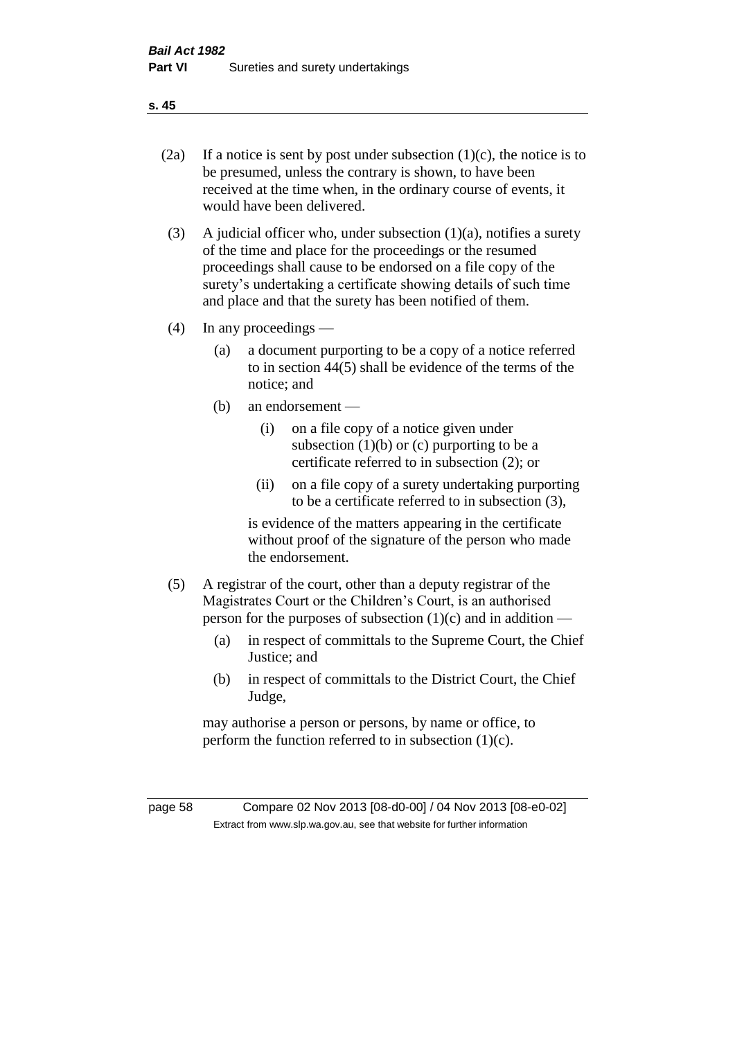(2a) If a notice is sent by post under subsection (1)(c), the notice is to be presumed, unless the contrary is shown, to have been received at the time when, in the ordinary course of events, it would have been delivered.

(3) A judicial officer who, under subsection (1)(a), notifies a surety of the time and place for the proceedings or the resumed proceedings shall cause to be endorsed on a file copy of the surety's undertaking a certificate showing details of such time and place and that the surety has been notified of them.

(4) In any proceedings —

- (a) a document purporting to be a copy of a notice referred to in section 44(5) shall be evidence of the terms of the notice; and
- (b) an endorsement —
  - (i) on a file copy of a notice given under subsection (1)(b) or (c) purporting to be a certificate referred to in subsection (2); or
  - (ii) on a file copy of a surety undertaking purporting to be a certificate referred to in subsection (3),

  is evidence of the matters appearing in the certificate without proof of the signature of the person who made the endorsement.

(5) A registrar of the court, other than a deputy registrar of the Magistrates Court or the Children's Court, is an authorised person for the purposes of subsection (1)(c) and in addition —

- (a) in respect of committals to the Supreme Court, the Chief Justice; and
- (b) in respect of committals to the District Court, the Chief Judge,

may authorise a person or persons, by name or office, to perform the function referred to in subsection (1)(c).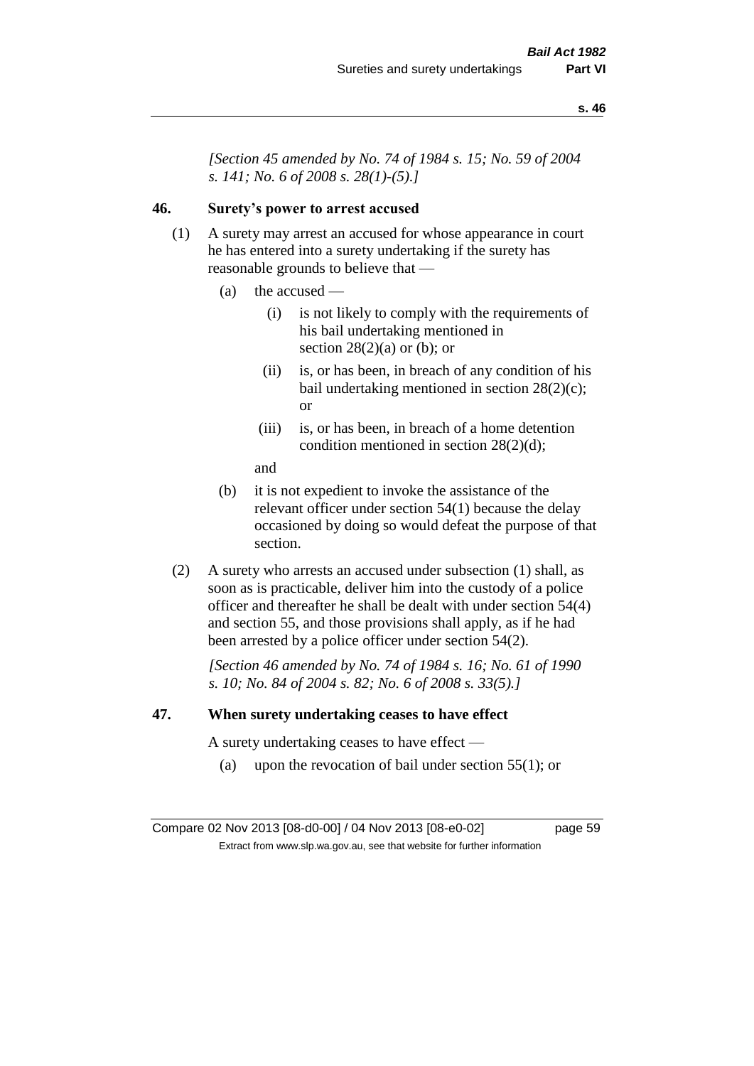*[Section 45 amended by No. 74 of 1984 s. 15; No. 59 of 2004 s. 141; No. 6 of 2008 s. 28(1)-(5).]*

## 46. Surety's power to arrest accused

(1) A surety may arrest an accused for whose appearance in court he has entered into a surety undertaking if the surety has reasonable grounds to believe that —

- (a) the accused —
  - (i) is not likely to comply with the requirements of his bail undertaking mentioned in section 28(2)(a) or (b); or
  - (ii) is, or has been, in breach of any condition of his bail undertaking mentioned in section 28(2)(c); or
  - (iii) is, or has been, in breach of a home detention condition mentioned in section 28(2)(d);

  and
- (b) it is not expedient to invoke the assistance of the relevant officer under section 54(1) because the delay occasioned by doing so would defeat the purpose of that section.

(2) A surety who arrests an accused under subsection (1) shall, as soon as is practicable, deliver him into the custody of a police officer and thereafter he shall be dealt with under section 54(4) and section 55, and those provisions shall apply, as if he had been arrested by a police officer under section 54(2).

*[Section 46 amended by No. 74 of 1984 s. 16; No. 61 of 1990 s. 10; No. 84 of 2004 s. 82; No. 6 of 2008 s. 33(5).]*

## 47. When surety undertaking ceases to have effect

A surety undertaking ceases to have effect —

- (a) upon the revocation of bail under section 55(1); or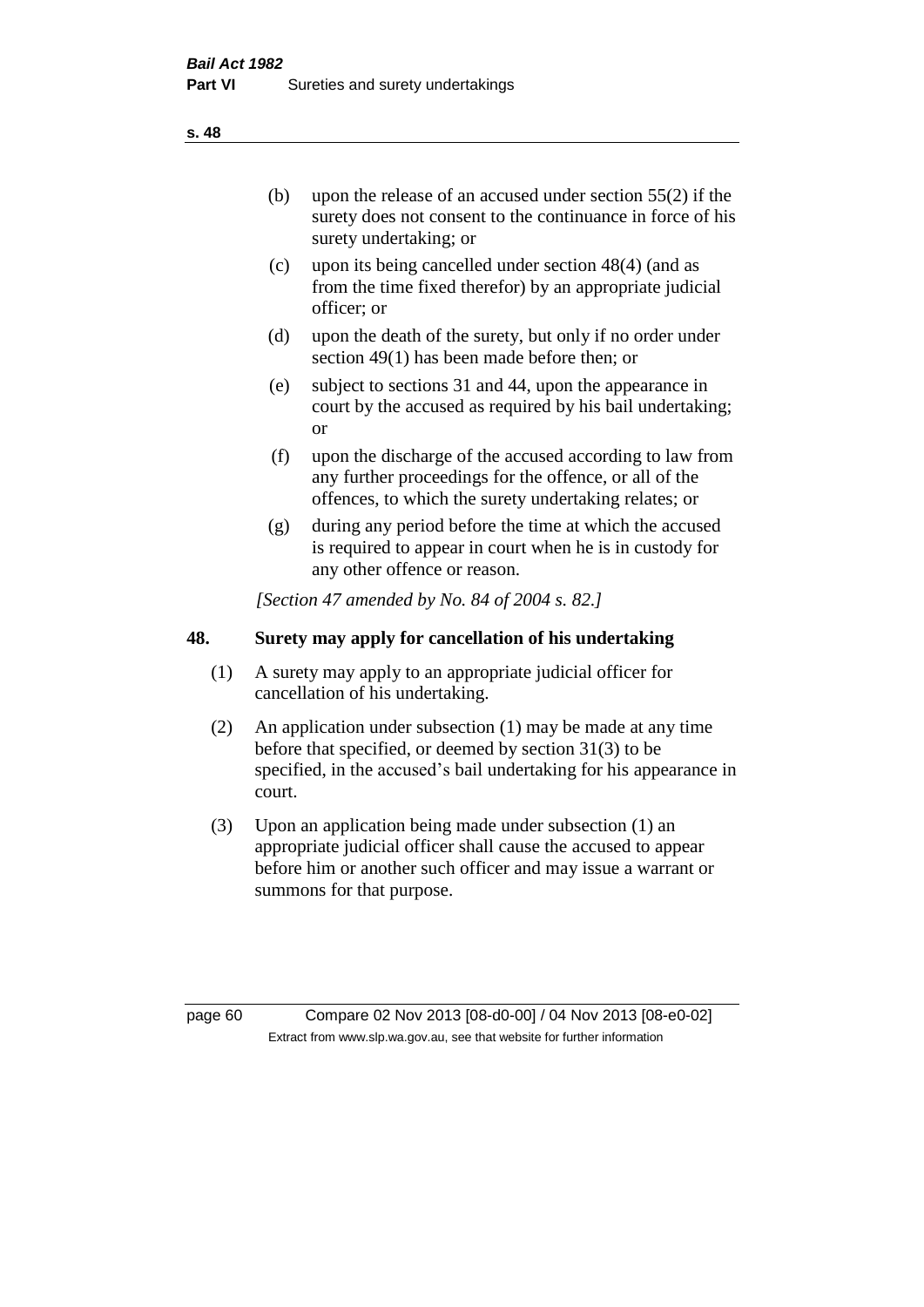(b) upon the release of an accused under section 55(2) if the surety does not consent to the continuance in force of his surety undertaking; or

(c) upon its being cancelled under section 48(4) (and as from the time fixed therefor) by an appropriate judicial officer; or

(d) upon the death of the surety, but only if no order under section 49(1) has been made before then; or

(e) subject to sections 31 and 44, upon the appearance in court by the accused as required by his bail undertaking; or

(f) upon the discharge of the accused according to law from any further proceedings for the offence, or all of the offences, to which the surety undertaking relates; or

(g) during any period before the time at which the accused is required to appear in court when he is in custody for any other offence or reason.

*[Section 47 amended by No. 84 of 2004 s. 82.]*

## 48. Surety may apply for cancellation of his undertaking

(1) A surety may apply to an appropriate judicial officer for cancellation of his undertaking.

(2) An application under subsection (1) may be made at any time before that specified, or deemed by section 31(3) to be specified, in the accused's bail undertaking for his appearance in court.

(3) Upon an application being made under subsection (1) an appropriate judicial officer shall cause the accused to appear before him or another such officer and may issue a warrant or summons for that purpose.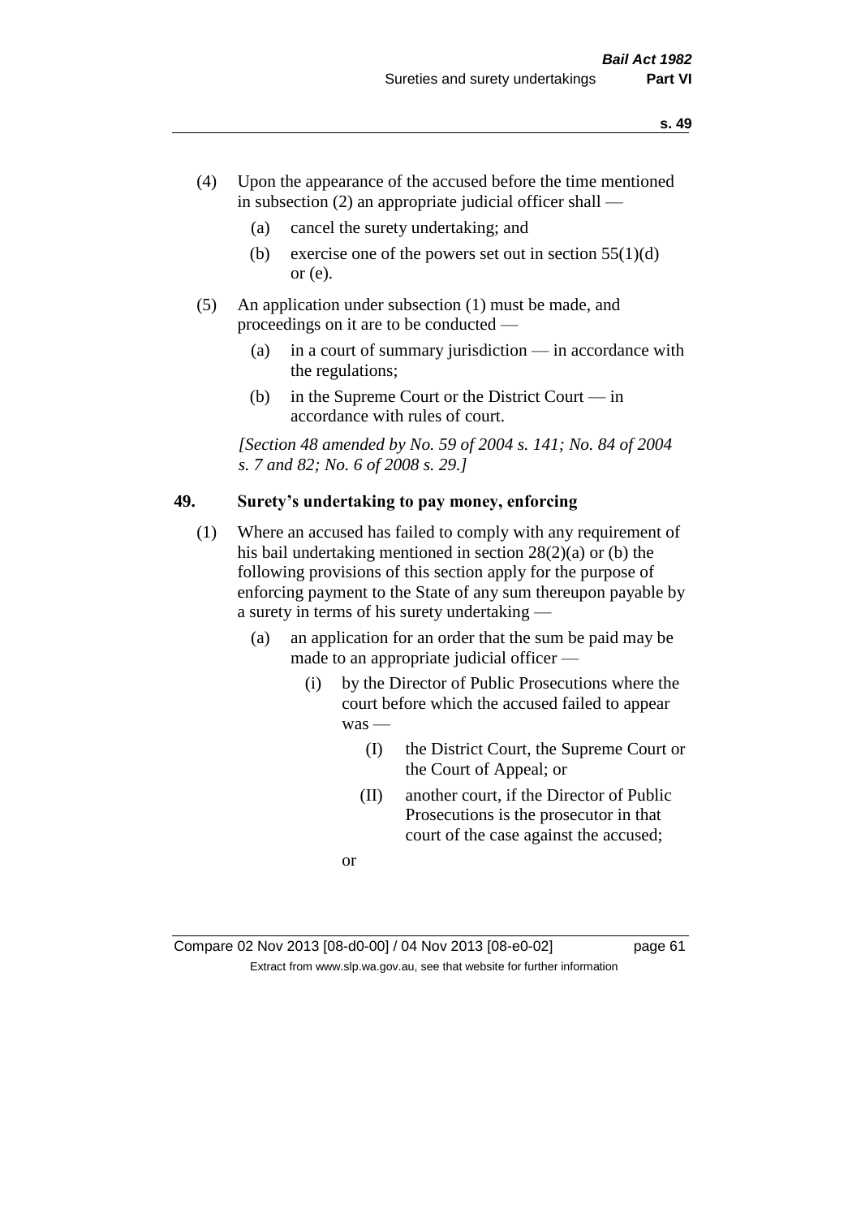(4) Upon the appearance of the accused before the time mentioned in subsection (2) an appropriate judicial officer shall —

  (a) cancel the surety undertaking; and

  (b) exercise one of the powers set out in section 55(1)(d) or (e).

(5) An application under subsection (1) must be made, and proceedings on it are to be conducted —

  (a) in a court of summary jurisdiction — in accordance with the regulations;

  (b) in the Supreme Court or the District Court — in accordance with rules of court.

*[Section 48 amended by No. 59 of 2004 s. 141; No. 84 of 2004 s. 7 and 82; No. 6 of 2008 s. 29.]*

## 49. Surety's undertaking to pay money, enforcing

(1) Where an accused has failed to comply with any requirement of his bail undertaking mentioned in section 28(2)(a) or (b) the following provisions of this section apply for the purpose of enforcing payment to the State of any sum thereupon payable by a surety in terms of his surety undertaking —

  (a) an application for an order that the sum be paid may be made to an appropriate judicial officer —

    (i) by the Director of Public Prosecutions where the court before which the accused failed to appear was —

      (I) the District Court, the Supreme Court or the Court of Appeal; or

      (II) another court, if the Director of Public Prosecutions is the prosecutor in that court of the case against the accused;

    or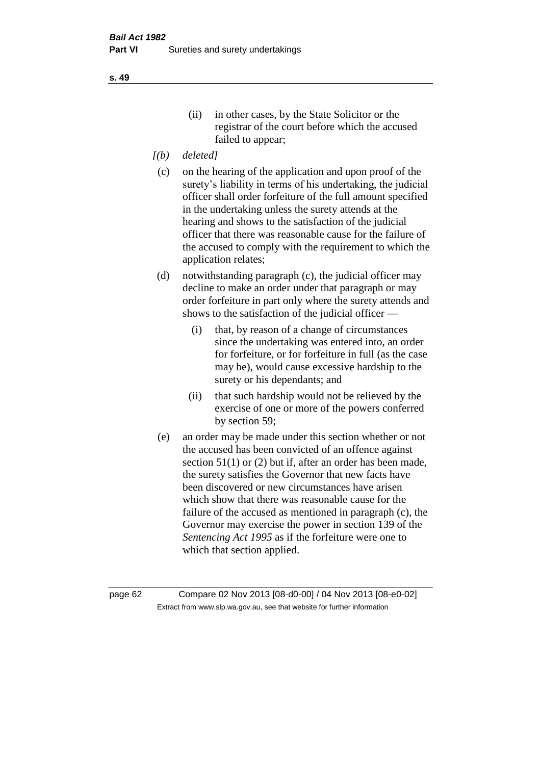(ii) in other cases, by the State Solicitor or the registrar of the court before which the accused failed to appear;

*[(b) deleted]*

(c) on the hearing of the application and upon proof of the surety's liability in terms of his undertaking, the judicial officer shall order forfeiture of the full amount specified in the undertaking unless the surety attends at the hearing and shows to the satisfaction of the judicial officer that there was reasonable cause for the failure of the accused to comply with the requirement to which the application relates;

(d) notwithstanding paragraph (c), the judicial officer may decline to make an order under that paragraph or may order forfeiture in part only where the surety attends and shows to the satisfaction of the judicial officer —

  (i) that, by reason of a change of circumstances since the undertaking was entered into, an order for forfeiture, or for forfeiture in full (as the case may be), would cause excessive hardship to the surety or his dependants; and

  (ii) that such hardship would not be relieved by the exercise of one or more of the powers conferred by section 59;

(e) an order may be made under this section whether or not the accused has been convicted of an offence against section 51(1) or (2) but if, after an order has been made, the surety satisfies the Governor that new facts have been discovered or new circumstances have arisen which show that there was reasonable cause for the failure of the accused as mentioned in paragraph (c), the Governor may exercise the power in section 139 of the *Sentencing Act 1995* as if the forfeiture were one to which that section applied.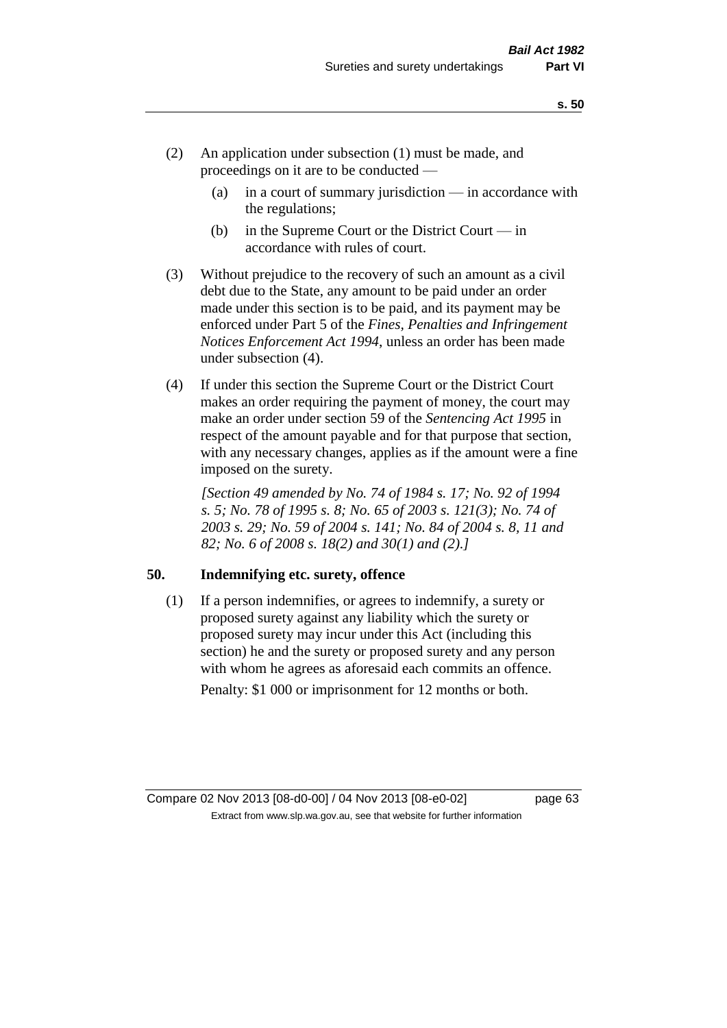(2) An application under subsection (1) must be made, and proceedings on it are to be conducted —

  (a) in a court of summary jurisdiction — in accordance with the regulations;

  (b) in the Supreme Court or the District Court — in accordance with rules of court.

(3) Without prejudice to the recovery of such an amount as a civil debt due to the State, any amount to be paid under an order made under this section is to be paid, and its payment may be enforced under Part 5 of the *Fines, Penalties and Infringement Notices Enforcement Act 1994*, unless an order has been made under subsection (4).

(4) If under this section the Supreme Court or the District Court makes an order requiring the payment of money, the court may make an order under section 59 of the *Sentencing Act 1995* in respect of the amount payable and for that purpose that section, with any necessary changes, applies as if the amount were a fine imposed on the surety.

*[Section 49 amended by No. 74 of 1984 s. 17; No. 92 of 1994 s. 5; No. 78 of 1995 s. 8; No. 65 of 2003 s. 121(3); No. 74 of 2003 s. 29; No. 59 of 2004 s. 141; No. 84 of 2004 s. 8, 11 and 82; No. 6 of 2008 s. 18(2) and 30(1) and (2).]*

## 50. Indemnifying etc. surety, offence

(1) If a person indemnifies, or agrees to indemnify, a surety or proposed surety against any liability which the surety or proposed surety may incur under this Act (including this section) he and the surety or proposed surety and any person with whom he agrees as aforesaid each commits an offence.

Penalty: $1 000 or imprisonment for 12 months or both.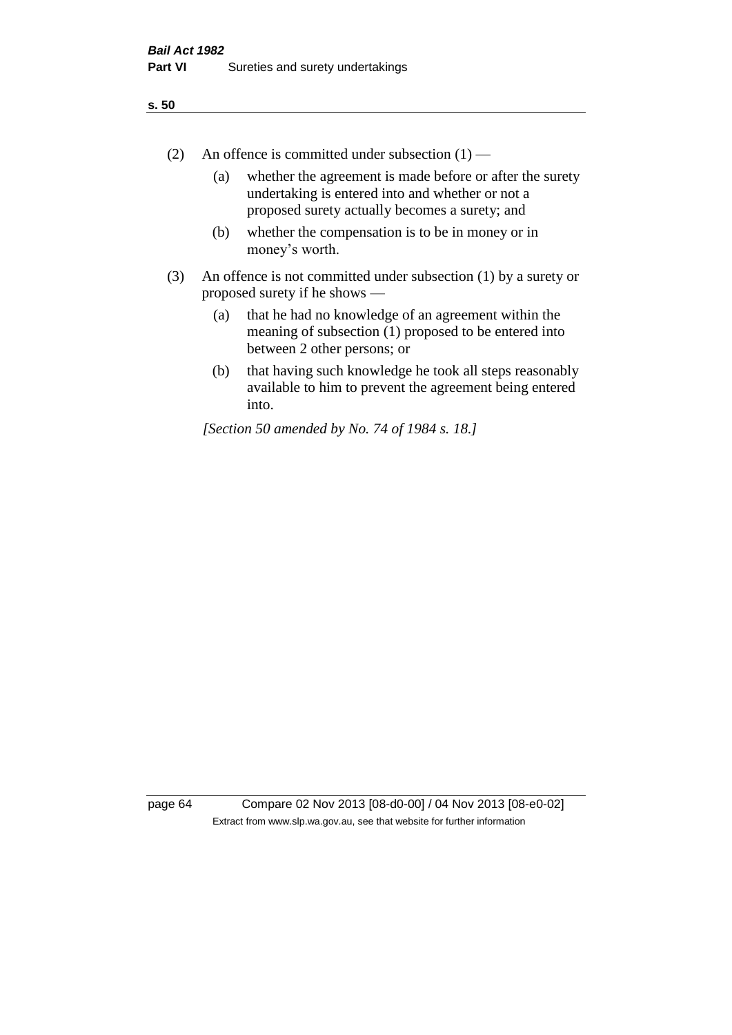(2) An offence is committed under subsection (1) —

  (a) whether the agreement is made before or after the surety undertaking is entered into and whether or not a proposed surety actually becomes a surety; and

  (b) whether the compensation is to be in money or in money's worth.

(3) An offence is not committed under subsection (1) by a surety or proposed surety if he shows —

  (a) that he had no knowledge of an agreement within the meaning of subsection (1) proposed to be entered into between 2 other persons; or

  (b) that having such knowledge he took all steps reasonably available to him to prevent the agreement being entered into.

*[Section 50 amended by No. 74 of 1984 s. 18.]*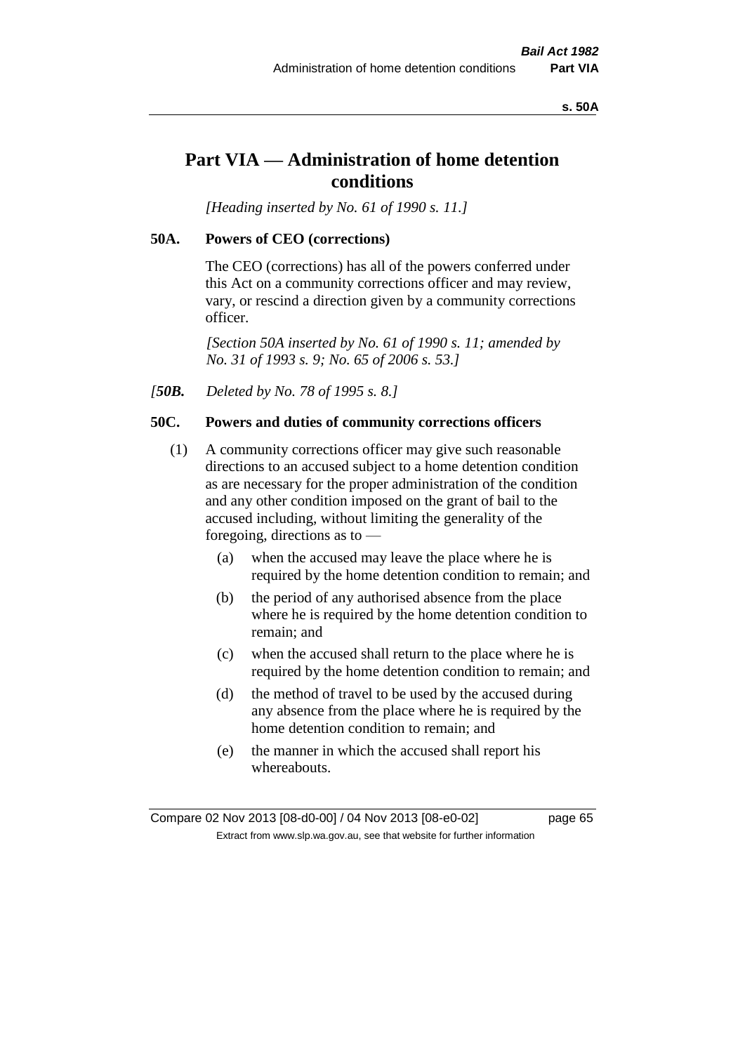# Part VIA — Administration of home detention conditions

*[Heading inserted by No. 61 of 1990 s. 11.]*

## 50A. Powers of CEO (corrections)

The CEO (corrections) has all of the powers conferred under this Act on a community corrections officer and may review, vary, or rescind a direction given by a community corrections officer.

*[Section 50A inserted by No. 61 of 1990 s. 11; amended by No. 31 of 1993 s. 9; No. 65 of 2006 s. 53.]*

*[**50B.** Deleted by No. 78 of 1995 s. 8.]*

## 50C. Powers and duties of community corrections officers

(1) A community corrections officer may give such reasonable directions to an accused subject to a home detention condition as are necessary for the proper administration of the condition and any other condition imposed on the grant of bail to the accused including, without limiting the generality of the foregoing, directions as to —

- (a) when the accused may leave the place where he is required by the home detention condition to remain; and
- (b) the period of any authorised absence from the place where he is required by the home detention condition to remain; and
- (c) when the accused shall return to the place where he is required by the home detention condition to remain; and
- (d) the method of travel to be used by the accused during any absence from the place where he is required by the home detention condition to remain; and
- (e) the manner in which the accused shall report his whereabouts.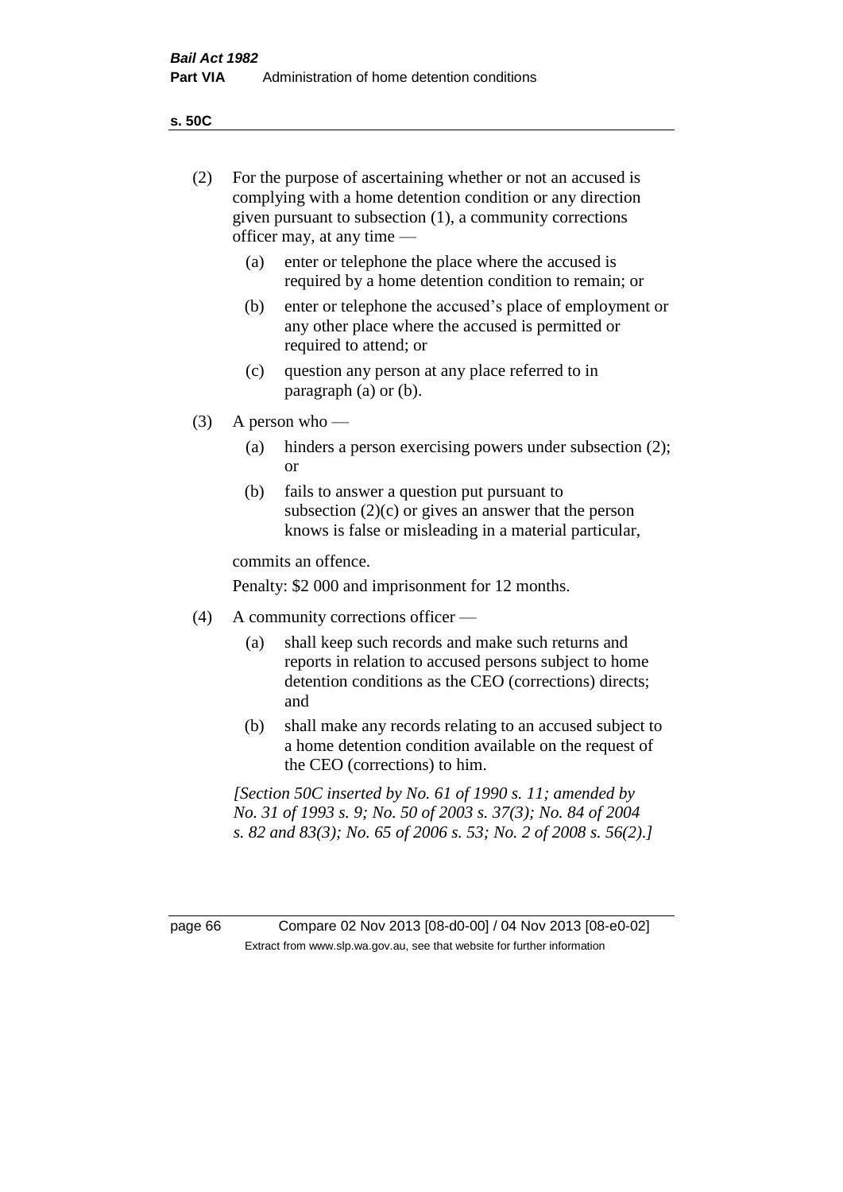(2) For the purpose of ascertaining whether or not an accused is complying with a home detention condition or any direction given pursuant to subsection (1), a community corrections officer may, at any time —

   (a) enter or telephone the place where the accused is required by a home detention condition to remain; or

   (b) enter or telephone the accused's place of employment or any other place where the accused is permitted or required to attend; or

   (c) question any person at any place referred to in paragraph (a) or (b).

(3) A person who —

   (a) hinders a person exercising powers under subsection (2); or

   (b) fails to answer a question put pursuant to subsection (2)(c) or gives an answer that the person knows is false or misleading in a material particular,

commits an offence.

Penalty: $2 000 and imprisonment for 12 months.

(4) A community corrections officer —

   (a) shall keep such records and make such returns and reports in relation to accused persons subject to home detention conditions as the CEO (corrections) directs; and

   (b) shall make any records relating to an accused subject to a home detention condition available on the request of the CEO (corrections) to him.

*[Section 50C inserted by No. 61 of 1990 s. 11; amended by No. 31 of 1993 s. 9; No. 50 of 2003 s. 37(3); No. 84 of 2004 s. 82 and 83(3); No. 65 of 2006 s. 53; No. 2 of 2008 s. 56(2).]*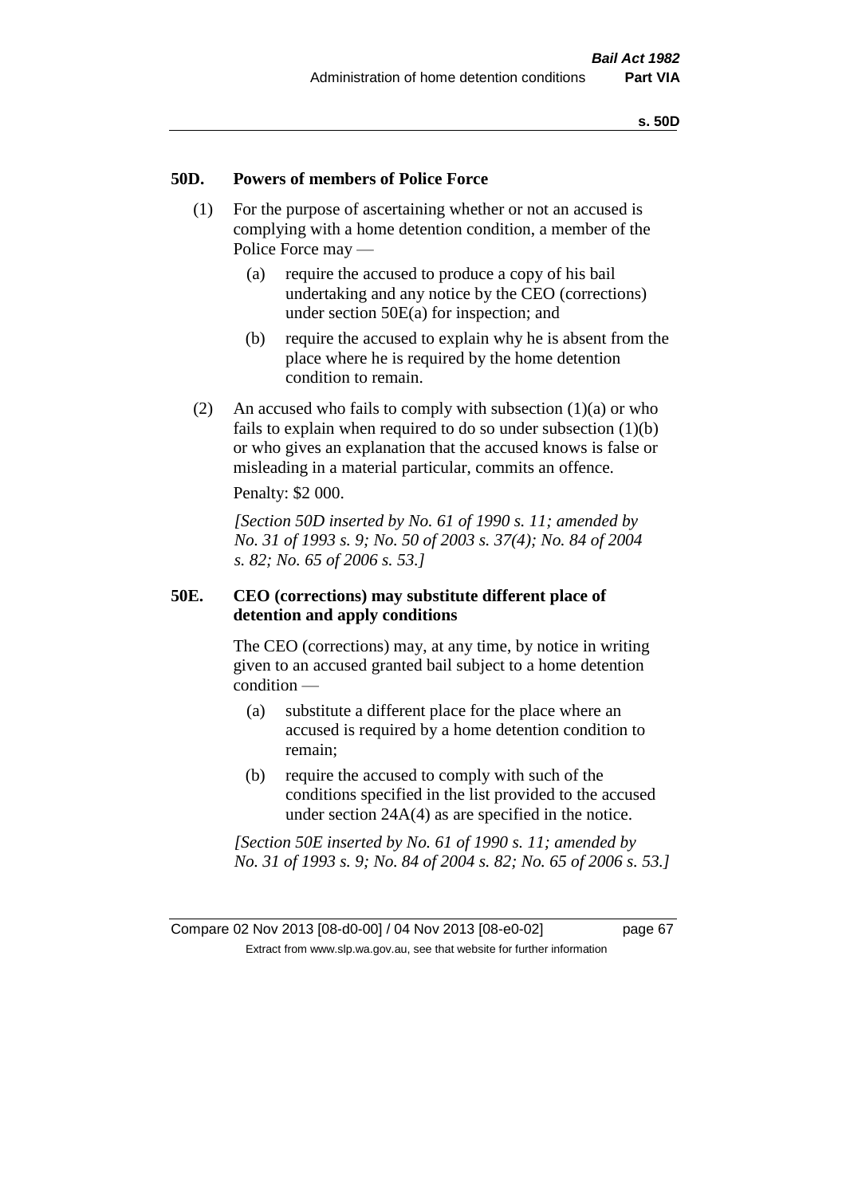## 50D. Powers of members of Police Force

(1) For the purpose of ascertaining whether or not an accused is complying with a home detention condition, a member of the Police Force may —

(a) require the accused to produce a copy of his bail undertaking and any notice by the CEO (corrections) under section 50E(a) for inspection; and

(b) require the accused to explain why he is absent from the place where he is required by the home detention condition to remain.

(2) An accused who fails to comply with subsection (1)(a) or who fails to explain when required to do so under subsection (1)(b) or who gives an explanation that the accused knows is false or misleading in a material particular, commits an offence.

Penalty: $2 000.

*[Section 50D inserted by No. 61 of 1990 s. 11; amended by No. 31 of 1993 s. 9; No. 50 of 2003 s. 37(4); No. 84 of 2004 s. 82; No. 65 of 2006 s. 53.]*

## 50E. CEO (corrections) may substitute different place of detention and apply conditions

The CEO (corrections) may, at any time, by notice in writing given to an accused granted bail subject to a home detention condition —

(a) substitute a different place for the place where an accused is required by a home detention condition to remain;

(b) require the accused to comply with such of the conditions specified in the list provided to the accused under section 24A(4) as are specified in the notice.

*[Section 50E inserted by No. 61 of 1990 s. 11; amended by No. 31 of 1993 s. 9; No. 84 of 2004 s. 82; No. 65 of 2006 s. 53.]*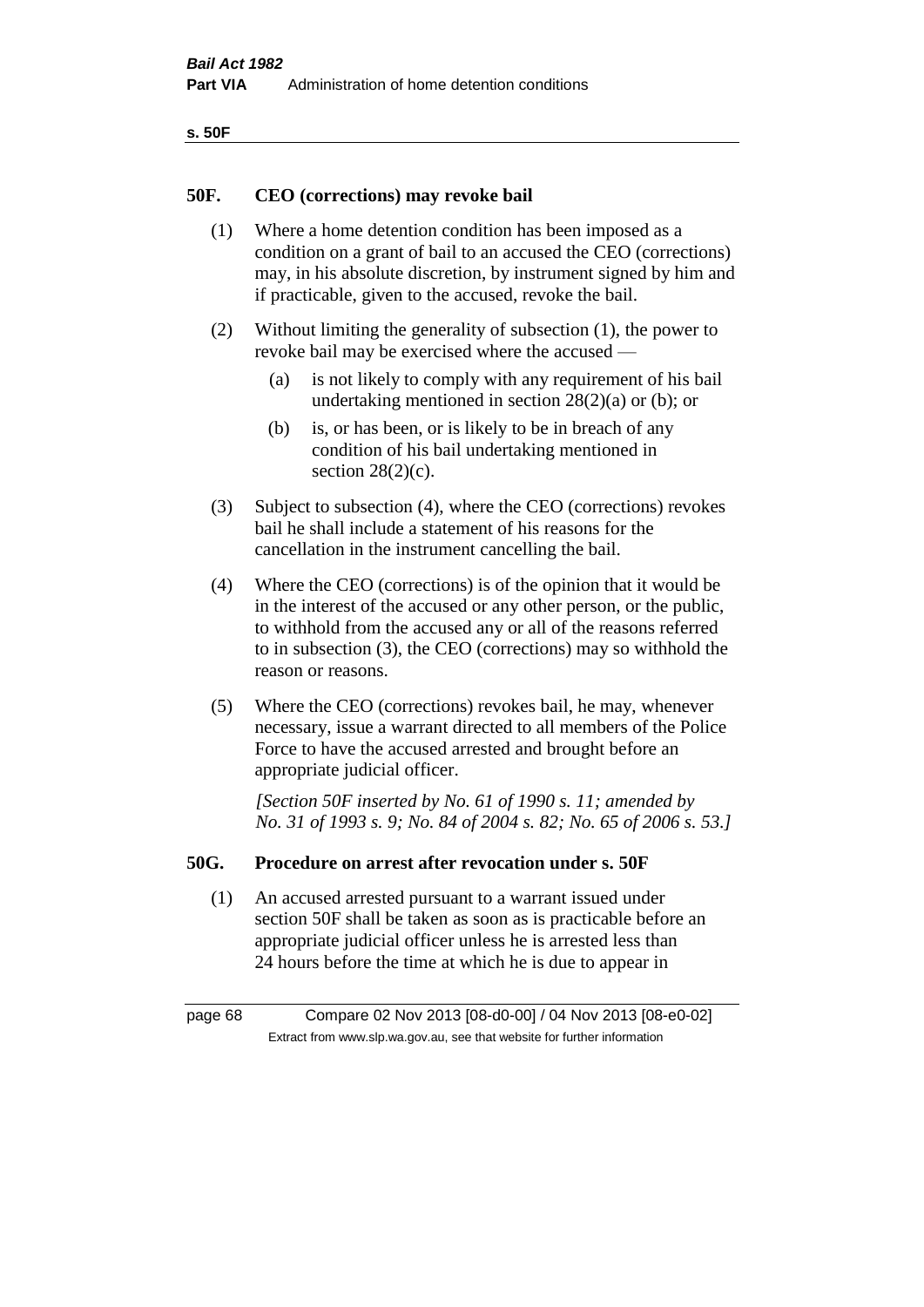## 50F. CEO (corrections) may revoke bail

(1) Where a home detention condition has been imposed as a condition on a grant of bail to an accused the CEO (corrections) may, in his absolute discretion, by instrument signed by him and if practicable, given to the accused, revoke the bail.

(2) Without limiting the generality of subsection (1), the power to revoke bail may be exercised where the accused —

(a) is not likely to comply with any requirement of his bail undertaking mentioned in section 28(2)(a) or (b); or

(b) is, or has been, or is likely to be in breach of any condition of his bail undertaking mentioned in section 28(2)(c).

(3) Subject to subsection (4), where the CEO (corrections) revokes bail he shall include a statement of his reasons for the cancellation in the instrument cancelling the bail.

(4) Where the CEO (corrections) is of the opinion that it would be in the interest of the accused or any other person, or the public, to withhold from the accused any or all of the reasons referred to in subsection (3), the CEO (corrections) may so withhold the reason or reasons.

(5) Where the CEO (corrections) revokes bail, he may, whenever necessary, issue a warrant directed to all members of the Police Force to have the accused arrested and brought before an appropriate judicial officer.

*[Section 50F inserted by No. 61 of 1990 s. 11; amended by No. 31 of 1993 s. 9; No. 84 of 2004 s. 82; No. 65 of 2006 s. 53.]*

## 50G. Procedure on arrest after revocation under s. 50F

(1) An accused arrested pursuant to a warrant issued under section 50F shall be taken as soon as is practicable before an appropriate judicial officer unless he is arrested less than 24 hours before the time at which he is due to appear in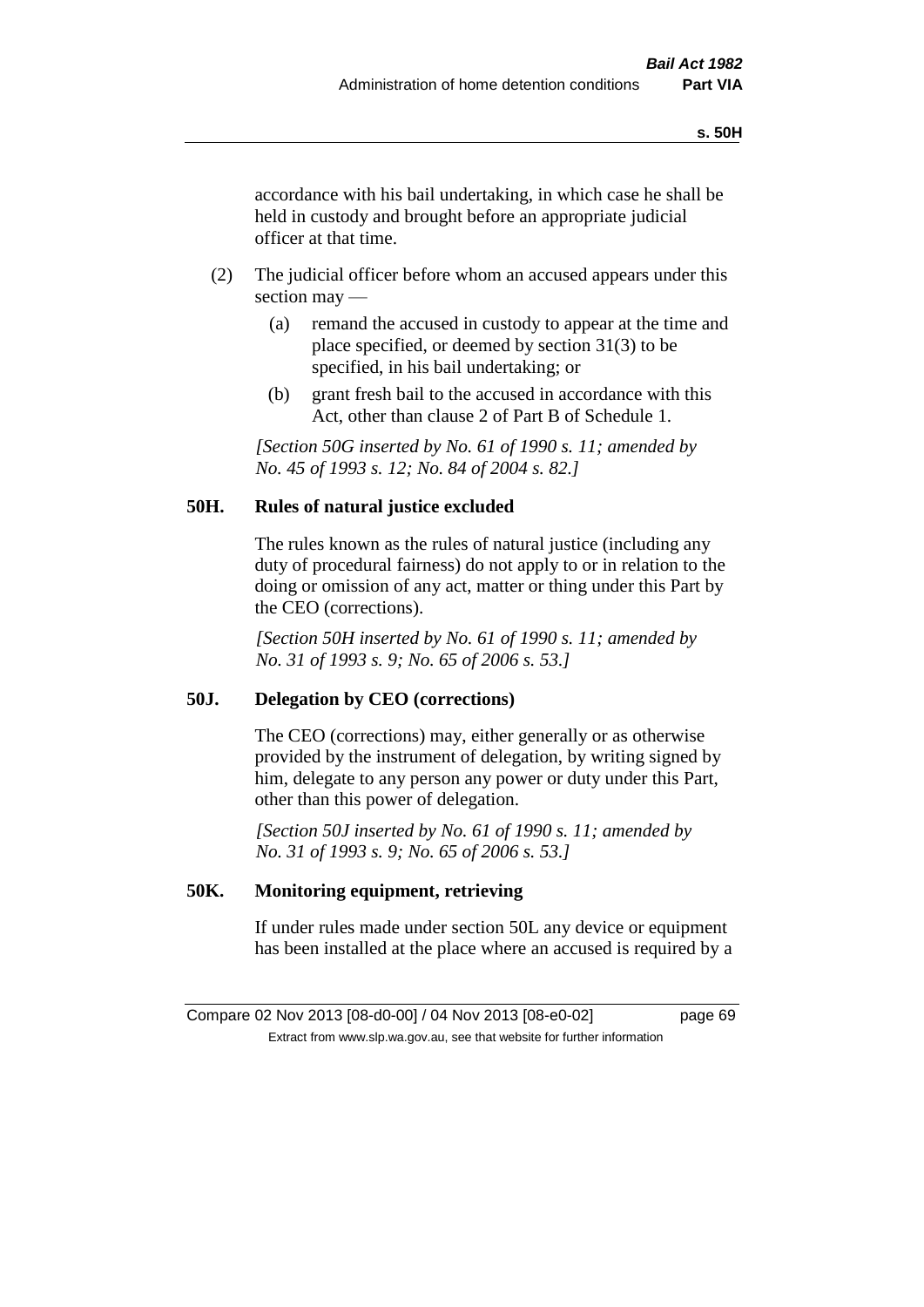accordance with his bail undertaking, in which case he shall be held in custody and brought before an appropriate judicial officer at that time.

(2) The judicial officer before whom an accused appears under this section may —

(a) remand the accused in custody to appear at the time and place specified, or deemed by section 31(3) to be specified, in his bail undertaking; or

(b) grant fresh bail to the accused in accordance with this Act, other than clause 2 of Part B of Schedule 1.

*[Section 50G inserted by No. 61 of 1990 s. 11; amended by No. 45 of 1993 s. 12; No. 84 of 2004 s. 82.]*

## 50H. Rules of natural justice excluded

The rules known as the rules of natural justice (including any duty of procedural fairness) do not apply to or in relation to the doing or omission of any act, matter or thing under this Part by the CEO (corrections).

*[Section 50H inserted by No. 61 of 1990 s. 11; amended by No. 31 of 1993 s. 9; No. 65 of 2006 s. 53.]*

## 50J. Delegation by CEO (corrections)

The CEO (corrections) may, either generally or as otherwise provided by the instrument of delegation, by writing signed by him, delegate to any person any power or duty under this Part, other than this power of delegation.

*[Section 50J inserted by No. 61 of 1990 s. 11; amended by No. 31 of 1993 s. 9; No. 65 of 2006 s. 53.]*

## 50K. Monitoring equipment, retrieving

If under rules made under section 50L any device or equipment has been installed at the place where an accused is required by a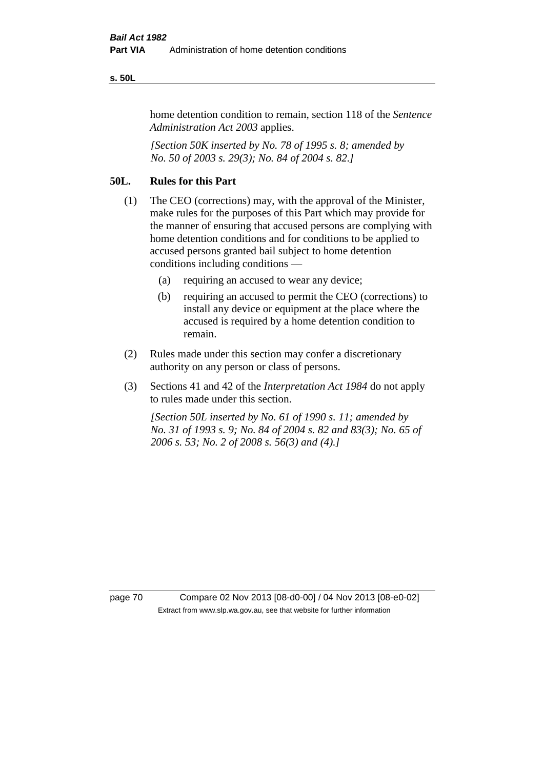home detention condition to remain, section 118 of the *Sentence Administration Act 2003* applies.

*[Section 50K inserted by No. 78 of 1995 s. 8; amended by No. 50 of 2003 s. 29(3); No. 84 of 2004 s. 82.]*

## 50L. Rules for this Part

(1) The CEO (corrections) may, with the approval of the Minister, make rules for the purposes of this Part which may provide for the manner of ensuring that accused persons are complying with home detention conditions and for conditions to be applied to accused persons granted bail subject to home detention conditions including conditions —

  (a) requiring an accused to wear any device;

  (b) requiring an accused to permit the CEO (corrections) to install any device or equipment at the place where the accused is required by a home detention condition to remain.

(2) Rules made under this section may confer a discretionary authority on any person or class of persons.

(3) Sections 41 and 42 of the *Interpretation Act 1984* do not apply to rules made under this section.

*[Section 50L inserted by No. 61 of 1990 s. 11; amended by No. 31 of 1993 s. 9; No. 84 of 2004 s. 82 and 83(3); No. 65 of 2006 s. 53; No. 2 of 2008 s. 56(3) and (4).]*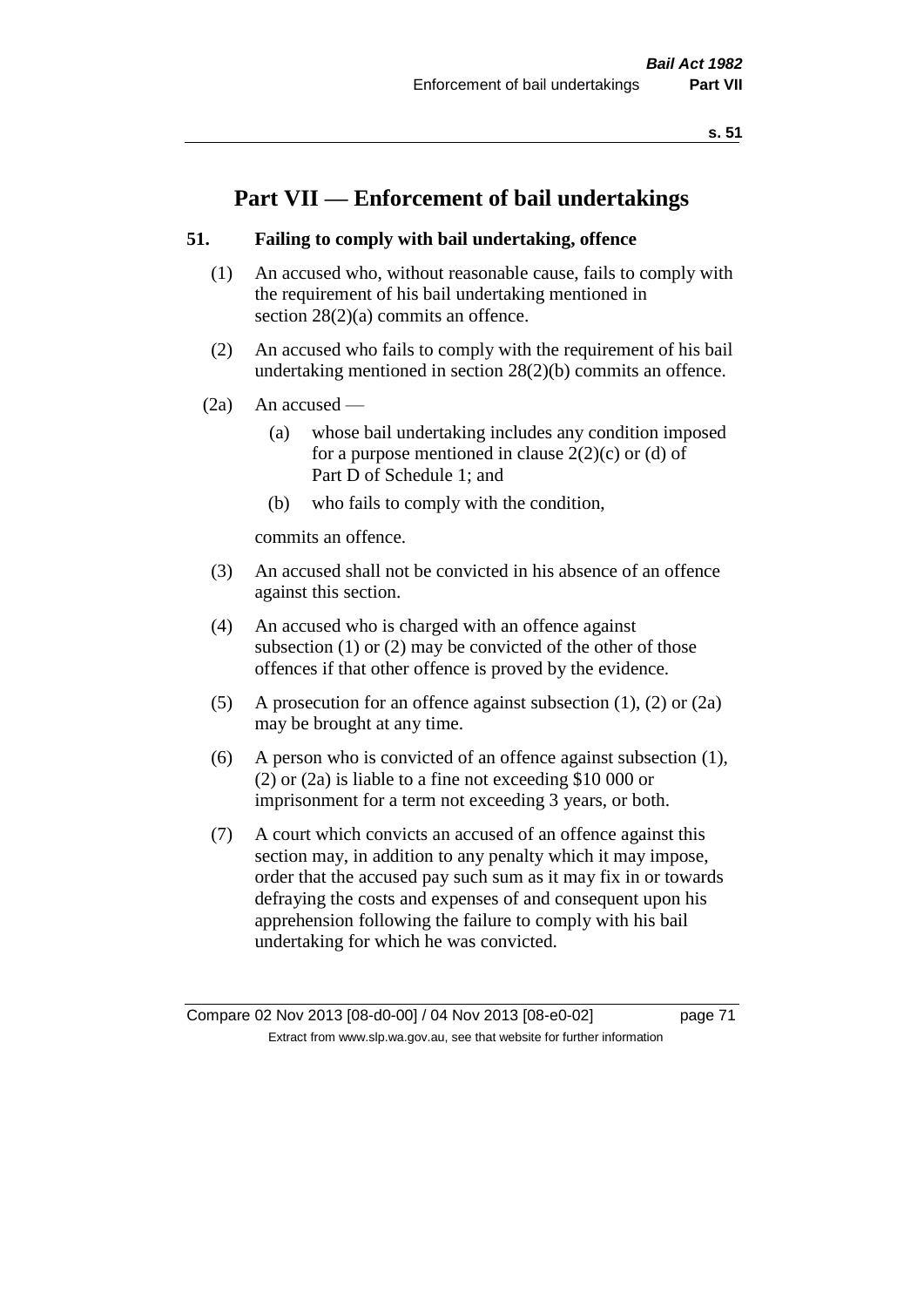# Part VII — Enforcement of bail undertakings

## 51. Failing to comply with bail undertaking, offence

(1) An accused who, without reasonable cause, fails to comply with the requirement of his bail undertaking mentioned in section 28(2)(a) commits an offence.

(2) An accused who fails to comply with the requirement of his bail undertaking mentioned in section 28(2)(b) commits an offence.

(2a) An accused —

- (a) whose bail undertaking includes any condition imposed for a purpose mentioned in clause 2(2)(c) or (d) of Part D of Schedule 1; and
- (b) who fails to comply with the condition,

commits an offence.

(3) An accused shall not be convicted in his absence of an offence against this section.

(4) An accused who is charged with an offence against subsection (1) or (2) may be convicted of the other of those offences if that other offence is proved by the evidence.

(5) A prosecution for an offence against subsection (1), (2) or (2a) may be brought at any time.

(6) A person who is convicted of an offence against subsection (1), (2) or (2a) is liable to a fine not exceeding $10 000 or imprisonment for a term not exceeding 3 years, or both.

(7) A court which convicts an accused of an offence against this section may, in addition to any penalty which it may impose, order that the accused pay such sum as it may fix in or towards defraying the costs and expenses of and consequent upon his apprehension following the failure to comply with his bail undertaking for which he was convicted.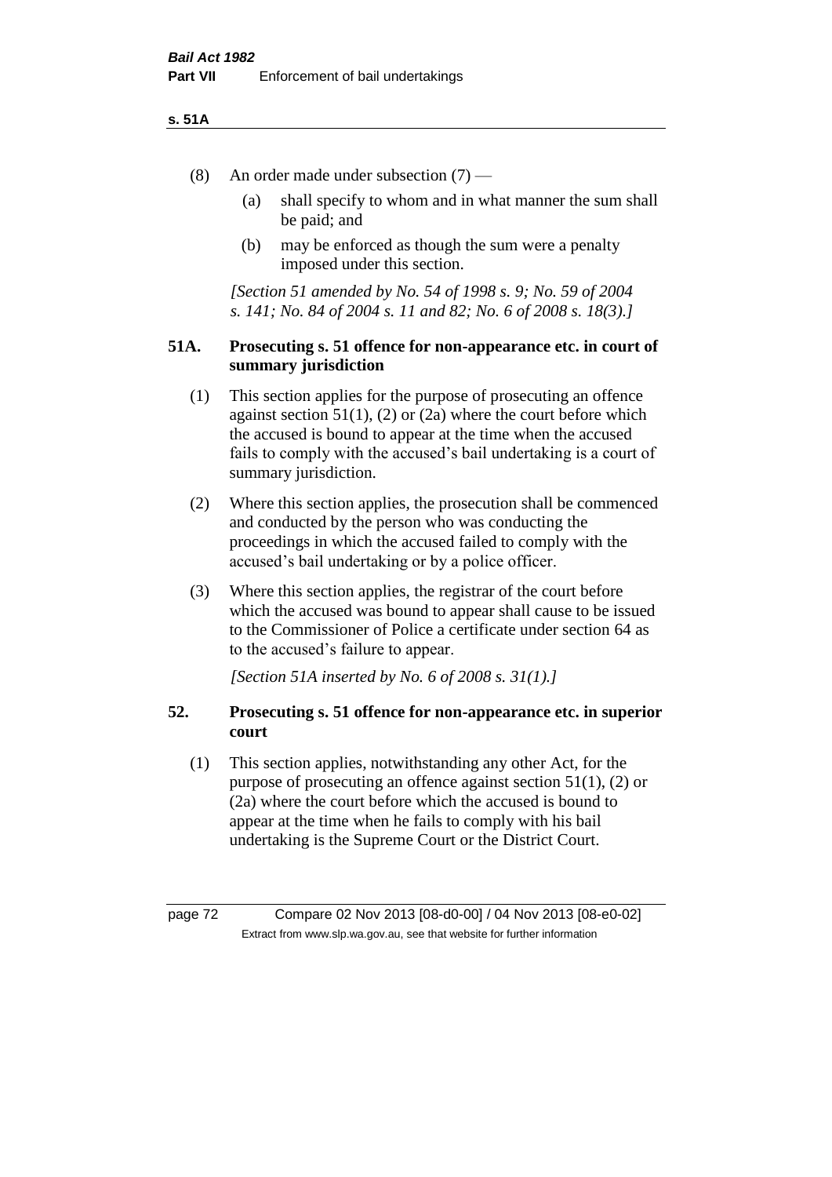(8) An order made under subsection (7) —

(a) shall specify to whom and in what manner the sum shall be paid; and

(b) may be enforced as though the sum were a penalty imposed under this section.

*[Section 51 amended by No. 54 of 1998 s. 9; No. 59 of 2004 s. 141; No. 84 of 2004 s. 11 and 82; No. 6 of 2008 s. 18(3).]*

### 51A. Prosecuting s. 51 offence for non-appearance etc. in court of summary jurisdiction

(1) This section applies for the purpose of prosecuting an offence against section 51(1), (2) or (2a) where the court before which the accused is bound to appear at the time when the accused fails to comply with the accused's bail undertaking is a court of summary jurisdiction.

(2) Where this section applies, the prosecution shall be commenced and conducted by the person who was conducting the proceedings in which the accused failed to comply with the accused's bail undertaking or by a police officer.

(3) Where this section applies, the registrar of the court before which the accused was bound to appear shall cause to be issued to the Commissioner of Police a certificate under section 64 as to the accused's failure to appear.

*[Section 51A inserted by No. 6 of 2008 s. 31(1).]*

### 52. Prosecuting s. 51 offence for non-appearance etc. in superior court

(1) This section applies, notwithstanding any other Act, for the purpose of prosecuting an offence against section 51(1), (2) or (2a) where the court before which the accused is bound to appear at the time when he fails to comply with his bail undertaking is the Supreme Court or the District Court.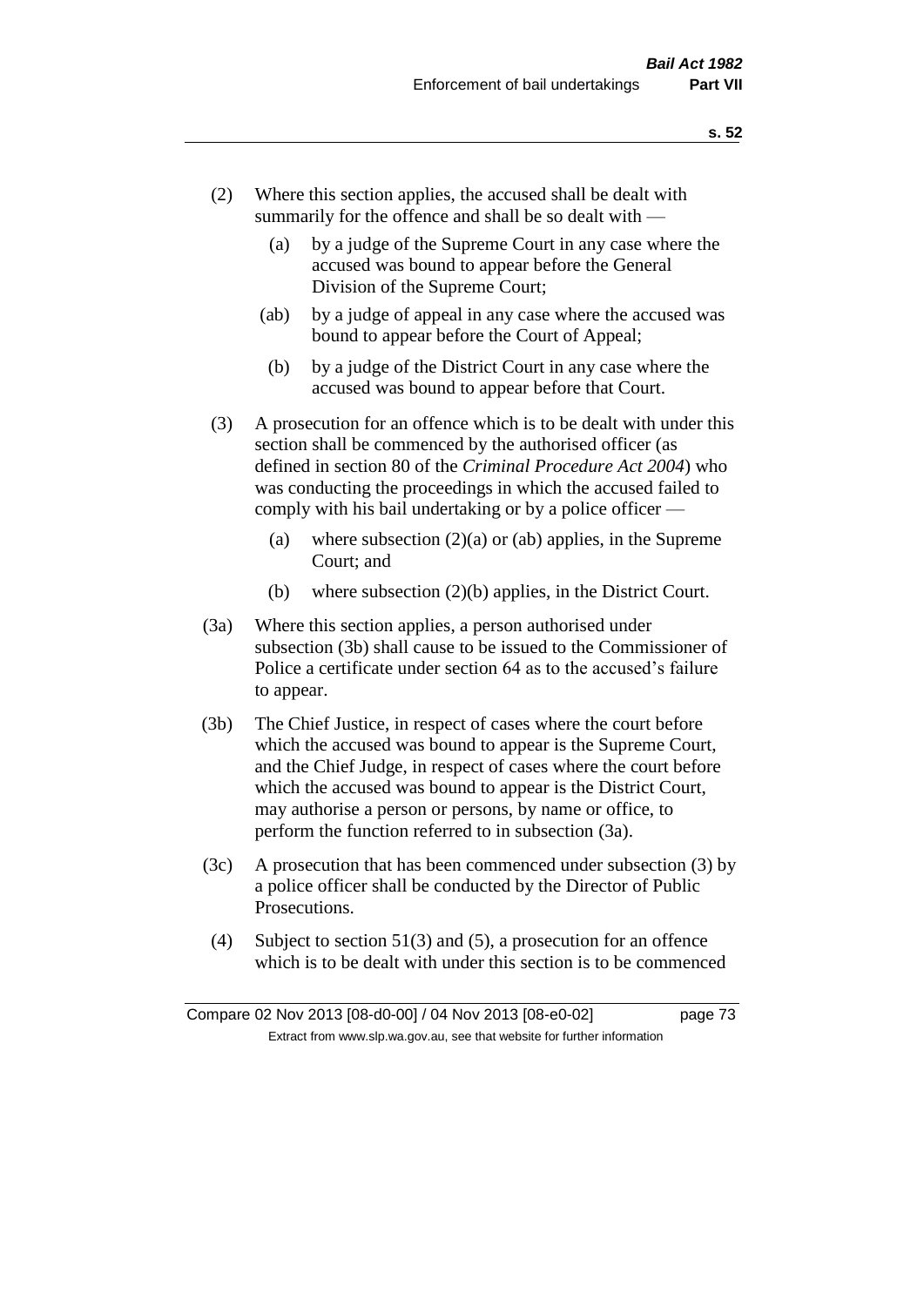(2) Where this section applies, the accused shall be dealt with summarily for the offence and shall be so dealt with —

(a) by a judge of the Supreme Court in any case where the accused was bound to appear before the General Division of the Supreme Court;

(ab) by a judge of appeal in any case where the accused was bound to appear before the Court of Appeal;

(b) by a judge of the District Court in any case where the accused was bound to appear before that Court.

(3) A prosecution for an offence which is to be dealt with under this section shall be commenced by the authorised officer (as defined in section 80 of the *Criminal Procedure Act 2004*) who was conducting the proceedings in which the accused failed to comply with his bail undertaking or by a police officer —

(a) where subsection (2)(a) or (ab) applies, in the Supreme Court; and

(b) where subsection (2)(b) applies, in the District Court.

(3a) Where this section applies, a person authorised under subsection (3b) shall cause to be issued to the Commissioner of Police a certificate under section 64 as to the accused's failure to appear.

(3b) The Chief Justice, in respect of cases where the court before which the accused was bound to appear is the Supreme Court, and the Chief Judge, in respect of cases where the court before which the accused was bound to appear is the District Court, may authorise a person or persons, by name or office, to perform the function referred to in subsection (3a).

(3c) A prosecution that has been commenced under subsection (3) by a police officer shall be conducted by the Director of Public Prosecutions.

(4) Subject to section 51(3) and (5), a prosecution for an offence which is to be dealt with under this section is to be commenced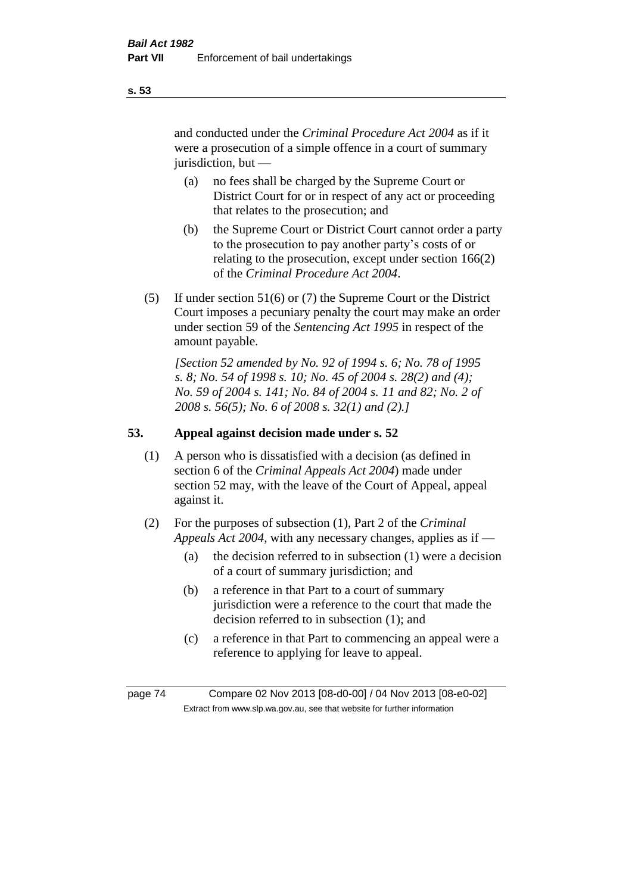and conducted under the *Criminal Procedure Act 2004* as if it were a prosecution of a simple offence in a court of summary jurisdiction, but —

(a) no fees shall be charged by the Supreme Court or District Court for or in respect of any act or proceeding that relates to the prosecution; and

(b) the Supreme Court or District Court cannot order a party to the prosecution to pay another party's costs of or relating to the prosecution, except under section 166(2) of the *Criminal Procedure Act 2004*.

(5) If under section 51(6) or (7) the Supreme Court or the District Court imposes a pecuniary penalty the court may make an order under section 59 of the *Sentencing Act 1995* in respect of the amount payable.

*[Section 52 amended by No. 92 of 1994 s. 6; No. 78 of 1995 s. 8; No. 54 of 1998 s. 10; No. 45 of 2004 s. 28(2) and (4); No. 59 of 2004 s. 141; No. 84 of 2004 s. 11 and 82; No. 2 of 2008 s. 56(5); No. 6 of 2008 s. 32(1) and (2).]*

## 53. Appeal against decision made under s. 52

(1) A person who is dissatisfied with a decision (as defined in section 6 of the *Criminal Appeals Act 2004*) made under section 52 may, with the leave of the Court of Appeal, appeal against it.

(2) For the purposes of subsection (1), Part 2 of the *Criminal Appeals Act 2004*, with any necessary changes, applies as if —

(a) the decision referred to in subsection (1) were a decision of a court of summary jurisdiction; and

(b) a reference in that Part to a court of summary jurisdiction were a reference to the court that made the decision referred to in subsection (1); and

(c) a reference in that Part to commencing an appeal were a reference to applying for leave to appeal.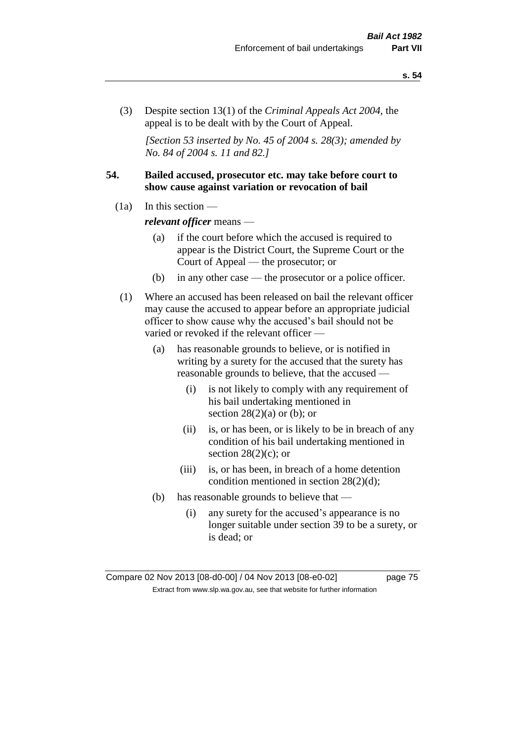(3) Despite section 13(1) of the *Criminal Appeals Act 2004*, the appeal is to be dealt with by the Court of Appeal.

*[Section 53 inserted by No. 45 of 2004 s. 28(3); amended by No. 84 of 2004 s. 11 and 82.]*

## 54. Bailed accused, prosecutor etc. may take before court to show cause against variation or revocation of bail

(1a) In this section —

***relevant officer*** means —

- (a) if the court before which the accused is required to appear is the District Court, the Supreme Court or the Court of Appeal — the prosecutor; or
- (b) in any other case — the prosecutor or a police officer.

(1) Where an accused has been released on bail the relevant officer may cause the accused to appear before an appropriate judicial officer to show cause why the accused's bail should not be varied or revoked if the relevant officer —

- (a) has reasonable grounds to believe, or is notified in writing by a surety for the accused that the surety has reasonable grounds to believe, that the accused —
  - (i) is not likely to comply with any requirement of his bail undertaking mentioned in section 28(2)(a) or (b); or
  - (ii) is, or has been, or is likely to be in breach of any condition of his bail undertaking mentioned in section 28(2)(c); or
  - (iii) is, or has been, in breach of a home detention condition mentioned in section 28(2)(d);
- (b) has reasonable grounds to believe that —
  - (i) any surety for the accused's appearance is no longer suitable under section 39 to be a surety, or is dead; or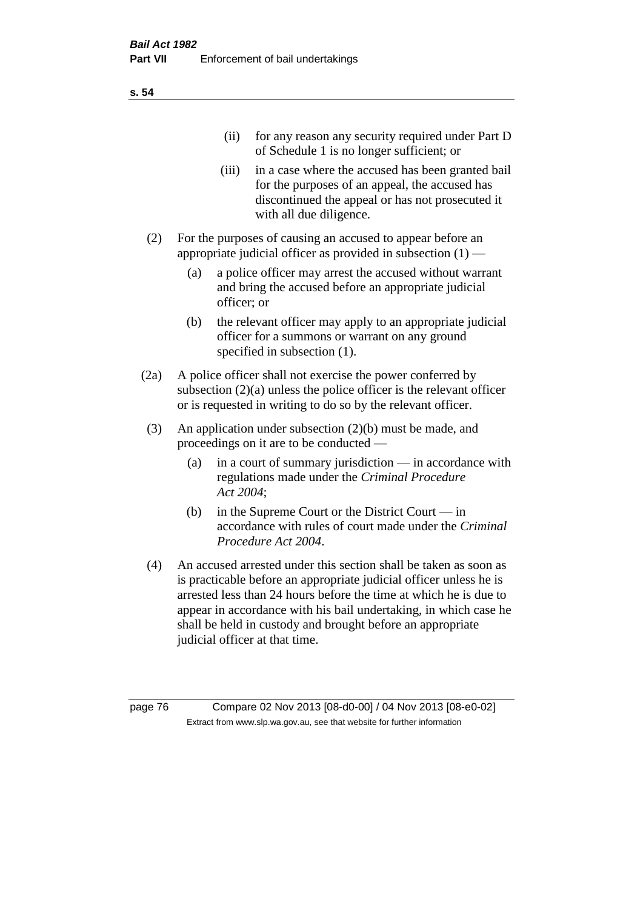(ii) for any reason any security required under Part D of Schedule 1 is no longer sufficient; or

(iii) in a case where the accused has been granted bail for the purposes of an appeal, the accused has discontinued the appeal or has not prosecuted it with all due diligence.

(2) For the purposes of causing an accused to appear before an appropriate judicial officer as provided in subsection (1) —

(a) a police officer may arrest the accused without warrant and bring the accused before an appropriate judicial officer; or

(b) the relevant officer may apply to an appropriate judicial officer for a summons or warrant on any ground specified in subsection (1).

(2a) A police officer shall not exercise the power conferred by subsection (2)(a) unless the police officer is the relevant officer or is requested in writing to do so by the relevant officer.

(3) An application under subsection (2)(b) must be made, and proceedings on it are to be conducted —

(a) in a court of summary jurisdiction — in accordance with regulations made under the *Criminal Procedure Act 2004*;

(b) in the Supreme Court or the District Court — in accordance with rules of court made under the *Criminal Procedure Act 2004*.

(4) An accused arrested under this section shall be taken as soon as is practicable before an appropriate judicial officer unless he is arrested less than 24 hours before the time at which he is due to appear in accordance with his bail undertaking, in which case he shall be held in custody and brought before an appropriate judicial officer at that time.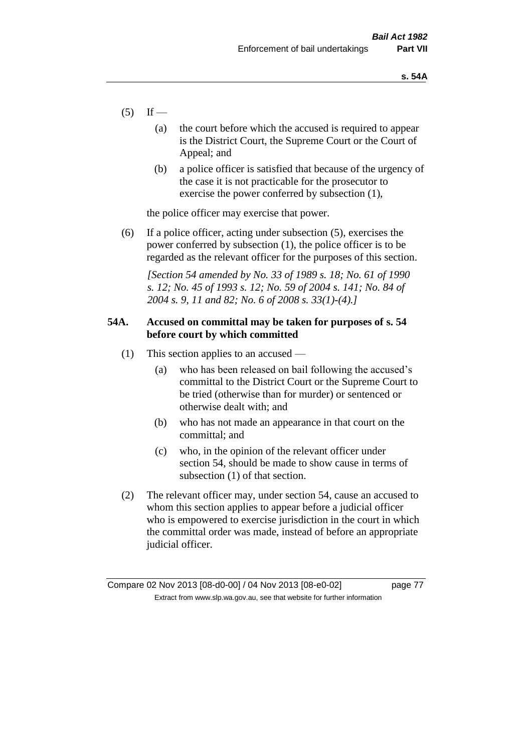(5) If —

 (a) the court before which the accused is required to appear is the District Court, the Supreme Court or the Court of Appeal; and

 (b) a police officer is satisfied that because of the urgency of the case it is not practicable for the prosecutor to exercise the power conferred by subsection (1),

 the police officer may exercise that power.

(6) If a police officer, acting under subsection (5), exercises the power conferred by subsection (1), the police officer is to be regarded as the relevant officer for the purposes of this section.

*[Section 54 amended by No. 33 of 1989 s. 18; No. 61 of 1990 s. 12; No. 45 of 1993 s. 12; No. 59 of 2004 s. 141; No. 84 of 2004 s. 9, 11 and 82; No. 6 of 2008 s. 33(1)-(4).]*

### 54A. Accused on committal may be taken for purposes of s. 54 before court by which committed

(1) This section applies to an accused —

 (a) who has been released on bail following the accused's committal to the District Court or the Supreme Court to be tried (otherwise than for murder) or sentenced or otherwise dealt with; and

 (b) who has not made an appearance in that court on the committal; and

 (c) who, in the opinion of the relevant officer under section 54, should be made to show cause in terms of subsection (1) of that section.

(2) The relevant officer may, under section 54, cause an accused to whom this section applies to appear before a judicial officer who is empowered to exercise jurisdiction in the court in which the committal order was made, instead of before an appropriate judicial officer.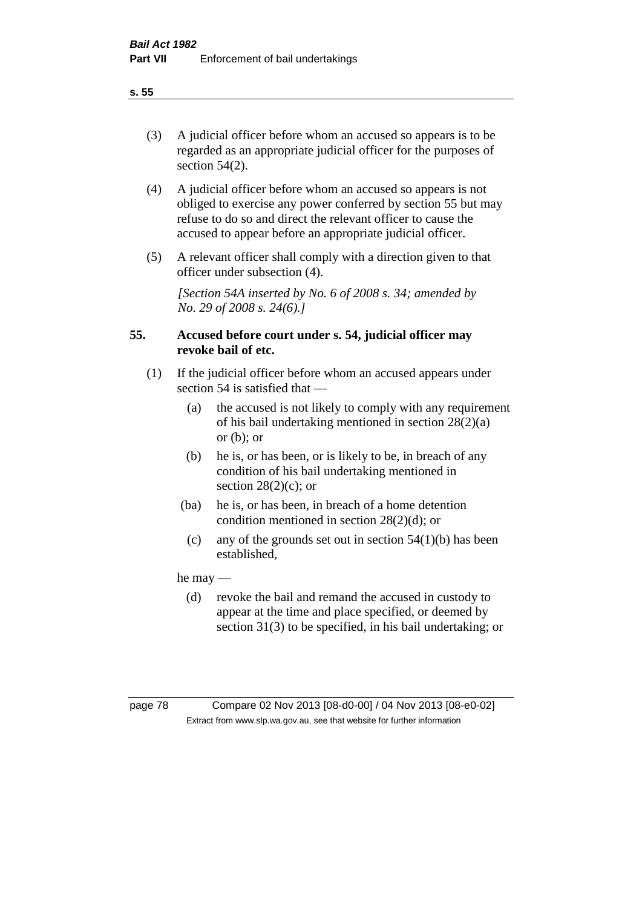(3) A judicial officer before whom an accused so appears is to be regarded as an appropriate judicial officer for the purposes of section 54(2).

(4) A judicial officer before whom an accused so appears is not obliged to exercise any power conferred by section 55 but may refuse to do so and direct the relevant officer to cause the accused to appear before an appropriate judicial officer.

(5) A relevant officer shall comply with a direction given to that officer under subsection (4).

*[Section 54A inserted by No. 6 of 2008 s. 34; amended by No. 29 of 2008 s. 24(6).]*

## 55. Accused before court under s. 54, judicial officer may revoke bail of etc.

(1) If the judicial officer before whom an accused appears under section 54 is satisfied that —

- (a) the accused is not likely to comply with any requirement of his bail undertaking mentioned in section 28(2)(a) or (b); or
- (b) he is, or has been, or is likely to be, in breach of any condition of his bail undertaking mentioned in section 28(2)(c); or
- (ba) he is, or has been, in breach of a home detention condition mentioned in section 28(2)(d); or
- (c) any of the grounds set out in section 54(1)(b) has been established,

he may —

- (d) revoke the bail and remand the accused in custody to appear at the time and place specified, or deemed by section 31(3) to be specified, in his bail undertaking; or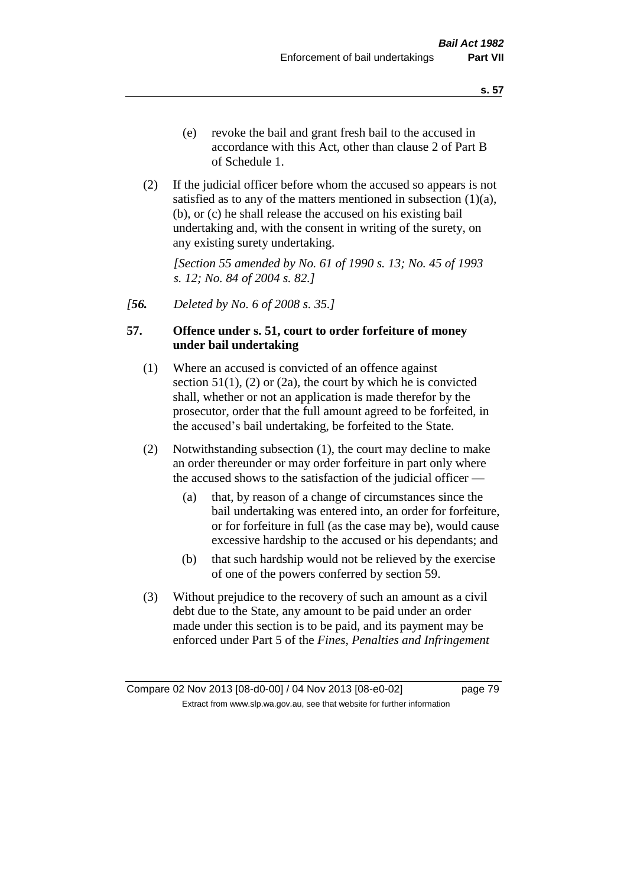(e) revoke the bail and grant fresh bail to the accused in accordance with this Act, other than clause 2 of Part B of Schedule 1.

(2) If the judicial officer before whom the accused so appears is not satisfied as to any of the matters mentioned in subsection (1)(a), (b), or (c) he shall release the accused on his existing bail undertaking and, with the consent in writing of the surety, on any existing surety undertaking.

*[Section 55 amended by No. 61 of 1990 s. 13; No. 45 of 1993 s. 12; No. 84 of 2004 s. 82.]*

*[**56.** Deleted by No. 6 of 2008 s. 35.]*

**57. Offence under s. 51, court to order forfeiture of money under bail undertaking**

(1) Where an accused is convicted of an offence against section 51(1), (2) or (2a), the court by which he is convicted shall, whether or not an application is made therefor by the prosecutor, order that the full amount agreed to be forfeited, in the accused's bail undertaking, be forfeited to the State.

(2) Notwithstanding subsection (1), the court may decline to make an order thereunder or may order forfeiture in part only where the accused shows to the satisfaction of the judicial officer —

(a) that, by reason of a change of circumstances since the bail undertaking was entered into, an order for forfeiture, or for forfeiture in full (as the case may be), would cause excessive hardship to the accused or his dependants; and

(b) that such hardship would not be relieved by the exercise of one of the powers conferred by section 59.

(3) Without prejudice to the recovery of such an amount as a civil debt due to the State, any amount to be paid under an order made under this section is to be paid, and its payment may be enforced under Part 5 of the *Fines, Penalties and Infringement*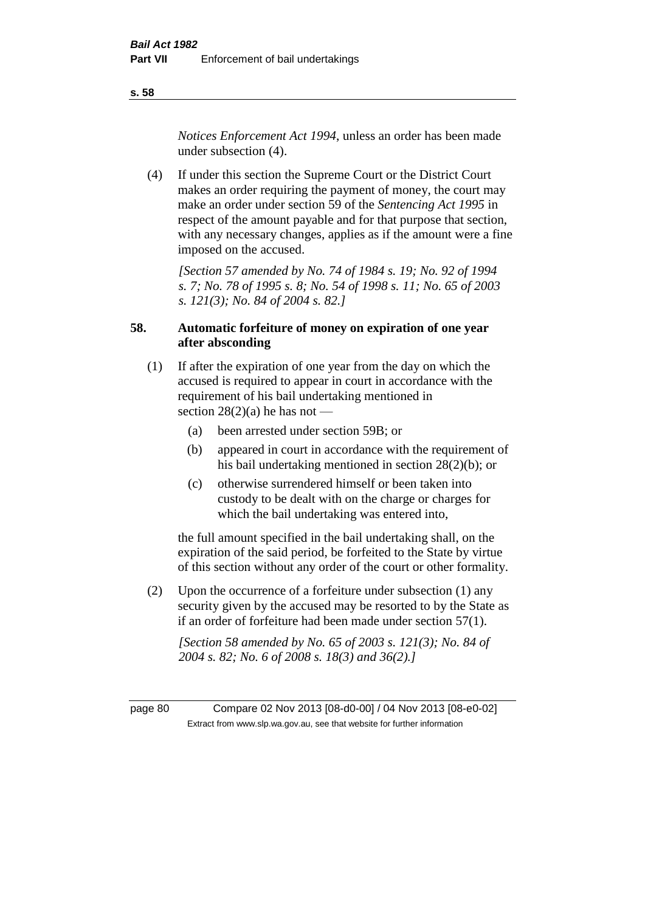*Notices Enforcement Act 1994*, unless an order has been made under subsection (4).

(4) If under this section the Supreme Court or the District Court makes an order requiring the payment of money, the court may make an order under section 59 of the *Sentencing Act 1995* in respect of the amount payable and for that purpose that section, with any necessary changes, applies as if the amount were a fine imposed on the accused.

*[Section 57 amended by No. 74 of 1984 s. 19; No. 92 of 1994 s. 7; No. 78 of 1995 s. 8; No. 54 of 1998 s. 11; No. 65 of 2003 s. 121(3); No. 84 of 2004 s. 82.]*

### 58. Automatic forfeiture of money on expiration of one year after absconding

(1) If after the expiration of one year from the day on which the accused is required to appear in court in accordance with the requirement of his bail undertaking mentioned in section 28(2)(a) he has not —

- (a) been arrested under section 59B; or
- (b) appeared in court in accordance with the requirement of his bail undertaking mentioned in section 28(2)(b); or
- (c) otherwise surrendered himself or been taken into custody to be dealt with on the charge or charges for which the bail undertaking was entered into,

the full amount specified in the bail undertaking shall, on the expiration of the said period, be forfeited to the State by virtue of this section without any order of the court or other formality.

(2) Upon the occurrence of a forfeiture under subsection (1) any security given by the accused may be resorted to by the State as if an order of forfeiture had been made under section 57(1).

*[Section 58 amended by No. 65 of 2003 s. 121(3); No. 84 of 2004 s. 82; No. 6 of 2008 s. 18(3) and 36(2).]*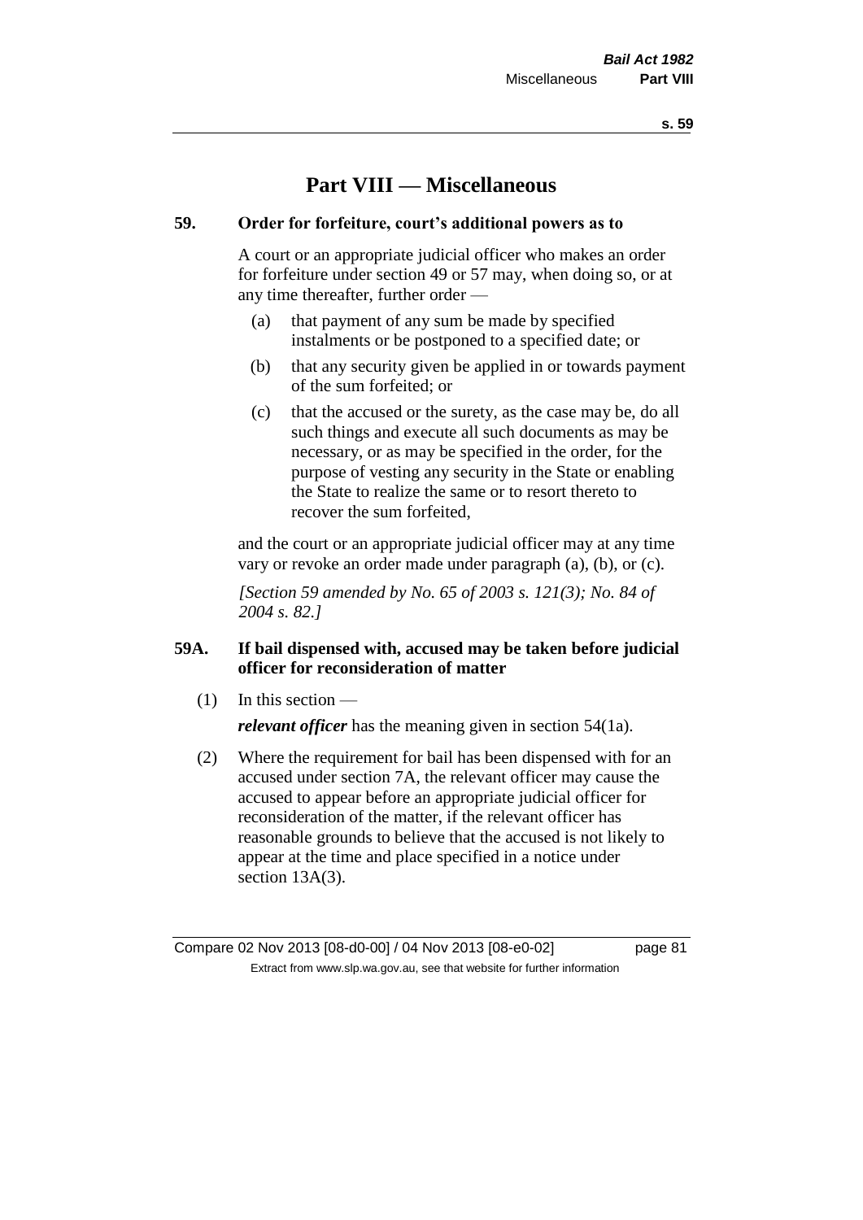# Part VIII — Miscellaneous

## 59. Order for forfeiture, court's additional powers as to

A court or an appropriate judicial officer who makes an order for forfeiture under section 49 or 57 may, when doing so, or at any time thereafter, further order —

(a) that payment of any sum be made by specified instalments or be postponed to a specified date; or

(b) that any security given be applied in or towards payment of the sum forfeited; or

(c) that the accused or the surety, as the case may be, do all such things and execute all such documents as may be necessary, or as may be specified in the order, for the purpose of vesting any security in the State or enabling the State to realize the same or to resort thereto to recover the sum forfeited,

and the court or an appropriate judicial officer may at any time vary or revoke an order made under paragraph (a), (b), or (c).

*[Section 59 amended by No. 65 of 2003 s. 121(3); No. 84 of 2004 s. 82.]*

## 59A. If bail dispensed with, accused may be taken before judicial officer for reconsideration of matter

(1) In this section —

***relevant officer*** has the meaning given in section 54(1a).

(2) Where the requirement for bail has been dispensed with for an accused under section 7A, the relevant officer may cause the accused to appear before an appropriate judicial officer for reconsideration of the matter, if the relevant officer has reasonable grounds to believe that the accused is not likely to appear at the time and place specified in a notice under section 13A(3).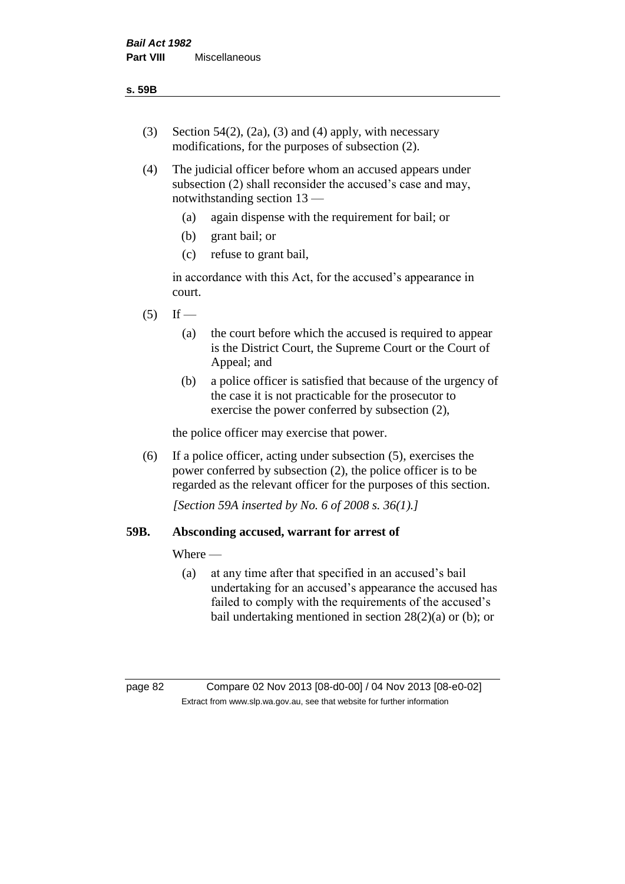(3) Section 54(2), (2a), (3) and (4) apply, with necessary modifications, for the purposes of subsection (2).

(4) The judicial officer before whom an accused appears under subsection (2) shall reconsider the accused's case and may, notwithstanding section 13 —

   (a) again dispense with the requirement for bail; or

   (b) grant bail; or

   (c) refuse to grant bail,

   in accordance with this Act, for the accused's appearance in court.

(5) If —

   (a) the court before which the accused is required to appear is the District Court, the Supreme Court or the Court of Appeal; and

   (b) a police officer is satisfied that because of the urgency of the case it is not practicable for the prosecutor to exercise the power conferred by subsection (2),

   the police officer may exercise that power.

(6) If a police officer, acting under subsection (5), exercises the power conferred by subsection (2), the police officer is to be regarded as the relevant officer for the purposes of this section.

*[Section 59A inserted by No. 6 of 2008 s. 36(1).]*

**59B. Absconding accused, warrant for arrest of**

Where —

   (a) at any time after that specified in an accused's bail undertaking for an accused's appearance the accused has failed to comply with the requirements of the accused's bail undertaking mentioned in section 28(2)(a) or (b); or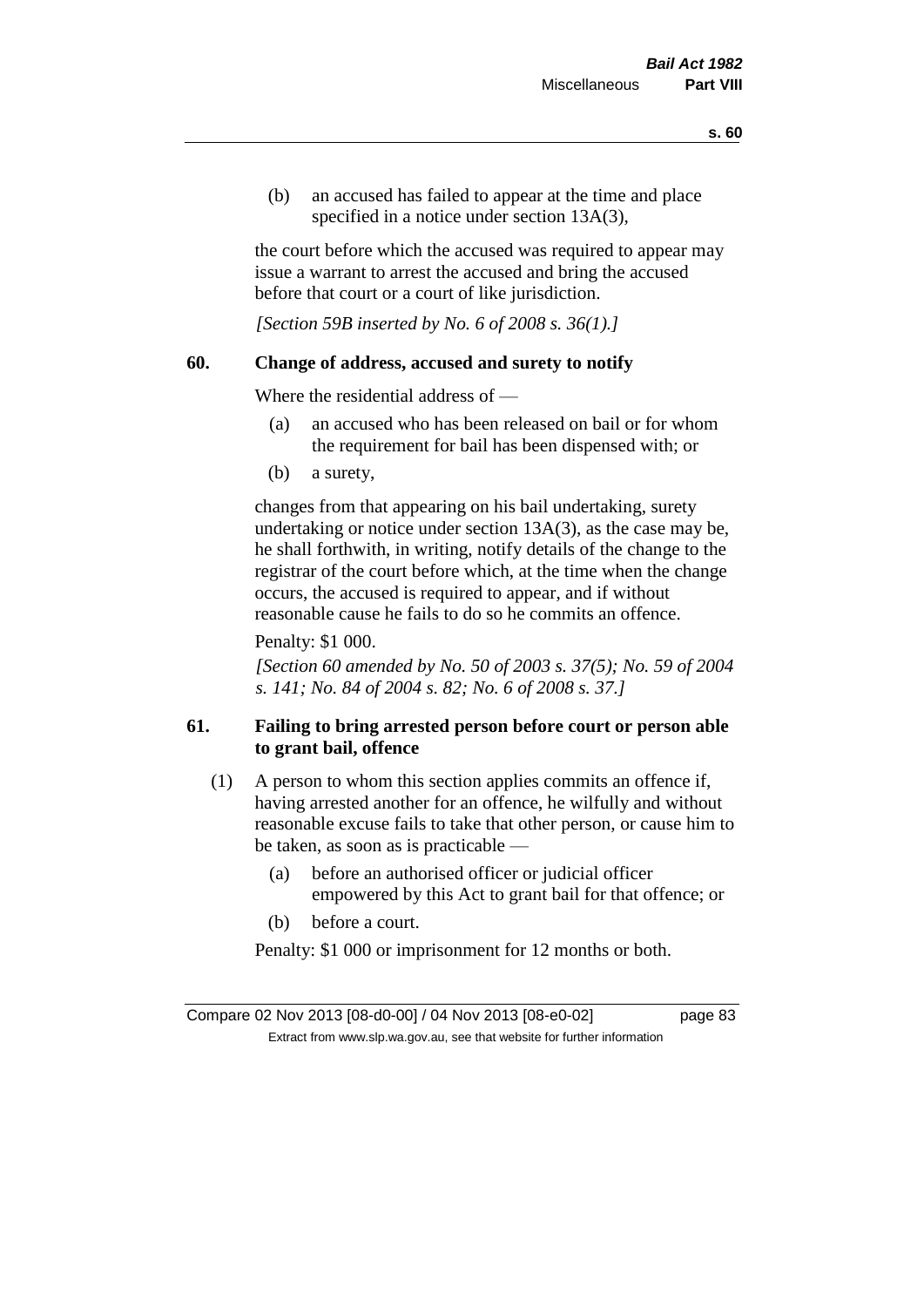(b) an accused has failed to appear at the time and place specified in a notice under section 13A(3),

the court before which the accused was required to appear may issue a warrant to arrest the accused and bring the accused before that court or a court of like jurisdiction.

*[Section 59B inserted by No. 6 of 2008 s. 36(1).]*

## 60. Change of address, accused and surety to notify

Where the residential address of —

(a) an accused who has been released on bail or for whom the requirement for bail has been dispensed with; or

(b) a surety,

changes from that appearing on his bail undertaking, surety undertaking or notice under section 13A(3), as the case may be, he shall forthwith, in writing, notify details of the change to the registrar of the court before which, at the time when the change occurs, the accused is required to appear, and if without reasonable cause he fails to do so he commits an offence.

Penalty: $1 000.

*[Section 60 amended by No. 50 of 2003 s. 37(5); No. 59 of 2004 s. 141; No. 84 of 2004 s. 82; No. 6 of 2008 s. 37.]*

## 61. Failing to bring arrested person before court or person able to grant bail, offence

(1) A person to whom this section applies commits an offence if, having arrested another for an offence, he wilfully and without reasonable excuse fails to take that other person, or cause him to be taken, as soon as is practicable —

(a) before an authorised officer or judicial officer empowered by this Act to grant bail for that offence; or

(b) before a court.

Penalty: $1 000 or imprisonment for 12 months or both.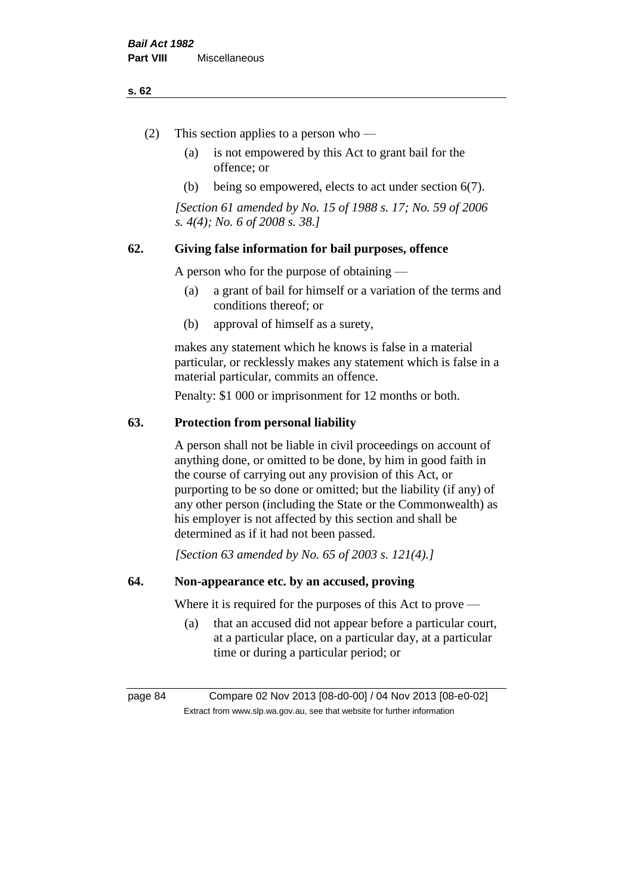(2) This section applies to a person who —

  (a) is not empowered by this Act to grant bail for the offence; or

  (b) being so empowered, elects to act under section 6(7).

*[Section 61 amended by No. 15 of 1988 s. 17; No. 59 of 2006 s. 4(4); No. 6 of 2008 s. 38.]*

### 62. Giving false information for bail purposes, offence

A person who for the purpose of obtaining —

  (a) a grant of bail for himself or a variation of the terms and conditions thereof; or

  (b) approval of himself as a surety,

makes any statement which he knows is false in a material particular, or recklessly makes any statement which is false in a material particular, commits an offence.

Penalty: $1 000 or imprisonment for 12 months or both.

### 63. Protection from personal liability

A person shall not be liable in civil proceedings on account of anything done, or omitted to be done, by him in good faith in the course of carrying out any provision of this Act, or purporting to be so done or omitted; but the liability (if any) of any other person (including the State or the Commonwealth) as his employer is not affected by this section and shall be determined as if it had not been passed.

*[Section 63 amended by No. 65 of 2003 s. 121(4).]*

### 64. Non-appearance etc. by an accused, proving

Where it is required for the purposes of this Act to prove —

  (a) that an accused did not appear before a particular court, at a particular place, on a particular day, at a particular time or during a particular period; or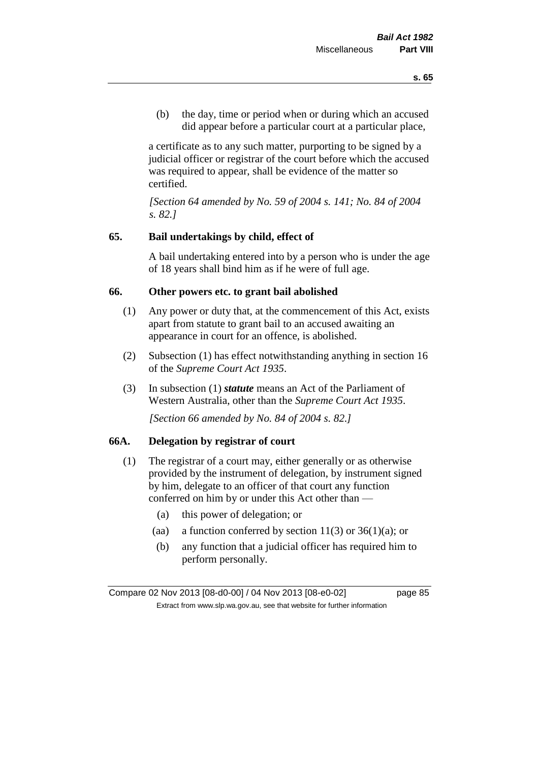(b) the day, time or period when or during which an accused did appear before a particular court at a particular place,

a certificate as to any such matter, purporting to be signed by a judicial officer or registrar of the court before which the accused was required to appear, shall be evidence of the matter so certified.

*[Section 64 amended by No. 59 of 2004 s. 141; No. 84 of 2004 s. 82.]*

## 65. Bail undertakings by child, effect of

A bail undertaking entered into by a person who is under the age of 18 years shall bind him as if he were of full age.

## 66. Other powers etc. to grant bail abolished

(1) Any power or duty that, at the commencement of this Act, exists apart from statute to grant bail to an accused awaiting an appearance in court for an offence, is abolished.

(2) Subsection (1) has effect notwithstanding anything in section 16 of the *Supreme Court Act 1935*.

(3) In subsection (1) ***statute*** means an Act of the Parliament of Western Australia, other than the *Supreme Court Act 1935*.

*[Section 66 amended by No. 84 of 2004 s. 82.]*

## 66A. Delegation by registrar of court

(1) The registrar of a court may, either generally or as otherwise provided by the instrument of delegation, by instrument signed by him, delegate to an officer of that court any function conferred on him by or under this Act other than —

(a) this power of delegation; or

(aa) a function conferred by section 11(3) or 36(1)(a); or

(b) any function that a judicial officer has required him to perform personally.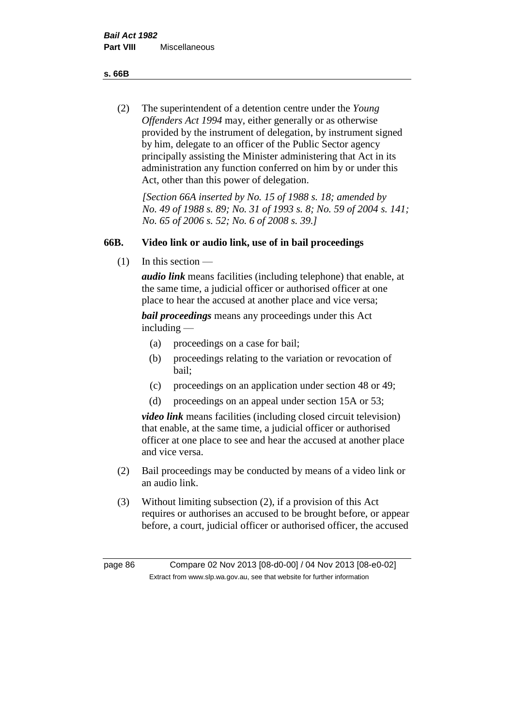(2) The superintendent of a detention centre under the *Young Offenders Act 1994* may, either generally or as otherwise provided by the instrument of delegation, by instrument signed by him, delegate to an officer of the Public Sector agency principally assisting the Minister administering that Act in its administration any function conferred on him by or under this Act, other than this power of delegation.

*[Section 66A inserted by No. 15 of 1988 s. 18; amended by No. 49 of 1988 s. 89; No. 31 of 1993 s. 8; No. 59 of 2004 s. 141; No. 65 of 2006 s. 52; No. 6 of 2008 s. 39.]*

## 66B. Video link or audio link, use of in bail proceedings

(1) In this section —

***audio link*** means facilities (including telephone) that enable, at the same time, a judicial officer or authorised officer at one place to hear the accused at another place and vice versa;

***bail proceedings*** means any proceedings under this Act including —

- (a) proceedings on a case for bail;
- (b) proceedings relating to the variation or revocation of bail;
- (c) proceedings on an application under section 48 or 49;
- (d) proceedings on an appeal under section 15A or 53;

***video link*** means facilities (including closed circuit television) that enable, at the same time, a judicial officer or authorised officer at one place to see and hear the accused at another place and vice versa.

(2) Bail proceedings may be conducted by means of a video link or an audio link.

(3) Without limiting subsection (2), if a provision of this Act requires or authorises an accused to be brought before, or appear before, a court, judicial officer or authorised officer, the accused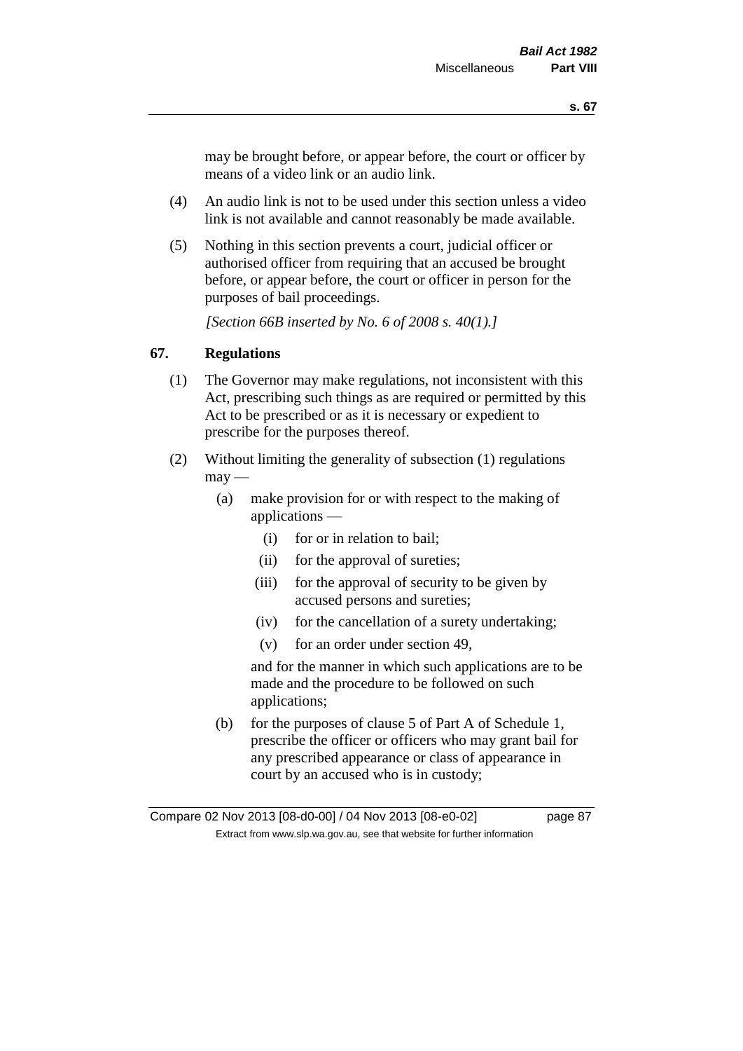may be brought before, or appear before, the court or officer by means of a video link or an audio link.

(4) An audio link is not to be used under this section unless a video link is not available and cannot reasonably be made available.

(5) Nothing in this section prevents a court, judicial officer or authorised officer from requiring that an accused be brought before, or appear before, the court or officer in person for the purposes of bail proceedings.

*[Section 66B inserted by No. 6 of 2008 s. 40(1).]*

## 67. Regulations

(1) The Governor may make regulations, not inconsistent with this Act, prescribing such things as are required or permitted by this Act to be prescribed or as it is necessary or expedient to prescribe for the purposes thereof.

(2) Without limiting the generality of subsection (1) regulations may —

(a) make provision for or with respect to the making of applications —

(i) for or in relation to bail;

(ii) for the approval of sureties;

(iii) for the approval of security to be given by accused persons and sureties;

(iv) for the cancellation of a surety undertaking;

(v) for an order under section 49,

and for the manner in which such applications are to be made and the procedure to be followed on such applications;

(b) for the purposes of clause 5 of Part A of Schedule 1, prescribe the officer or officers who may grant bail for any prescribed appearance or class of appearance in court by an accused who is in custody;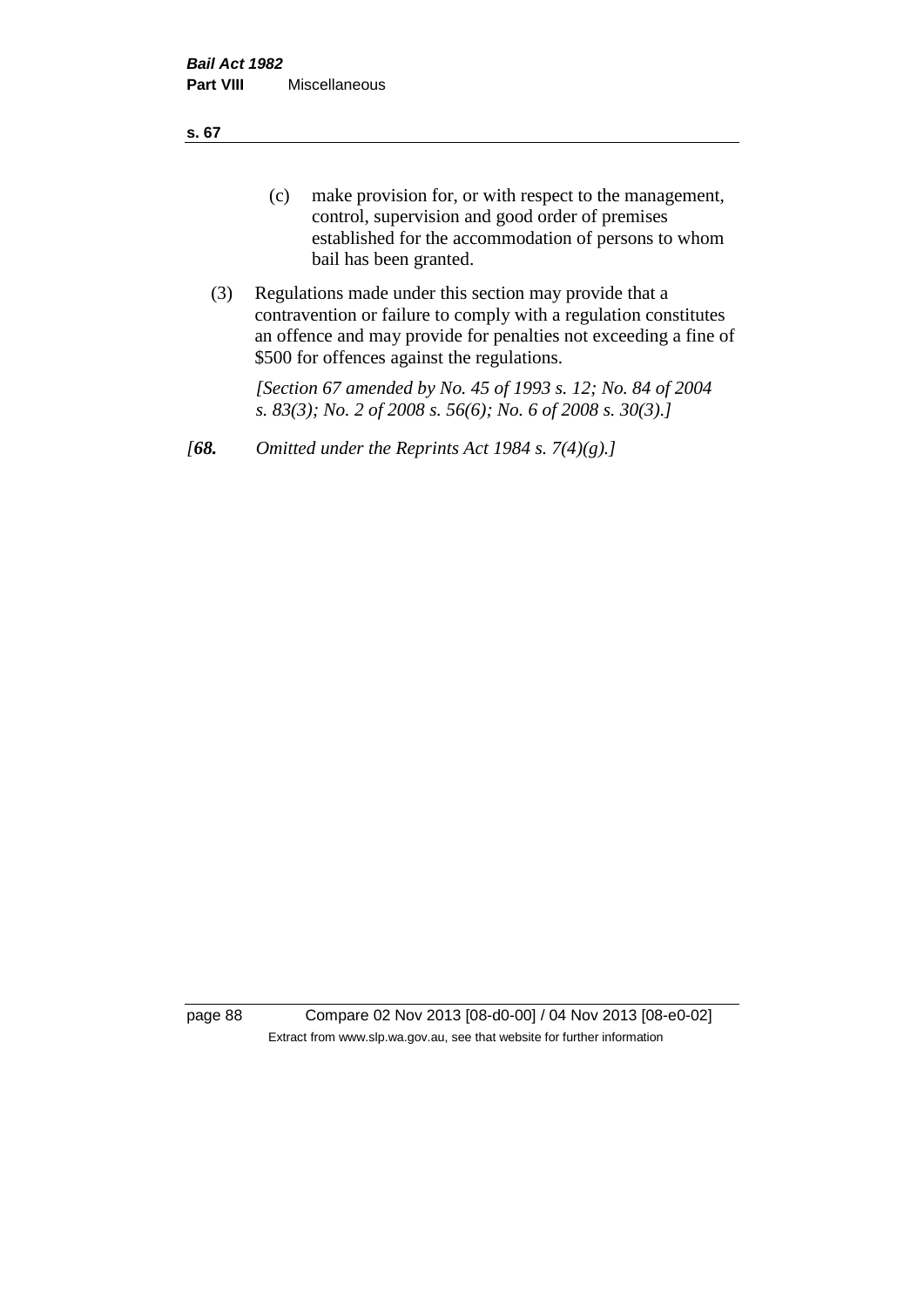(c) make provision for, or with respect to the management, control, supervision and good order of premises established for the accommodation of persons to whom bail has been granted.

(3) Regulations made under this section may provide that a contravention or failure to comply with a regulation constitutes an offence and may provide for penalties not exceeding a fine of $500 for offences against the regulations.

*[Section 67 amended by No. 45 of 1993 s. 12; No. 84 of 2004 s. 83(3); No. 2 of 2008 s. 56(6); No. 6 of 2008 s. 30(3).]*

*[**68.** Omitted under the Reprints Act 1984 s. 7(4)(g).]*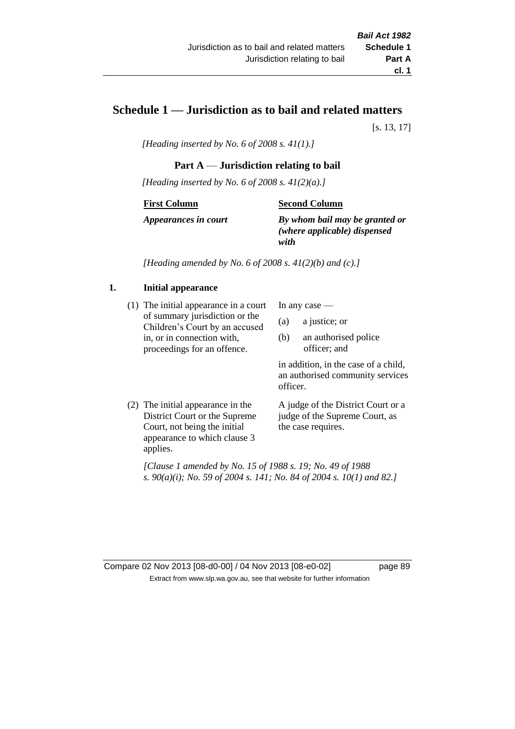# Schedule 1 — Jurisdiction as to bail and related matters

[s. 13, 17]

*[Heading inserted by No. 6 of 2008 s. 41(1).]*

## Part A — Jurisdiction relating to bail

*[Heading inserted by No. 6 of 2008 s. 41(2)(a).]*

| First Column | Second Column |
|---|---|
| *Appearances in court* | *By whom bail may be granted or (where applicable) dispensed with* |

*[Heading amended by No. 6 of 2008 s. 41(2)(b) and (c).]*

### 1. Initial appearance

| | |
|---|---|
| (1) The initial appearance in a court of summary jurisdiction or the Children's Court by an accused in, or in connection with, proceedings for an offence. | In any case — (a) a justice; or (b) an authorised police officer; and in addition, in the case of a child, an authorised community services officer. |
| (2) The initial appearance in the District Court or the Supreme Court, not being the initial appearance to which clause 3 applies. | A judge of the District Court or a judge of the Supreme Court, as the case requires. |

*[Clause 1 amended by No. 15 of 1988 s. 19; No. 49 of 1988 s. 90(a)(i); No. 59 of 2004 s. 141; No. 84 of 2004 s. 10(1) and 82.]*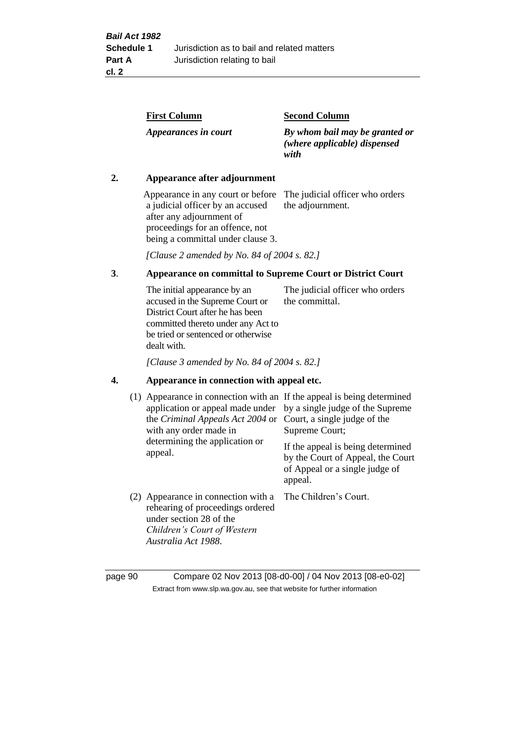| First Column | Second Column |
|---|---|
| *Appearances in court* | *By whom bail may be granted or (where applicable) dispensed with* |

**2. Appearance after adjournment**

| | |
|---|---|
| Appearance in any court or before a judicial officer by an accused after any adjournment of proceedings for an offence, not being a committal under clause 3. | The judicial officer who orders the adjournment. |

[Clause 2 amended by No. 84 of 2004 s. 82.]

**3. Appearance on committal to Supreme Court or District Court**

| | |
|---|---|
| The initial appearance by an accused in the Supreme Court or District Court after he has been committed thereto under any Act to be tried or sentenced or otherwise dealt with. | The judicial officer who orders the committal. |

[Clause 3 amended by No. 84 of 2004 s. 82.]

**4. Appearance in connection with appeal etc.**

| | |
|---|---|
| (1) Appearance in connection with an application or appeal made under the *Criminal Appeals Act 2004* or with any order made in determining the application or appeal. | If the appeal is being determined by a single judge of the Supreme Court, a single judge of the Supreme Court; |
| | If the appeal is being determined by the Court of Appeal, the Court of Appeal or a single judge of appeal. |
| (2) Appearance in connection with a rehearing of proceedings ordered under section 28 of the *Children's Court of Western Australia Act 1988*. | The Children's Court. |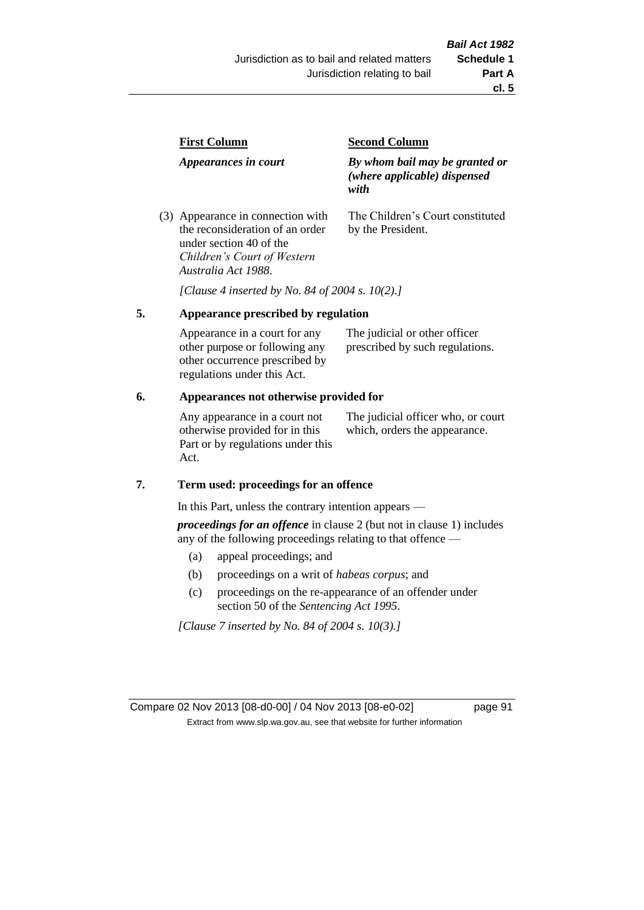| First Column | Second Column |
|---|---|
| *Appearances in court* | *By whom bail may be granted or (where applicable) dispensed with* |
| (3) Appearance in connection with the reconsideration of an order under section 40 of the *Children's Court of Western Australia Act 1988*. | The Children's Court constituted by the President. |

*[Clause 4 inserted by No. 84 of 2004 s. 10(2).]*

## 5. Appearance prescribed by regulation

| | |
|---|---|
| Appearance in a court for any other purpose or following any other occurrence prescribed by regulations under this Act. | The judicial or other officer prescribed by such regulations. |

## 6. Appearances not otherwise provided for

| | |
|---|---|
| Any appearance in a court not otherwise provided for in this Part or by regulations under this Act. | The judicial officer who, or court which, orders the appearance. |

## 7. Term used: proceedings for an offence

In this Part, unless the contrary intention appears —

***proceedings for an offence*** in clause 2 (but not in clause 1) includes any of the following proceedings relating to that offence —

(a) appeal proceedings; and

(b) proceedings on a writ of *habeas corpus*; and

(c) proceedings on the re-appearance of an offender under section 50 of the *Sentencing Act 1995*.

*[Clause 7 inserted by No. 84 of 2004 s. 10(3).]*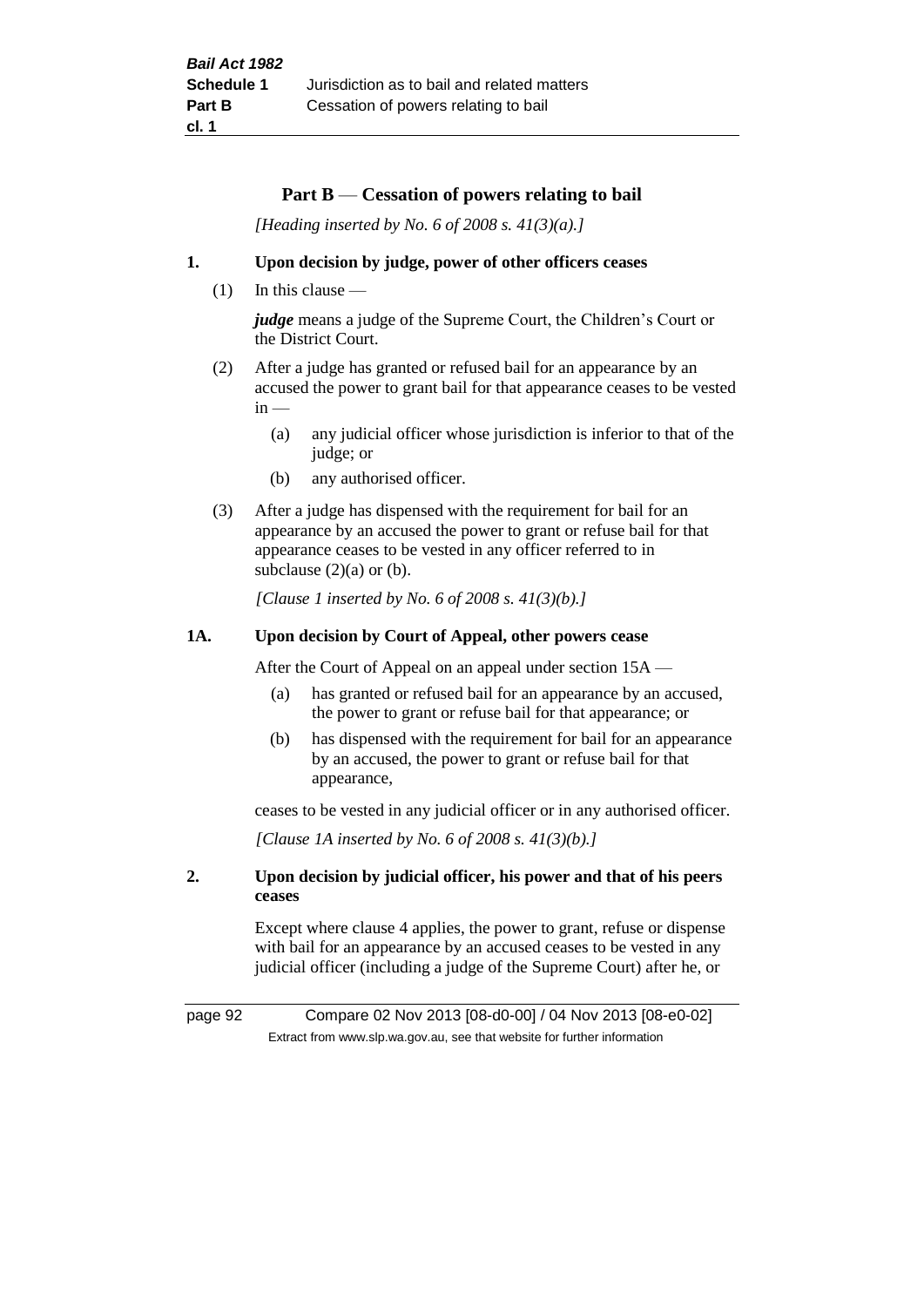## Part B — Cessation of powers relating to bail

*[Heading inserted by No. 6 of 2008 s. 41(3)(a).]*

### 1. Upon decision by judge, power of other officers ceases

(1) In this clause —

***judge*** means a judge of the Supreme Court, the Children's Court or the District Court.

(2) After a judge has granted or refused bail for an appearance by an accused the power to grant bail for that appearance ceases to be vested in —

(a) any judicial officer whose jurisdiction is inferior to that of the judge; or

(b) any authorised officer.

(3) After a judge has dispensed with the requirement for bail for an appearance by an accused the power to grant or refuse bail for that appearance ceases to be vested in any officer referred to in subclause (2)(a) or (b).

*[Clause 1 inserted by No. 6 of 2008 s. 41(3)(b).]*

### 1A. Upon decision by Court of Appeal, other powers cease

After the Court of Appeal on an appeal under section 15A —

(a) has granted or refused bail for an appearance by an accused, the power to grant or refuse bail for that appearance; or

(b) has dispensed with the requirement for bail for an appearance by an accused, the power to grant or refuse bail for that appearance,

ceases to be vested in any judicial officer or in any authorised officer.

*[Clause 1A inserted by No. 6 of 2008 s. 41(3)(b).]*

### 2. Upon decision by judicial officer, his power and that of his peers ceases

Except where clause 4 applies, the power to grant, refuse or dispense with bail for an appearance by an accused ceases to be vested in any judicial officer (including a judge of the Supreme Court) after he, or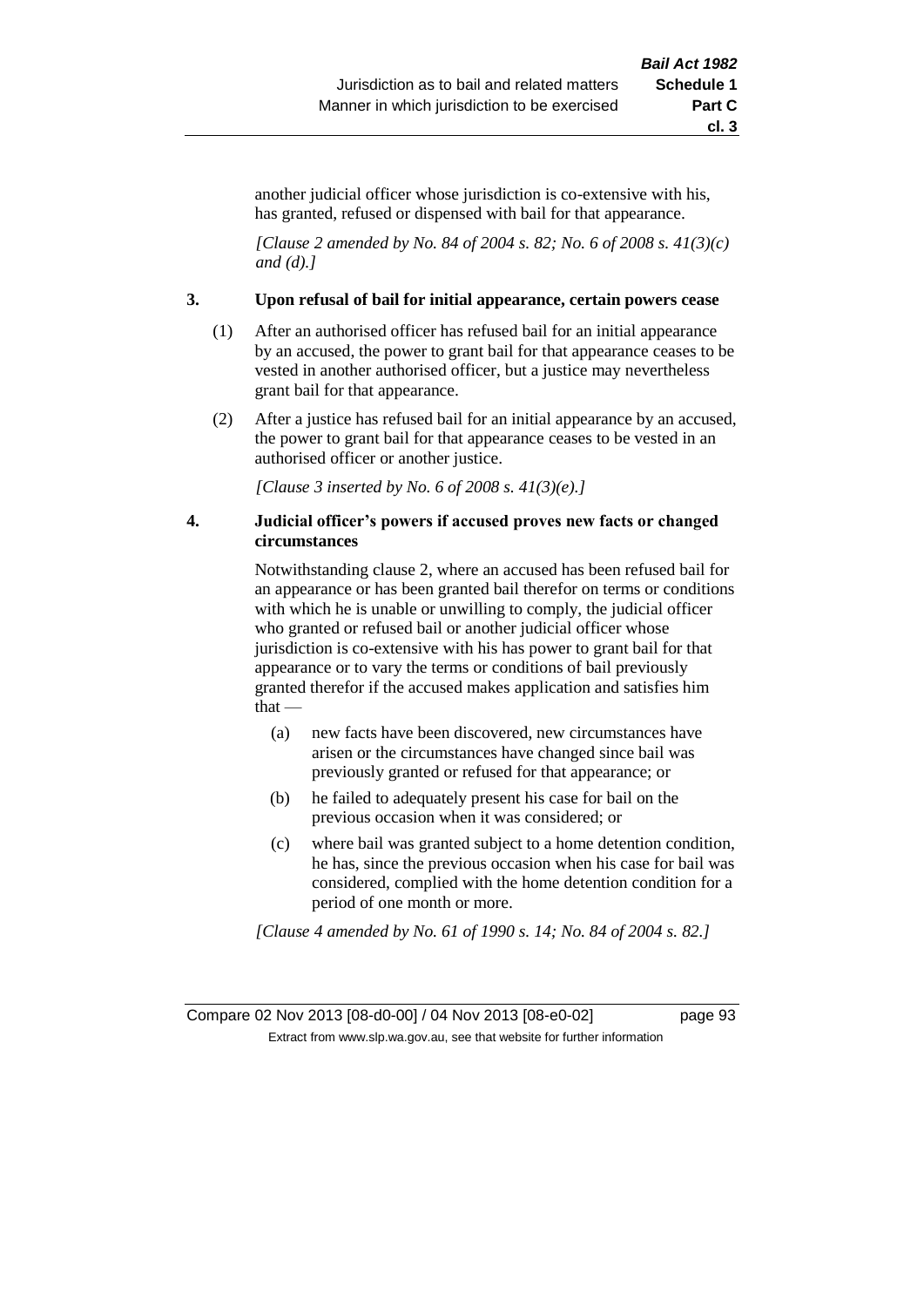another judicial officer whose jurisdiction is co-extensive with his, has granted, refused or dispensed with bail for that appearance.

*[Clause 2 amended by No. 84 of 2004 s. 82; No. 6 of 2008 s. 41(3)(c) and (d).]*

### 3. Upon refusal of bail for initial appearance, certain powers cease

(1) After an authorised officer has refused bail for an initial appearance by an accused, the power to grant bail for that appearance ceases to be vested in another authorised officer, but a justice may nevertheless grant bail for that appearance.

(2) After a justice has refused bail for an initial appearance by an accused, the power to grant bail for that appearance ceases to be vested in an authorised officer or another justice.

*[Clause 3 inserted by No. 6 of 2008 s. 41(3)(e).]*

### 4. Judicial officer's powers if accused proves new facts or changed circumstances

Notwithstanding clause 2, where an accused has been refused bail for an appearance or has been granted bail therefor on terms or conditions with which he is unable or unwilling to comply, the judicial officer who granted or refused bail or another judicial officer whose jurisdiction is co-extensive with his has power to grant bail for that appearance or to vary the terms or conditions of bail previously granted therefor if the accused makes application and satisfies him that —

(a) new facts have been discovered, new circumstances have arisen or the circumstances have changed since bail was previously granted or refused for that appearance; or

(b) he failed to adequately present his case for bail on the previous occasion when it was considered; or

(c) where bail was granted subject to a home detention condition, he has, since the previous occasion when his case for bail was considered, complied with the home detention condition for a period of one month or more.

*[Clause 4 amended by No. 61 of 1990 s. 14; No. 84 of 2004 s. 82.]*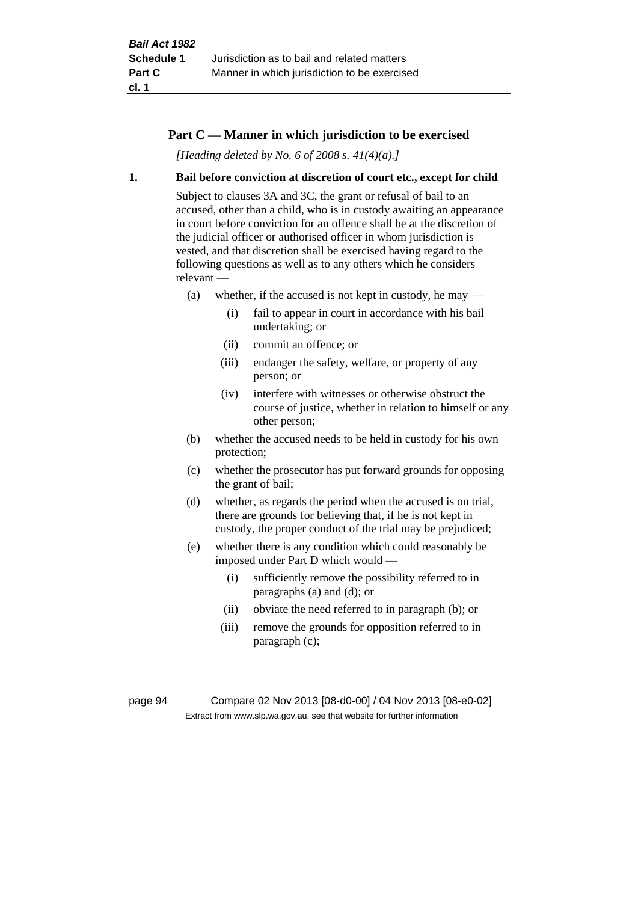## Part C — Manner in which jurisdiction to be exercised

*[Heading deleted by No. 6 of 2008 s. 41(4)(a).]*

### 1. Bail before conviction at discretion of court etc., except for child

Subject to clauses 3A and 3C, the grant or refusal of bail to an accused, other than a child, who is in custody awaiting an appearance in court before conviction for an offence shall be at the discretion of the judicial officer or authorised officer in whom jurisdiction is vested, and that discretion shall be exercised having regard to the following questions as well as to any others which he considers relevant —

- (a) whether, if the accused is not kept in custody, he may —
  - (i) fail to appear in court in accordance with his bail undertaking; or
  - (ii) commit an offence; or
  - (iii) endanger the safety, welfare, or property of any person; or
  - (iv) interfere with witnesses or otherwise obstruct the course of justice, whether in relation to himself or any other person;
- (b) whether the accused needs to be held in custody for his own protection;
- (c) whether the prosecutor has put forward grounds for opposing the grant of bail;
- (d) whether, as regards the period when the accused is on trial, there are grounds for believing that, if he is not kept in custody, the proper conduct of the trial may be prejudiced;
- (e) whether there is any condition which could reasonably be imposed under Part D which would —
  - (i) sufficiently remove the possibility referred to in paragraphs (a) and (d); or
  - (ii) obviate the need referred to in paragraph (b); or
  - (iii) remove the grounds for opposition referred to in paragraph (c);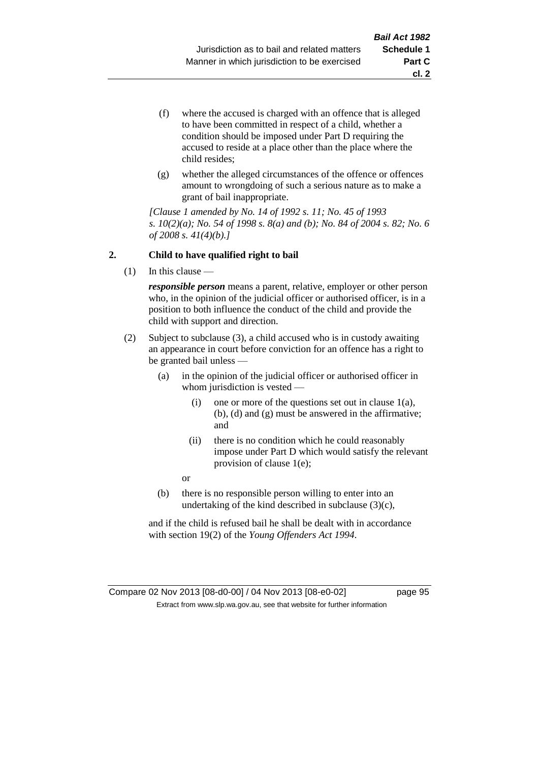(f) where the accused is charged with an offence that is alleged to have been committed in respect of a child, whether a condition should be imposed under Part D requiring the accused to reside at a place other than the place where the child resides;

(g) whether the alleged circumstances of the offence or offences amount to wrongdoing of such a serious nature as to make a grant of bail inappropriate.

*[Clause 1 amended by No. 14 of 1992 s. 11; No. 45 of 1993 s. 10(2)(a); No. 54 of 1998 s. 8(a) and (b); No. 84 of 2004 s. 82; No. 6 of 2008 s. 41(4)(b).]*

### 2. Child to have qualified right to bail

(1) In this clause —

***responsible person*** means a parent, relative, employer or other person who, in the opinion of the judicial officer or authorised officer, is in a position to both influence the conduct of the child and provide the child with support and direction.

(2) Subject to subclause (3), a child accused who is in custody awaiting an appearance in court before conviction for an offence has a right to be granted bail unless —

(a) in the opinion of the judicial officer or authorised officer in whom jurisdiction is vested —

(i) one or more of the questions set out in clause 1(a), (b), (d) and (g) must be answered in the affirmative; and

(ii) there is no condition which he could reasonably impose under Part D which would satisfy the relevant provision of clause 1(e);

or

(b) there is no responsible person willing to enter into an undertaking of the kind described in subclause (3)(c),

and if the child is refused bail he shall be dealt with in accordance with section 19(2) of the *Young Offenders Act 1994*.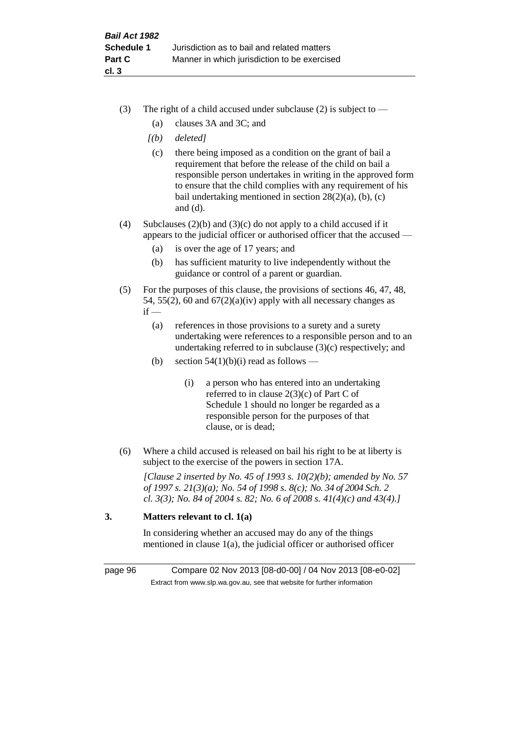(3) The right of a child accused under subclause (2) is subject to —

   (a) clauses 3A and 3C; and

   *[(b) deleted]*

   (c) there being imposed as a condition on the grant of bail a requirement that before the release of the child on bail a responsible person undertakes in writing in the approved form to ensure that the child complies with any requirement of his bail undertaking mentioned in section 28(2)(a), (b), (c) and (d).

(4) Subclauses (2)(b) and (3)(c) do not apply to a child accused if it appears to the judicial officer or authorised officer that the accused —

   (a) is over the age of 17 years; and

   (b) has sufficient maturity to live independently without the guidance or control of a parent or guardian.

(5) For the purposes of this clause, the provisions of sections 46, 47, 48, 54, 55(2), 60 and 67(2)(a)(iv) apply with all necessary changes as if —

   (a) references in those provisions to a surety and a surety undertaking were references to a responsible person and to an undertaking referred to in subclause (3)(c) respectively; and

   (b) section 54(1)(b)(i) read as follows —

      (i) a person who has entered into an undertaking referred to in clause 2(3)(c) of Part C of Schedule 1 should no longer be regarded as a responsible person for the purposes of that clause, or is dead;

(6) Where a child accused is released on bail his right to be at liberty is subject to the exercise of the powers in section 17A.

*[Clause 2 inserted by No. 45 of 1993 s. 10(2)(b); amended by No. 57 of 1997 s. 21(3)(a); No. 54 of 1998 s. 8(c); No. 34 of 2004 Sch. 2 cl. 3(3); No. 84 of 2004 s. 82; No. 6 of 2008 s. 41(4)(c) and 43(4).]*

### 3. Matters relevant to cl. 1(a)

In considering whether an accused may do any of the things mentioned in clause 1(a), the judicial officer or authorised officer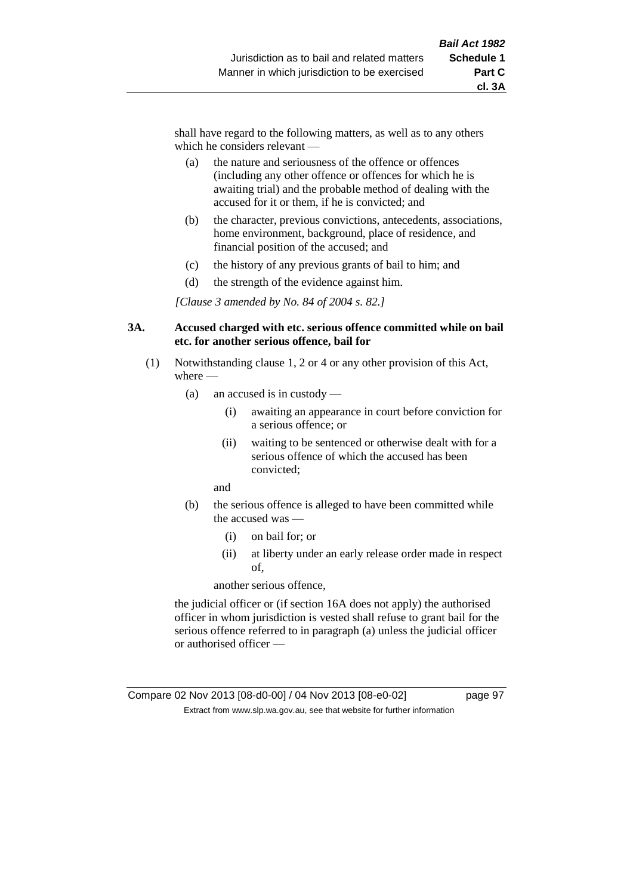shall have regard to the following matters, as well as to any others which he considers relevant —

- (a) the nature and seriousness of the offence or offences (including any other offence or offences for which he is awaiting trial) and the probable method of dealing with the accused for it or them, if he is convicted; and
- (b) the character, previous convictions, antecedents, associations, home environment, background, place of residence, and financial position of the accused; and
- (c) the history of any previous grants of bail to him; and
- (d) the strength of the evidence against him.

*[Clause 3 amended by No. 84 of 2004 s. 82.]*

**3A. Accused charged with etc. serious offence committed while on bail etc. for another serious offence, bail for**

(1) Notwithstanding clause 1, 2 or 4 or any other provision of this Act, where —

- (a) an accused is in custody —
  - (i) awaiting an appearance in court before conviction for a serious offence; or
  - (ii) waiting to be sentenced or otherwise dealt with for a serious offence of which the accused has been convicted;

  and

- (b) the serious offence is alleged to have been committed while the accused was —
  - (i) on bail for; or
  - (ii) at liberty under an early release order made in respect of,

  another serious offence,

the judicial officer or (if section 16A does not apply) the authorised officer in whom jurisdiction is vested shall refuse to grant bail for the serious offence referred to in paragraph (a) unless the judicial officer or authorised officer —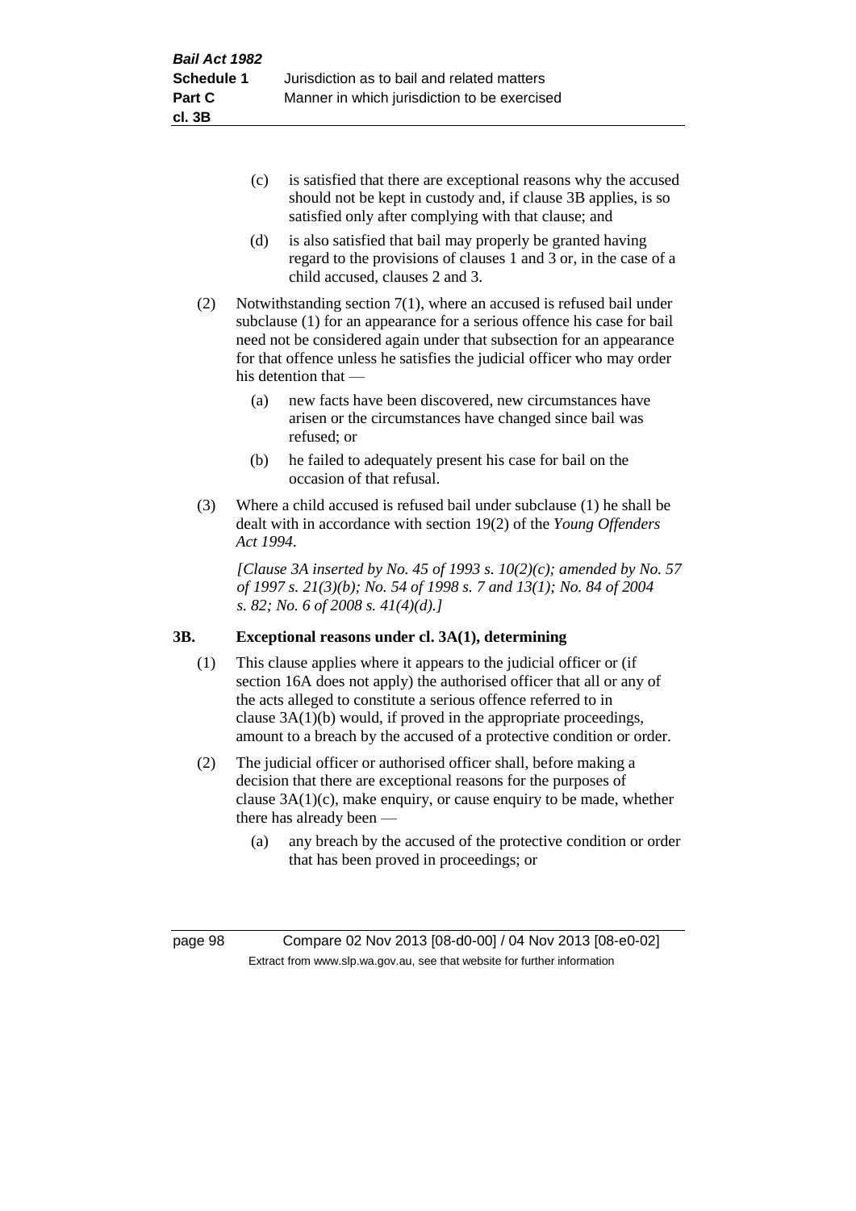(c) is satisfied that there are exceptional reasons why the accused should not be kept in custody and, if clause 3B applies, is so satisfied only after complying with that clause; and

(d) is also satisfied that bail may properly be granted having regard to the provisions of clauses 1 and 3 or, in the case of a child accused, clauses 2 and 3.

(2) Notwithstanding section 7(1), where an accused is refused bail under subclause (1) for an appearance for a serious offence his case for bail need not be considered again under that subsection for an appearance for that offence unless he satisfies the judicial officer who may order his detention that —

(a) new facts have been discovered, new circumstances have arisen or the circumstances have changed since bail was refused; or

(b) he failed to adequately present his case for bail on the occasion of that refusal.

(3) Where a child accused is refused bail under subclause (1) he shall be dealt with in accordance with section 19(2) of the *Young Offenders Act 1994*.

*[Clause 3A inserted by No. 45 of 1993 s. 10(2)(c); amended by No. 57 of 1997 s. 21(3)(b); No. 54 of 1998 s. 7 and 13(1); No. 84 of 2004 s. 82; No. 6 of 2008 s. 41(4)(d).]*

### 3B. Exceptional reasons under cl. 3A(1), determining

(1) This clause applies where it appears to the judicial officer or (if section 16A does not apply) the authorised officer that all or any of the acts alleged to constitute a serious offence referred to in clause 3A(1)(b) would, if proved in the appropriate proceedings, amount to a breach by the accused of a protective condition or order.

(2) The judicial officer or authorised officer shall, before making a decision that there are exceptional reasons for the purposes of clause 3A(1)(c), make enquiry, or cause enquiry to be made, whether there has already been —

(a) any breach by the accused of the protective condition or order that has been proved in proceedings; or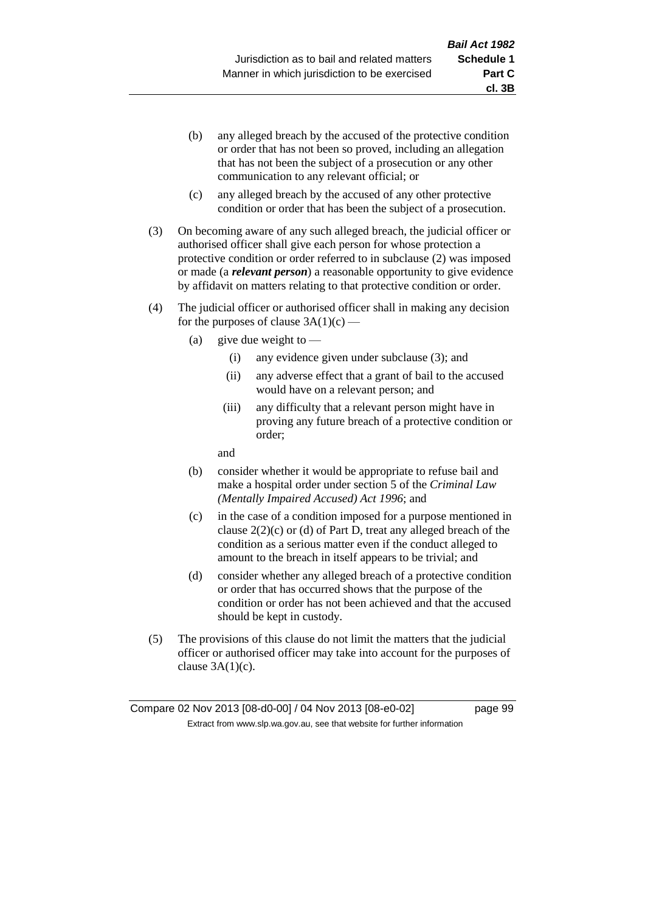- (b) any alleged breach by the accused of the protective condition or order that has not been so proved, including an allegation that has not been the subject of a prosecution or any other communication to any relevant official; or
- (c) any alleged breach by the accused of any other protective condition or order that has been the subject of a prosecution.

(3) On becoming aware of any such alleged breach, the judicial officer or authorised officer shall give each person for whose protection a protective condition or order referred to in subclause (2) was imposed or made (a ***relevant person***) a reasonable opportunity to give evidence by affidavit on matters relating to that protective condition or order.

(4) The judicial officer or authorised officer shall in making any decision for the purposes of clause 3A(1)(c) —

- (a) give due weight to —
  - (i) any evidence given under subclause (3); and
  - (ii) any adverse effect that a grant of bail to the accused would have on a relevant person; and
  - (iii) any difficulty that a relevant person might have in proving any future breach of a protective condition or order;

  and
- (b) consider whether it would be appropriate to refuse bail and make a hospital order under section 5 of the *Criminal Law (Mentally Impaired Accused) Act 1996*; and
- (c) in the case of a condition imposed for a purpose mentioned in clause 2(2)(c) or (d) of Part D, treat any alleged breach of the condition as a serious matter even if the conduct alleged to amount to the breach in itself appears to be trivial; and
- (d) consider whether any alleged breach of a protective condition or order that has occurred shows that the purpose of the condition or order has not been achieved and that the accused should be kept in custody.

(5) The provisions of this clause do not limit the matters that the judicial officer or authorised officer may take into account for the purposes of clause 3A(1)(c).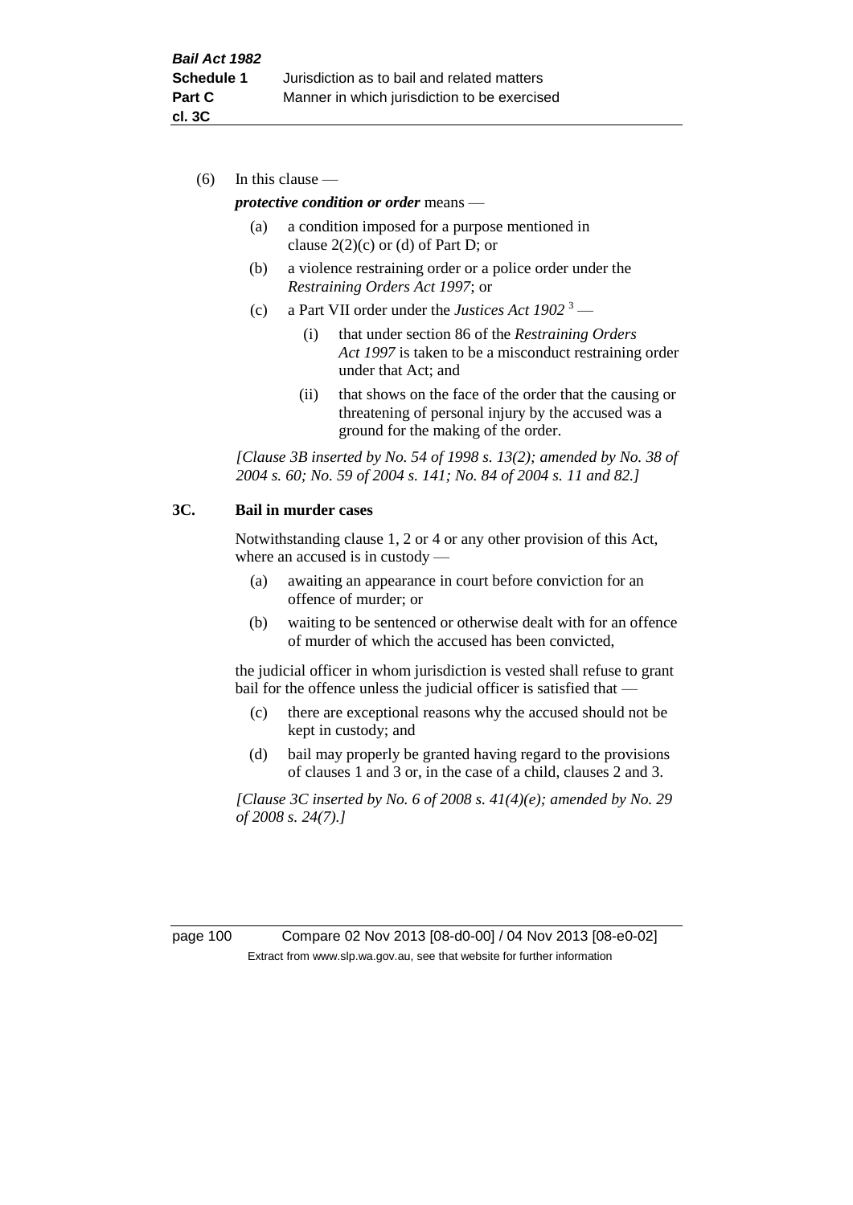(6) In this clause —

***protective condition or order*** means —

(a) a condition imposed for a purpose mentioned in clause 2(2)(c) or (d) of Part D; or

(b) a violence restraining order or a police order under the *Restraining Orders Act 1997*; or

(c) a Part VII order under the *Justices Act 1902* [3] —

(i) that under section 86 of the *Restraining Orders Act 1997* is taken to be a misconduct restraining order under that Act; and

(ii) that shows on the face of the order that the causing or threatening of personal injury by the accused was a ground for the making of the order.

*[Clause 3B inserted by No. 54 of 1998 s. 13(2); amended by No. 38 of 2004 s. 60; No. 59 of 2004 s. 141; No. 84 of 2004 s. 11 and 82.]*

**3C. Bail in murder cases**

Notwithstanding clause 1, 2 or 4 or any other provision of this Act, where an accused is in custody —

(a) awaiting an appearance in court before conviction for an offence of murder; or

(b) waiting to be sentenced or otherwise dealt with for an offence of murder of which the accused has been convicted,

the judicial officer in whom jurisdiction is vested shall refuse to grant bail for the offence unless the judicial officer is satisfied that —

(c) there are exceptional reasons why the accused should not be kept in custody; and

(d) bail may properly be granted having regard to the provisions of clauses 1 and 3 or, in the case of a child, clauses 2 and 3.

*[Clause 3C inserted by No. 6 of 2008 s. 41(4)(e); amended by No. 29 of 2008 s. 24(7).]*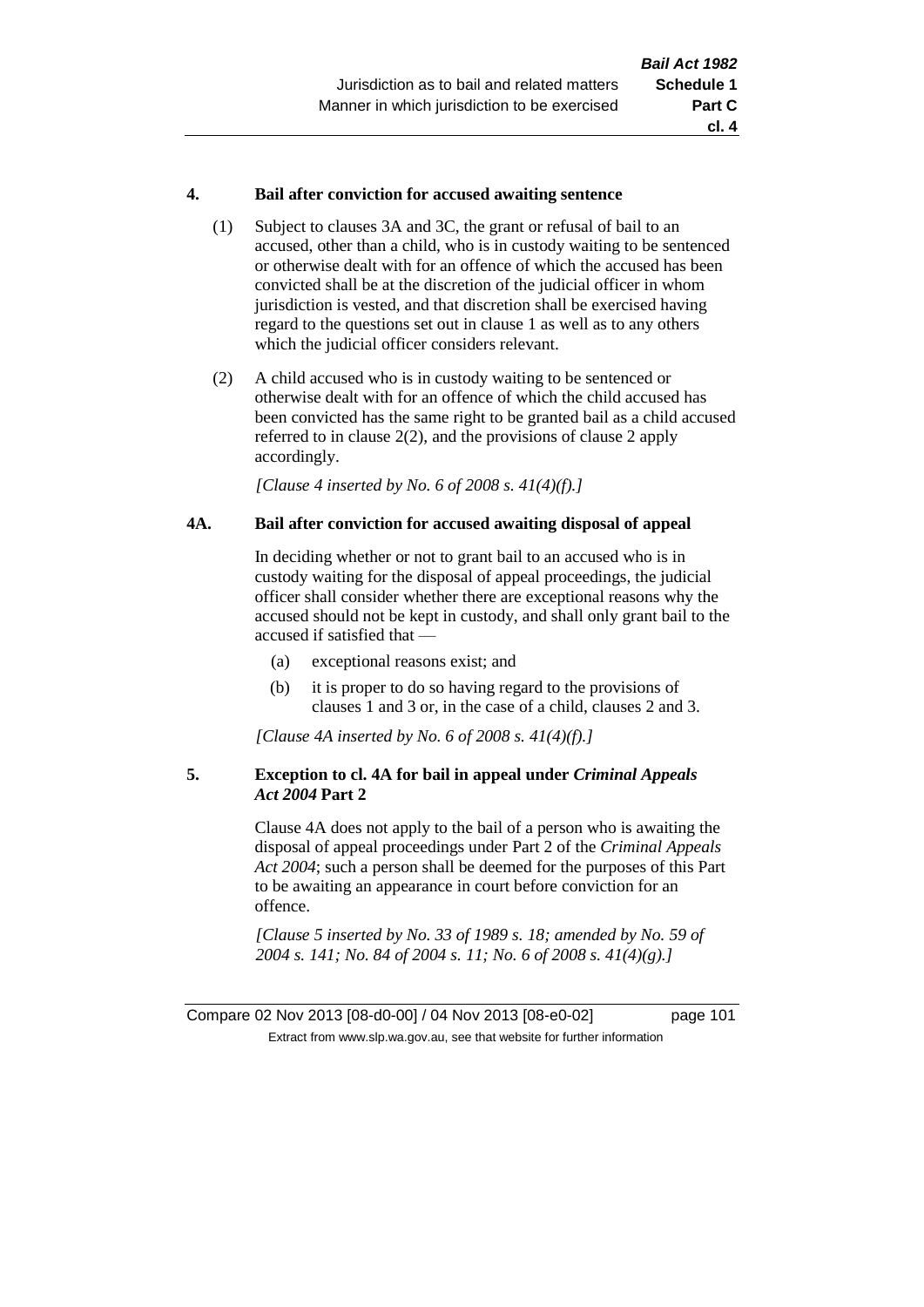### 4. Bail after conviction for accused awaiting sentence

(1) Subject to clauses 3A and 3C, the grant or refusal of bail to an accused, other than a child, who is in custody waiting to be sentenced or otherwise dealt with for an offence of which the accused has been convicted shall be at the discretion of the judicial officer in whom jurisdiction is vested, and that discretion shall be exercised having regard to the questions set out in clause 1 as well as to any others which the judicial officer considers relevant.

(2) A child accused who is in custody waiting to be sentenced or otherwise dealt with for an offence of which the child accused has been convicted has the same right to be granted bail as a child accused referred to in clause 2(2), and the provisions of clause 2 apply accordingly.

*[Clause 4 inserted by No. 6 of 2008 s. 41(4)(f).]*

### 4A. Bail after conviction for accused awaiting disposal of appeal

In deciding whether or not to grant bail to an accused who is in custody waiting for the disposal of appeal proceedings, the judicial officer shall consider whether there are exceptional reasons why the accused should not be kept in custody, and shall only grant bail to the accused if satisfied that —

(a) exceptional reasons exist; and

(b) it is proper to do so having regard to the provisions of clauses 1 and 3 or, in the case of a child, clauses 2 and 3.

*[Clause 4A inserted by No. 6 of 2008 s. 41(4)(f).]*

### 5. Exception to cl. 4A for bail in appeal under *Criminal Appeals Act 2004* Part 2

Clause 4A does not apply to the bail of a person who is awaiting the disposal of appeal proceedings under Part 2 of the *Criminal Appeals Act 2004*; such a person shall be deemed for the purposes of this Part to be awaiting an appearance in court before conviction for an offence.

*[Clause 5 inserted by No. 33 of 1989 s. 18; amended by No. 59 of 2004 s. 141; No. 84 of 2004 s. 11; No. 6 of 2008 s. 41(4)(g).]*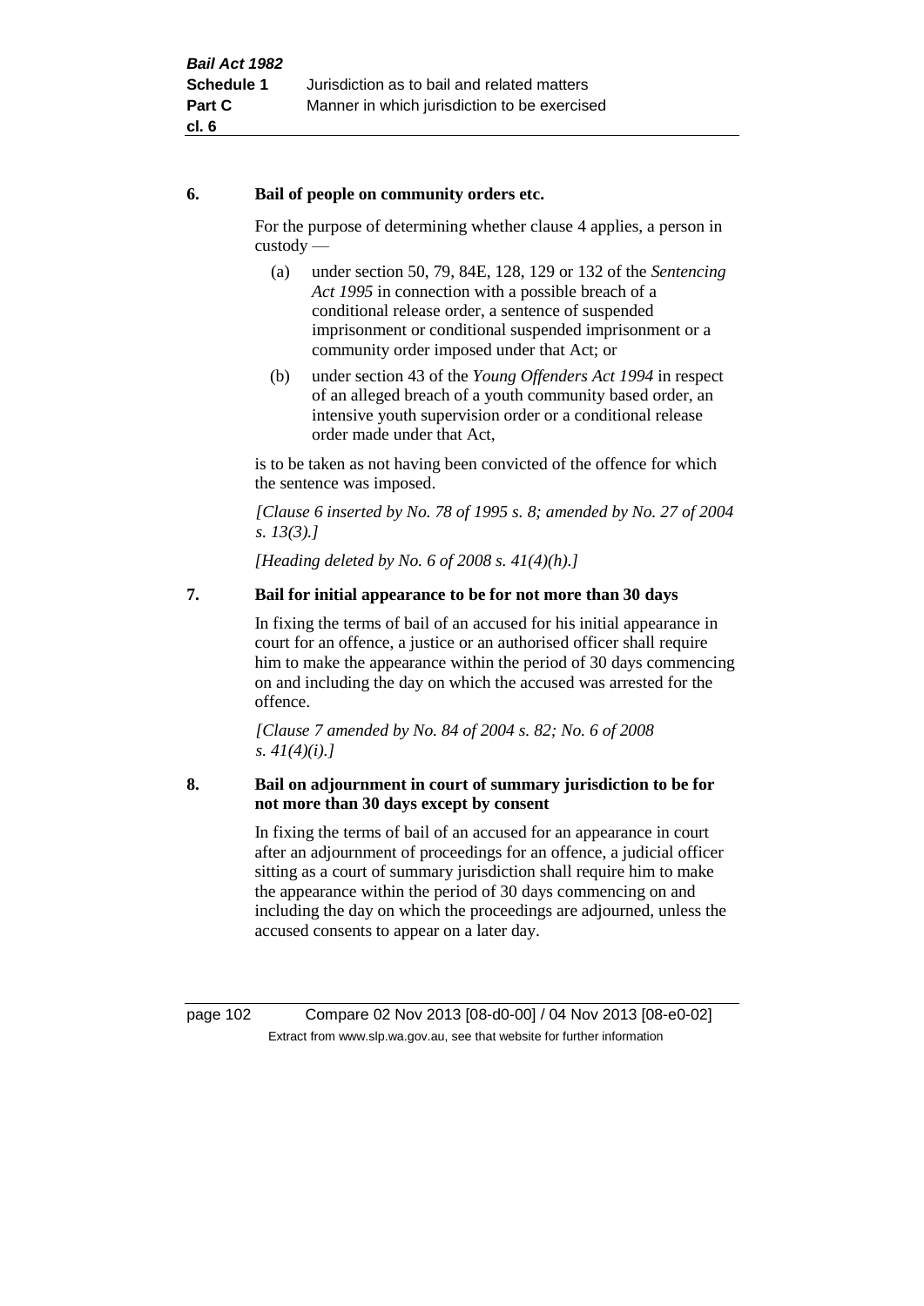**6. Bail of people on community orders etc.**

For the purpose of determining whether clause 4 applies, a person in custody —

(a) under section 50, 79, 84E, 128, 129 or 132 of the *Sentencing Act 1995* in connection with a possible breach of a conditional release order, a sentence of suspended imprisonment or conditional suspended imprisonment or a community order imposed under that Act; or

(b) under section 43 of the *Young Offenders Act 1994* in respect of an alleged breach of a youth community based order, an intensive youth supervision order or a conditional release order made under that Act,

is to be taken as not having been convicted of the offence for which the sentence was imposed.

*[Clause 6 inserted by No. 78 of 1995 s. 8; amended by No. 27 of 2004 s. 13(3).]*

*[Heading deleted by No. 6 of 2008 s. 41(4)(h).]*

**7. Bail for initial appearance to be for not more than 30 days**

In fixing the terms of bail of an accused for his initial appearance in court for an offence, a justice or an authorised officer shall require him to make the appearance within the period of 30 days commencing on and including the day on which the accused was arrested for the offence.

*[Clause 7 amended by No. 84 of 2004 s. 82; No. 6 of 2008 s. 41(4)(i).]*

**8. Bail on adjournment in court of summary jurisdiction to be for not more than 30 days except by consent**

In fixing the terms of bail of an accused for an appearance in court after an adjournment of proceedings for an offence, a judicial officer sitting as a court of summary jurisdiction shall require him to make the appearance within the period of 30 days commencing on and including the day on which the proceedings are adjourned, unless the accused consents to appear on a later day.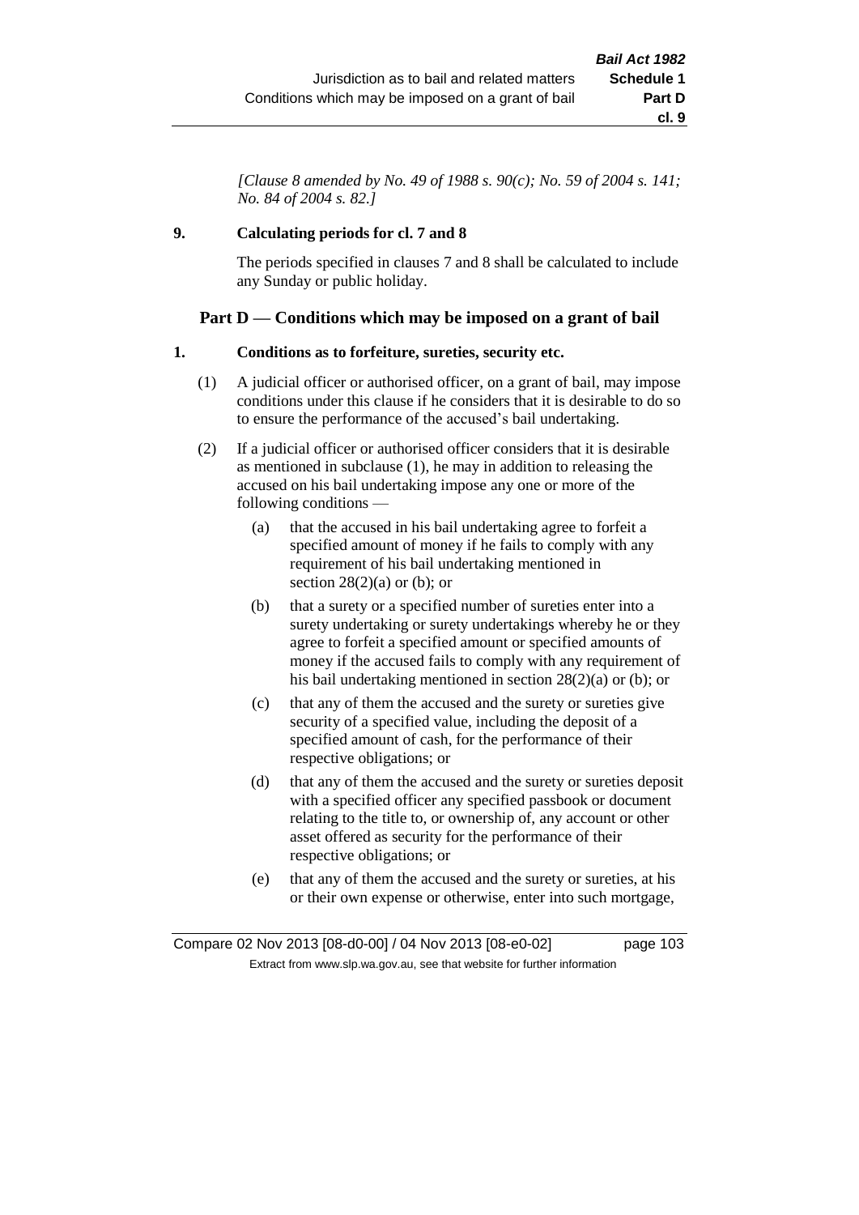*[Clause 8 amended by No. 49 of 1988 s. 90(c); No. 59 of 2004 s. 141; No. 84 of 2004 s. 82.]*

**9. Calculating periods for cl. 7 and 8**

The periods specified in clauses 7 and 8 shall be calculated to include any Sunday or public holiday.

## Part D — Conditions which may be imposed on a grant of bail

**1. Conditions as to forfeiture, sureties, security etc.**

(1) A judicial officer or authorised officer, on a grant of bail, may impose conditions under this clause if he considers that it is desirable to do so to ensure the performance of the accused's bail undertaking.

(2) If a judicial officer or authorised officer considers that it is desirable as mentioned in subclause (1), he may in addition to releasing the accused on his bail undertaking impose any one or more of the following conditions —

(a) that the accused in his bail undertaking agree to forfeit a specified amount of money if he fails to comply with any requirement of his bail undertaking mentioned in section 28(2)(a) or (b); or

(b) that a surety or a specified number of sureties enter into a surety undertaking or surety undertakings whereby he or they agree to forfeit a specified amount or specified amounts of money if the accused fails to comply with any requirement of his bail undertaking mentioned in section 28(2)(a) or (b); or

(c) that any of them the accused and the surety or sureties give security of a specified value, including the deposit of a specified amount of cash, for the performance of their respective obligations; or

(d) that any of them the accused and the surety or sureties deposit with a specified officer any specified passbook or document relating to the title to, or ownership of, any account or other asset offered as security for the performance of their respective obligations; or

(e) that any of them the accused and the surety or sureties, at his or their own expense or otherwise, enter into such mortgage,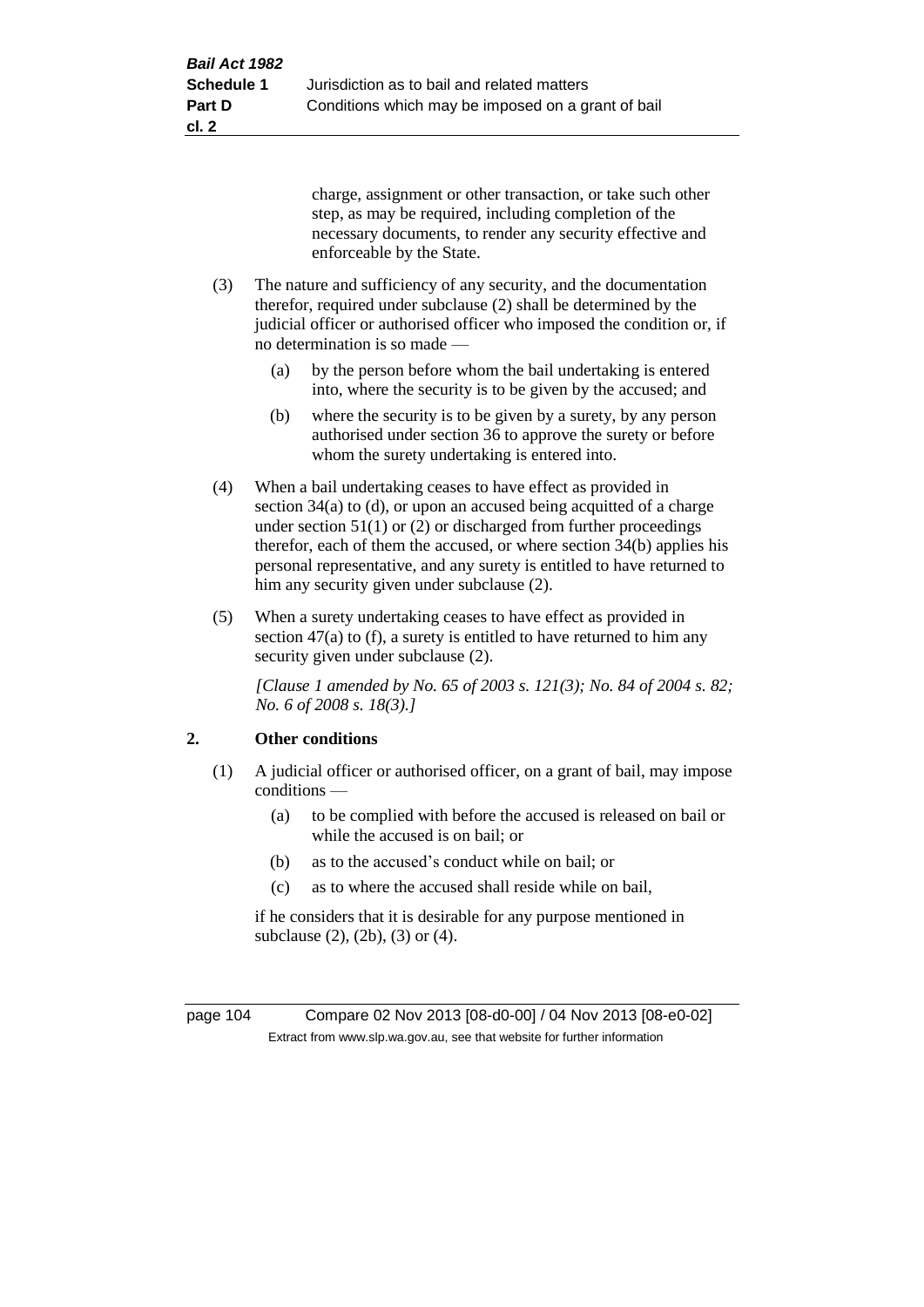charge, assignment or other transaction, or take such other step, as may be required, including completion of the necessary documents, to render any security effective and enforceable by the State.

(3) The nature and sufficiency of any security, and the documentation therefor, required under subclause (2) shall be determined by the judicial officer or authorised officer who imposed the condition or, if no determination is so made —

(a) by the person before whom the bail undertaking is entered into, where the security is to be given by the accused; and

(b) where the security is to be given by a surety, by any person authorised under section 36 to approve the surety or before whom the surety undertaking is entered into.

(4) When a bail undertaking ceases to have effect as provided in section 34(a) to (d), or upon an accused being acquitted of a charge under section 51(1) or (2) or discharged from further proceedings therefor, each of them the accused, or where section 34(b) applies his personal representative, and any surety is entitled to have returned to him any security given under subclause (2).

(5) When a surety undertaking ceases to have effect as provided in section 47(a) to (f), a surety is entitled to have returned to him any security given under subclause (2).

*[Clause 1 amended by No. 65 of 2003 s. 121(3); No. 84 of 2004 s. 82; No. 6 of 2008 s. 18(3).]*

## 2. Other conditions

(1) A judicial officer or authorised officer, on a grant of bail, may impose conditions —

(a) to be complied with before the accused is released on bail or while the accused is on bail; or

(b) as to the accused's conduct while on bail; or

(c) as to where the accused shall reside while on bail,

if he considers that it is desirable for any purpose mentioned in subclause (2), (2b), (3) or (4).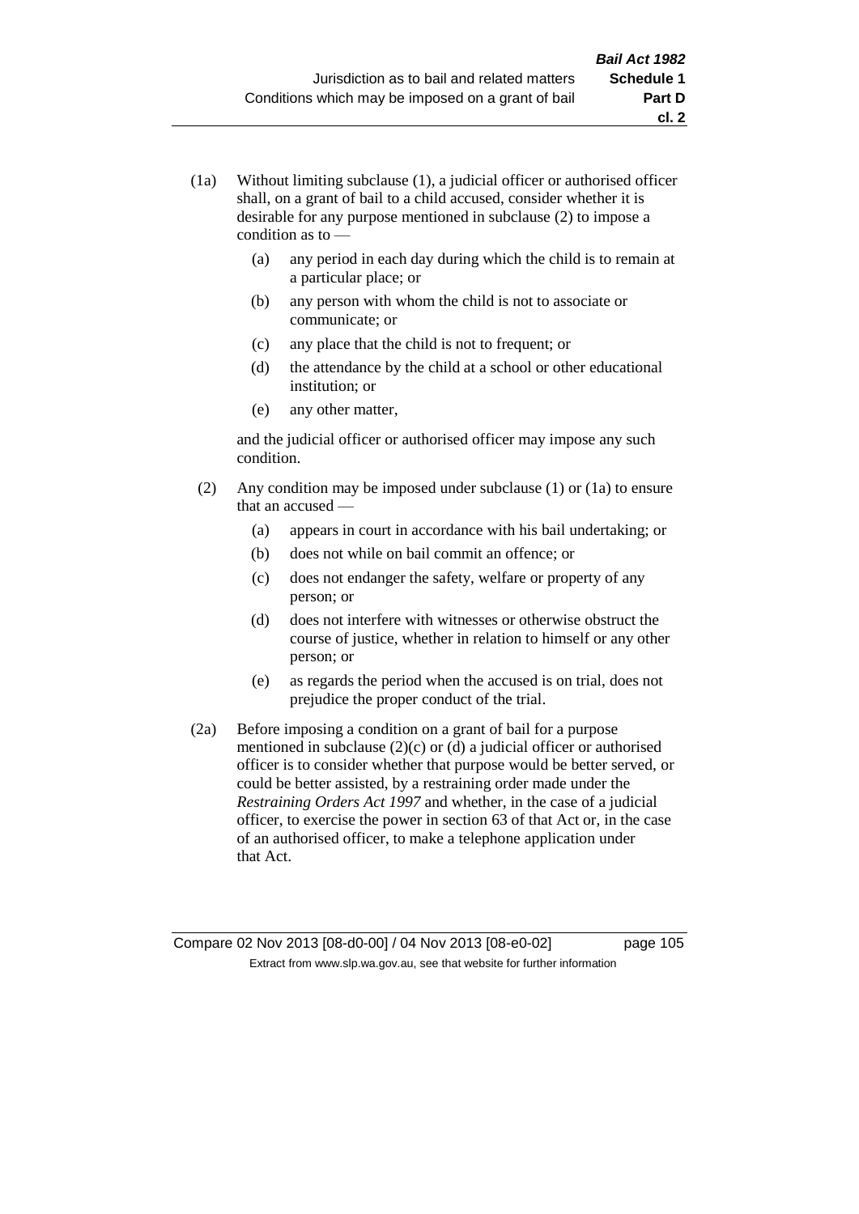(1a) Without limiting subclause (1), a judicial officer or authorised officer shall, on a grant of bail to a child accused, consider whether it is desirable for any purpose mentioned in subclause (2) to impose a condition as to —

(a) any period in each day during which the child is to remain at a particular place; or

(b) any person with whom the child is not to associate or communicate; or

(c) any place that the child is not to frequent; or

(d) the attendance by the child at a school or other educational institution; or

(e) any other matter,

and the judicial officer or authorised officer may impose any such condition.

(2) Any condition may be imposed under subclause (1) or (1a) to ensure that an accused —

(a) appears in court in accordance with his bail undertaking; or

(b) does not while on bail commit an offence; or

(c) does not endanger the safety, welfare or property of any person; or

(d) does not interfere with witnesses or otherwise obstruct the course of justice, whether in relation to himself or any other person; or

(e) as regards the period when the accused is on trial, does not prejudice the proper conduct of the trial.

(2a) Before imposing a condition on a grant of bail for a purpose mentioned in subclause (2)(c) or (d) a judicial officer or authorised officer is to consider whether that purpose would be better served, or could be better assisted, by a restraining order made under the *Restraining Orders Act 1997* and whether, in the case of a judicial officer, to exercise the power in section 63 of that Act or, in the case of an authorised officer, to make a telephone application under that Act.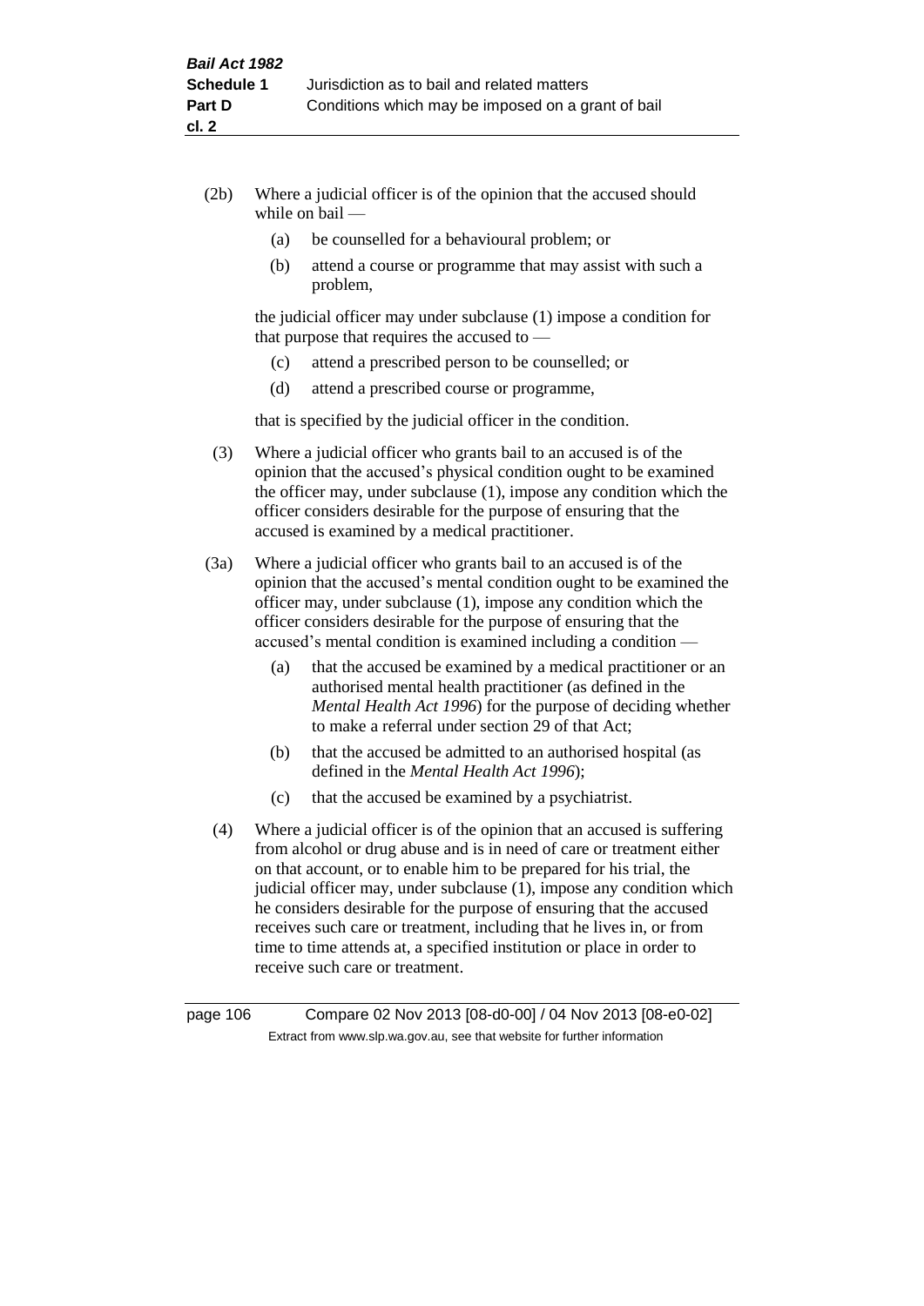(2b) Where a judicial officer is of the opinion that the accused should while on bail —

(a) be counselled for a behavioural problem; or

(b) attend a course or programme that may assist with such a problem,

the judicial officer may under subclause (1) impose a condition for that purpose that requires the accused to —

(c) attend a prescribed person to be counselled; or

(d) attend a prescribed course or programme,

that is specified by the judicial officer in the condition.

(3) Where a judicial officer who grants bail to an accused is of the opinion that the accused's physical condition ought to be examined the officer may, under subclause (1), impose any condition which the officer considers desirable for the purpose of ensuring that the accused is examined by a medical practitioner.

(3a) Where a judicial officer who grants bail to an accused is of the opinion that the accused's mental condition ought to be examined the officer may, under subclause (1), impose any condition which the officer considers desirable for the purpose of ensuring that the accused's mental condition is examined including a condition —

(a) that the accused be examined by a medical practitioner or an authorised mental health practitioner (as defined in the *Mental Health Act 1996*) for the purpose of deciding whether to make a referral under section 29 of that Act;

(b) that the accused be admitted to an authorised hospital (as defined in the *Mental Health Act 1996*);

(c) that the accused be examined by a psychiatrist.

(4) Where a judicial officer is of the opinion that an accused is suffering from alcohol or drug abuse and is in need of care or treatment either on that account, or to enable him to be prepared for his trial, the judicial officer may, under subclause (1), impose any condition which he considers desirable for the purpose of ensuring that the accused receives such care or treatment, including that he lives in, or from time to time attends at, a specified institution or place in order to receive such care or treatment.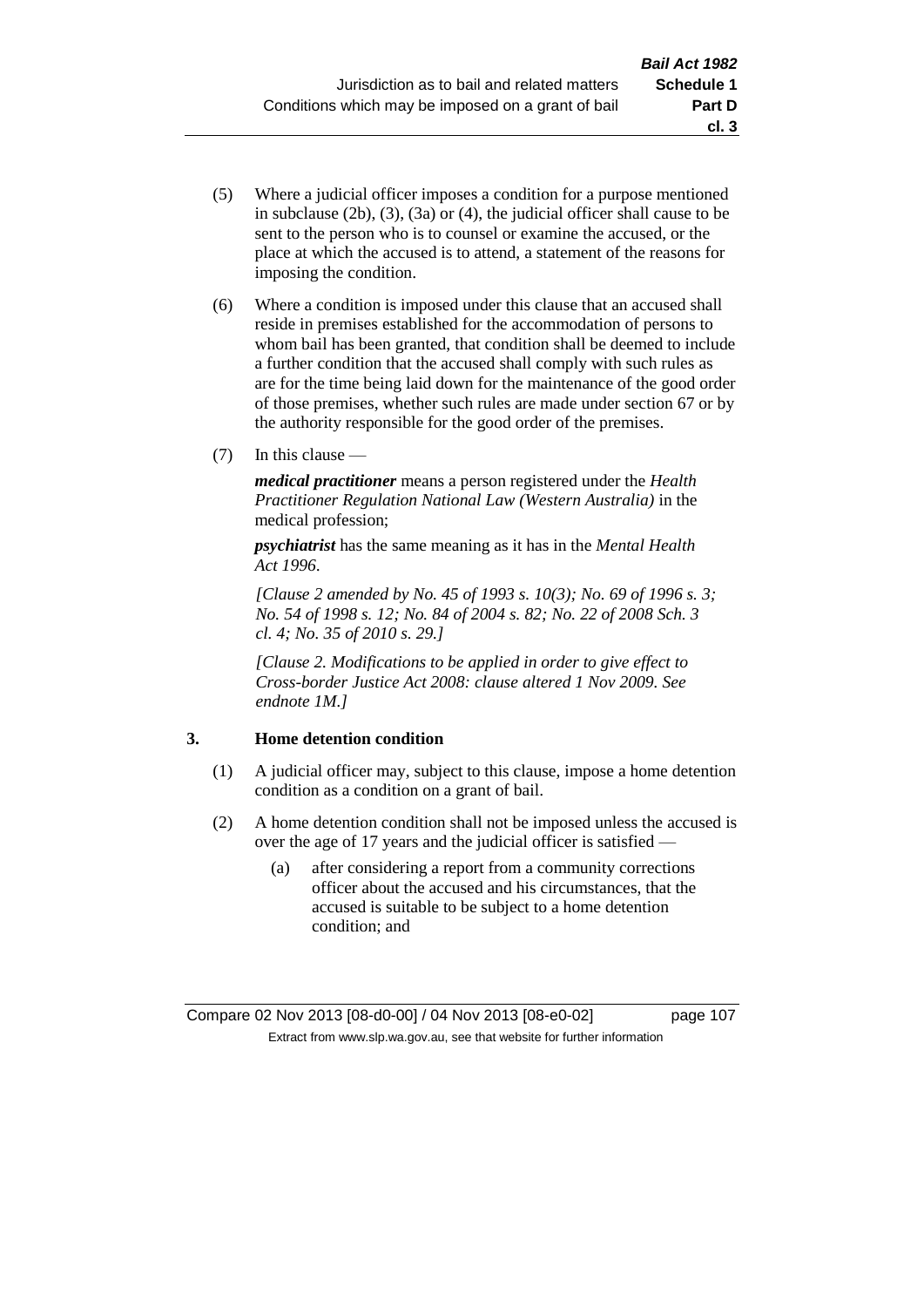(5) Where a judicial officer imposes a condition for a purpose mentioned in subclause (2b), (3), (3a) or (4), the judicial officer shall cause to be sent to the person who is to counsel or examine the accused, or the place at which the accused is to attend, a statement of the reasons for imposing the condition.

(6) Where a condition is imposed under this clause that an accused shall reside in premises established for the accommodation of persons to whom bail has been granted, that condition shall be deemed to include a further condition that the accused shall comply with such rules as are for the time being laid down for the maintenance of the good order of those premises, whether such rules are made under section 67 or by the authority responsible for the good order of the premises.

(7) In this clause —

***medical practitioner*** means a person registered under the *Health Practitioner Regulation National Law (Western Australia)* in the medical profession;

***psychiatrist*** has the same meaning as it has in the *Mental Health Act 1996*.

*[Clause 2 amended by No. 45 of 1993 s. 10(3); No. 69 of 1996 s. 3; No. 54 of 1998 s. 12; No. 84 of 2004 s. 82; No. 22 of 2008 Sch. 3 cl. 4; No. 35 of 2010 s. 29.]*

*[Clause 2. Modifications to be applied in order to give effect to Cross-border Justice Act 2008: clause altered 1 Nov 2009. See endnote 1M.]*

### 3. Home detention condition

(1) A judicial officer may, subject to this clause, impose a home detention condition as a condition on a grant of bail.

(2) A home detention condition shall not be imposed unless the accused is over the age of 17 years and the judicial officer is satisfied —

(a) after considering a report from a community corrections officer about the accused and his circumstances, that the accused is suitable to be subject to a home detention condition; and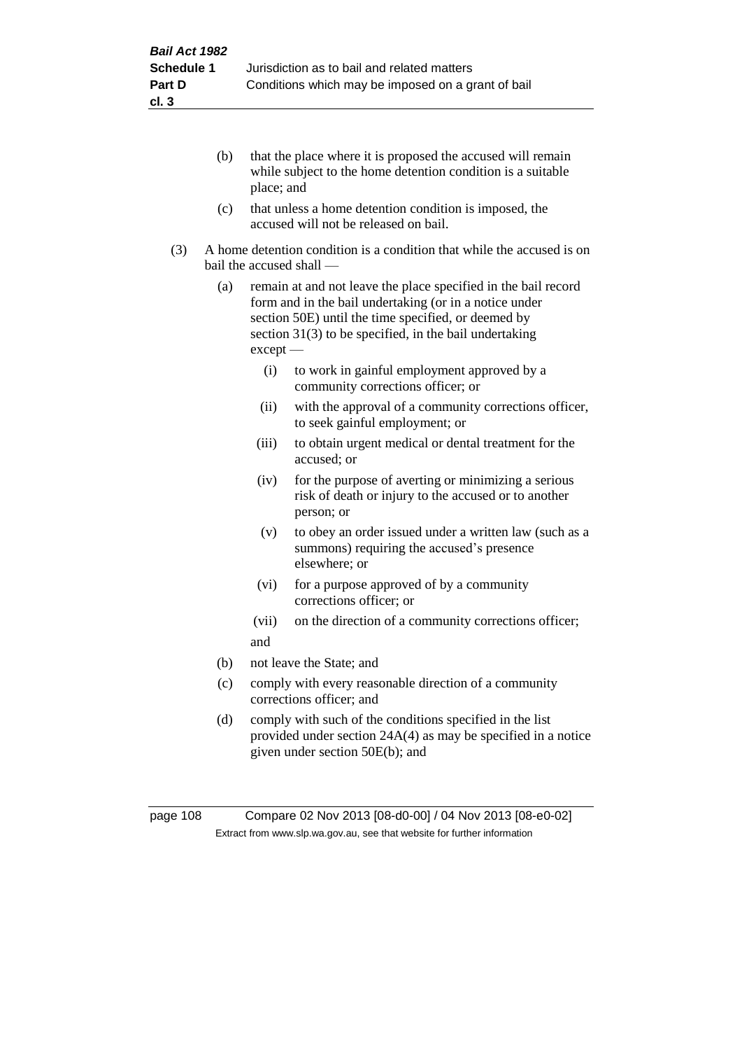(b) that the place where it is proposed the accused will remain while subject to the home detention condition is a suitable place; and

(c) that unless a home detention condition is imposed, the accused will not be released on bail.

(3) A home detention condition is a condition that while the accused is on bail the accused shall —

(a) remain at and not leave the place specified in the bail record form and in the bail undertaking (or in a notice under section 50E) until the time specified, or deemed by section 31(3) to be specified, in the bail undertaking except —

(i) to work in gainful employment approved by a community corrections officer; or

(ii) with the approval of a community corrections officer, to seek gainful employment; or

(iii) to obtain urgent medical or dental treatment for the accused; or

(iv) for the purpose of averting or minimizing a serious risk of death or injury to the accused or to another person; or

(v) to obey an order issued under a written law (such as a summons) requiring the accused's presence elsewhere; or

(vi) for a purpose approved of by a community corrections officer; or

(vii) on the direction of a community corrections officer;

and

(b) not leave the State; and

(c) comply with every reasonable direction of a community corrections officer; and

(d) comply with such of the conditions specified in the list provided under section 24A(4) as may be specified in a notice given under section 50E(b); and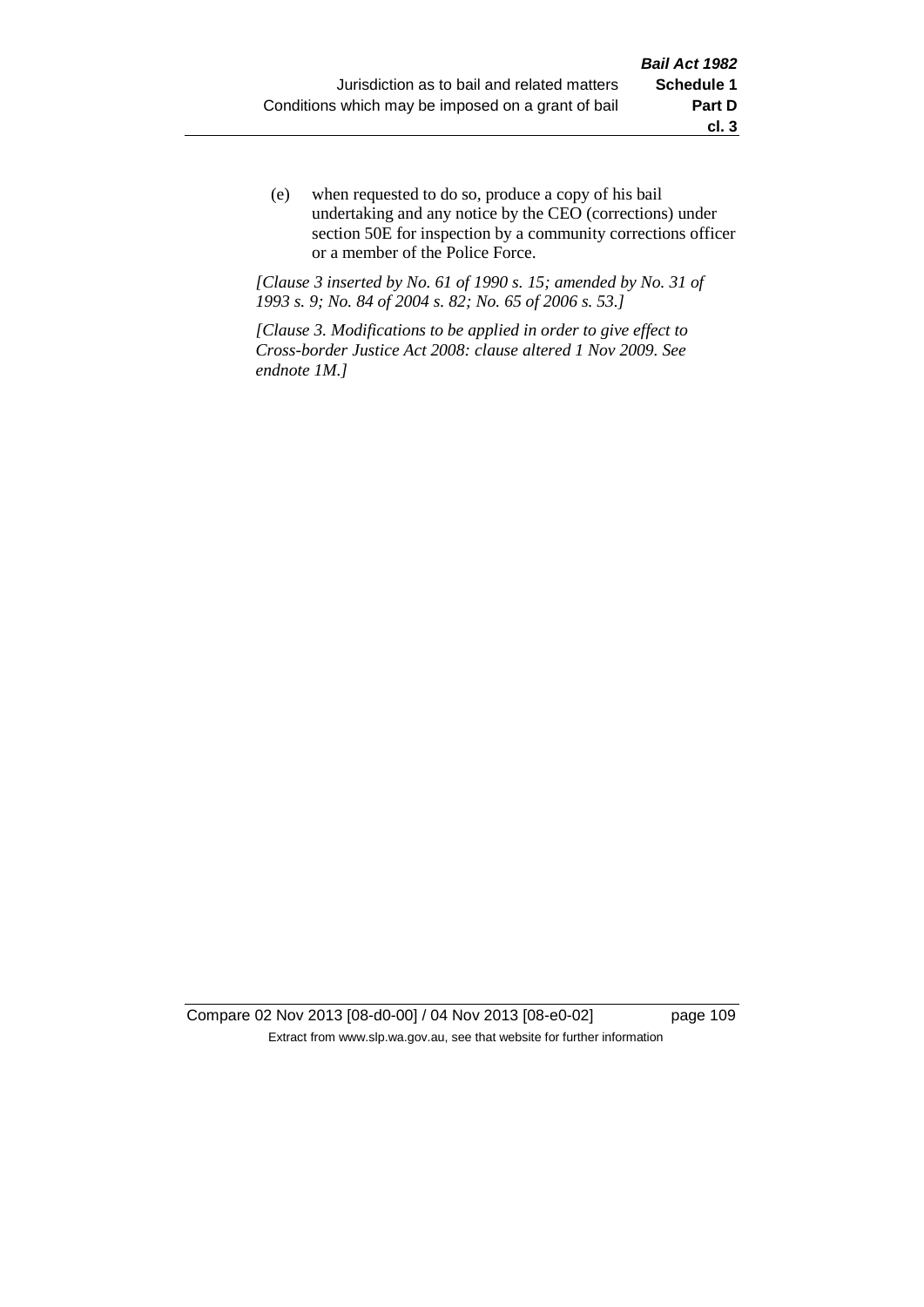(e) when requested to do so, produce a copy of his bail undertaking and any notice by the CEO (corrections) under section 50E for inspection by a community corrections officer or a member of the Police Force.

*[Clause 3 inserted by No. 61 of 1990 s. 15; amended by No. 31 of 1993 s. 9; No. 84 of 2004 s. 82; No. 65 of 2006 s. 53.]*

*[Clause 3. Modifications to be applied in order to give effect to Cross-border Justice Act 2008: clause altered 1 Nov 2009. See endnote 1M.]*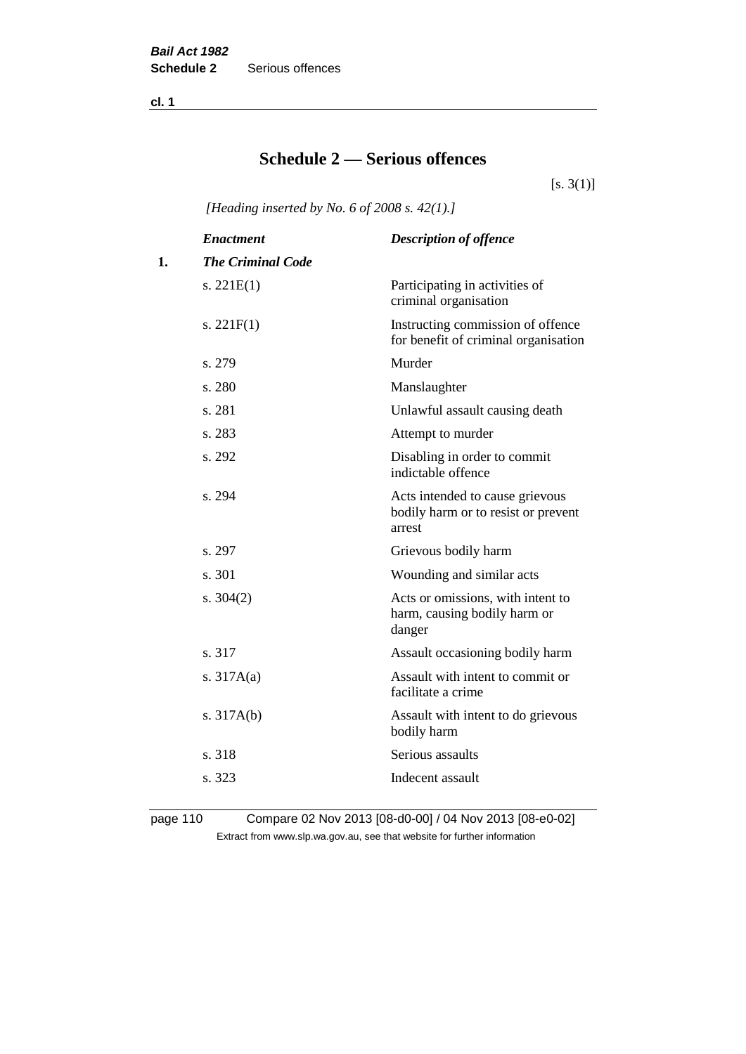# Schedule 2 — Serious offences

[s. 3(1)]

*[Heading inserted by No. 6 of 2008 s. 42(1).]*

| | *Enactment* | *Description of offence* |
|---|---|---|
| **1.** | ***The Criminal Code*** | |
| | s. 221E(1) | Participating in activities of criminal organisation |
| | s. 221F(1) | Instructing commission of offence for benefit of criminal organisation |
| | s. 279 | Murder |
| | s. 280 | Manslaughter |
| | s. 281 | Unlawful assault causing death |
| | s. 283 | Attempt to murder |
| | s. 292 | Disabling in order to commit indictable offence |
| | s. 294 | Acts intended to cause grievous bodily harm or to resist or prevent arrest |
| | s. 297 | Grievous bodily harm |
| | s. 301 | Wounding and similar acts |
| | s. 304(2) | Acts or omissions, with intent to harm, causing bodily harm or danger |
| | s. 317 | Assault occasioning bodily harm |
| | s. 317A(a) | Assault with intent to commit or facilitate a crime |
| | s. 317A(b) | Assault with intent to do grievous bodily harm |
| | s. 318 | Serious assaults |
| | s. 323 | Indecent assault |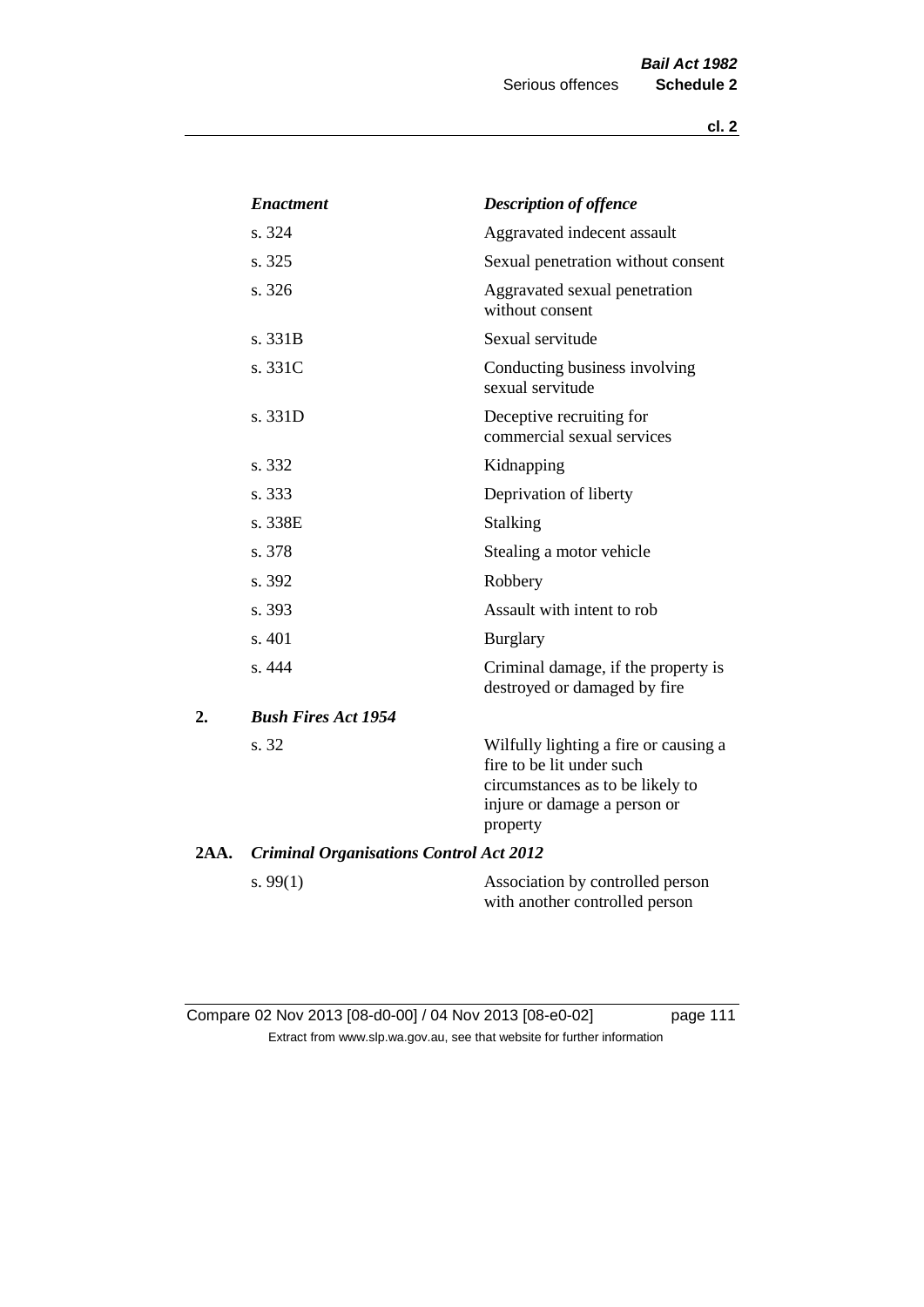| *Enactment* | *Description of offence* |
|---|---|
| s. 324 | Aggravated indecent assault |
| s. 325 | Sexual penetration without consent |
| s. 326 | Aggravated sexual penetration without consent |
| s. 331B | Sexual servitude |
| s. 331C | Conducting business involving sexual servitude |
| s. 331D | Deceptive recruiting for commercial sexual services |
| s. 332 | Kidnapping |
| s. 333 | Deprivation of liberty |
| s. 338E | Stalking |
| s. 378 | Stealing a motor vehicle |
| s. 392 | Robbery |
| s. 393 | Assault with intent to rob |
| s. 401 | Burglary |
| s. 444 | Criminal damage, if the property is destroyed or damaged by fire |

**2.** ***Bush Fires Act 1954***

| | |
|---|---|
| s. 32 | Wilfully lighting a fire or causing a fire to be lit under such circumstances as to be likely to injure or damage a person or property |

**2AA.** ***Criminal Organisations Control Act 2012***

| | |
|---|---|
| s. 99(1) | Association by controlled person with another controlled person |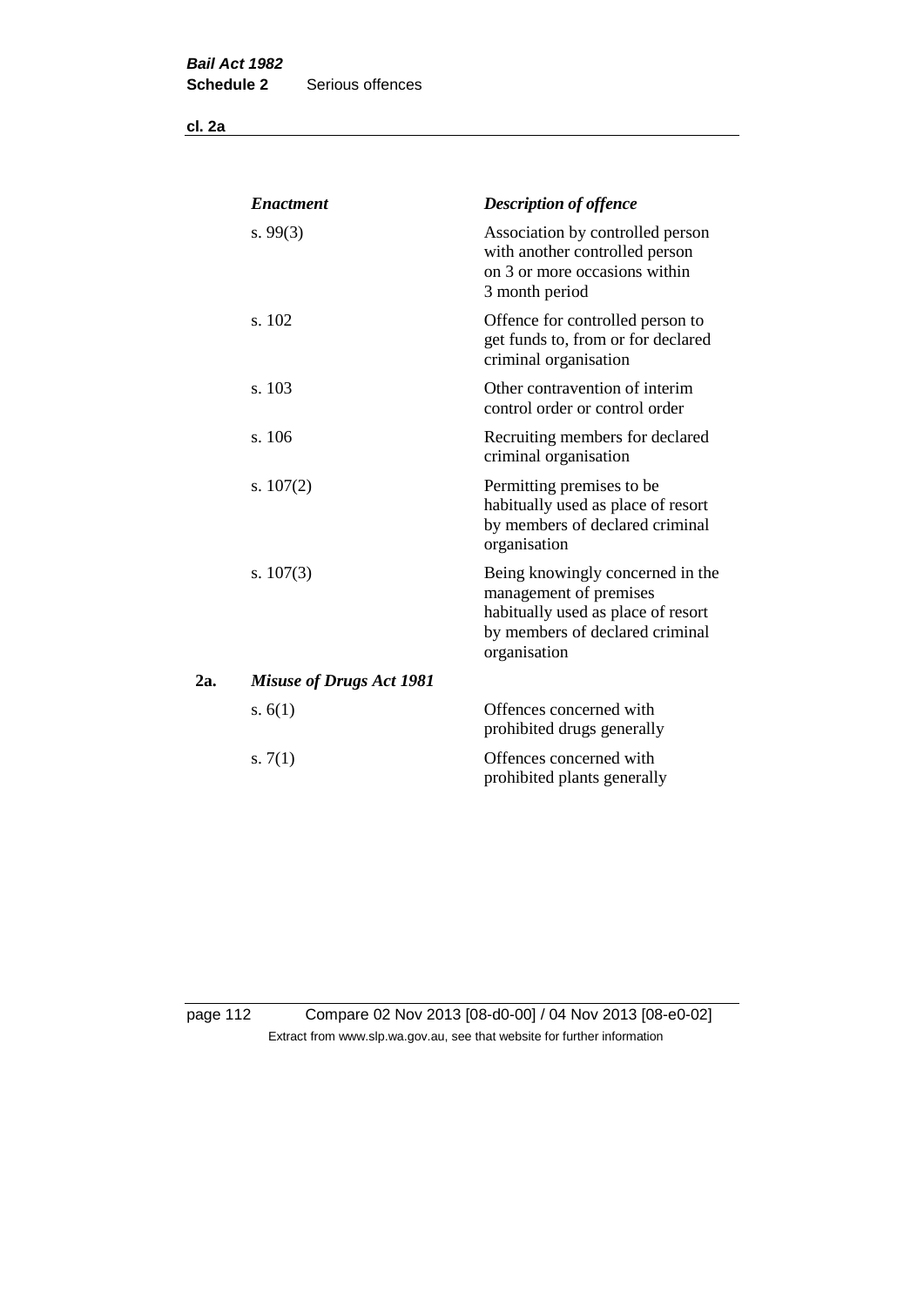| Enactment | Description of offence |
|---|---|
| s. 99(3) | Association by controlled person with another controlled person on 3 or more occasions within 3 month period |
| s. 102 | Offence for controlled person to get funds to, from or for declared criminal organisation |
| s. 103 | Other contravention of interim control order or control order |
| s. 106 | Recruiting members for declared criminal organisation |
| s. 107(2) | Permitting premises to be habitually used as place of resort by members of declared criminal organisation |
| s. 107(3) | Being knowingly concerned in the management of premises habitually used as place of resort by members of declared criminal organisation |

**2a.** ***Misuse of Drugs Act 1981***

| Enactment | Description of offence |
|---|---|
| s. 6(1) | Offences concerned with prohibited drugs generally |
| s. 7(1) | Offences concerned with prohibited plants generally |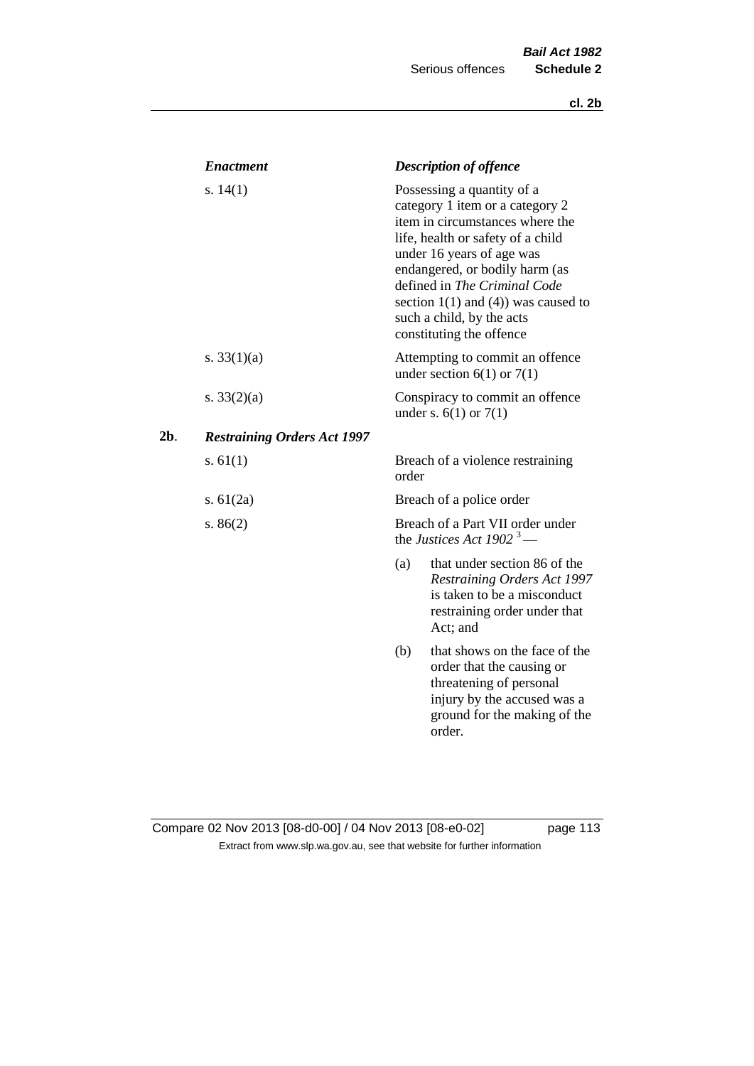| *Enactment* | *Description of offence* |
|---|---|
| s. 14(1) | Possessing a quantity of a category 1 item or a category 2 item in circumstances where the life, health or safety of a child under 16 years of age was endangered, or bodily harm (as defined in *The Criminal Code* section 1(1) and (4)) was caused to such a child, by the acts constituting the offence |
| s. 33(1)(a) | Attempting to commit an offence under section 6(1) or 7(1) |
| s. 33(2)(a) | Conspiracy to commit an offence under s. 6(1) or 7(1) |

**2b**. ***Restraining Orders Act 1997***

| | |
|---|---|
| s. 61(1) | Breach of a violence restraining order |
| s. 61(2a) | Breach of a police order |
| s. 86(2) | Breach of a Part VII order under the *Justices Act 1902* [3] —<br>(a) that under section 86 of the *Restraining Orders Act 1997* is taken to be a misconduct restraining order under that Act; and<br>(b) that shows on the face of the order that the causing or threatening of personal injury by the accused was a ground for the making of the order. |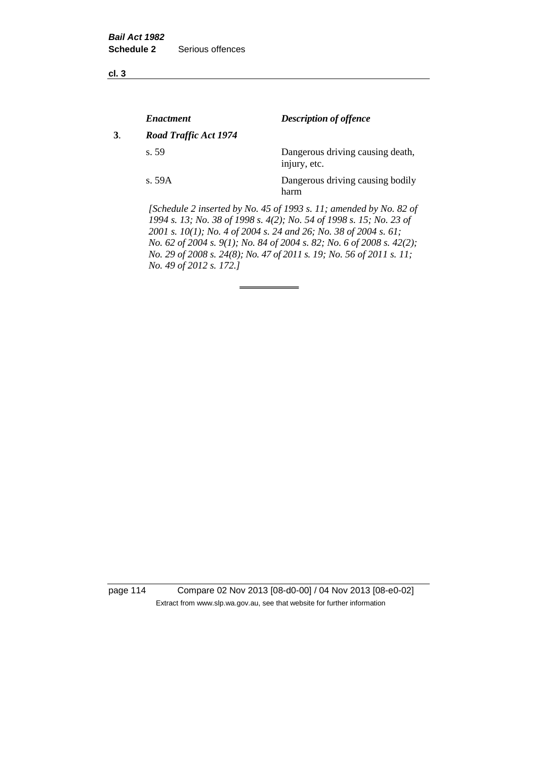| | *Enactment* | *Description of offence* |
|---|---|---|
| **3**. | ***Road Traffic Act 1974*** | |
| | s. 59 | Dangerous driving causing death, injury, etc. |
| | s. 59A | Dangerous driving causing bodily harm |

*[Schedule 2 inserted by No. 45 of 1993 s. 11; amended by No. 82 of 1994 s. 13; No. 38 of 1998 s. 4(2); No. 54 of 1998 s. 15; No. 23 of 2001 s. 10(1); No. 4 of 2004 s. 24 and 26; No. 38 of 2004 s. 61; No. 62 of 2004 s. 9(1); No. 84 of 2004 s. 82; No. 6 of 2008 s. 42(2); No. 29 of 2008 s. 24(8); No. 47 of 2011 s. 19; No. 56 of 2011 s. 11; No. 49 of 2012 s. 172.]*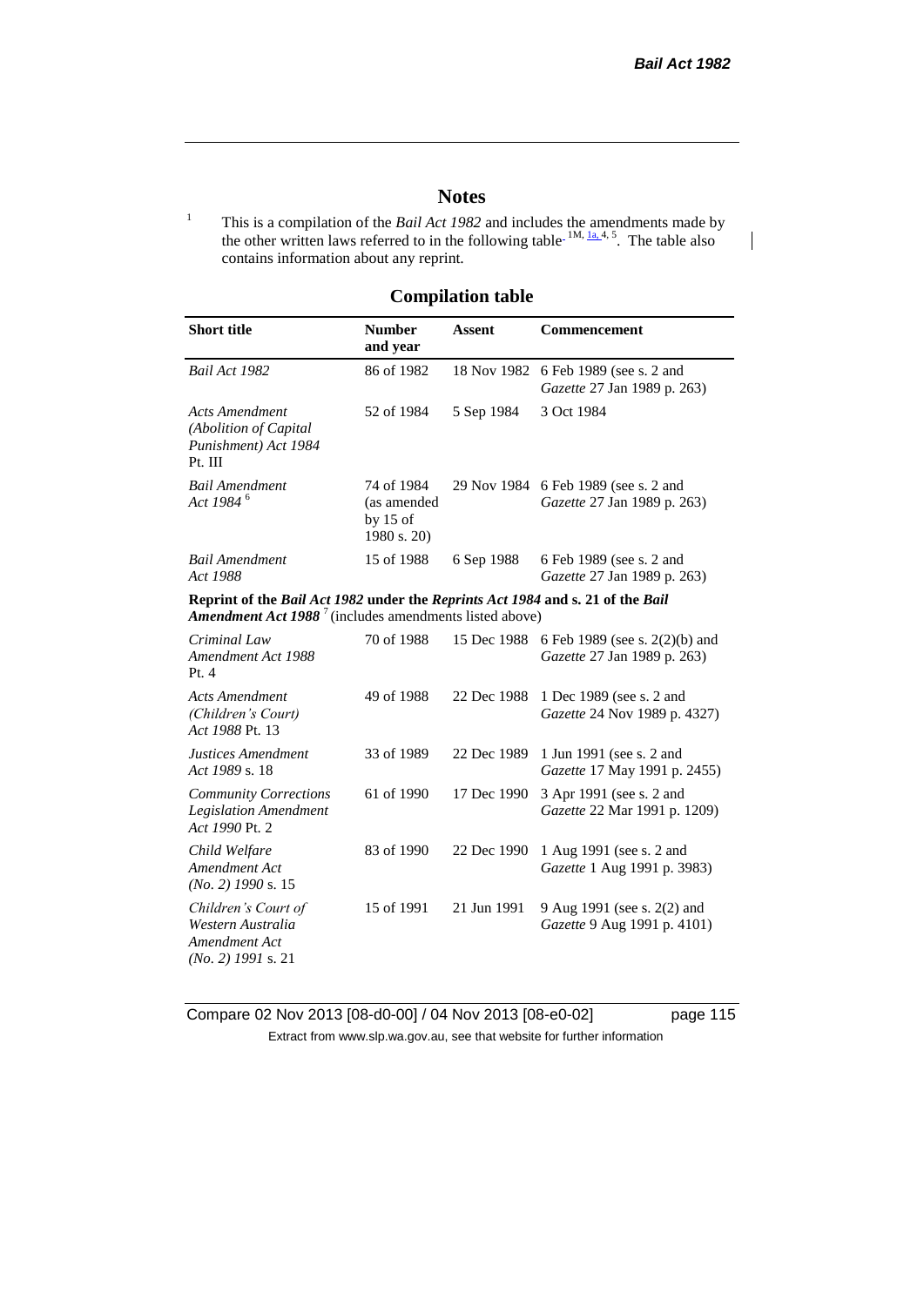# Notes

[1] This is a compilation of the *Bail Act 1982* and includes the amendments made by the other written laws referred to in the following table [1M, 1a, 4, 5]. The table also contains information about any reprint.

## Compilation table

| Short title | Number and year | Assent | Commencement |
|---|---|---|---|
| *Bail Act 1982* | 86 of 1982 | 18 Nov 1982 | 6 Feb 1989 (see s. 2 and *Gazette* 27 Jan 1989 p. 263) |
| *Acts Amendment (Abolition of Capital Punishment) Act 1984* Pt. III | 52 of 1984 | 5 Sep 1984 | 3 Oct 1984 |
| *Bail Amendment Act 1984* [6] | 74 of 1984 (as amended by 15 of 1980 s. 20) | 29 Nov 1984 | 6 Feb 1989 (see s. 2 and *Gazette* 27 Jan 1989 p. 263) |
| *Bail Amendment Act 1988* | 15 of 1988 | 6 Sep 1988 | 6 Feb 1989 (see s. 2 and *Gazette* 27 Jan 1989 p. 263) |
| **Reprint of the *Bail Act 1982* under the *Reprints Act 1984* and s. 21 of the *Bail Amendment Act 1988*** [7] (includes amendments listed above) | | | |
| *Criminal Law Amendment Act 1988* Pt. 4 | 70 of 1988 | 15 Dec 1988 | 6 Feb 1989 (see s. 2(2)(b) and *Gazette* 27 Jan 1989 p. 263) |
| *Acts Amendment (Children's Court) Act 1988* Pt. 13 | 49 of 1988 | 22 Dec 1988 | 1 Dec 1989 (see s. 2 and *Gazette* 24 Nov 1989 p. 4327) |
| *Justices Amendment Act 1989* s. 18 | 33 of 1989 | 22 Dec 1989 | 1 Jun 1991 (see s. 2 and *Gazette* 17 May 1991 p. 2455) |
| *Community Corrections Legislation Amendment Act 1990* Pt. 2 | 61 of 1990 | 17 Dec 1990 | 3 Apr 1991 (see s. 2 and *Gazette* 22 Mar 1991 p. 1209) |
| *Child Welfare Amendment Act (No. 2) 1990* s. 15 | 83 of 1990 | 22 Dec 1990 | 1 Aug 1991 (see s. 2 and *Gazette* 1 Aug 1991 p. 3983) |
| *Children's Court of Western Australia Amendment Act (No. 2) 1991* s. 21 | 15 of 1991 | 21 Jun 1991 | 9 Aug 1991 (see s. 2(2) and *Gazette* 9 Aug 1991 p. 4101) |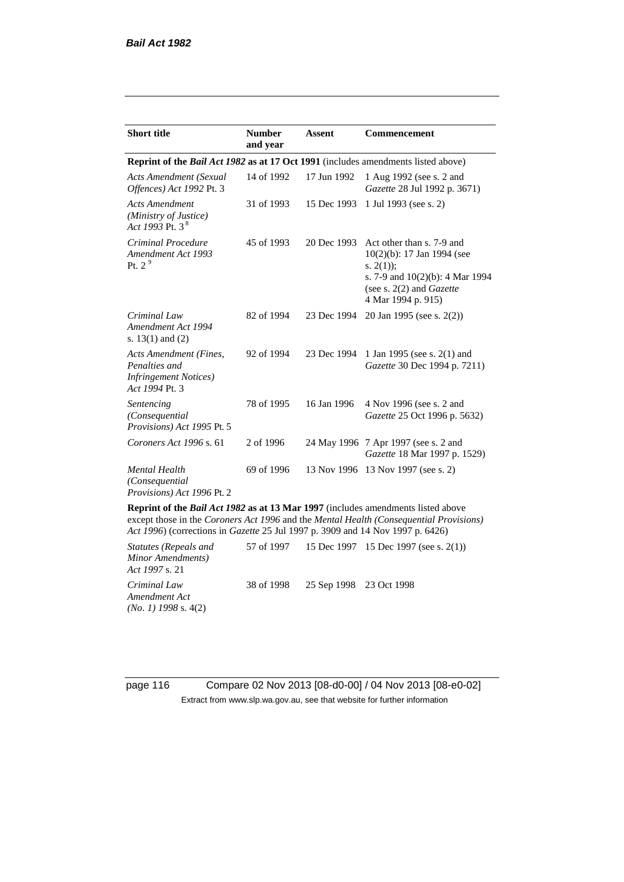| Short title | Number and year | Assent | Commencement |
|---|---|---|---|
| **Reprint of the *Bail Act 1982* as at 17 Oct 1991** (includes amendments listed above) | | | |
| *Acts Amendment (Sexual Offences) Act 1992* Pt. 3 | 14 of 1992 | 17 Jun 1992 | 1 Aug 1992 (see s. 2 and *Gazette* 28 Jul 1992 p. 3671) |
| *Acts Amendment (Ministry of Justice) Act 1993* Pt. 3 [8] | 31 of 1993 | 15 Dec 1993 | 1 Jul 1993 (see s. 2) |
| *Criminal Procedure Amendment Act 1993* Pt. 2 [9] | 45 of 1993 | 20 Dec 1993 | Act other than s. 7-9 and 10(2)(b): 17 Jan 1994 (see s. 2(1)); s. 7-9 and 10(2)(b): 4 Mar 1994 (see s. 2(2) and *Gazette* 4 Mar 1994 p. 915) |
| *Criminal Law Amendment Act 1994* s. 13(1) and (2) | 82 of 1994 | 23 Dec 1994 | 20 Jan 1995 (see s. 2(2)) |
| *Acts Amendment (Fines, Penalties and Infringement Notices) Act 1994* Pt. 3 | 92 of 1994 | 23 Dec 1994 | 1 Jan 1995 (see s. 2(1) and *Gazette* 30 Dec 1994 p. 7211) |
| *Sentencing (Consequential Provisions) Act 1995* Pt. 5 | 78 of 1995 | 16 Jan 1996 | 4 Nov 1996 (see s. 2 and *Gazette* 25 Oct 1996 p. 5632) |
| *Coroners Act 1996* s. 61 | 2 of 1996 | 24 May 1996 | 7 Apr 1997 (see s. 2 and *Gazette* 18 Mar 1997 p. 1529) |
| *Mental Health (Consequential Provisions) Act 1996* Pt. 2 | 69 of 1996 | 13 Nov 1996 | 13 Nov 1997 (see s. 2) |
| **Reprint of the *Bail Act 1982* as at 13 Mar 1997** (includes amendments listed above except those in the *Coroners Act 1996* and the *Mental Health (Consequential Provisions) Act 1996*) (corrections in *Gazette* 25 Jul 1997 p. 3909 and 14 Nov 1997 p. 6426) | | | |
| *Statutes (Repeals and Minor Amendments) Act 1997* s. 21 | 57 of 1997 | 15 Dec 1997 | 15 Dec 1997 (see s. 2(1)) |
| *Criminal Law Amendment Act (No. 1) 1998* s. 4(2) | 38 of 1998 | 25 Sep 1998 | 23 Oct 1998 |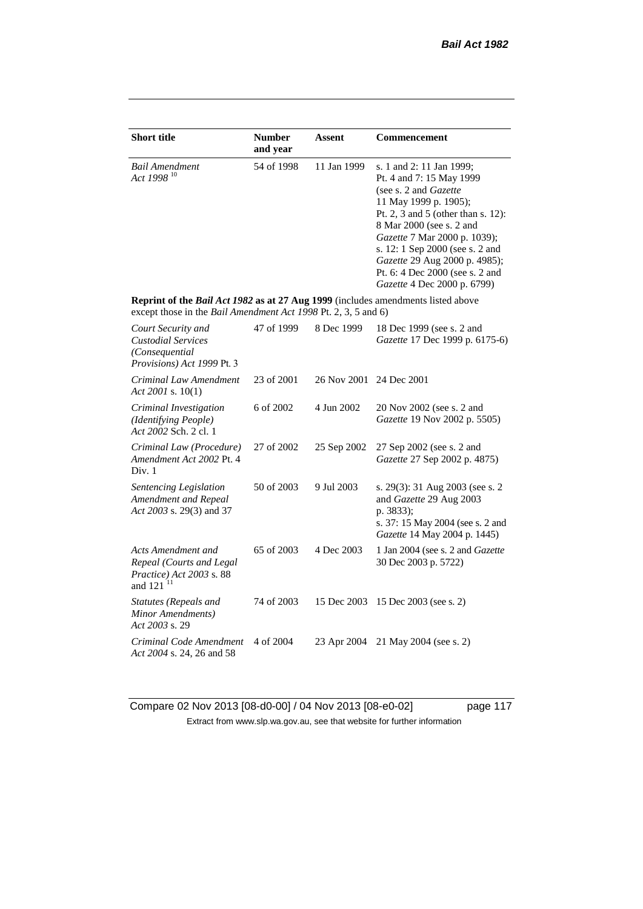| Short title | Number and year | Assent | Commencement |
|---|---|---|---|
| *Bail Amendment Act 1998* [10] | 54 of 1998 | 11 Jan 1999 | s. 1 and 2: 11 Jan 1999; Pt. 4 and 7: 15 May 1999 (see s. 2 and *Gazette* 11 May 1999 p. 1905); Pt. 2, 3 and 5 (other than s. 12): 8 Mar 2000 (see s. 2 and *Gazette* 7 Mar 2000 p. 1039); s. 12: 1 Sep 2000 (see s. 2 and *Gazette* 29 Aug 2000 p. 4985); Pt. 6: 4 Dec 2000 (see s. 2 and *Gazette* 4 Dec 2000 p. 6799) |
| **Reprint of the *Bail Act 1982* as at 27 Aug 1999** (includes amendments listed above except those in the *Bail Amendment Act 1998* Pt. 2, 3, 5 and 6) | | | |
| *Court Security and Custodial Services (Consequential Provisions) Act 1999* Pt. 3 | 47 of 1999 | 8 Dec 1999 | 18 Dec 1999 (see s. 2 and *Gazette* 17 Dec 1999 p. 6175-6) |
| *Criminal Law Amendment Act 2001* s. 10(1) | 23 of 2001 | 26 Nov 2001 | 24 Dec 2001 |
| *Criminal Investigation (Identifying People) Act 2002* Sch. 2 cl. 1 | 6 of 2002 | 4 Jun 2002 | 20 Nov 2002 (see s. 2 and *Gazette* 19 Nov 2002 p. 5505) |
| *Criminal Law (Procedure) Amendment Act 2002* Pt. 4 Div. 1 | 27 of 2002 | 25 Sep 2002 | 27 Sep 2002 (see s. 2 and *Gazette* 27 Sep 2002 p. 4875) |
| *Sentencing Legislation Amendment and Repeal Act 2003* s. 29(3) and 37 | 50 of 2003 | 9 Jul 2003 | s. 29(3): 31 Aug 2003 (see s. 2 and *Gazette* 29 Aug 2003 p. 3833); s. 37: 15 May 2004 (see s. 2 and *Gazette* 14 May 2004 p. 1445) |
| *Acts Amendment and Repeal (Courts and Legal Practice) Act 2003* s. 88 and 121 [11] | 65 of 2003 | 4 Dec 2003 | 1 Jan 2004 (see s. 2 and *Gazette* 30 Dec 2003 p. 5722) |
| *Statutes (Repeals and Minor Amendments) Act 2003* s. 29 | 74 of 2003 | 15 Dec 2003 | 15 Dec 2003 (see s. 2) |
| *Criminal Code Amendment Act 2004* s. 24, 26 and 58 | 4 of 2004 | 23 Apr 2004 | 21 May 2004 (see s. 2) |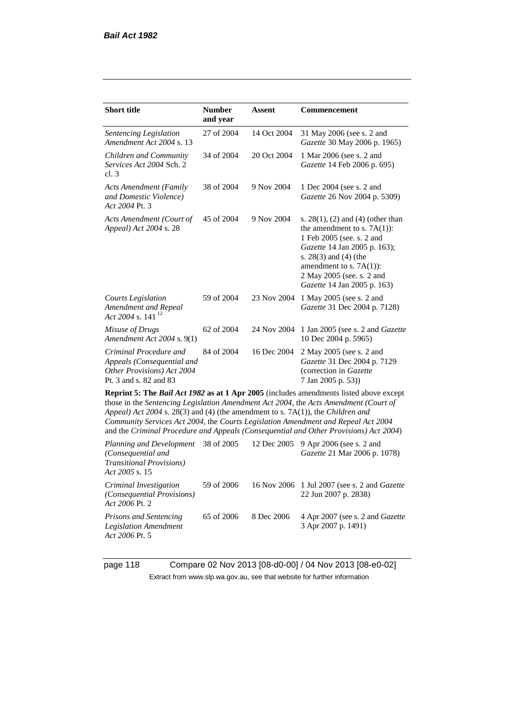| Short title | Number and year | Assent | Commencement |
|---|---|---|---|
| *Sentencing Legislation Amendment Act 2004* s. 13 | 27 of 2004 | 14 Oct 2004 | 31 May 2006 (see s. 2 and *Gazette* 30 May 2006 p. 1965) |
| *Children and Community Services Act 2004* Sch. 2 cl. 3 | 34 of 2004 | 20 Oct 2004 | 1 Mar 2006 (see s. 2 and *Gazette* 14 Feb 2006 p. 695) |
| *Acts Amendment (Family and Domestic Violence) Act 2004* Pt. 3 | 38 of 2004 | 9 Nov 2004 | 1 Dec 2004 (see s. 2 and *Gazette* 26 Nov 2004 p. 5309) |
| *Acts Amendment (Court of Appeal) Act 2004* s. 28 | 45 of 2004 | 9 Nov 2004 | s. 28(1), (2) and (4) (other than the amendment to s. 7A(1)): 1 Feb 2005 (see. s. 2 and *Gazette* 14 Jan 2005 p. 163); s. 28(3) and (4) (the amendment to s. 7A(1)): 2 May 2005 (see. s. 2 and *Gazette* 14 Jan 2005 p. 163) |
| *Courts Legislation Amendment and Repeal Act 2004* s. 141 [12] | 59 of 2004 | 23 Nov 2004 | 1 May 2005 (see s. 2 and *Gazette* 31 Dec 2004 p. 7128) |
| *Misuse of Drugs Amendment Act 2004* s. 9(1) | 62 of 2004 | 24 Nov 2004 | 1 Jan 2005 (see s. 2 and *Gazette* 10 Dec 2004 p. 5965) |
| *Criminal Procedure and Appeals (Consequential and Other Provisions) Act 2004* Pt. 3 and s. 82 and 83 | 84 of 2004 | 16 Dec 2004 | 2 May 2005 (see s. 2 and *Gazette* 31 Dec 2004 p. 7129 (correction in *Gazette* 7 Jan 2005 p. 53)) |
| **Reprint 5: The *Bail Act 1982* as at 1 Apr 2005** (includes amendments listed above except those in the *Sentencing Legislation Amendment Act 2004*, the *Acts Amendment (Court of Appeal) Act 2004* s. 28(3) and (4) (the amendment to s. 7A(1)), the *Children and Community Services Act 2004*, the *Courts Legislation Amendment and Repeal Act 2004* and the *Criminal Procedure and Appeals (Consequential and Other Provisions) Act 2004*) | | | |
| *Planning and Development (Consequential and Transitional Provisions) Act 2005* s. 15 | 38 of 2005 | 12 Dec 2005 | 9 Apr 2006 (see s. 2 and *Gazette* 21 Mar 2006 p. 1078) |
| *Criminal Investigation (Consequential Provisions) Act 2006* Pt. 2 | 59 of 2006 | 16 Nov 2006 | 1 Jul 2007 (see s. 2 and *Gazette* 22 Jun 2007 p. 2838) |
| *Prisons and Sentencing Legislation Amendment Act 2006* Pt. 5 | 65 of 2006 | 8 Dec 2006 | 4 Apr 2007 (see s. 2 and *Gazette* 3 Apr 2007 p. 1491) |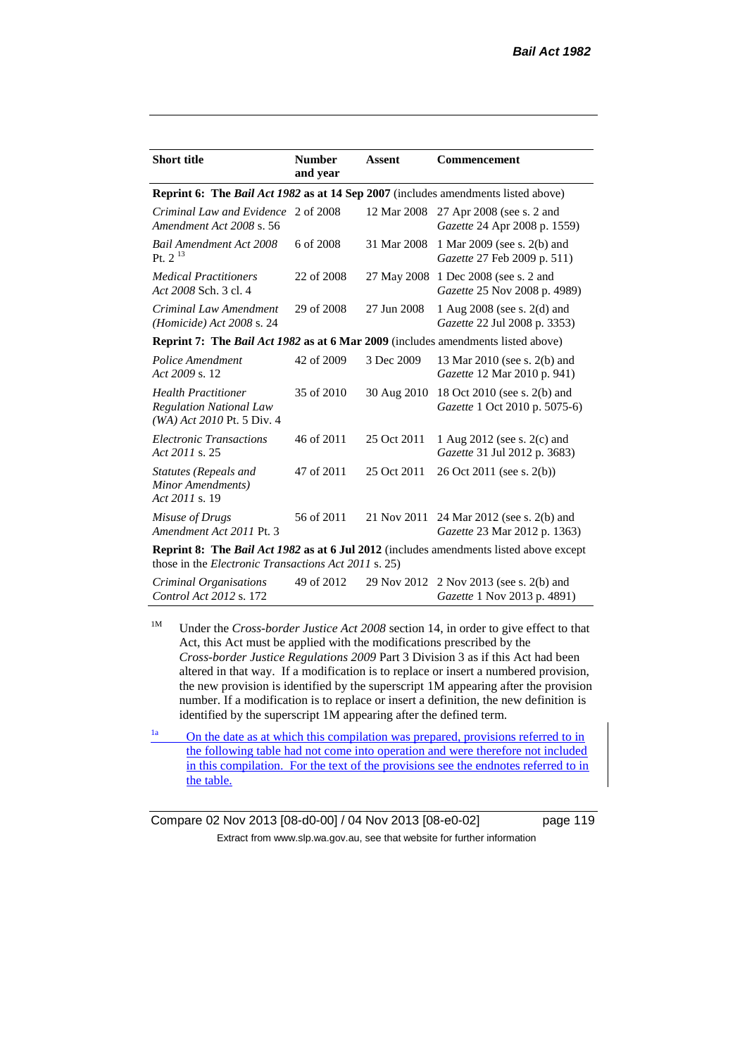| Short title | Number and year | Assent | Commencement |
|---|---|---|---|
| **Reprint 6: The *Bail Act 1982* as at 14 Sep 2007** (includes amendments listed above) | | | |
| *Criminal Law and Evidence Amendment Act 2008* s. 56 | 2 of 2008 | 12 Mar 2008 | 27 Apr 2008 (see s. 2 and *Gazette* 24 Apr 2008 p. 1559) |
| *Bail Amendment Act 2008* Pt. 2 [13] | 6 of 2008 | 31 Mar 2008 | 1 Mar 2009 (see s. 2(b) and *Gazette* 27 Feb 2009 p. 511) |
| *Medical Practitioners Act 2008* Sch. 3 cl. 4 | 22 of 2008 | 27 May 2008 | 1 Dec 2008 (see s. 2 and *Gazette* 25 Nov 2008 p. 4989) |
| *Criminal Law Amendment (Homicide) Act 2008* s. 24 | 29 of 2008 | 27 Jun 2008 | 1 Aug 2008 (see s. 2(d) and *Gazette* 22 Jul 2008 p. 3353) |
| **Reprint 7: The *Bail Act 1982* as at 6 Mar 2009** (includes amendments listed above) | | | |
| *Police Amendment Act 2009* s. 12 | 42 of 2009 | 3 Dec 2009 | 13 Mar 2010 (see s. 2(b) and *Gazette* 12 Mar 2010 p. 941) |
| *Health Practitioner Regulation National Law (WA) Act 2010* Pt. 5 Div. 4 | 35 of 2010 | 30 Aug 2010 | 18 Oct 2010 (see s. 2(b) and *Gazette* 1 Oct 2010 p. 5075-6) |
| *Electronic Transactions Act 2011* s. 25 | 46 of 2011 | 25 Oct 2011 | 1 Aug 2012 (see s. 2(c) and *Gazette* 31 Jul 2012 p. 3683) |
| *Statutes (Repeals and Minor Amendments) Act 2011* s. 19 | 47 of 2011 | 25 Oct 2011 | 26 Oct 2011 (see s. 2(b)) |
| *Misuse of Drugs Amendment Act 2011* Pt. 3 | 56 of 2011 | 21 Nov 2011 | 24 Mar 2012 (see s. 2(b) and *Gazette* 23 Mar 2012 p. 1363) |
| **Reprint 8: The *Bail Act 1982* as at 6 Jul 2012** (includes amendments listed above except those in the *Electronic Transactions Act 2011* s. 25) | | | |
| *Criminal Organisations Control Act 2012* s. 172 | 49 of 2012 | 29 Nov 2012 | 2 Nov 2013 (see s. 2(b) and *Gazette* 1 Nov 2013 p. 4891) |

[1M] Under the *Cross-border Justice Act 2008* section 14, in order to give effect to that Act, this Act must be applied with the modifications prescribed by the *Cross-border Justice Regulations 2009* Part 3 Division 3 as if this Act had been altered in that way. If a modification is to replace or insert a numbered provision, the new provision is identified by the superscript 1M appearing after the provision number. If a modification is to replace or insert a definition, the new definition is identified by the superscript 1M appearing after the defined term.

[1a] On the date as at which this compilation was prepared, provisions referred to in the following table had not come into operation and were therefore not included in this compilation. For the text of the provisions see the endnotes referred to in the table.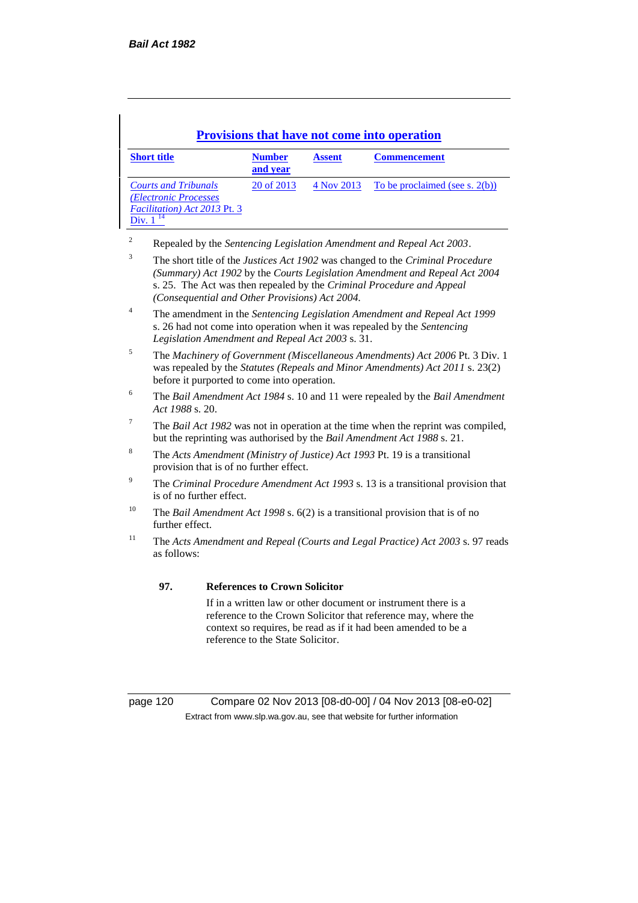## Provisions that have not come into operation

| Short title | Number and year | Assent | Commencement |
|---|---|---|---|
| *Courts and Tribunals (Electronic Processes Facilitation) Act 2013* Pt. 3 Div. 1 [14] | 20 of 2013 | 4 Nov 2013 | To be proclaimed (see s. 2(b)) |

[2] Repealed by the *Sentencing Legislation Amendment and Repeal Act 2003*.

[3] The short title of the *Justices Act 1902* was changed to the *Criminal Procedure (Summary) Act 1902* by the *Courts Legislation Amendment and Repeal Act 2004* s. 25. The Act was then repealed by the *Criminal Procedure and Appeal (Consequential and Other Provisions) Act 2004.*

[4] The amendment in the *Sentencing Legislation Amendment and Repeal Act 1999* s. 26 had not come into operation when it was repealed by the *Sentencing Legislation Amendment and Repeal Act 2003* s. 31.

[5] The *Machinery of Government (Miscellaneous Amendments) Act 2006* Pt. 3 Div. 1 was repealed by the *Statutes (Repeals and Minor Amendments) Act 2011* s. 23(2) before it purported to come into operation.

[6] The *Bail Amendment Act 1984* s. 10 and 11 were repealed by the *Bail Amendment Act 1988* s. 20.

[7] The *Bail Act 1982* was not in operation at the time when the reprint was compiled, but the reprinting was authorised by the *Bail Amendment Act 1988* s. 21.

[8] The *Acts Amendment (Ministry of Justice) Act 1993* Pt. 19 is a transitional provision that is of no further effect.

[9] The *Criminal Procedure Amendment Act 1993* s. 13 is a transitional provision that is of no further effect.

[10] The *Bail Amendment Act 1998* s. 6(2) is a transitional provision that is of no further effect.

[11] The *Acts Amendment and Repeal (Courts and Legal Practice) Act 2003* s. 97 reads as follows:

**97. References to Crown Solicitor**

If in a written law or other document or instrument there is a reference to the Crown Solicitor that reference may, where the context so requires, be read as if it had been amended to be a reference to the State Solicitor.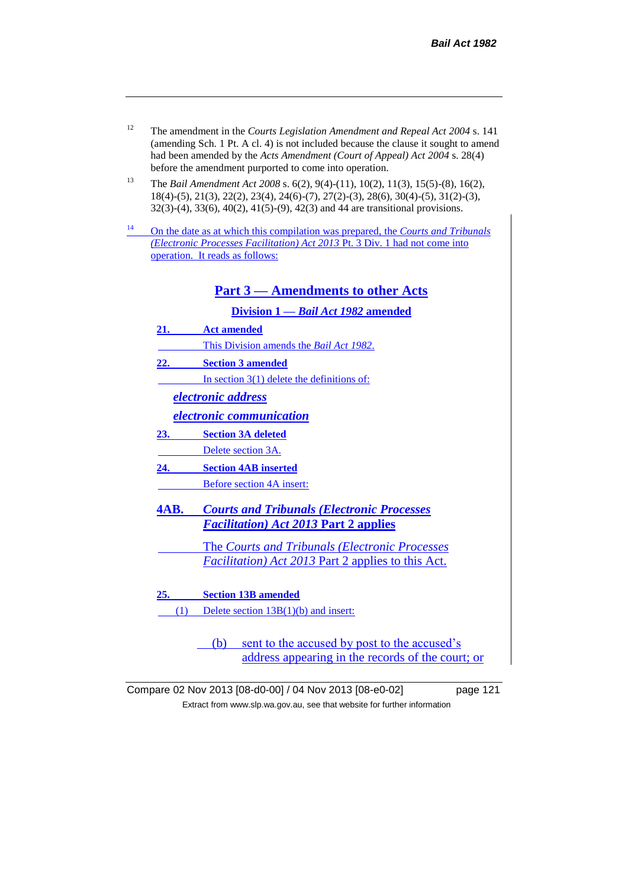[12] The amendment in the *Courts Legislation Amendment and Repeal Act 2004* s. 141 (amending Sch. 1 Pt. A cl. 4) is not included because the clause it sought to amend had been amended by the *Acts Amendment (Court of Appeal) Act 2004* s. 28(4) before the amendment purported to come into operation.

[13] The *Bail Amendment Act 2008* s. 6(2), 9(4)-(11), 10(2), 11(3), 15(5)-(8), 16(2), 18(4)-(5), 21(3), 22(2), 23(4), 24(6)-(7), 27(2)-(3), 28(6), 30(4)-(5), 31(2)-(3), 32(3)-(4), 33(6), 40(2), 41(5)-(9), 42(3) and 44 are transitional provisions.

[14] On the date as at which this compilation was prepared, the *Courts and Tribunals (Electronic Processes Facilitation) Act 2013* Pt. 3 Div. 1 had not come into operation. It reads as follows:

## Part 3 — Amendments to other Acts

### Division 1 — *Bail Act 1982* amended

**21. Act amended**

This Division amends the *Bail Act 1982*.

**22. Section 3 amended**

In section 3(1) delete the definitions of:

***electronic address***

***electronic communication***

**23. Section 3A deleted**

Delete section 3A.

**24. Section 4AB inserted**

Before section 4A insert:

**4AB. *Courts and Tribunals (Electronic Processes Facilitation) Act 2013* Part 2 applies**

The *Courts and Tribunals (Electronic Processes Facilitation) Act 2013* Part 2 applies to this Act.

**25. Section 13B amended**

(1) Delete section 13B(1)(b) and insert:

(b) sent to the accused by post to the accused's address appearing in the records of the court; or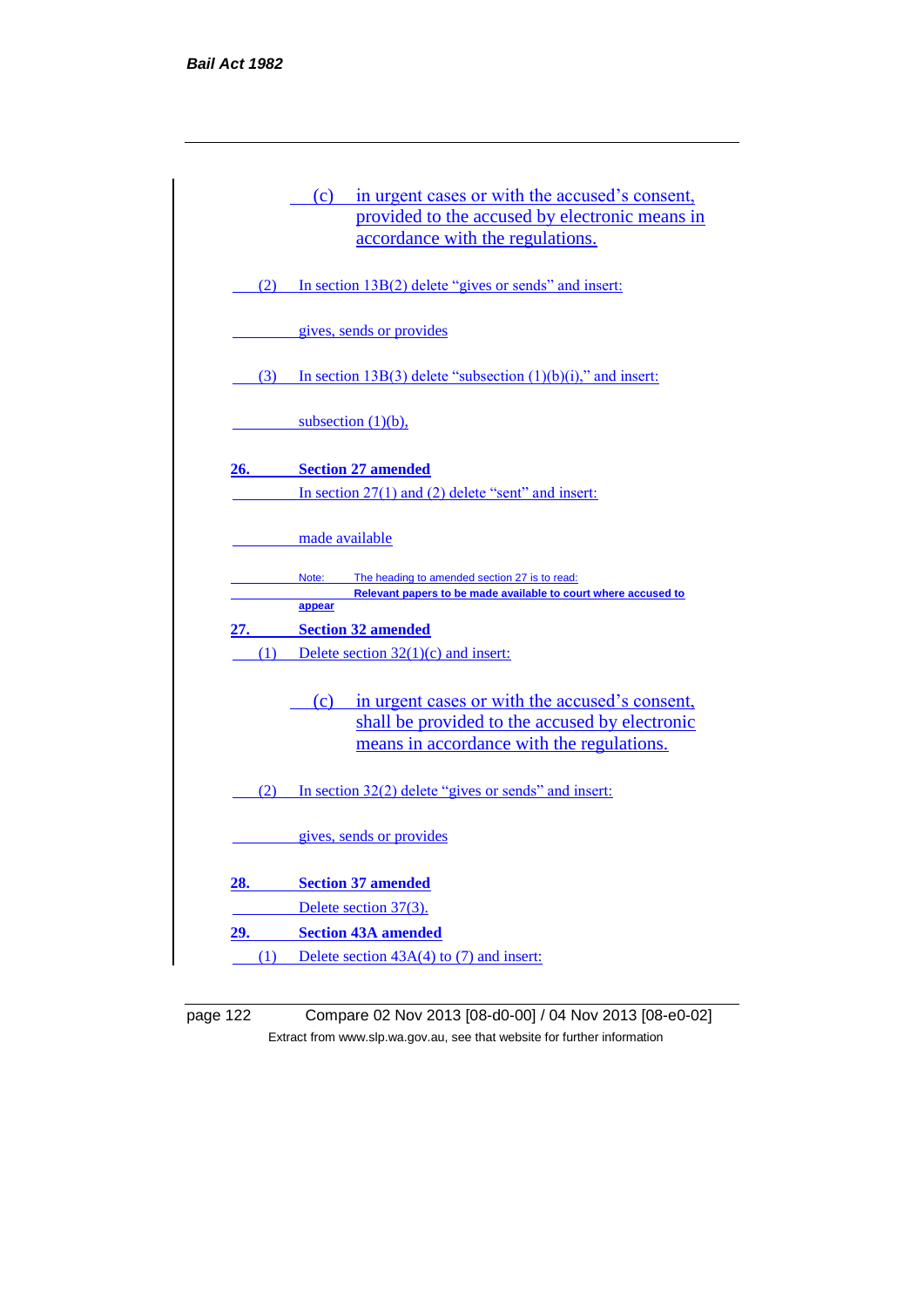(c) in urgent cases or with the accused's consent, provided to the accused by electronic means in accordance with the regulations.

(2) In section 13B(2) delete "gives or sends" and insert:

gives, sends or provides

(3) In section 13B(3) delete "subsection (1)(b)(i)," and insert:

subsection (1)(b),

**26. Section 27 amended**

In section 27(1) and (2) delete "sent" and insert:

made available

Note: The heading to amended section 27 is to read:
**Relevant papers to be made available to court where accused to appear**

**27. Section 32 amended**

(1) Delete section 32(1)(c) and insert:

(c) in urgent cases or with the accused's consent, shall be provided to the accused by electronic means in accordance with the regulations.

(2) In section 32(2) delete "gives or sends" and insert:

gives, sends or provides

**28. Section 37 amended**

Delete section 37(3).

**29. Section 43A amended**

(1) Delete section 43A(4) to (7) and insert: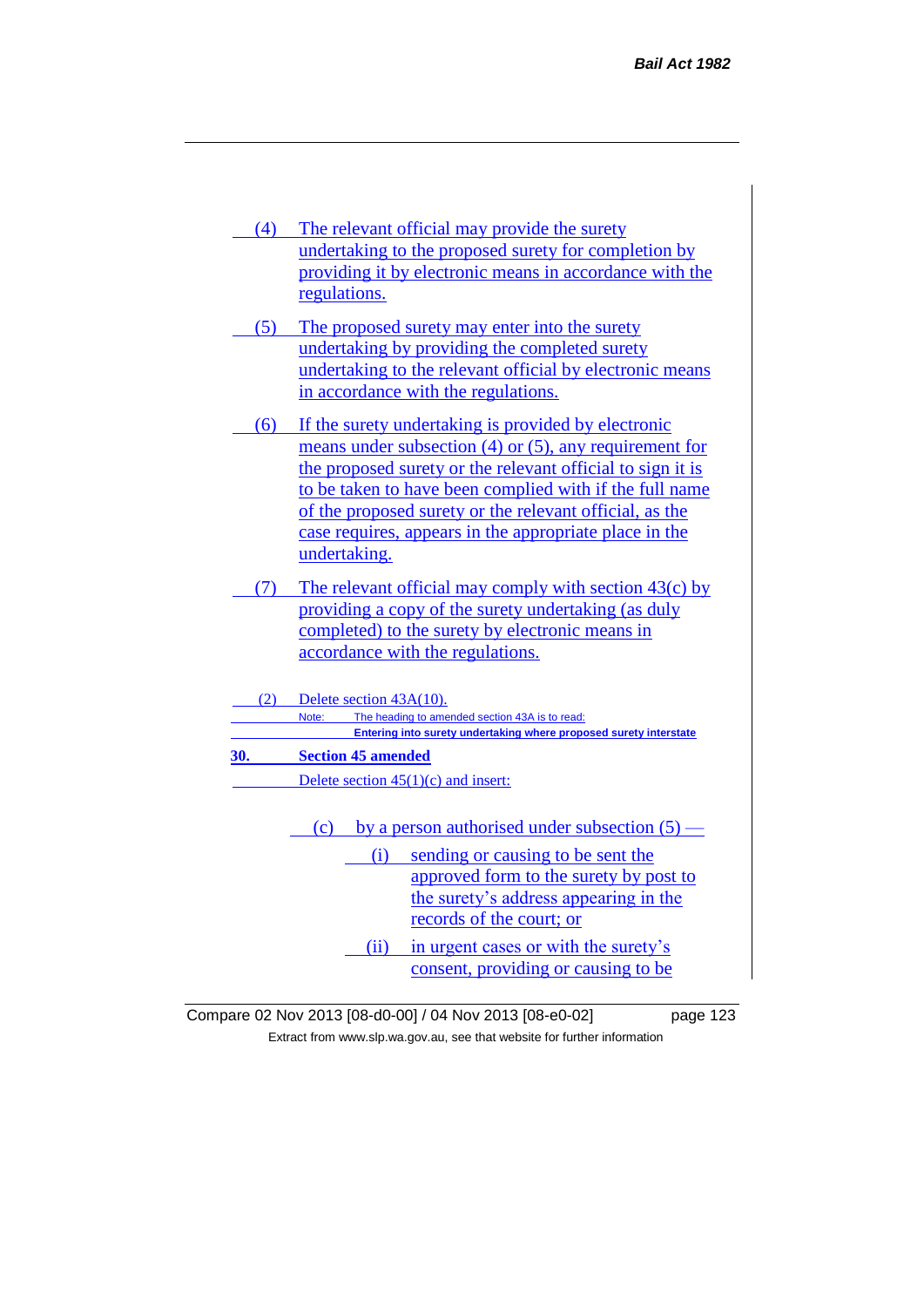(4) The relevant official may provide the surety undertaking to the proposed surety for completion by providing it by electronic means in accordance with the regulations.

(5) The proposed surety may enter into the surety undertaking by providing the completed surety undertaking to the relevant official by electronic means in accordance with the regulations.

(6) If the surety undertaking is provided by electronic means under subsection (4) or (5), any requirement for the proposed surety or the relevant official to sign it is to be taken to have been complied with if the full name of the proposed surety or the relevant official, as the case requires, appears in the appropriate place in the undertaking.

(7) The relevant official may comply with section 43(c) by providing a copy of the surety undertaking (as duly completed) to the surety by electronic means in accordance with the regulations.

(2) Delete section 43A(10).

Note: The heading to amended section 43A is to read:

**Entering into surety undertaking where proposed surety interstate**

**30. Section 45 amended**

Delete section 45(1)(c) and insert:

(c) by a person authorised under subsection (5) —

(i) sending or causing to be sent the approved form to the surety by post to the surety's address appearing in the records of the court; or

(ii) in urgent cases or with the surety's consent, providing or causing to be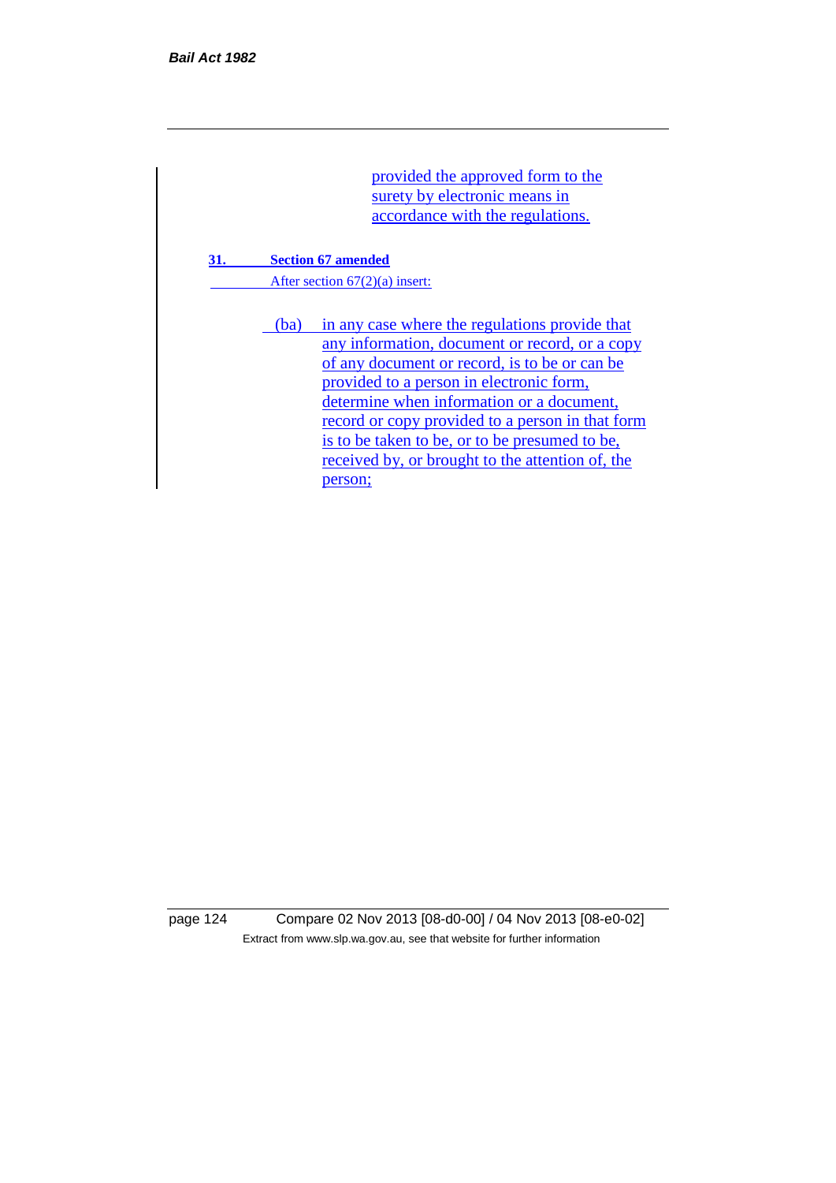provided the approved form to the surety by electronic means in accordance with the regulations.

**31. Section 67 amended**

After section 67(2)(a) insert:

(ba) in any case where the regulations provide that any information, document or record, or a copy of any document or record, is to be or can be provided to a person in electronic form, determine when information or a document, record or copy provided to a person in that form is to be taken to be, or to be presumed to be, received by, or brought to the attention of, the person;